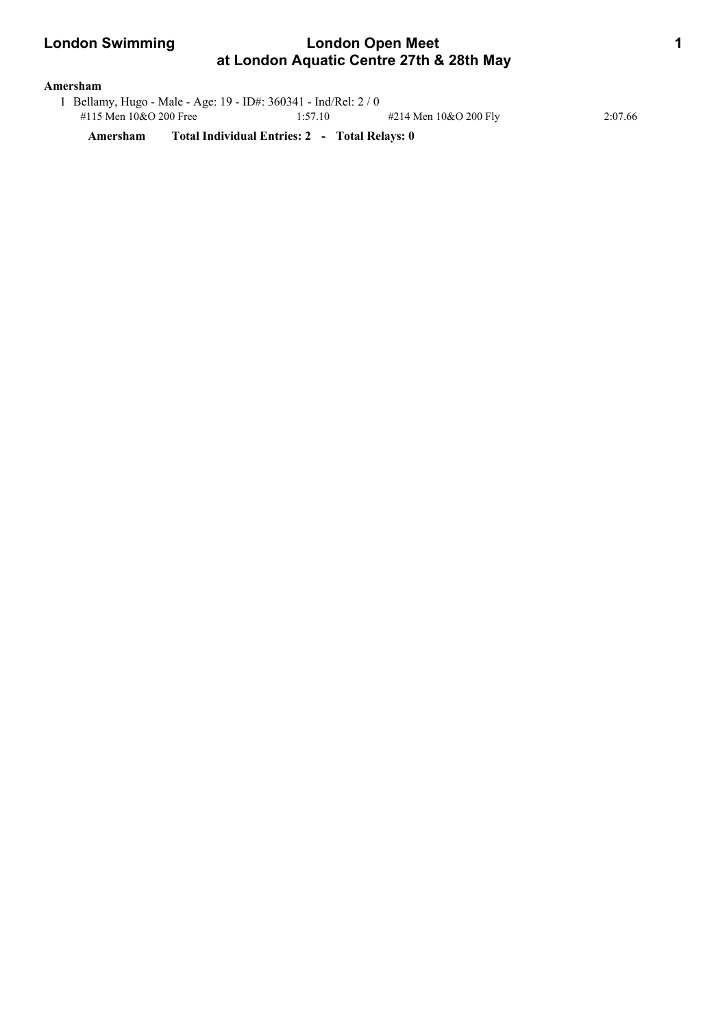# London Swimming

## London Open Meet at London Aquatic Centre 27th & 28th May

**Amersham**

1 Bellamy, Hugo - Male - Age: 19 - ID#: 360341 - Ind/Rel: 2 / 0

| Event | Time | Event | Time |
|---|---|---|---|
| #115 Men 10&O 200 Free | 1:57.10 | #214 Men 10&O 200 Fly | 2:07.66 |

**Amersham Total Individual Entries: 2 - Total Relays: 0**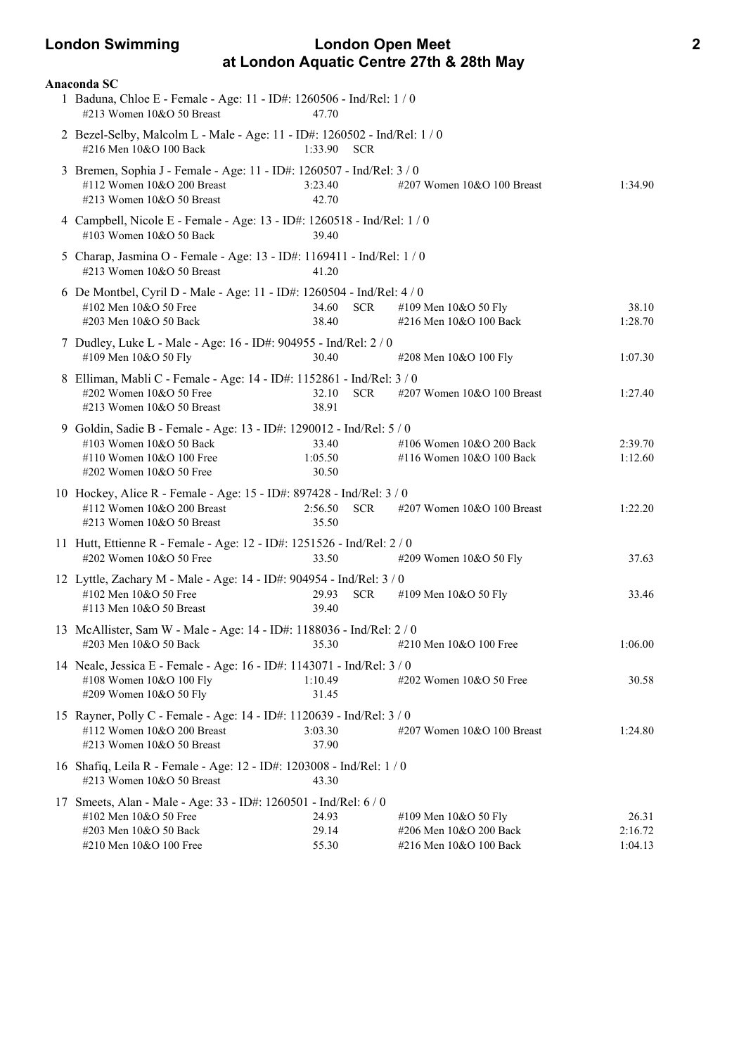## Anaconda SC

1 Baduna, Chloe E - Female - Age: 11 - ID#: 1260506 - Ind/Rel: 1 / 0

| Event | Time | | Event | Time |
|---|---|---|---|---|
| #213 Women 10&O 50 Breast | 47.70 | | | |

2 Bezel-Selby, Malcolm L - Male - Age: 11 - ID#: 1260502 - Ind/Rel: 1 / 0

| Event | Time | | Event | Time |
|---|---|---|---|---|
| #216 Men 10&O 100 Back | 1:33.90 | SCR | | |

3 Bremen, Sophia J - Female - Age: 11 - ID#: 1260507 - Ind/Rel: 3 / 0

| Event | Time | | Event | Time |
|---|---|---|---|---|
| #112 Women 10&O 200 Breast | 3:23.40 | | #207 Women 10&O 100 Breast | 1:34.90 |
| #213 Women 10&O 50 Breast | 42.70 | | | |

4 Campbell, Nicole E - Female - Age: 13 - ID#: 1260518 - Ind/Rel: 1 / 0

| Event | Time | | Event | Time |
|---|---|---|---|---|
| #103 Women 10&O 50 Back | 39.40 | | | |

5 Charap, Jasmina O - Female - Age: 13 - ID#: 1169411 - Ind/Rel: 1 / 0

| Event | Time | | Event | Time |
|---|---|---|---|---|
| #213 Women 10&O 50 Breast | 41.20 | | | |

6 De Montbel, Cyril D - Male - Age: 11 - ID#: 1260504 - Ind/Rel: 4 / 0

| Event | Time | | Event | Time |
|---|---|---|---|---|
| #102 Men 10&O 50 Free | 34.60 | SCR | #109 Men 10&O 50 Fly | 38.10 |
| #203 Men 10&O 50 Back | 38.40 | | #216 Men 10&O 100 Back | 1:28.70 |

7 Dudley, Luke L - Male - Age: 16 - ID#: 904955 - Ind/Rel: 2 / 0

| Event | Time | | Event | Time |
|---|---|---|---|---|
| #109 Men 10&O 50 Fly | 30.40 | | #208 Men 10&O 100 Fly | 1:07.30 |

8 Elliman, Mabli C - Female - Age: 14 - ID#: 1152861 - Ind/Rel: 3 / 0

| Event | Time | | Event | Time |
|---|---|---|---|---|
| #202 Women 10&O 50 Free | 32.10 | SCR | #207 Women 10&O 100 Breast | 1:27.40 |
| #213 Women 10&O 50 Breast | 38.91 | | | |

9 Goldin, Sadie B - Female - Age: 13 - ID#: 1290012 - Ind/Rel: 5 / 0

| Event | Time | | Event | Time |
|---|---|---|---|---|
| #103 Women 10&O 50 Back | 33.40 | | #106 Women 10&O 200 Back | 2:39.70 |
| #110 Women 10&O 100 Free | 1:05.50 | | #116 Women 10&O 100 Back | 1:12.60 |
| #202 Women 10&O 50 Free | 30.50 | | | |

10 Hockey, Alice R - Female - Age: 15 - ID#: 897428 - Ind/Rel: 3 / 0

| Event | Time | | Event | Time |
|---|---|---|---|---|
| #112 Women 10&O 200 Breast | 2:56.50 | SCR | #207 Women 10&O 100 Breast | 1:22.20 |
| #213 Women 10&O 50 Breast | 35.50 | | | |

11 Hutt, Ettienne R - Female - Age: 12 - ID#: 1251526 - Ind/Rel: 2 / 0

| Event | Time | | Event | Time |
|---|---|---|---|---|
| #202 Women 10&O 50 Free | 33.50 | | #209 Women 10&O 50 Fly | 37.63 |

12 Lyttle, Zachary M - Male - Age: 14 - ID#: 904954 - Ind/Rel: 3 / 0

| Event | Time | | Event | Time |
|---|---|---|---|---|
| #102 Men 10&O 50 Free | 29.93 | SCR | #109 Men 10&O 50 Fly | 33.46 |
| #113 Men 10&O 50 Breast | 39.40 | | | |

13 McAllister, Sam W - Male - Age: 14 - ID#: 1188036 - Ind/Rel: 2 / 0

| Event | Time | | Event | Time |
|---|---|---|---|---|
| #203 Men 10&O 50 Back | 35.30 | | #210 Men 10&O 100 Free | 1:06.00 |

14 Neale, Jessica E - Female - Age: 16 - ID#: 1143071 - Ind/Rel: 3 / 0

| Event | Time | | Event | Time |
|---|---|---|---|---|
| #108 Women 10&O 100 Fly | 1:10.49 | | #202 Women 10&O 50 Free | 30.58 |
| #209 Women 10&O 50 Fly | 31.45 | | | |

15 Rayner, Polly C - Female - Age: 14 - ID#: 1120639 - Ind/Rel: 3 / 0

| Event | Time | | Event | Time |
|---|---|---|---|---|
| #112 Women 10&O 200 Breast | 3:03.30 | | #207 Women 10&O 100 Breast | 1:24.80 |
| #213 Women 10&O 50 Breast | 37.90 | | | |

16 Shafiq, Leila R - Female - Age: 12 - ID#: 1203008 - Ind/Rel: 1 / 0

| Event | Time | | Event | Time |
|---|---|---|---|---|
| #213 Women 10&O 50 Breast | 43.30 | | | |

17 Smeets, Alan - Male - Age: 33 - ID#: 1260501 - Ind/Rel: 6 / 0

| Event | Time | | Event | Time |
|---|---|---|---|---|
| #102 Men 10&O 50 Free | 24.93 | | #109 Men 10&O 50 Fly | 26.31 |
| #203 Men 10&O 50 Back | 29.14 | | #206 Men 10&O 200 Back | 2:16.72 |
| #210 Men 10&O 100 Free | 55.30 | | #216 Men 10&O 100 Back | 1:04.13 |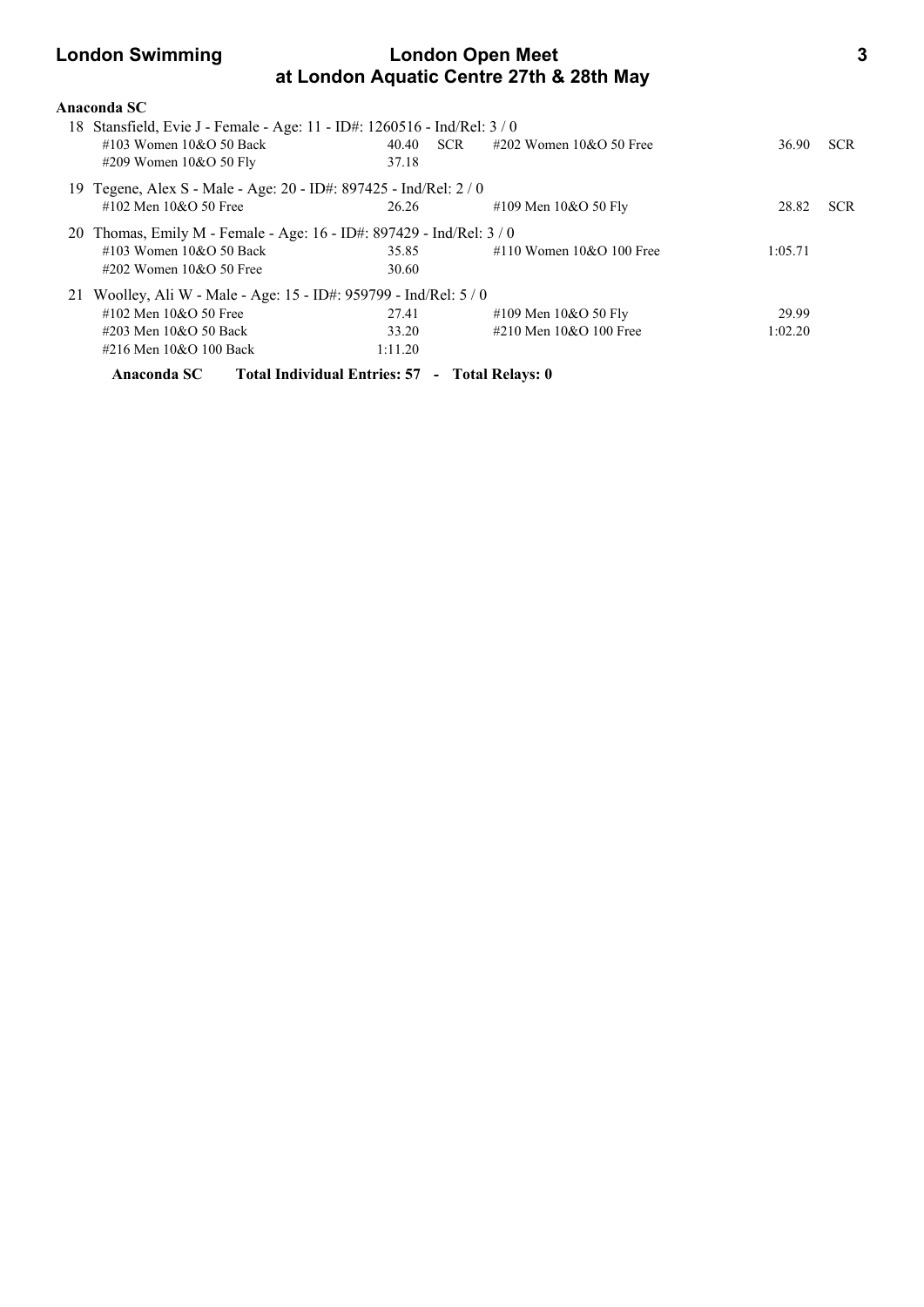## Anaconda SC

18 Stansfield, Evie J - Female - Age: 11 - ID#: 1260516 - Ind/Rel: 3 / 0

| | | | | | |
|---|---|---|---|---|---|
| #103 Women 10&O 50 Back | 40.40 | SCR | #202 Women 10&O 50 Free | 36.90 | SCR |
| #209 Women 10&O 50 Fly | 37.18 | | | | |

19 Tegene, Alex S - Male - Age: 20 - ID#: 897425 - Ind/Rel: 2 / 0

| | | | | | |
|---|---|---|---|---|---|
| #102 Men 10&O 50 Free | 26.26 | | #109 Men 10&O 50 Fly | 28.82 | SCR |

20 Thomas, Emily M - Female - Age: 16 - ID#: 897429 - Ind/Rel: 3 / 0

| | | | | | |
|---|---|---|---|---|---|
| #103 Women 10&O 50 Back | 35.85 | | #110 Women 10&O 100 Free | 1:05.71 | |
| #202 Women 10&O 50 Free | 30.60 | | | | |

21 Woolley, Ali W - Male - Age: 15 - ID#: 959799 - Ind/Rel: 5 / 0

| | | | | | |
|---|---|---|---|---|---|
| #102 Men 10&O 50 Free | 27.41 | | #109 Men 10&O 50 Fly | 29.99 | |
| #203 Men 10&O 50 Back | 33.20 | | #210 Men 10&O 100 Free | 1:02.20 | |
| #216 Men 10&O 100 Back | 1:11.20 | | | | |

**Anaconda SC Total Individual Entries: 57 - Total Relays: 0**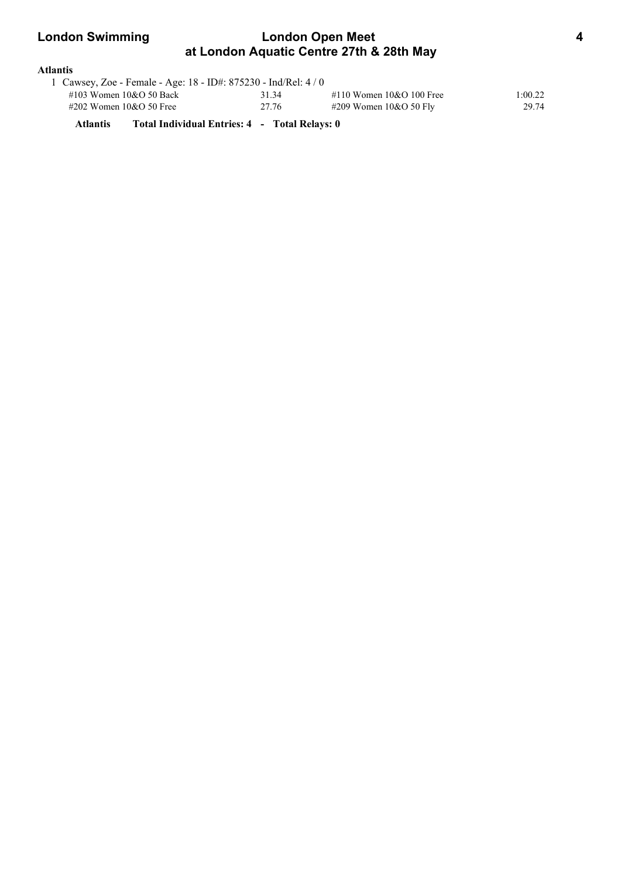**Atlantis**

1 Cawsey, Zoe - Female - Age: 18 - ID#: 875230 - Ind/Rel: 4 / 0

| Event | Time | Event | Time |
|---|---|---|---|
| #103 Women 10&O 50 Back | 31.34 | #110 Women 10&O 100 Free | 1:00.22 |
| #202 Women 10&O 50 Free | 27.76 | #209 Women 10&O 50 Fly | 29.74 |

**Atlantis Total Individual Entries: 4 - Total Relays: 0**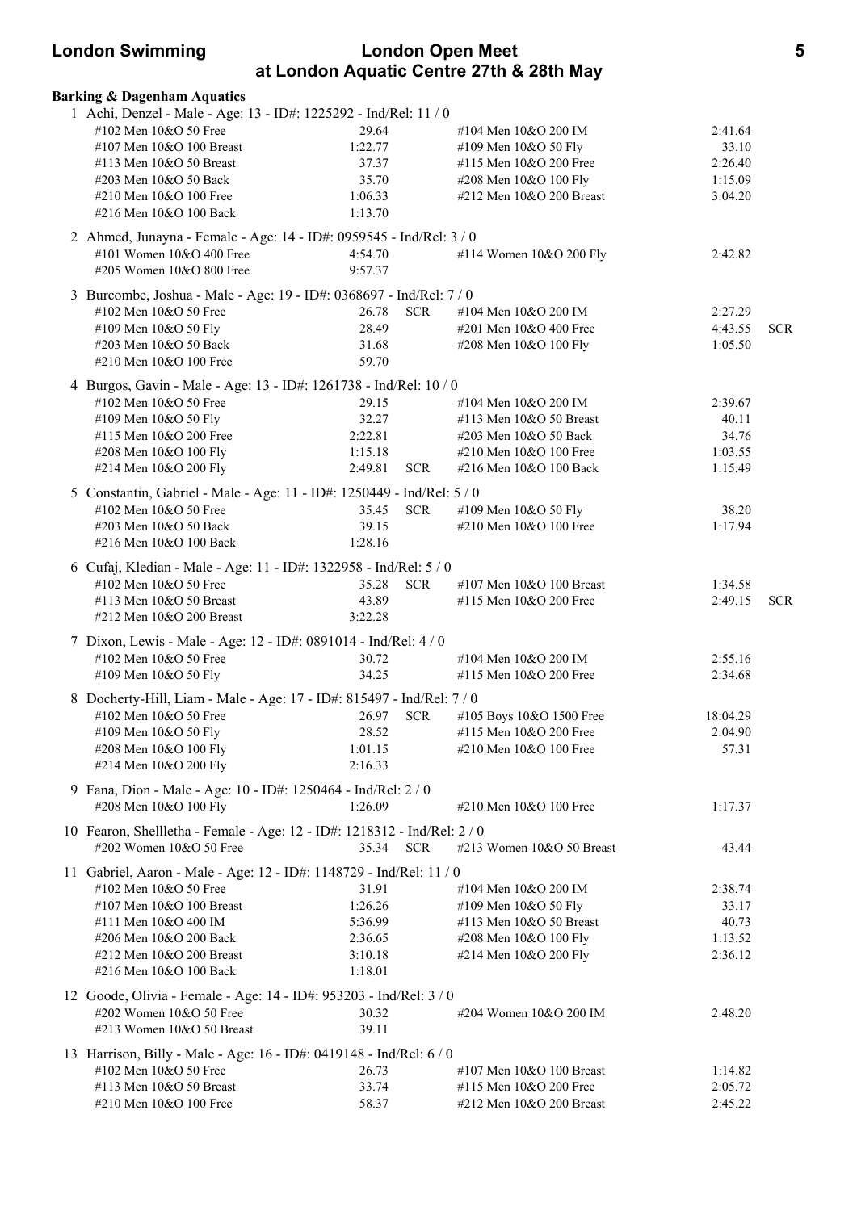# London Swimming

## London Open Meet at London Aquatic Centre 27th & 28th May

**Barking & Dagenham Aquatics**

1 Achi, Denzel - Male - Age: 13 - ID#: 1225292 - Ind/Rel: 11 / 0

| Event | Time | | Event | Time | |
|---|---|---|---|---|---|
| #102 Men 10&O 50 Free | 29.64 | | #104 Men 10&O 200 IM | 2:41.64 | |
| #107 Men 10&O 100 Breast | 1:22.77 | | #109 Men 10&O 50 Fly | 33.10 | |
| #113 Men 10&O 50 Breast | 37.37 | | #115 Men 10&O 200 Free | 2:26.40 | |
| #203 Men 10&O 50 Back | 35.70 | | #208 Men 10&O 100 Fly | 1:15.09 | |
| #210 Men 10&O 100 Free | 1:06.33 | | #212 Men 10&O 200 Breast | 3:04.20 | |
| #216 Men 10&O 100 Back | 1:13.70 | | | | |

2 Ahmed, Junayna - Female - Age: 14 - ID#: 0959545 - Ind/Rel: 3 / 0

| Event | Time | | Event | Time | |
|---|---|---|---|---|---|
| #101 Women 10&O 400 Free | 4:54.70 | | #114 Women 10&O 200 Fly | 2:42.82 | |
| #205 Women 10&O 800 Free | 9:57.37 | | | | |

3 Burcombe, Joshua - Male - Age: 19 - ID#: 0368697 - Ind/Rel: 7 / 0

| Event | Time | | Event | Time | |
|---|---|---|---|---|---|
| #102 Men 10&O 50 Free | 26.78 | SCR | #104 Men 10&O 200 IM | 2:27.29 | |
| #109 Men 10&O 50 Fly | 28.49 | | #201 Men 10&O 400 Free | 4:43.55 | SCR |
| #203 Men 10&O 50 Back | 31.68 | | #208 Men 10&O 100 Fly | 1:05.50 | |
| #210 Men 10&O 100 Free | 59.70 | | | | |

4 Burgos, Gavin - Male - Age: 13 - ID#: 1261738 - Ind/Rel: 10 / 0

| Event | Time | | Event | Time | |
|---|---|---|---|---|---|
| #102 Men 10&O 50 Free | 29.15 | | #104 Men 10&O 200 IM | 2:39.67 | |
| #109 Men 10&O 50 Fly | 32.27 | | #113 Men 10&O 50 Breast | 40.11 | |
| #115 Men 10&O 200 Free | 2:22.81 | | #203 Men 10&O 50 Back | 34.76 | |
| #208 Men 10&O 100 Fly | 1:15.18 | | #210 Men 10&O 100 Free | 1:03.55 | |
| #214 Men 10&O 200 Fly | 2:49.81 | SCR | #216 Men 10&O 100 Back | 1:15.49 | |

5 Constantin, Gabriel - Male - Age: 11 - ID#: 1250449 - Ind/Rel: 5 / 0

| Event | Time | | Event | Time | |
|---|---|---|---|---|---|
| #102 Men 10&O 50 Free | 35.45 | SCR | #109 Men 10&O 50 Fly | 38.20 | |
| #203 Men 10&O 50 Back | 39.15 | | #210 Men 10&O 100 Free | 1:17.94 | |
| #216 Men 10&O 100 Back | 1:28.16 | | | | |

6 Cufaj, Kledian - Male - Age: 11 - ID#: 1322958 - Ind/Rel: 5 / 0

| Event | Time | | Event | Time | |
|---|---|---|---|---|---|
| #102 Men 10&O 50 Free | 35.28 | SCR | #107 Men 10&O 100 Breast | 1:34.58 | |
| #113 Men 10&O 50 Breast | 43.89 | | #115 Men 10&O 200 Free | 2:49.15 | SCR |
| #212 Men 10&O 200 Breast | 3:22.28 | | | | |

7 Dixon, Lewis - Male - Age: 12 - ID#: 0891014 - Ind/Rel: 4 / 0

| Event | Time | | Event | Time | |
|---|---|---|---|---|---|
| #102 Men 10&O 50 Free | 30.72 | | #104 Men 10&O 200 IM | 2:55.16 | |
| #109 Men 10&O 50 Fly | 34.25 | | #115 Men 10&O 200 Free | 2:34.68 | |

8 Docherty-Hill, Liam - Male - Age: 17 - ID#: 815497 - Ind/Rel: 7 / 0

| Event | Time | | Event | Time | |
|---|---|---|---|---|---|
| #102 Men 10&O 50 Free | 26.97 | SCR | #105 Boys 10&O 1500 Free | 18:04.29 | |
| #109 Men 10&O 50 Fly | 28.52 | | #115 Men 10&O 200 Free | 2:04.90 | |
| #208 Men 10&O 100 Fly | 1:01.15 | | #210 Men 10&O 100 Free | 57.31 | |
| #214 Men 10&O 200 Fly | 2:16.33 | | | | |

9 Fana, Dion - Male - Age: 10 - ID#: 1250464 - Ind/Rel: 2 / 0

| Event | Time | | Event | Time | |
|---|---|---|---|---|---|
| #208 Men 10&O 100 Fly | 1:26.09 | | #210 Men 10&O 100 Free | 1:17.37 | |

10 Fearon, Shellletha - Female - Age: 12 - ID#: 1218312 - Ind/Rel: 2 / 0

| Event | Time | | Event | Time | |
|---|---|---|---|---|---|
| #202 Women 10&O 50 Free | 35.34 | SCR | #213 Women 10&O 50 Breast | 43.44 | |

11 Gabriel, Aaron - Male - Age: 12 - ID#: 1148729 - Ind/Rel: 11 / 0

| Event | Time | | Event | Time | |
|---|---|---|---|---|---|
| #102 Men 10&O 50 Free | 31.91 | | #104 Men 10&O 200 IM | 2:38.74 | |
| #107 Men 10&O 100 Breast | 1:26.26 | | #109 Men 10&O 50 Fly | 33.17 | |
| #111 Men 10&O 400 IM | 5:36.99 | | #113 Men 10&O 50 Breast | 40.73 | |
| #206 Men 10&O 200 Back | 2:36.65 | | #208 Men 10&O 100 Fly | 1:13.52 | |
| #212 Men 10&O 200 Breast | 3:10.18 | | #214 Men 10&O 200 Fly | 2:36.12 | |
| #216 Men 10&O 100 Back | 1:18.01 | | | | |

12 Goode, Olivia - Female - Age: 14 - ID#: 953203 - Ind/Rel: 3 / 0

| Event | Time | | Event | Time | |
|---|---|---|---|---|---|
| #202 Women 10&O 50 Free | 30.32 | | #204 Women 10&O 200 IM | 2:48.20 | |
| #213 Women 10&O 50 Breast | 39.11 | | | | |

13 Harrison, Billy - Male - Age: 16 - ID#: 0419148 - Ind/Rel: 6 / 0

| Event | Time | | Event | Time | |
|---|---|---|---|---|---|
| #102 Men 10&O 50 Free | 26.73 | | #107 Men 10&O 100 Breast | 1:14.82 | |
| #113 Men 10&O 50 Breast | 33.74 | | #115 Men 10&O 200 Free | 2:05.72 | |
| #210 Men 10&O 100 Free | 58.37 | | #212 Men 10&O 200 Breast | 2:45.22 | |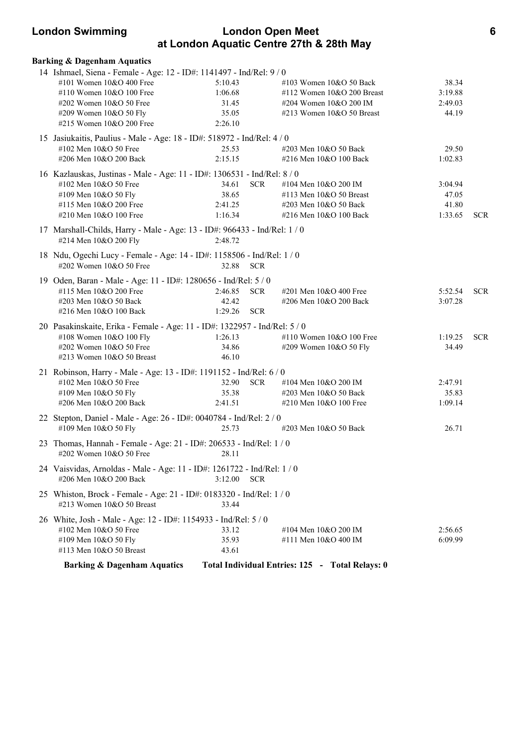**Barking & Dagenham Aquatics**

14 Ishmael, Siena - Female - Age: 12 - ID#: 1141497 - Ind/Rel: 9 / 0

| Event | Time | | Event | Time | |
|---|---|---|---|---|---|
| #101 Women 10&O 400 Free | 5:10.43 | | #103 Women 10&O 50 Back | 38.34 | |
| #110 Women 10&O 100 Free | 1:06.68 | | #112 Women 10&O 200 Breast | 3:19.88 | |
| #202 Women 10&O 50 Free | 31.45 | | #204 Women 10&O 200 IM | 2:49.03 | |
| #209 Women 10&O 50 Fly | 35.05 | | #213 Women 10&O 50 Breast | 44.19 | |
| #215 Women 10&O 200 Free | 2:26.10 | | | | |

15 Jasiukaitis, Paulius - Male - Age: 18 - ID#: 518972 - Ind/Rel: 4 / 0

| Event | Time | | Event | Time | |
|---|---|---|---|---|---|
| #102 Men 10&O 50 Free | 25.53 | | #203 Men 10&O 50 Back | 29.50 | |
| #206 Men 10&O 200 Back | 2:15.15 | | #216 Men 10&O 100 Back | 1:02.83 | |

16 Kazlauskas, Justinas - Male - Age: 11 - ID#: 1306531 - Ind/Rel: 8 / 0

| Event | Time | | Event | Time | |
|---|---|---|---|---|---|
| #102 Men 10&O 50 Free | 34.61 | SCR | #104 Men 10&O 200 IM | 3:04.94 | |
| #109 Men 10&O 50 Fly | 38.65 | | #113 Men 10&O 50 Breast | 47.05 | |
| #115 Men 10&O 200 Free | 2:41.25 | | #203 Men 10&O 50 Back | 41.80 | |
| #210 Men 10&O 100 Free | 1:16.34 | | #216 Men 10&O 100 Back | 1:33.65 | SCR |

17 Marshall-Childs, Harry - Male - Age: 13 - ID#: 966433 - Ind/Rel: 1 / 0

| Event | Time | |
|---|---|---|
| #214 Men 10&O 200 Fly | 2:48.72 | |

18 Ndu, Ogechi Lucy - Female - Age: 14 - ID#: 1158506 - Ind/Rel: 1 / 0

| Event | Time | |
|---|---|---|
| #202 Women 10&O 50 Free | 32.88 | SCR |

19 Oden, Baran - Male - Age: 11 - ID#: 1280656 - Ind/Rel: 5 / 0

| Event | Time | | Event | Time | |
|---|---|---|---|---|---|
| #115 Men 10&O 200 Free | 2:46.85 | SCR | #201 Men 10&O 400 Free | 5:52.54 | SCR |
| #203 Men 10&O 50 Back | 42.42 | | #206 Men 10&O 200 Back | 3:07.28 | |
| #216 Men 10&O 100 Back | 1:29.26 | SCR | | | |

20 Pasakinskaite, Erika - Female - Age: 11 - ID#: 1322957 - Ind/Rel: 5 / 0

| Event | Time | | Event | Time | |
|---|---|---|---|---|---|
| #108 Women 10&O 100 Fly | 1:26.13 | | #110 Women 10&O 100 Free | 1:19.25 | SCR |
| #202 Women 10&O 50 Free | 34.86 | | #209 Women 10&O 50 Fly | 34.49 | |
| #213 Women 10&O 50 Breast | 46.10 | | | | |

21 Robinson, Harry - Male - Age: 13 - ID#: 1191152 - Ind/Rel: 6 / 0

| Event | Time | | Event | Time | |
|---|---|---|---|---|---|
| #102 Men 10&O 50 Free | 32.90 | SCR | #104 Men 10&O 200 IM | 2:47.91 | |
| #109 Men 10&O 50 Fly | 35.38 | | #203 Men 10&O 50 Back | 35.83 | |
| #206 Men 10&O 200 Back | 2:41.51 | | #210 Men 10&O 100 Free | 1:09.14 | |

22 Stepton, Daniel - Male - Age: 26 - ID#: 0040784 - Ind/Rel: 2 / 0

| Event | Time | | Event | Time | |
|---|---|---|---|---|---|
| #109 Men 10&O 50 Fly | 25.73 | | #203 Men 10&O 50 Back | 26.71 | |

23 Thomas, Hannah - Female - Age: 21 - ID#: 206533 - Ind/Rel: 1 / 0

| Event | Time | |
|---|---|---|
| #202 Women 10&O 50 Free | 28.11 | |

24 Vaisvidas, Arnoldas - Male - Age: 11 - ID#: 1261722 - Ind/Rel: 1 / 0

| Event | Time | |
|---|---|---|
| #206 Men 10&O 200 Back | 3:12.00 | SCR |

25 Whiston, Brock - Female - Age: 21 - ID#: 0183320 - Ind/Rel: 1 / 0

| Event | Time | |
|---|---|---|
| #213 Women 10&O 50 Breast | 33.44 | |

26 White, Josh - Male - Age: 12 - ID#: 1154933 - Ind/Rel: 5 / 0

| Event | Time | | Event | Time | |
|---|---|---|---|---|---|
| #102 Men 10&O 50 Free | 33.12 | | #104 Men 10&O 200 IM | 2:56.65 | |
| #109 Men 10&O 50 Fly | 35.93 | | #111 Men 10&O 400 IM | 6:09.99 | |
| #113 Men 10&O 50 Breast | 43.61 | | | | |

**Barking & Dagenham Aquatics — Total Individual Entries: 125 - Total Relays: 0**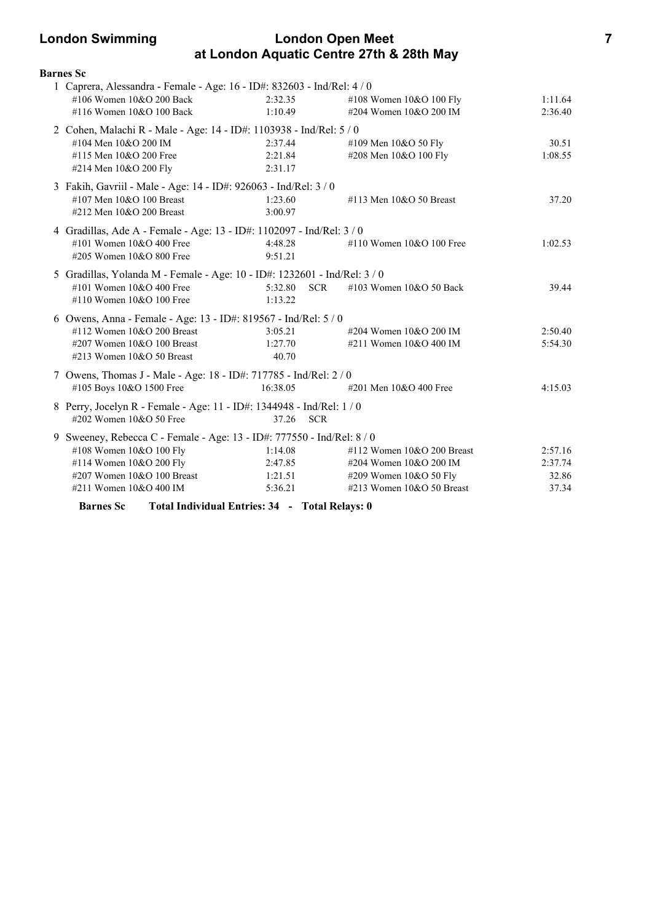**Barnes Sc**

1 Caprera, Alessandra - Female - Age: 16 - ID#: 832603 - Ind/Rel: 4 / 0

| | | | |
|---|---|---|---|
| #106 Women 10&O 200 Back | 2:32.35 | #108 Women 10&O 100 Fly | 1:11.64 |
| #116 Women 10&O 100 Back | 1:10.49 | #204 Women 10&O 200 IM | 2:36.40 |

2 Cohen, Malachi R - Male - Age: 14 - ID#: 1103938 - Ind/Rel: 5 / 0

| | | | |
|---|---|---|---|
| #104 Men 10&O 200 IM | 2:37.44 | #109 Men 10&O 50 Fly | 30.51 |
| #115 Men 10&O 200 Free | 2:21.84 | #208 Men 10&O 100 Fly | 1:08.55 |
| #214 Men 10&O 200 Fly | 2:31.17 | | |

3 Fakih, Gavriil - Male - Age: 14 - ID#: 926063 - Ind/Rel: 3 / 0

| | | | |
|---|---|---|---|
| #107 Men 10&O 100 Breast | 1:23.60 | #113 Men 10&O 50 Breast | 37.20 |
| #212 Men 10&O 200 Breast | 3:00.97 | | |

4 Gradillas, Ade A - Female - Age: 13 - ID#: 1102097 - Ind/Rel: 3 / 0

| | | | |
|---|---|---|---|
| #101 Women 10&O 400 Free | 4:48.28 | #110 Women 10&O 100 Free | 1:02.53 |
| #205 Women 10&O 800 Free | 9:51.21 | | |

5 Gradillas, Yolanda M - Female - Age: 10 - ID#: 1232601 - Ind/Rel: 3 / 0

| | | | |
|---|---|---|---|
| #101 Women 10&O 400 Free | 5:32.80 SCR | #103 Women 10&O 50 Back | 39.44 |
| #110 Women 10&O 100 Free | 1:13.22 | | |

6 Owens, Anna - Female - Age: 13 - ID#: 819567 - Ind/Rel: 5 / 0

| | | | |
|---|---|---|---|
| #112 Women 10&O 200 Breast | 3:05.21 | #204 Women 10&O 200 IM | 2:50.40 |
| #207 Women 10&O 100 Breast | 1:27.70 | #211 Women 10&O 400 IM | 5:54.30 |
| #213 Women 10&O 50 Breast | 40.70 | | |

7 Owens, Thomas J - Male - Age: 18 - ID#: 717785 - Ind/Rel: 2 / 0

| | | | |
|---|---|---|---|
| #105 Boys 10&O 1500 Free | 16:38.05 | #201 Men 10&O 400 Free | 4:15.03 |

8 Perry, Jocelyn R - Female - Age: 11 - ID#: 1344948 - Ind/Rel: 1 / 0

| | | | |
|---|---|---|---|
| #202 Women 10&O 50 Free | 37.26 SCR | | |

9 Sweeney, Rebecca C - Female - Age: 13 - ID#: 777550 - Ind/Rel: 8 / 0

| | | | |
|---|---|---|---|
| #108 Women 10&O 100 Fly | 1:14.08 | #112 Women 10&O 200 Breast | 2:57.16 |
| #114 Women 10&O 200 Fly | 2:47.85 | #204 Women 10&O 200 IM | 2:37.74 |
| #207 Women 10&O 100 Breast | 1:21.51 | #209 Women 10&O 50 Fly | 32.86 |
| #211 Women 10&O 400 IM | 5:36.21 | #213 Women 10&O 50 Breast | 37.34 |

**Barnes Sc Total Individual Entries: 34 - Total Relays: 0**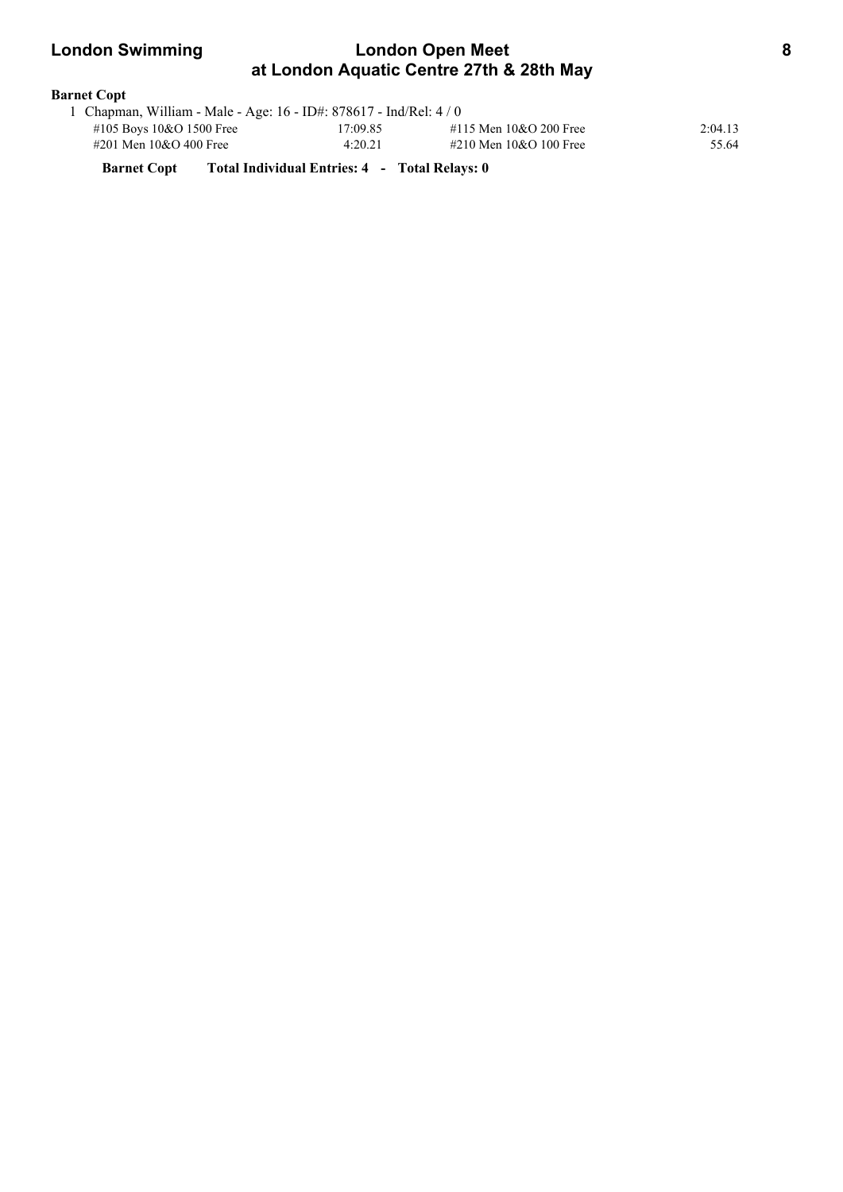**Barnet Copt**

1 Chapman, William - Male - Age: 16 - ID#: 878617 - Ind/Rel: 4 / 0

| | | | |
|---|---|---|---|
| #105 Boys 10&O 1500 Free | 17:09.85 | #115 Men 10&O 200 Free | 2:04.13 |
| #201 Men 10&O 400 Free | 4:20.21 | #210 Men 10&O 100 Free | 55.64 |

**Barnet Copt Total Individual Entries: 4 - Total Relays: 0**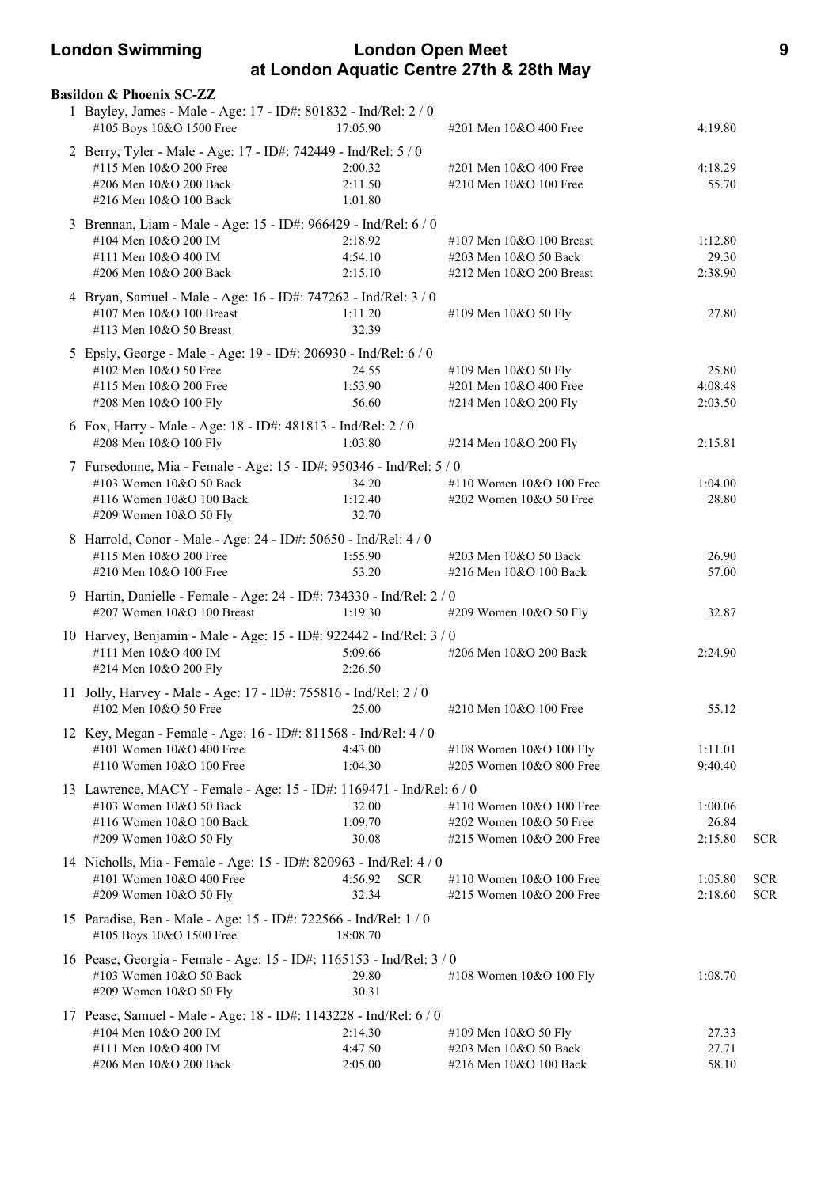**Basildon & Phoenix SC-ZZ**

1 Bayley, James - Male - Age: 17 - ID#: 801832 - Ind/Rel: 2 / 0

| | | | | |
|---|---|---|---|---|
| #105 Boys 10&O 1500 Free | 17:05.90 | #201 Men 10&O 400 Free | 4:19.80 | |

2 Berry, Tyler - Male - Age: 17 - ID#: 742449 - Ind/Rel: 5 / 0

| | | | | |
|---|---|---|---|---|
| #115 Men 10&O 200 Free | 2:00.32 | #201 Men 10&O 400 Free | 4:18.29 | |
| #206 Men 10&O 200 Back | 2:11.50 | #210 Men 10&O 100 Free | 55.70 | |
| #216 Men 10&O 100 Back | 1:01.80 | | | |

3 Brennan, Liam - Male - Age: 15 - ID#: 966429 - Ind/Rel: 6 / 0

| | | | | |
|---|---|---|---|---|
| #104 Men 10&O 200 IM | 2:18.92 | #107 Men 10&O 100 Breast | 1:12.80 | |
| #111 Men 10&O 400 IM | 4:54.10 | #203 Men 10&O 50 Back | 29.30 | |
| #206 Men 10&O 200 Back | 2:15.10 | #212 Men 10&O 200 Breast | 2:38.90 | |

4 Bryan, Samuel - Male - Age: 16 - ID#: 747262 - Ind/Rel: 3 / 0

| | | | | |
|---|---|---|---|---|
| #107 Men 10&O 100 Breast | 1:11.20 | #109 Men 10&O 50 Fly | 27.80 | |
| #113 Men 10&O 50 Breast | 32.39 | | | |

5 Epsly, George - Male - Age: 19 - ID#: 206930 - Ind/Rel: 6 / 0

| | | | | |
|---|---|---|---|---|
| #102 Men 10&O 50 Free | 24.55 | #109 Men 10&O 50 Fly | 25.80 | |
| #115 Men 10&O 200 Free | 1:53.90 | #201 Men 10&O 400 Free | 4:08.48 | |
| #208 Men 10&O 100 Fly | 56.60 | #214 Men 10&O 200 Fly | 2:03.50 | |

6 Fox, Harry - Male - Age: 18 - ID#: 481813 - Ind/Rel: 2 / 0

| | | | | |
|---|---|---|---|---|
| #208 Men 10&O 100 Fly | 1:03.80 | #214 Men 10&O 200 Fly | 2:15.81 | |

7 Fursedonne, Mia - Female - Age: 15 - ID#: 950346 - Ind/Rel: 5 / 0

| | | | | |
|---|---|---|---|---|
| #103 Women 10&O 50 Back | 34.20 | #110 Women 10&O 100 Free | 1:04.00 | |
| #116 Women 10&O 100 Back | 1:12.40 | #202 Women 10&O 50 Free | 28.80 | |
| #209 Women 10&O 50 Fly | 32.70 | | | |

8 Harrold, Conor - Male - Age: 24 - ID#: 50650 - Ind/Rel: 4 / 0

| | | | | |
|---|---|---|---|---|
| #115 Men 10&O 200 Free | 1:55.90 | #203 Men 10&O 50 Back | 26.90 | |
| #210 Men 10&O 100 Free | 53.20 | #216 Men 10&O 100 Back | 57.00 | |

9 Hartin, Danielle - Female - Age: 24 - ID#: 734330 - Ind/Rel: 2 / 0

| | | | | |
|---|---|---|---|---|
| #207 Women 10&O 100 Breast | 1:19.30 | #209 Women 10&O 50 Fly | 32.87 | |

10 Harvey, Benjamin - Male - Age: 15 - ID#: 922442 - Ind/Rel: 3 / 0

| | | | | |
|---|---|---|---|---|
| #111 Men 10&O 400 IM | 5:09.66 | #206 Men 10&O 200 Back | 2:24.90 | |
| #214 Men 10&O 200 Fly | 2:26.50 | | | |

11 Jolly, Harvey - Male - Age: 17 - ID#: 755816 - Ind/Rel: 2 / 0

| | | | | |
|---|---|---|---|---|
| #102 Men 10&O 50 Free | 25.00 | #210 Men 10&O 100 Free | 55.12 | |

12 Key, Megan - Female - Age: 16 - ID#: 811568 - Ind/Rel: 4 / 0

| | | | | |
|---|---|---|---|---|
| #101 Women 10&O 400 Free | 4:43.00 | #108 Women 10&O 100 Fly | 1:11.01 | |
| #110 Women 10&O 100 Free | 1:04.30 | #205 Women 10&O 800 Free | 9:40.40 | |

13 Lawrence, MACY - Female - Age: 15 - ID#: 1169471 - Ind/Rel: 6 / 0

| | | | | |
|---|---|---|---|---|
| #103 Women 10&O 50 Back | 32.00 | #110 Women 10&O 100 Free | 1:00.06 | |
| #116 Women 10&O 100 Back | 1:09.70 | #202 Women 10&O 50 Free | 26.84 | |
| #209 Women 10&O 50 Fly | 30.08 | #215 Women 10&O 200 Free | 2:15.80 | SCR |

14 Nicholls, Mia - Female - Age: 15 - ID#: 820963 - Ind/Rel: 4 / 0

| | | | | |
|---|---|---|---|---|
| #101 Women 10&O 400 Free | 4:56.92 SCR | #110 Women 10&O 100 Free | 1:05.80 | SCR |
| #209 Women 10&O 50 Fly | 32.34 | #215 Women 10&O 200 Free | 2:18.60 | SCR |

15 Paradise, Ben - Male - Age: 15 - ID#: 722566 - Ind/Rel: 1 / 0

| | | | | |
|---|---|---|---|---|
| #105 Boys 10&O 1500 Free | 18:08.70 | | | |

16 Pease, Georgia - Female - Age: 15 - ID#: 1165153 - Ind/Rel: 3 / 0

| | | | | |
|---|---|---|---|---|
| #103 Women 10&O 50 Back | 29.80 | #108 Women 10&O 100 Fly | 1:08.70 | |
| #209 Women 10&O 50 Fly | 30.31 | | | |

17 Pease, Samuel - Male - Age: 18 - ID#: 1143228 - Ind/Rel: 6 / 0

| | | | | |
|---|---|---|---|---|
| #104 Men 10&O 200 IM | 2:14.30 | #109 Men 10&O 50 Fly | 27.33 | |
| #111 Men 10&O 400 IM | 4:47.50 | #203 Men 10&O 50 Back | 27.71 | |
| #206 Men 10&O 200 Back | 2:05.00 | #216 Men 10&O 100 Back | 58.10 | |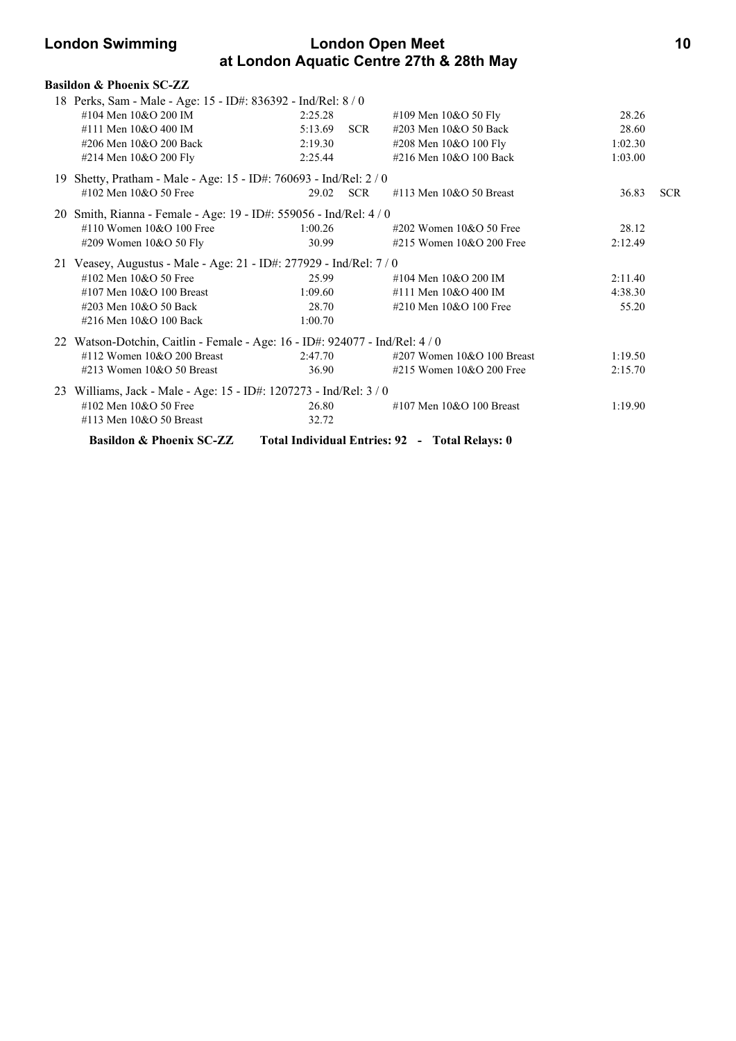**Basildon & Phoenix SC-ZZ**

18 Perks, Sam - Male - Age: 15 - ID#: 836392 - Ind/Rel: 8 / 0

| Event | Time | | Event | Time | |
|---|---|---|---|---|---|
| #104 Men 10&O 200 IM | 2:25.28 | | #109 Men 10&O 50 Fly | 28.26 | |
| #111 Men 10&O 400 IM | 5:13.69 | SCR | #203 Men 10&O 50 Back | 28.60 | |
| #206 Men 10&O 200 Back | 2:19.30 | | #208 Men 10&O 100 Fly | 1:02.30 | |
| #214 Men 10&O 200 Fly | 2:25.44 | | #216 Men 10&O 100 Back | 1:03.00 | |

19 Shetty, Pratham - Male - Age: 15 - ID#: 760693 - Ind/Rel: 2 / 0

| Event | Time | | Event | Time | |
|---|---|---|---|---|---|
| #102 Men 10&O 50 Free | 29.02 | SCR | #113 Men 10&O 50 Breast | 36.83 | SCR |

20 Smith, Rianna - Female - Age: 19 - ID#: 559056 - Ind/Rel: 4 / 0

| Event | Time | | Event | Time | |
|---|---|---|---|---|---|
| #110 Women 10&O 100 Free | 1:00.26 | | #202 Women 10&O 50 Free | 28.12 | |
| #209 Women 10&O 50 Fly | 30.99 | | #215 Women 10&O 200 Free | 2:12.49 | |

21 Veasey, Augustus - Male - Age: 21 - ID#: 277929 - Ind/Rel: 7 / 0

| Event | Time | | Event | Time | |
|---|---|---|---|---|---|
| #102 Men 10&O 50 Free | 25.99 | | #104 Men 10&O 200 IM | 2:11.40 | |
| #107 Men 10&O 100 Breast | 1:09.60 | | #111 Men 10&O 400 IM | 4:38.30 | |
| #203 Men 10&O 50 Back | 28.70 | | #210 Men 10&O 100 Free | 55.20 | |
| #216 Men 10&O 100 Back | 1:00.70 | | | | |

22 Watson-Dotchin, Caitlin - Female - Age: 16 - ID#: 924077 - Ind/Rel: 4 / 0

| Event | Time | | Event | Time | |
|---|---|---|---|---|---|
| #112 Women 10&O 200 Breast | 2:47.70 | | #207 Women 10&O 100 Breast | 1:19.50 | |
| #213 Women 10&O 50 Breast | 36.90 | | #215 Women 10&O 200 Free | 2:15.70 | |

23 Williams, Jack - Male - Age: 15 - ID#: 1207273 - Ind/Rel: 3 / 0

| Event | Time | | Event | Time | |
|---|---|---|---|---|---|
| #102 Men 10&O 50 Free | 26.80 | | #107 Men 10&O 100 Breast | 1:19.90 | |
| #113 Men 10&O 50 Breast | 32.72 | | | | |

**Basildon & Phoenix SC-ZZ Total Individual Entries: 92 - Total Relays: 0**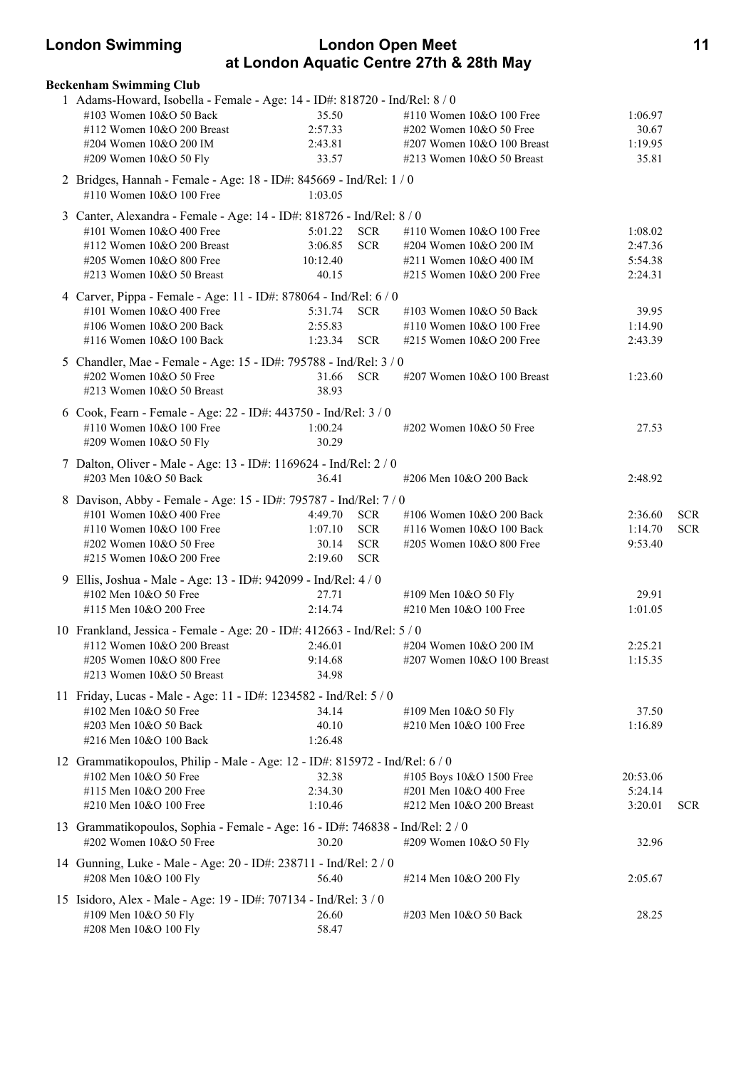**Beckenham Swimming Club**

1 Adams-Howard, Isobella - Female - Age: 14 - ID#: 818720 - Ind/Rel: 8 / 0

| Event | Time | | Event | Time | |
|---|---|---|---|---|---|
| #103 Women 10&O 50 Back | 35.50 | | #110 Women 10&O 100 Free | 1:06.97 | |
| #112 Women 10&O 200 Breast | 2:57.33 | | #202 Women 10&O 50 Free | 30.67 | |
| #204 Women 10&O 200 IM | 2:43.81 | | #207 Women 10&O 100 Breast | 1:19.95 | |
| #209 Women 10&O 50 Fly | 33.57 | | #213 Women 10&O 50 Breast | 35.81 | |

2 Bridges, Hannah - Female - Age: 18 - ID#: 845669 - Ind/Rel: 1 / 0

| Event | Time | | Event | Time | |
|---|---|---|---|---|---|
| #110 Women 10&O 100 Free | 1:03.05 | | | | |

3 Canter, Alexandra - Female - Age: 14 - ID#: 818726 - Ind/Rel: 8 / 0

| Event | Time | | Event | Time | |
|---|---|---|---|---|---|
| #101 Women 10&O 400 Free | 5:01.22 | SCR | #110 Women 10&O 100 Free | 1:08.02 | |
| #112 Women 10&O 200 Breast | 3:06.85 | SCR | #204 Women 10&O 200 IM | 2:47.36 | |
| #205 Women 10&O 800 Free | 10:12.40 | | #211 Women 10&O 400 IM | 5:54.38 | |
| #213 Women 10&O 50 Breast | 40.15 | | #215 Women 10&O 200 Free | 2:24.31 | |

4 Carver, Pippa - Female - Age: 11 - ID#: 878064 - Ind/Rel: 6 / 0

| Event | Time | | Event | Time | |
|---|---|---|---|---|---|
| #101 Women 10&O 400 Free | 5:31.74 | SCR | #103 Women 10&O 50 Back | 39.95 | |
| #106 Women 10&O 200 Back | 2:55.83 | | #110 Women 10&O 100 Free | 1:14.90 | |
| #116 Women 10&O 100 Back | 1:23.34 | SCR | #215 Women 10&O 200 Free | 2:43.39 | |

5 Chandler, Mae - Female - Age: 15 - ID#: 795788 - Ind/Rel: 3 / 0

| Event | Time | | Event | Time | |
|---|---|---|---|---|---|
| #202 Women 10&O 50 Free | 31.66 | SCR | #207 Women 10&O 100 Breast | 1:23.60 | |
| #213 Women 10&O 50 Breast | 38.93 | | | | |

6 Cook, Fearn - Female - Age: 22 - ID#: 443750 - Ind/Rel: 3 / 0

| Event | Time | | Event | Time | |
|---|---|---|---|---|---|
| #110 Women 10&O 100 Free | 1:00.24 | | #202 Women 10&O 50 Free | 27.53 | |
| #209 Women 10&O 50 Fly | 30.29 | | | | |

7 Dalton, Oliver - Male - Age: 13 - ID#: 1169624 - Ind/Rel: 2 / 0

| Event | Time | | Event | Time | |
|---|---|---|---|---|---|
| #203 Men 10&O 50 Back | 36.41 | | #206 Men 10&O 200 Back | 2:48.92 | |

8 Davison, Abby - Female - Age: 15 - ID#: 795787 - Ind/Rel: 7 / 0

| Event | Time | | Event | Time | |
|---|---|---|---|---|---|
| #101 Women 10&O 400 Free | 4:49.70 | SCR | #106 Women 10&O 200 Back | 2:36.60 | SCR |
| #110 Women 10&O 100 Free | 1:07.10 | SCR | #116 Women 10&O 100 Back | 1:14.70 | SCR |
| #202 Women 10&O 50 Free | 30.14 | SCR | #205 Women 10&O 800 Free | 9:53.40 | |
| #215 Women 10&O 200 Free | 2:19.60 | SCR | | | |

9 Ellis, Joshua - Male - Age: 13 - ID#: 942099 - Ind/Rel: 4 / 0

| Event | Time | | Event | Time | |
|---|---|---|---|---|---|
| #102 Men 10&O 50 Free | 27.71 | | #109 Men 10&O 50 Fly | 29.91 | |
| #115 Men 10&O 200 Free | 2:14.74 | | #210 Men 10&O 100 Free | 1:01.05 | |

10 Frankland, Jessica - Female - Age: 20 - ID#: 412663 - Ind/Rel: 5 / 0

| Event | Time | | Event | Time | |
|---|---|---|---|---|---|
| #112 Women 10&O 200 Breast | 2:46.01 | | #204 Women 10&O 200 IM | 2:25.21 | |
| #205 Women 10&O 800 Free | 9:14.68 | | #207 Women 10&O 100 Breast | 1:15.35 | |
| #213 Women 10&O 50 Breast | 34.98 | | | | |

11 Friday, Lucas - Male - Age: 11 - ID#: 1234582 - Ind/Rel: 5 / 0

| Event | Time | | Event | Time | |
|---|---|---|---|---|---|
| #102 Men 10&O 50 Free | 34.14 | | #109 Men 10&O 50 Fly | 37.50 | |
| #203 Men 10&O 50 Back | 40.10 | | #210 Men 10&O 100 Free | 1:16.89 | |
| #216 Men 10&O 100 Back | 1:26.48 | | | | |

12 Grammatikopoulos, Philip - Male - Age: 12 - ID#: 815972 - Ind/Rel: 6 / 0

| Event | Time | | Event | Time | |
|---|---|---|---|---|---|
| #102 Men 10&O 50 Free | 32.38 | | #105 Boys 10&O 1500 Free | 20:53.06 | |
| #115 Men 10&O 200 Free | 2:34.30 | | #201 Men 10&O 400 Free | 5:24.14 | |
| #210 Men 10&O 100 Free | 1:10.46 | | #212 Men 10&O 200 Breast | 3:20.01 | SCR |

13 Grammatikopoulos, Sophia - Female - Age: 16 - ID#: 746838 - Ind/Rel: 2 / 0

| Event | Time | | Event | Time | |
|---|---|---|---|---|---|
| #202 Women 10&O 50 Free | 30.20 | | #209 Women 10&O 50 Fly | 32.96 | |

14 Gunning, Luke - Male - Age: 20 - ID#: 238711 - Ind/Rel: 2 / 0

| Event | Time | | Event | Time | |
|---|---|---|---|---|---|
| #208 Men 10&O 100 Fly | 56.40 | | #214 Men 10&O 200 Fly | 2:05.67 | |

15 Isidoro, Alex - Male - Age: 19 - ID#: 707134 - Ind/Rel: 3 / 0

| Event | Time | | Event | Time | |
|---|---|---|---|---|---|
| #109 Men 10&O 50 Fly | 26.60 | | #203 Men 10&O 50 Back | 28.25 | |
| #208 Men 10&O 100 Fly | 58.47 | | | | |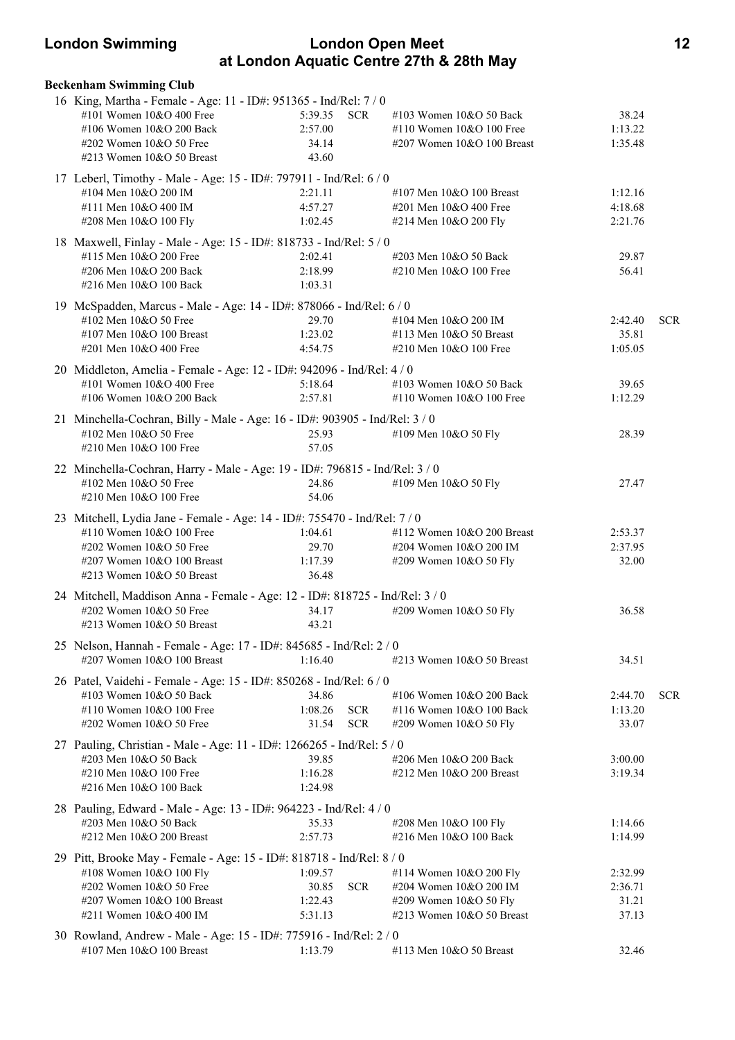## Beckenham Swimming Club

16 King, Martha - Female - Age: 11 - ID#: 951365 - Ind/Rel: 7 / 0

| Event | Time | | Event | Time | |
|---|---|---|---|---|---|
| #101 Women 10&O 400 Free | 5:39.35 | SCR | #103 Women 10&O 50 Back | 38.24 | |
| #106 Women 10&O 200 Back | 2:57.00 | | #110 Women 10&O 100 Free | 1:13.22 | |
| #202 Women 10&O 50 Free | 34.14 | | #207 Women 10&O 100 Breast | 1:35.48 | |
| #213 Women 10&O 50 Breast | 43.60 | | | | |

17 Leberl, Timothy - Male - Age: 15 - ID#: 797911 - Ind/Rel: 6 / 0

| Event | Time | | Event | Time | |
|---|---|---|---|---|---|
| #104 Men 10&O 200 IM | 2:21.11 | | #107 Men 10&O 100 Breast | 1:12.16 | |
| #111 Men 10&O 400 IM | 4:57.27 | | #201 Men 10&O 400 Free | 4:18.68 | |
| #208 Men 10&O 100 Fly | 1:02.45 | | #214 Men 10&O 200 Fly | 2:21.76 | |

18 Maxwell, Finlay - Male - Age: 15 - ID#: 818733 - Ind/Rel: 5 / 0

| Event | Time | | Event | Time | |
|---|---|---|---|---|---|
| #115 Men 10&O 200 Free | 2:02.41 | | #203 Men 10&O 50 Back | 29.87 | |
| #206 Men 10&O 200 Back | 2:18.99 | | #210 Men 10&O 100 Free | 56.41 | |
| #216 Men 10&O 100 Back | 1:03.31 | | | | |

19 McSpadden, Marcus - Male - Age: 14 - ID#: 878066 - Ind/Rel: 6 / 0

| Event | Time | | Event | Time | |
|---|---|---|---|---|---|
| #102 Men 10&O 50 Free | 29.70 | | #104 Men 10&O 200 IM | 2:42.40 | SCR |
| #107 Men 10&O 100 Breast | 1:23.02 | | #113 Men 10&O 50 Breast | 35.81 | |
| #201 Men 10&O 400 Free | 4:54.75 | | #210 Men 10&O 100 Free | 1:05.05 | |

20 Middleton, Amelia - Female - Age: 12 - ID#: 942096 - Ind/Rel: 4 / 0

| Event | Time | | Event | Time | |
|---|---|---|---|---|---|
| #101 Women 10&O 400 Free | 5:18.64 | | #103 Women 10&O 50 Back | 39.65 | |
| #106 Women 10&O 200 Back | 2:57.81 | | #110 Women 10&O 100 Free | 1:12.29 | |

21 Minchella-Cochran, Billy - Male - Age: 16 - ID#: 903905 - Ind/Rel: 3 / 0

| Event | Time | | Event | Time | |
|---|---|---|---|---|---|
| #102 Men 10&O 50 Free | 25.93 | | #109 Men 10&O 50 Fly | 28.39 | |
| #210 Men 10&O 100 Free | 57.05 | | | | |

22 Minchella-Cochran, Harry - Male - Age: 19 - ID#: 796815 - Ind/Rel: 3 / 0

| Event | Time | | Event | Time | |
|---|---|---|---|---|---|
| #102 Men 10&O 50 Free | 24.86 | | #109 Men 10&O 50 Fly | 27.47 | |
| #210 Men 10&O 100 Free | 54.06 | | | | |

23 Mitchell, Lydia Jane - Female - Age: 14 - ID#: 755470 - Ind/Rel: 7 / 0

| Event | Time | | Event | Time | |
|---|---|---|---|---|---|
| #110 Women 10&O 100 Free | 1:04.61 | | #112 Women 10&O 200 Breast | 2:53.37 | |
| #202 Women 10&O 50 Free | 29.70 | | #204 Women 10&O 200 IM | 2:37.95 | |
| #207 Women 10&O 100 Breast | 1:17.39 | | #209 Women 10&O 50 Fly | 32.00 | |
| #213 Women 10&O 50 Breast | 36.48 | | | | |

24 Mitchell, Maddison Anna - Female - Age: 12 - ID#: 818725 - Ind/Rel: 3 / 0

| Event | Time | | Event | Time | |
|---|---|---|---|---|---|
| #202 Women 10&O 50 Free | 34.17 | | #209 Women 10&O 50 Fly | 36.58 | |
| #213 Women 10&O 50 Breast | 43.21 | | | | |

25 Nelson, Hannah - Female - Age: 17 - ID#: 845685 - Ind/Rel: 2 / 0

| Event | Time | | Event | Time | |
|---|---|---|---|---|---|
| #207 Women 10&O 100 Breast | 1:16.40 | | #213 Women 10&O 50 Breast | 34.51 | |

26 Patel, Vaidehi - Female - Age: 15 - ID#: 850268 - Ind/Rel: 6 / 0

| Event | Time | | Event | Time | |
|---|---|---|---|---|---|
| #103 Women 10&O 50 Back | 34.86 | | #106 Women 10&O 200 Back | 2:44.70 | SCR |
| #110 Women 10&O 100 Free | 1:08.26 | SCR | #116 Women 10&O 100 Back | 1:13.20 | |
| #202 Women 10&O 50 Free | 31.54 | SCR | #209 Women 10&O 50 Fly | 33.07 | |

27 Pauling, Christian - Male - Age: 11 - ID#: 1266265 - Ind/Rel: 5 / 0

| Event | Time | | Event | Time | |
|---|---|---|---|---|---|
| #203 Men 10&O 50 Back | 39.85 | | #206 Men 10&O 200 Back | 3:00.00 | |
| #210 Men 10&O 100 Free | 1:16.28 | | #212 Men 10&O 200 Breast | 3:19.34 | |
| #216 Men 10&O 100 Back | 1:24.98 | | | | |

28 Pauling, Edward - Male - Age: 13 - ID#: 964223 - Ind/Rel: 4 / 0

| Event | Time | | Event | Time | |
|---|---|---|---|---|---|
| #203 Men 10&O 50 Back | 35.33 | | #208 Men 10&O 100 Fly | 1:14.66 | |
| #212 Men 10&O 200 Breast | 2:57.73 | | #216 Men 10&O 100 Back | 1:14.99 | |

29 Pitt, Brooke May - Female - Age: 15 - ID#: 818718 - Ind/Rel: 8 / 0

| Event | Time | | Event | Time | |
|---|---|---|---|---|---|
| #108 Women 10&O 100 Fly | 1:09.57 | | #114 Women 10&O 200 Fly | 2:32.99 | |
| #202 Women 10&O 50 Free | 30.85 | SCR | #204 Women 10&O 200 IM | 2:36.71 | |
| #207 Women 10&O 100 Breast | 1:22.43 | | #209 Women 10&O 50 Fly | 31.21 | |
| #211 Women 10&O 400 IM | 5:31.13 | | #213 Women 10&O 50 Breast | 37.13 | |

30 Rowland, Andrew - Male - Age: 15 - ID#: 775916 - Ind/Rel: 2 / 0

| Event | Time | | Event | Time | |
|---|---|---|---|---|---|
| #107 Men 10&O 100 Breast | 1:13.79 | | #113 Men 10&O 50 Breast | 32.46 | |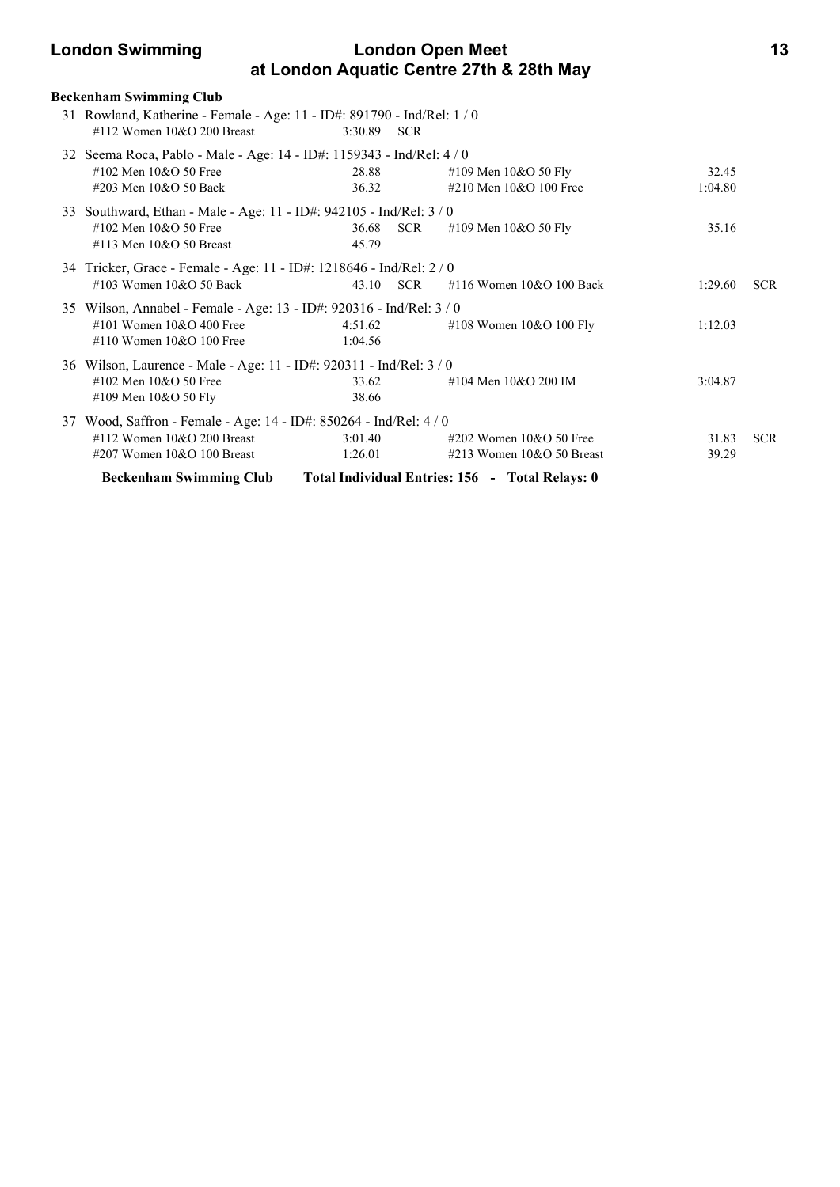### Beckenham Swimming Club

31 Rowland, Katherine - Female - Age: 11 - ID#: 891790 - Ind/Rel: 1 / 0

| Event | Time | | Event | Time | |
|---|---|---|---|---|---|
| #112 Women 10&O 200 Breast | 3:30.89 | SCR | | | |

32 Seema Roca, Pablo - Male - Age: 14 - ID#: 1159343 - Ind/Rel: 4 / 0

| Event | Time | | Event | Time | |
|---|---|---|---|---|---|
| #102 Men 10&O 50 Free | 28.88 | | #109 Men 10&O 50 Fly | 32.45 | |
| #203 Men 10&O 50 Back | 36.32 | | #210 Men 10&O 100 Free | 1:04.80 | |

33 Southward, Ethan - Male - Age: 11 - ID#: 942105 - Ind/Rel: 3 / 0

| Event | Time | | Event | Time | |
|---|---|---|---|---|---|
| #102 Men 10&O 50 Free | 36.68 | SCR | #109 Men 10&O 50 Fly | 35.16 | |
| #113 Men 10&O 50 Breast | 45.79 | | | | |

34 Tricker, Grace - Female - Age: 11 - ID#: 1218646 - Ind/Rel: 2 / 0

| Event | Time | | Event | Time | |
|---|---|---|---|---|---|
| #103 Women 10&O 50 Back | 43.10 | SCR | #116 Women 10&O 100 Back | 1:29.60 | SCR |

35 Wilson, Annabel - Female - Age: 13 - ID#: 920316 - Ind/Rel: 3 / 0

| Event | Time | | Event | Time | |
|---|---|---|---|---|---|
| #101 Women 10&O 400 Free | 4:51.62 | | #108 Women 10&O 100 Fly | 1:12.03 | |
| #110 Women 10&O 100 Free | 1:04.56 | | | | |

36 Wilson, Laurence - Male - Age: 11 - ID#: 920311 - Ind/Rel: 3 / 0

| Event | Time | | Event | Time | |
|---|---|---|---|---|---|
| #102 Men 10&O 50 Free | 33.62 | | #104 Men 10&O 200 IM | 3:04.87 | |
| #109 Men 10&O 50 Fly | 38.66 | | | | |

37 Wood, Saffron - Female - Age: 14 - ID#: 850264 - Ind/Rel: 4 / 0

| Event | Time | | Event | Time | |
|---|---|---|---|---|---|
| #112 Women 10&O 200 Breast | 3:01.40 | | #202 Women 10&O 50 Free | 31.83 | SCR |
| #207 Women 10&O 100 Breast | 1:26.01 | | #213 Women 10&O 50 Breast | 39.29 | |

**Beckenham Swimming Club Total Individual Entries: 156 - Total Relays: 0**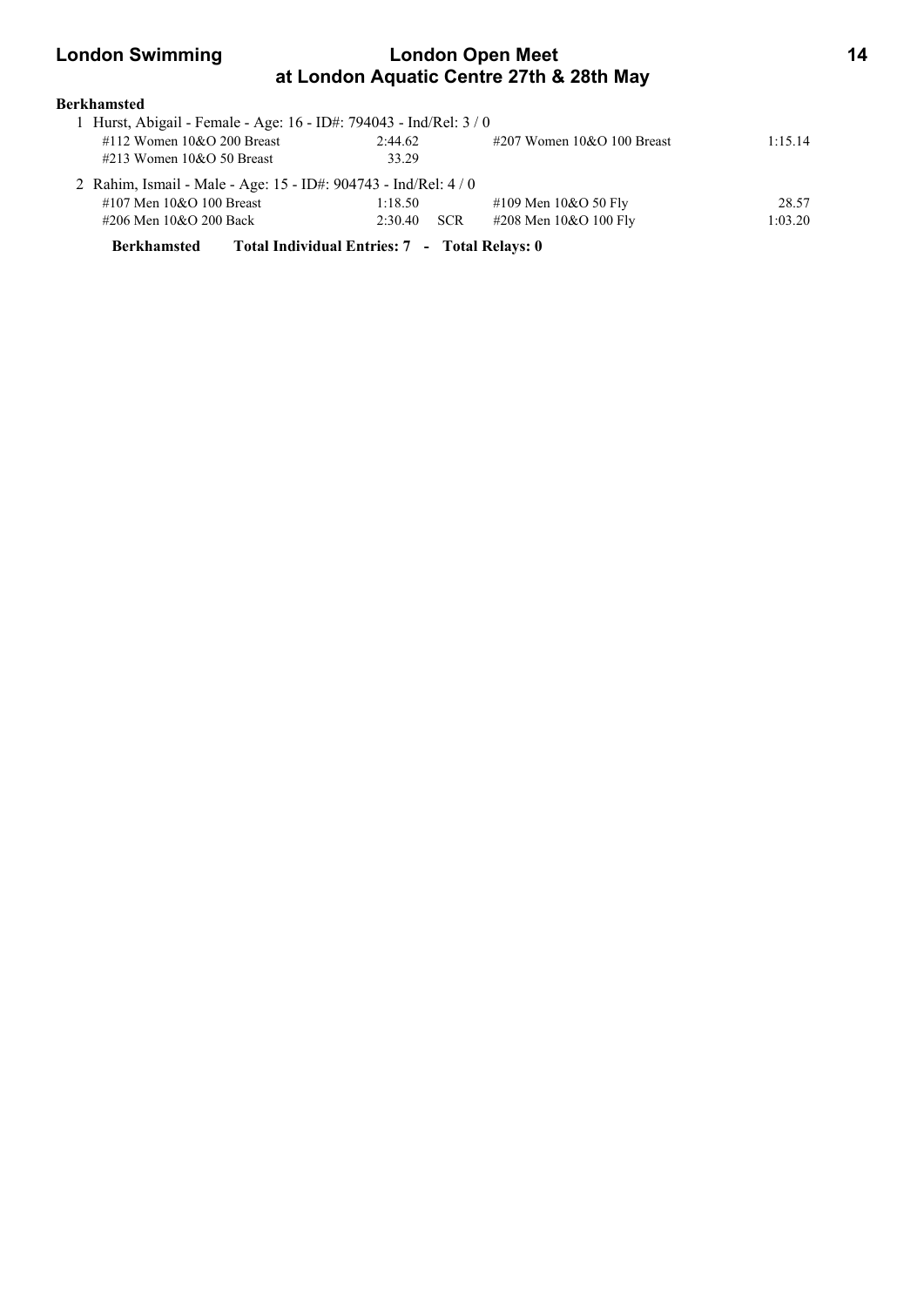**Berkhamsted**

1 Hurst, Abigail - Female - Age: 16 - ID#: 794043 - Ind/Rel: 3 / 0

| Event | Time | | Event | Time |
|---|---|---|---|---|
| #112 Women 10&O 200 Breast | 2:44.62 | | #207 Women 10&O 100 Breast | 1:15.14 |
| #213 Women 10&O 50 Breast | 33.29 | | | |

2 Rahim, Ismail - Male - Age: 15 - ID#: 904743 - Ind/Rel: 4 / 0

| Event | Time | | Event | Time |
|---|---|---|---|---|
| #107 Men 10&O 100 Breast | 1:18.50 | | #109 Men 10&O 50 Fly | 28.57 |
| #206 Men 10&O 200 Back | 2:30.40 | SCR | #208 Men 10&O 100 Fly | 1:03.20 |

**Berkhamsted Total Individual Entries: 7 - Total Relays: 0**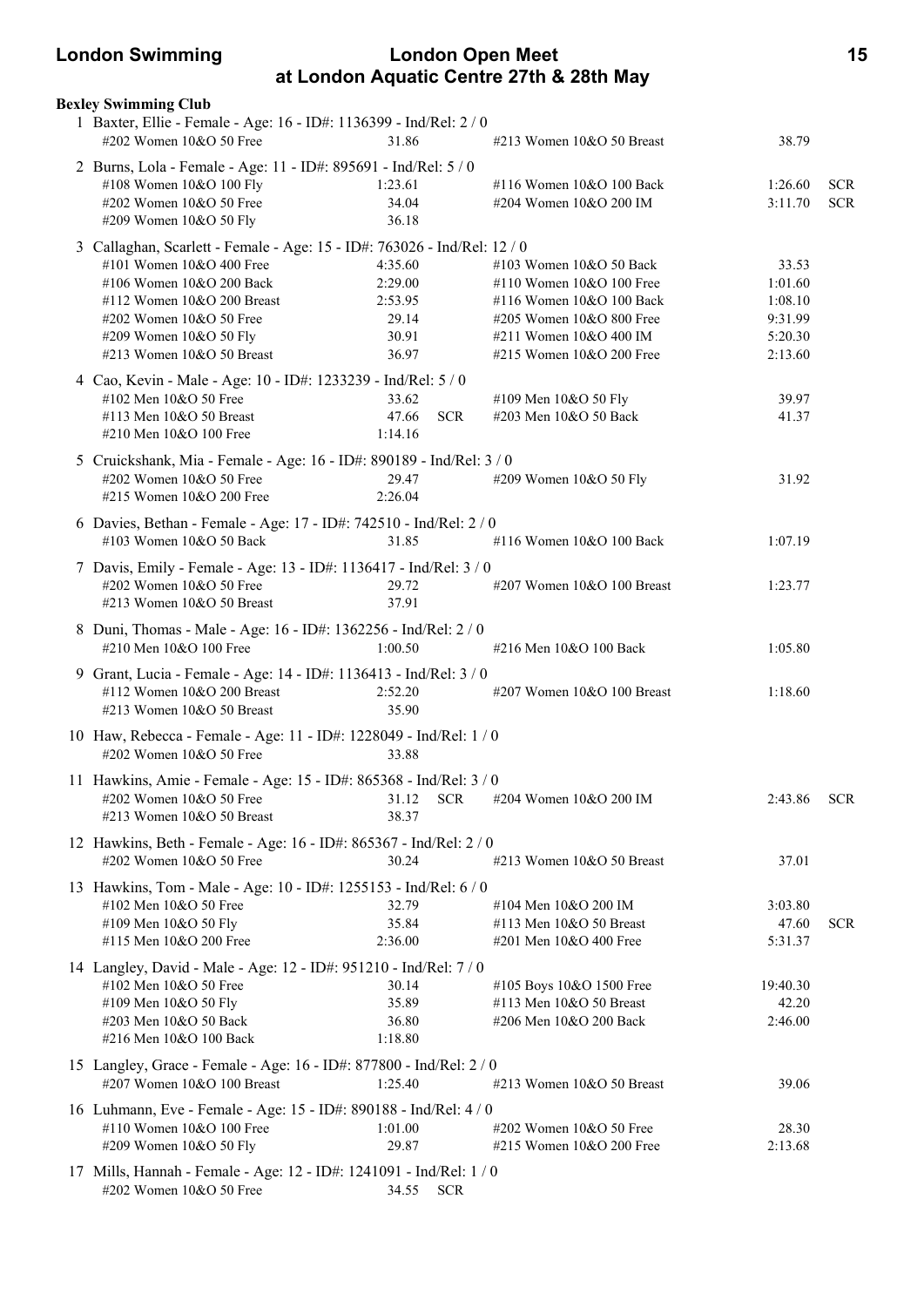**Bexley Swimming Club**

1 Baxter, Ellie - Female - Age: 16 - ID#: 1136399 - Ind/Rel: 2 / 0

| Event | Time | | Event | Time | |
|---|---|---|---|---|---|
| #202 Women 10&O 50 Free | 31.86 | | #213 Women 10&O 50 Breast | 38.79 | |

2 Burns, Lola - Female - Age: 11 - ID#: 895691 - Ind/Rel: 5 / 0

| Event | Time | | Event | Time | |
|---|---|---|---|---|---|
| #108 Women 10&O 100 Fly | 1:23.61 | | #116 Women 10&O 100 Back | 1:26.60 | SCR |
| #202 Women 10&O 50 Free | 34.04 | | #204 Women 10&O 200 IM | 3:11.70 | SCR |
| #209 Women 10&O 50 Fly | 36.18 | | | | |

3 Callaghan, Scarlett - Female - Age: 15 - ID#: 763026 - Ind/Rel: 12 / 0

| Event | Time | | Event | Time | |
|---|---|---|---|---|---|
| #101 Women 10&O 400 Free | 4:35.60 | | #103 Women 10&O 50 Back | 33.53 | |
| #106 Women 10&O 200 Back | 2:29.00 | | #110 Women 10&O 100 Free | 1:01.60 | |
| #112 Women 10&O 200 Breast | 2:53.95 | | #116 Women 10&O 100 Back | 1:08.10 | |
| #202 Women 10&O 50 Free | 29.14 | | #205 Women 10&O 800 Free | 9:31.99 | |
| #209 Women 10&O 50 Fly | 30.91 | | #211 Women 10&O 400 IM | 5:20.30 | |
| #213 Women 10&O 50 Breast | 36.97 | | #215 Women 10&O 200 Free | 2:13.60 | |

4 Cao, Kevin - Male - Age: 10 - ID#: 1233239 - Ind/Rel: 5 / 0

| Event | Time | | Event | Time | |
|---|---|---|---|---|---|
| #102 Men 10&O 50 Free | 33.62 | | #109 Men 10&O 50 Fly | 39.97 | |
| #113 Men 10&O 50 Breast | 47.66 | SCR | #203 Men 10&O 50 Back | 41.37 | |
| #210 Men 10&O 100 Free | 1:14.16 | | | | |

5 Cruickshank, Mia - Female - Age: 16 - ID#: 890189 - Ind/Rel: 3 / 0

| Event | Time | | Event | Time | |
|---|---|---|---|---|---|
| #202 Women 10&O 50 Free | 29.47 | | #209 Women 10&O 50 Fly | 31.92 | |
| #215 Women 10&O 200 Free | 2:26.04 | | | | |

6 Davies, Bethan - Female - Age: 17 - ID#: 742510 - Ind/Rel: 2 / 0

| Event | Time | | Event | Time | |
|---|---|---|---|---|---|
| #103 Women 10&O 50 Back | 31.85 | | #116 Women 10&O 100 Back | 1:07.19 | |

7 Davis, Emily - Female - Age: 13 - ID#: 1136417 - Ind/Rel: 3 / 0

| Event | Time | | Event | Time | |
|---|---|---|---|---|---|
| #202 Women 10&O 50 Free | 29.72 | | #207 Women 10&O 100 Breast | 1:23.77 | |
| #213 Women 10&O 50 Breast | 37.91 | | | | |

8 Duni, Thomas - Male - Age: 16 - ID#: 1362256 - Ind/Rel: 2 / 0

| Event | Time | | Event | Time | |
|---|---|---|---|---|---|
| #210 Men 10&O 100 Free | 1:00.50 | | #216 Men 10&O 100 Back | 1:05.80 | |

9 Grant, Lucia - Female - Age: 14 - ID#: 1136413 - Ind/Rel: 3 / 0

| Event | Time | | Event | Time | |
|---|---|---|---|---|---|
| #112 Women 10&O 200 Breast | 2:52.20 | | #207 Women 10&O 100 Breast | 1:18.60 | |
| #213 Women 10&O 50 Breast | 35.90 | | | | |

10 Haw, Rebecca - Female - Age: 11 - ID#: 1228049 - Ind/Rel: 1 / 0

| Event | Time | | Event | Time | |
|---|---|---|---|---|---|
| #202 Women 10&O 50 Free | 33.88 | | | | |

11 Hawkins, Amie - Female - Age: 15 - ID#: 865368 - Ind/Rel: 3 / 0

| Event | Time | | Event | Time | |
|---|---|---|---|---|---|
| #202 Women 10&O 50 Free | 31.12 | SCR | #204 Women 10&O 200 IM | 2:43.86 | SCR |
| #213 Women 10&O 50 Breast | 38.37 | | | | |

12 Hawkins, Beth - Female - Age: 16 - ID#: 865367 - Ind/Rel: 2 / 0

| Event | Time | | Event | Time | |
|---|---|---|---|---|---|
| #202 Women 10&O 50 Free | 30.24 | | #213 Women 10&O 50 Breast | 37.01 | |

13 Hawkins, Tom - Male - Age: 10 - ID#: 1255153 - Ind/Rel: 6 / 0

| Event | Time | | Event | Time | |
|---|---|---|---|---|---|
| #102 Men 10&O 50 Free | 32.79 | | #104 Men 10&O 200 IM | 3:03.80 | |
| #109 Men 10&O 50 Fly | 35.84 | | #113 Men 10&O 50 Breast | 47.60 | SCR |
| #115 Men 10&O 200 Free | 2:36.00 | | #201 Men 10&O 400 Free | 5:31.37 | |

14 Langley, David - Male - Age: 12 - ID#: 951210 - Ind/Rel: 7 / 0

| Event | Time | | Event | Time | |
|---|---|---|---|---|---|
| #102 Men 10&O 50 Free | 30.14 | | #105 Boys 10&O 1500 Free | 19:40.30 | |
| #109 Men 10&O 50 Fly | 35.89 | | #113 Men 10&O 50 Breast | 42.20 | |
| #203 Men 10&O 50 Back | 36.80 | | #206 Men 10&O 200 Back | 2:46.00 | |
| #216 Men 10&O 100 Back | 1:18.80 | | | | |

15 Langley, Grace - Female - Age: 16 - ID#: 877800 - Ind/Rel: 2 / 0

| Event | Time | | Event | Time | |
|---|---|---|---|---|---|
| #207 Women 10&O 100 Breast | 1:25.40 | | #213 Women 10&O 50 Breast | 39.06 | |

16 Luhmann, Eve - Female - Age: 15 - ID#: 890188 - Ind/Rel: 4 / 0

| Event | Time | | Event | Time | |
|---|---|---|---|---|---|
| #110 Women 10&O 100 Free | 1:01.00 | | #202 Women 10&O 50 Free | 28.30 | |
| #209 Women 10&O 50 Fly | 29.87 | | #215 Women 10&O 200 Free | 2:13.68 | |

17 Mills, Hannah - Female - Age: 12 - ID#: 1241091 - Ind/Rel: 1 / 0

| Event | Time | | Event | Time | |
|---|---|---|---|---|---|
| #202 Women 10&O 50 Free | 34.55 | SCR | | | |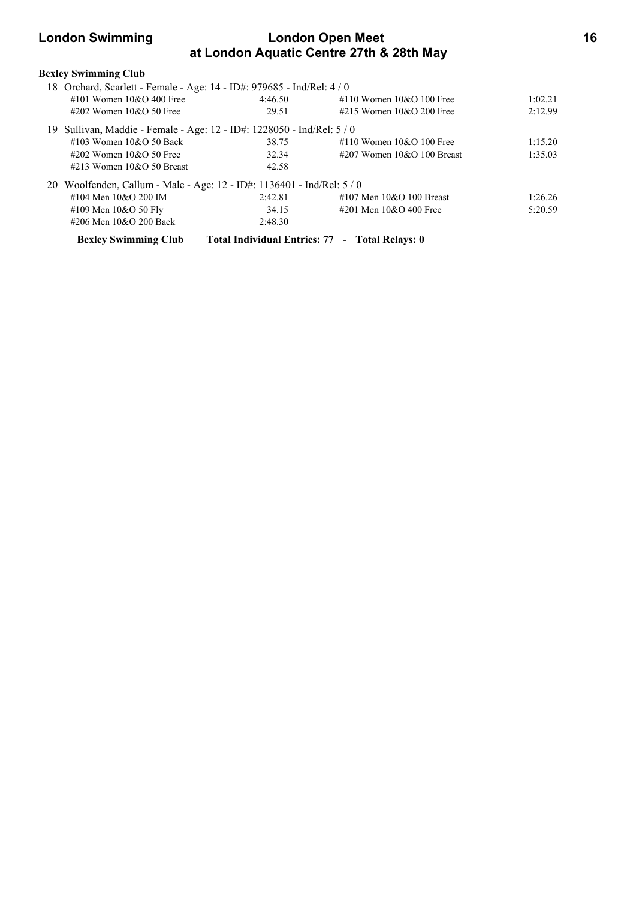**Bexley Swimming Club**

18 Orchard, Scarlett - Female - Age: 14 - ID#: 979685 - Ind/Rel: 4 / 0

| | | | |
|---|---|---|---|
| #101 Women 10&O 400 Free | 4:46.50 | #110 Women 10&O 100 Free | 1:02.21 |
| #202 Women 10&O 50 Free | 29.51 | #215 Women 10&O 200 Free | 2:12.99 |

19 Sullivan, Maddie - Female - Age: 12 - ID#: 1228050 - Ind/Rel: 5 / 0

| | | | |
|---|---|---|---|
| #103 Women 10&O 50 Back | 38.75 | #110 Women 10&O 100 Free | 1:15.20 |
| #202 Women 10&O 50 Free | 32.34 | #207 Women 10&O 100 Breast | 1:35.03 |
| #213 Women 10&O 50 Breast | 42.58 | | |

20 Woolfenden, Callum - Male - Age: 12 - ID#: 1136401 - Ind/Rel: 5 / 0

| | | | |
|---|---|---|---|
| #104 Men 10&O 200 IM | 2:42.81 | #107 Men 10&O 100 Breast | 1:26.26 |
| #109 Men 10&O 50 Fly | 34.15 | #201 Men 10&O 400 Free | 5:20.59 |
| #206 Men 10&O 200 Back | 2:48.30 | | |

**Bexley Swimming Club     Total Individual Entries: 77  -  Total Relays: 0**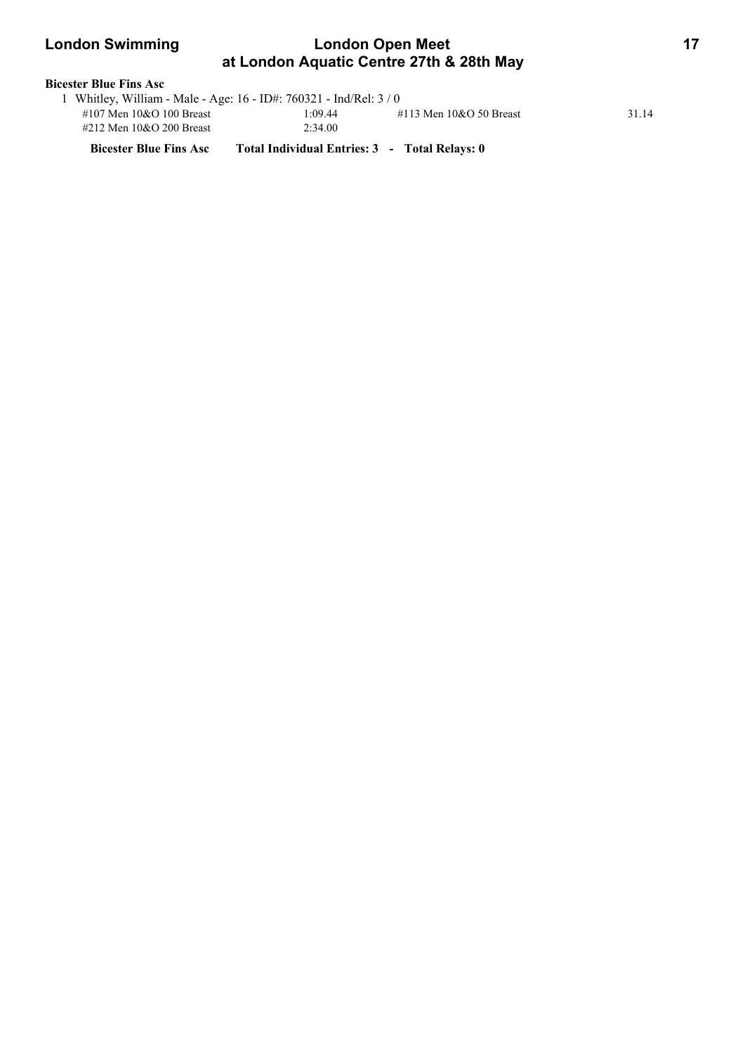**Bicester Blue Fins Asc**

1 Whitley, William - Male - Age: 16 - ID#: 760321 - Ind/Rel: 3 / 0

| | | | |
|---|---|---|---|
| #107 Men 10&O 100 Breast | 1:09.44 | #113 Men 10&O 50 Breast | 31.14 |
| #212 Men 10&O 200 Breast | 2:34.00 | | |

**Bicester Blue Fins Asc Total Individual Entries: 3 - Total Relays: 0**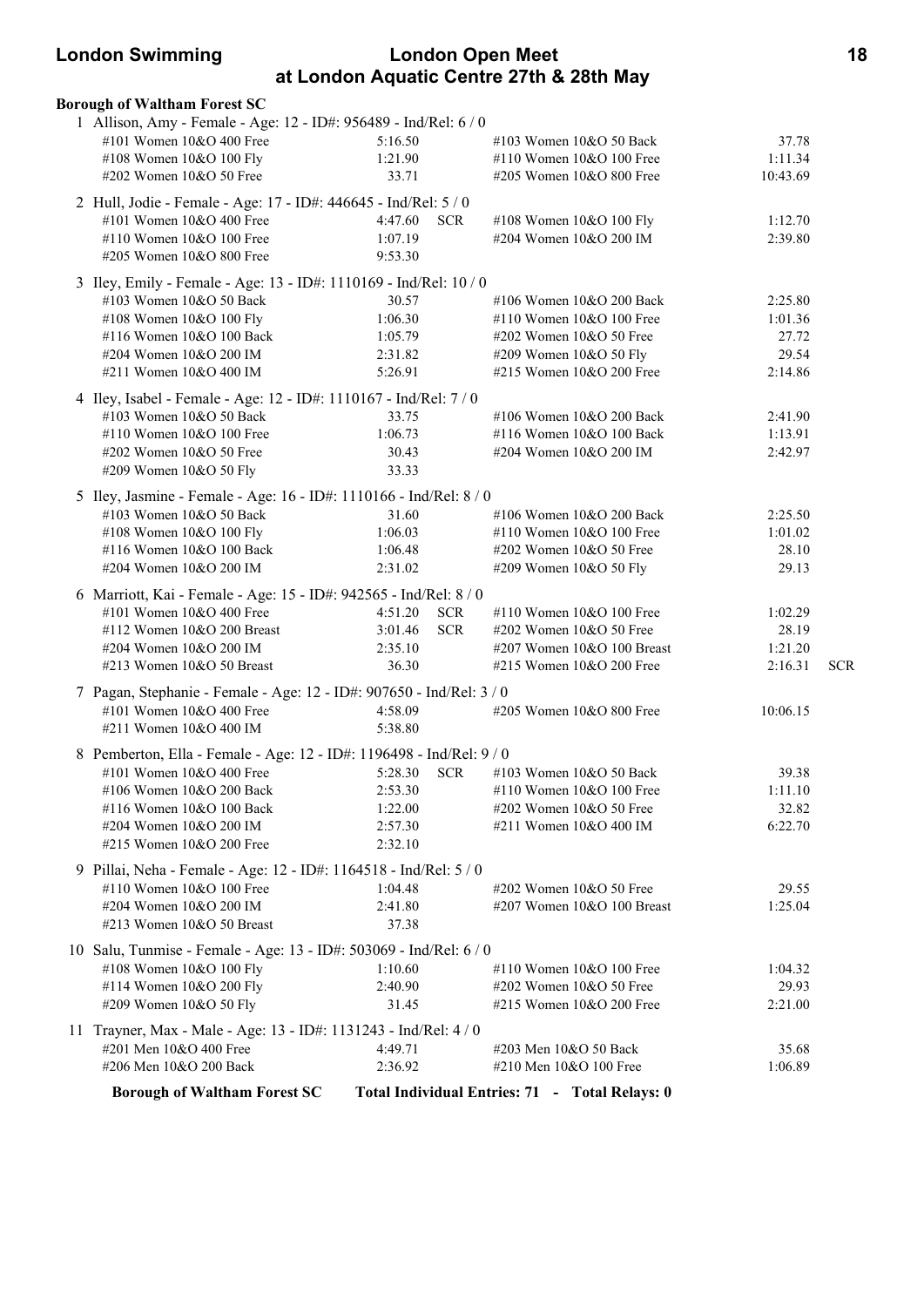**Borough of Waltham Forest SC**

1 Allison, Amy - Female - Age: 12 - ID#: 956489 - Ind/Rel: 6 / 0

| | | | |
|---|---|---|---|
| #101 Women 10&O 400 Free | 5:16.50 | #103 Women 10&O 50 Back | 37.78 |
| #108 Women 10&O 100 Fly | 1:21.90 | #110 Women 10&O 100 Free | 1:11.34 |
| #202 Women 10&O 50 Free | 33.71 | #205 Women 10&O 800 Free | 10:43.69 |

2 Hull, Jodie - Female - Age: 17 - ID#: 446645 - Ind/Rel: 5 / 0

| | | | |
|---|---|---|---|
| #101 Women 10&O 400 Free | 4:47.60 SCR | #108 Women 10&O 100 Fly | 1:12.70 |
| #110 Women 10&O 100 Free | 1:07.19 | #204 Women 10&O 200 IM | 2:39.80 |
| #205 Women 10&O 800 Free | 9:53.30 | | |

3 Iley, Emily - Female - Age: 13 - ID#: 1110169 - Ind/Rel: 10 / 0

| | | | |
|---|---|---|---|
| #103 Women 10&O 50 Back | 30.57 | #106 Women 10&O 200 Back | 2:25.80 |
| #108 Women 10&O 100 Fly | 1:06.30 | #110 Women 10&O 100 Free | 1:01.36 |
| #116 Women 10&O 100 Back | 1:05.79 | #202 Women 10&O 50 Free | 27.72 |
| #204 Women 10&O 200 IM | 2:31.82 | #209 Women 10&O 50 Fly | 29.54 |
| #211 Women 10&O 400 IM | 5:26.91 | #215 Women 10&O 200 Free | 2:14.86 |

4 Iley, Isabel - Female - Age: 12 - ID#: 1110167 - Ind/Rel: 7 / 0

| | | | |
|---|---|---|---|
| #103 Women 10&O 50 Back | 33.75 | #106 Women 10&O 200 Back | 2:41.90 |
| #110 Women 10&O 100 Free | 1:06.73 | #116 Women 10&O 100 Back | 1:13.91 |
| #202 Women 10&O 50 Free | 30.43 | #204 Women 10&O 200 IM | 2:42.97 |
| #209 Women 10&O 50 Fly | 33.33 | | |

5 Iley, Jasmine - Female - Age: 16 - ID#: 1110166 - Ind/Rel: 8 / 0

| | | | |
|---|---|---|---|
| #103 Women 10&O 50 Back | 31.60 | #106 Women 10&O 200 Back | 2:25.50 |
| #108 Women 10&O 100 Fly | 1:06.03 | #110 Women 10&O 100 Free | 1:01.02 |
| #116 Women 10&O 100 Back | 1:06.48 | #202 Women 10&O 50 Free | 28.10 |
| #204 Women 10&O 200 IM | 2:31.02 | #209 Women 10&O 50 Fly | 29.13 |

6 Marriott, Kai - Female - Age: 15 - ID#: 942565 - Ind/Rel: 8 / 0

| | | | |
|---|---|---|---|
| #101 Women 10&O 400 Free | 4:51.20 SCR | #110 Women 10&O 100 Free | 1:02.29 |
| #112 Women 10&O 200 Breast | 3:01.46 SCR | #202 Women 10&O 50 Free | 28.19 |
| #204 Women 10&O 200 IM | 2:35.10 | #207 Women 10&O 100 Breast | 1:21.20 |
| #213 Women 10&O 50 Breast | 36.30 | #215 Women 10&O 200 Free | 2:16.31 SCR |

7 Pagan, Stephanie - Female - Age: 12 - ID#: 907650 - Ind/Rel: 3 / 0

| | | | |
|---|---|---|---|
| #101 Women 10&O 400 Free | 4:58.09 | #205 Women 10&O 800 Free | 10:06.15 |
| #211 Women 10&O 400 IM | 5:38.80 | | |

8 Pemberton, Ella - Female - Age: 12 - ID#: 1196498 - Ind/Rel: 9 / 0

| | | | |
|---|---|---|---|
| #101 Women 10&O 400 Free | 5:28.30 SCR | #103 Women 10&O 50 Back | 39.38 |
| #106 Women 10&O 200 Back | 2:53.30 | #110 Women 10&O 100 Free | 1:11.10 |
| #116 Women 10&O 100 Back | 1:22.00 | #202 Women 10&O 50 Free | 32.82 |
| #204 Women 10&O 200 IM | 2:57.30 | #211 Women 10&O 400 IM | 6:22.70 |
| #215 Women 10&O 200 Free | 2:32.10 | | |

9 Pillai, Neha - Female - Age: 12 - ID#: 1164518 - Ind/Rel: 5 / 0

| | | | |
|---|---|---|---|
| #110 Women 10&O 100 Free | 1:04.48 | #202 Women 10&O 50 Free | 29.55 |
| #204 Women 10&O 200 IM | 2:41.80 | #207 Women 10&O 100 Breast | 1:25.04 |
| #213 Women 10&O 50 Breast | 37.38 | | |

10 Salu, Tunmise - Female - Age: 13 - ID#: 503069 - Ind/Rel: 6 / 0

| | | | |
|---|---|---|---|
| #108 Women 10&O 100 Fly | 1:10.60 | #110 Women 10&O 100 Free | 1:04.32 |
| #114 Women 10&O 200 Fly | 2:40.90 | #202 Women 10&O 50 Free | 29.93 |
| #209 Women 10&O 50 Fly | 31.45 | #215 Women 10&O 200 Free | 2:21.00 |

11 Trayner, Max - Male - Age: 13 - ID#: 1131243 - Ind/Rel: 4 / 0

| | | | |
|---|---|---|---|
| #201 Men 10&O 400 Free | 4:49.71 | #203 Men 10&O 50 Back | 35.68 |
| #206 Men 10&O 200 Back | 2:36.92 | #210 Men 10&O 100 Free | 1:06.89 |

**Borough of Waltham Forest SC** **Total Individual Entries: 71 - Total Relays: 0**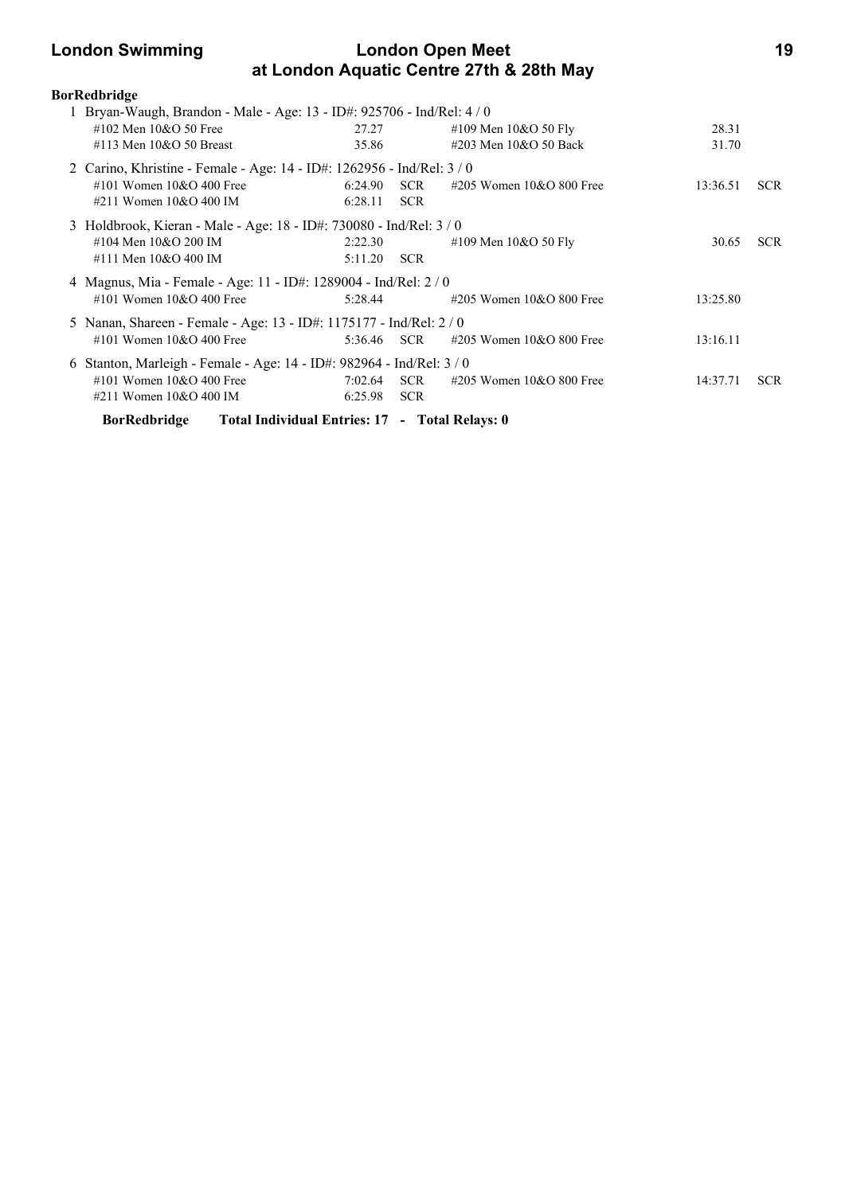**BorRedbridge**

1 Bryan-Waugh, Brandon - Male - Age: 13 - ID#: 925706 - Ind/Rel: 4 / 0

| Event | Time | | Event | Time | |
|---|---|---|---|---|---|
| #102 Men 10&O 50 Free | 27.27 | | #109 Men 10&O 50 Fly | 28.31 | |
| #113 Men 10&O 50 Breast | 35.86 | | #203 Men 10&O 50 Back | 31.70 | |

2 Carino, Khristine - Female - Age: 14 - ID#: 1262956 - Ind/Rel: 3 / 0

| Event | Time | | Event | Time | |
|---|---|---|---|---|---|
| #101 Women 10&O 400 Free | 6:24.90 | SCR | #205 Women 10&O 800 Free | 13:36.51 | SCR |
| #211 Women 10&O 400 IM | 6:28.11 | SCR | | | |

3 Holdbrook, Kieran - Male - Age: 18 - ID#: 730080 - Ind/Rel: 3 / 0

| Event | Time | | Event | Time | |
|---|---|---|---|---|---|
| #104 Men 10&O 200 IM | 2:22.30 | | #109 Men 10&O 50 Fly | 30.65 | SCR |
| #111 Men 10&O 400 IM | 5:11.20 | SCR | | | |

4 Magnus, Mia - Female - Age: 11 - ID#: 1289004 - Ind/Rel: 2 / 0

| Event | Time | | Event | Time | |
|---|---|---|---|---|---|
| #101 Women 10&O 400 Free | 5:28.44 | | #205 Women 10&O 800 Free | 13:25.80 | |

5 Nanan, Shareen - Female - Age: 13 - ID#: 1175177 - Ind/Rel: 2 / 0

| Event | Time | | Event | Time | |
|---|---|---|---|---|---|
| #101 Women 10&O 400 Free | 5:36.46 | SCR | #205 Women 10&O 800 Free | 13:16.11 | |

6 Stanton, Marleigh - Female - Age: 14 - ID#: 982964 - Ind/Rel: 3 / 0

| Event | Time | | Event | Time | |
|---|---|---|---|---|---|
| #101 Women 10&O 400 Free | 7:02.64 | SCR | #205 Women 10&O 800 Free | 14:37.71 | SCR |
| #211 Women 10&O 400 IM | 6:25.98 | SCR | | | |

**BorRedbridge Total Individual Entries: 17 - Total Relays: 0**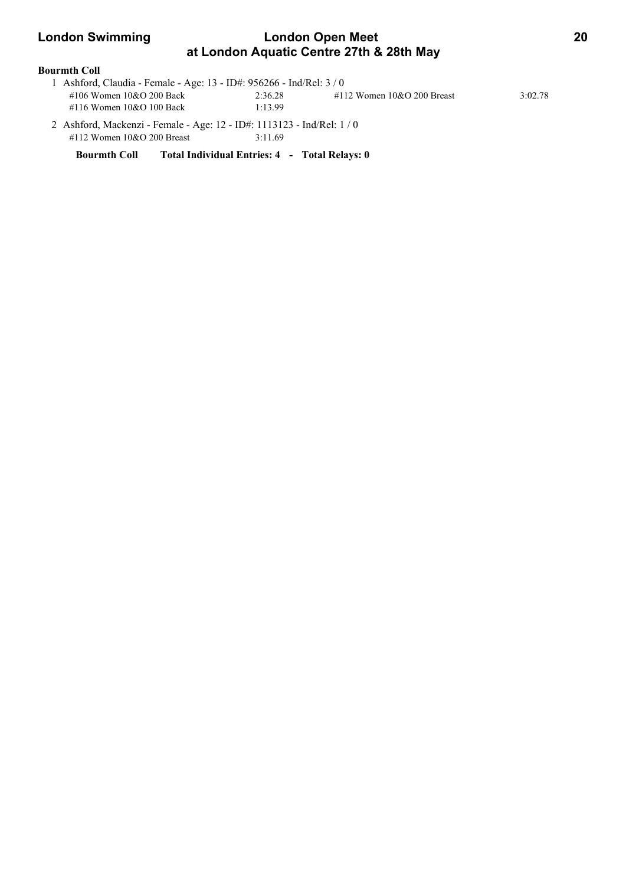**Bourmth Coll**

1 Ashford, Claudia - Female - Age: 13 - ID#: 956266 - Ind/Rel: 3 / 0

| Event | Time | Event | Time |
|---|---|---|---|
| #106 Women 10&O 200 Back | 2:36.28 | #112 Women 10&O 200 Breast | 3:02.78 |
| #116 Women 10&O 100 Back | 1:13.99 | | |

2 Ashford, Mackenzi - Female - Age: 12 - ID#: 1113123 - Ind/Rel: 1 / 0

| Event | Time |
|---|---|
| #112 Women 10&O 200 Breast | 3:11.69 |

**Bourmth Coll Total Individual Entries: 4 - Total Relays: 0**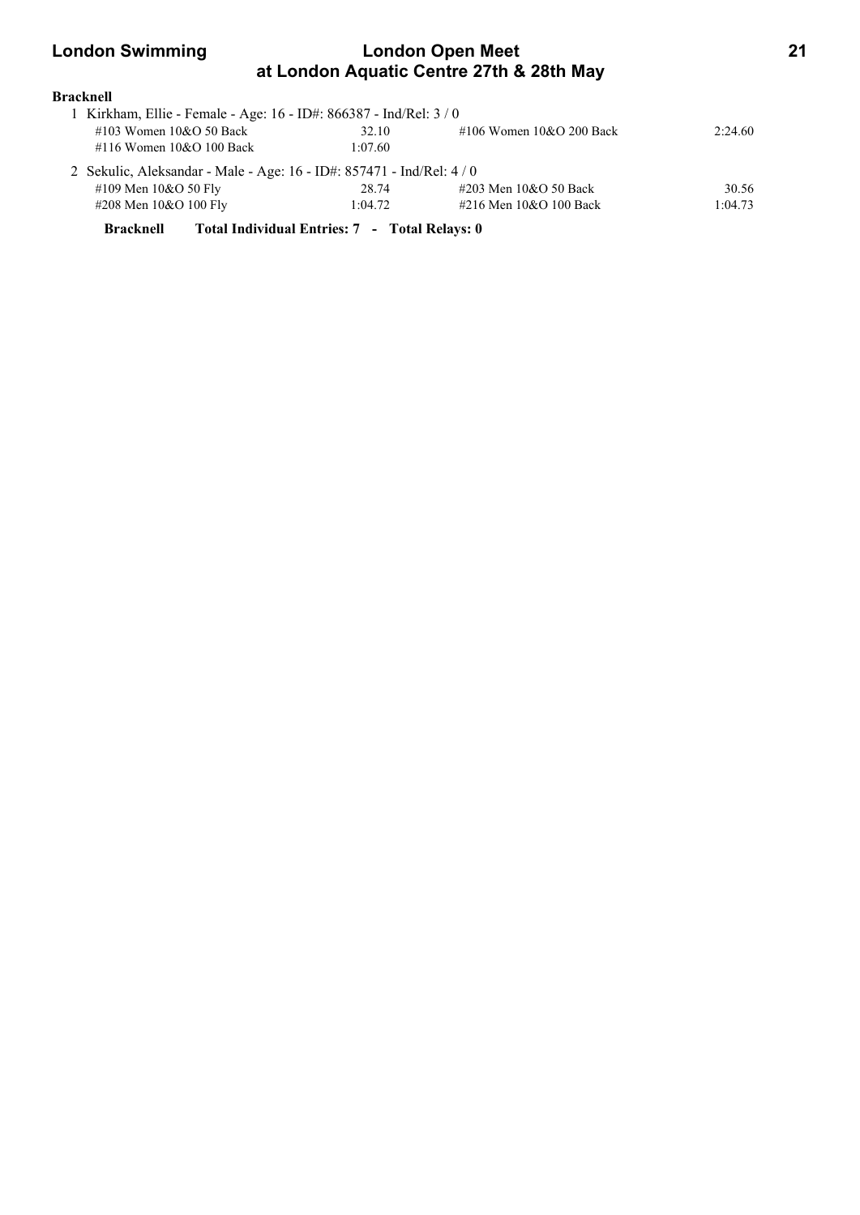**Bracknell**

1 Kirkham, Ellie - Female - Age: 16 - ID#: 866387 - Ind/Rel: 3 / 0

| Event | Time | Event | Time |
|---|---|---|---|
| #103 Women 10&O 50 Back | 32.10 | #106 Women 10&O 200 Back | 2:24.60 |
| #116 Women 10&O 100 Back | 1:07.60 | | |

2 Sekulic, Aleksandar - Male - Age: 16 - ID#: 857471 - Ind/Rel: 4 / 0

| Event | Time | Event | Time |
|---|---|---|---|
| #109 Men 10&O 50 Fly | 28.74 | #203 Men 10&O 50 Back | 30.56 |
| #208 Men 10&O 100 Fly | 1:04.72 | #216 Men 10&O 100 Back | 1:04.73 |

**Bracknell Total Individual Entries: 7 - Total Relays: 0**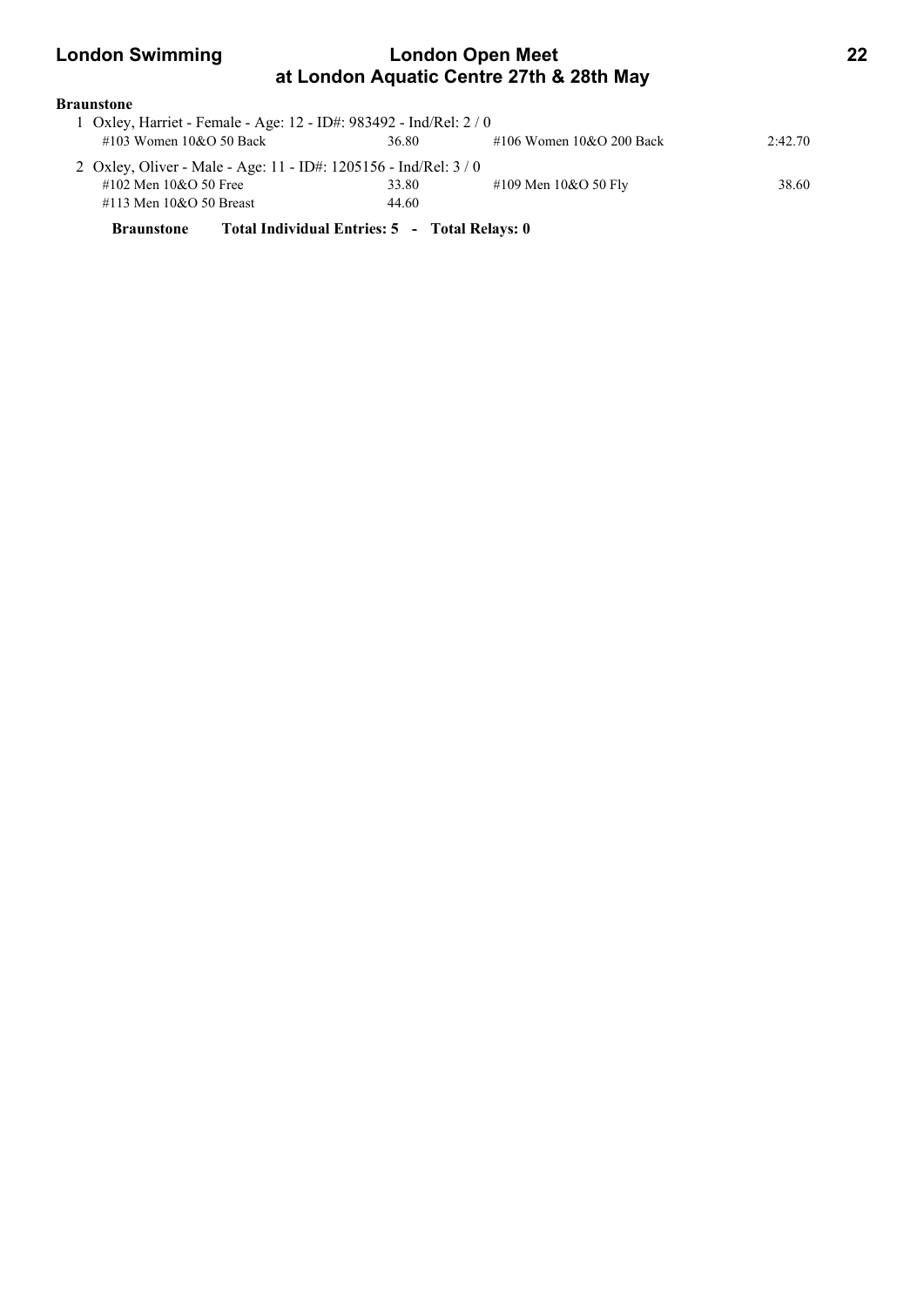**Braunstone**

1 Oxley, Harriet - Female - Age: 12 - ID#: 983492 - Ind/Rel: 2 / 0

| Event | Time | Event | Time |
|---|---|---|---|
| #103 Women 10&O 50 Back | 36.80 | #106 Women 10&O 200 Back | 2:42.70 |

2 Oxley, Oliver - Male - Age: 11 - ID#: 1205156 - Ind/Rel: 3 / 0

| Event | Time | Event | Time |
|---|---|---|---|
| #102 Men 10&O 50 Free | 33.80 | #109 Men 10&O 50 Fly | 38.60 |
| #113 Men 10&O 50 Breast | 44.60 | | |

**Braunstone Total Individual Entries: 5 - Total Relays: 0**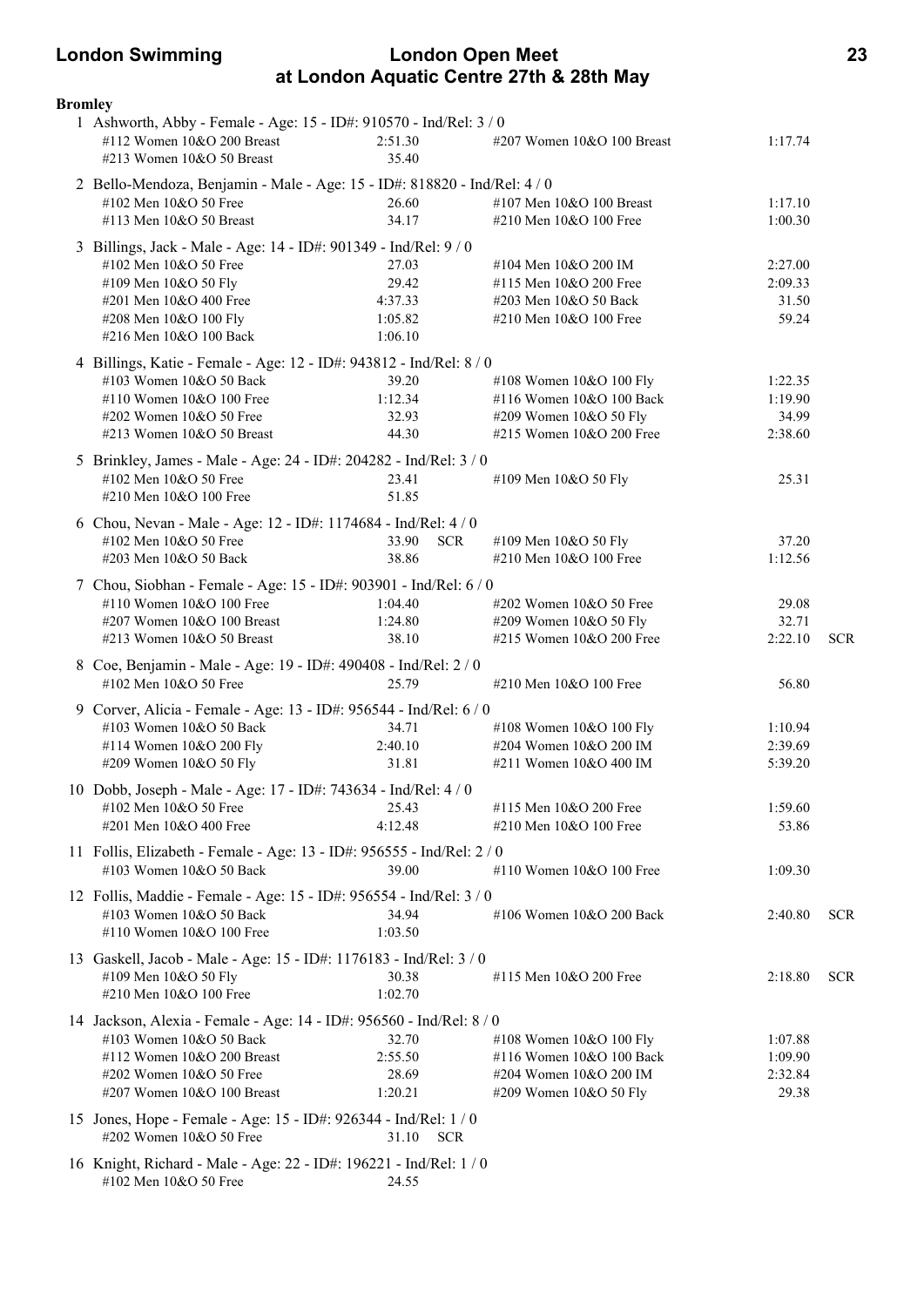## London Swimming — London Open Meet at London Aquatic Centre 27th & 28th May

**Bromley**

1 Ashworth, Abby - Female - Age: 15 - ID#: 910570 - Ind/Rel: 3 / 0

| Event | Time | Event | Time |
|---|---|---|---|
| #112 Women 10&O 200 Breast | 2:51.30 | #207 Women 10&O 100 Breast | 1:17.74 |
| #213 Women 10&O 50 Breast | 35.40 | | |

2 Bello-Mendoza, Benjamin - Male - Age: 15 - ID#: 818820 - Ind/Rel: 4 / 0

| Event | Time | Event | Time |
|---|---|---|---|
| #102 Men 10&O 50 Free | 26.60 | #107 Men 10&O 100 Breast | 1:17.10 |
| #113 Men 10&O 50 Breast | 34.17 | #210 Men 10&O 100 Free | 1:00.30 |

3 Billings, Jack - Male - Age: 14 - ID#: 901349 - Ind/Rel: 9 / 0

| Event | Time | Event | Time |
|---|---|---|---|
| #102 Men 10&O 50 Free | 27.03 | #104 Men 10&O 200 IM | 2:27.00 |
| #109 Men 10&O 50 Fly | 29.42 | #115 Men 10&O 200 Free | 2:09.33 |
| #201 Men 10&O 400 Free | 4:37.33 | #203 Men 10&O 50 Back | 31.50 |
| #208 Men 10&O 100 Fly | 1:05.82 | #210 Men 10&O 100 Free | 59.24 |
| #216 Men 10&O 100 Back | 1:06.10 | | |

4 Billings, Katie - Female - Age: 12 - ID#: 943812 - Ind/Rel: 8 / 0

| Event | Time | Event | Time |
|---|---|---|---|
| #103 Women 10&O 50 Back | 39.20 | #108 Women 10&O 100 Fly | 1:22.35 |
| #110 Women 10&O 100 Free | 1:12.34 | #116 Women 10&O 100 Back | 1:19.90 |
| #202 Women 10&O 50 Free | 32.93 | #209 Women 10&O 50 Fly | 34.99 |
| #213 Women 10&O 50 Breast | 44.30 | #215 Women 10&O 200 Free | 2:38.60 |

5 Brinkley, James - Male - Age: 24 - ID#: 204282 - Ind/Rel: 3 / 0

| Event | Time | Event | Time |
|---|---|---|---|
| #102 Men 10&O 50 Free | 23.41 | #109 Men 10&O 50 Fly | 25.31 |
| #210 Men 10&O 100 Free | 51.85 | | |

6 Chou, Nevan - Male - Age: 12 - ID#: 1174684 - Ind/Rel: 4 / 0

| Event | Time | Event | Time |
|---|---|---|---|
| #102 Men 10&O 50 Free | 33.90 SCR | #109 Men 10&O 50 Fly | 37.20 |
| #203 Men 10&O 50 Back | 38.86 | #210 Men 10&O 100 Free | 1:12.56 |

7 Chou, Siobhan - Female - Age: 15 - ID#: 903901 - Ind/Rel: 6 / 0

| Event | Time | Event | Time |
|---|---|---|---|
| #110 Women 10&O 100 Free | 1:04.40 | #202 Women 10&O 50 Free | 29.08 |
| #207 Women 10&O 100 Breast | 1:24.80 | #209 Women 10&O 50 Fly | 32.71 |
| #213 Women 10&O 50 Breast | 38.10 | #215 Women 10&O 200 Free | 2:22.10 SCR |

8 Coe, Benjamin - Male - Age: 19 - ID#: 490408 - Ind/Rel: 2 / 0

| Event | Time | Event | Time |
|---|---|---|---|
| #102 Men 10&O 50 Free | 25.79 | #210 Men 10&O 100 Free | 56.80 |

9 Corver, Alicia - Female - Age: 13 - ID#: 956544 - Ind/Rel: 6 / 0

| Event | Time | Event | Time |
|---|---|---|---|
| #103 Women 10&O 50 Back | 34.71 | #108 Women 10&O 100 Fly | 1:10.94 |
| #114 Women 10&O 200 Fly | 2:40.10 | #204 Women 10&O 200 IM | 2:39.69 |
| #209 Women 10&O 50 Fly | 31.81 | #211 Women 10&O 400 IM | 5:39.20 |

10 Dobb, Joseph - Male - Age: 17 - ID#: 743634 - Ind/Rel: 4 / 0

| Event | Time | Event | Time |
|---|---|---|---|
| #102 Men 10&O 50 Free | 25.43 | #115 Men 10&O 200 Free | 1:59.60 |
| #201 Men 10&O 400 Free | 4:12.48 | #210 Men 10&O 100 Free | 53.86 |

11 Follis, Elizabeth - Female - Age: 13 - ID#: 956555 - Ind/Rel: 2 / 0

| Event | Time | Event | Time |
|---|---|---|---|
| #103 Women 10&O 50 Back | 39.00 | #110 Women 10&O 100 Free | 1:09.30 |

12 Follis, Maddie - Female - Age: 15 - ID#: 956554 - Ind/Rel: 3 / 0

| Event | Time | Event | Time |
|---|---|---|---|
| #103 Women 10&O 50 Back | 34.94 | #106 Women 10&O 200 Back | 2:40.80 SCR |
| #110 Women 10&O 100 Free | 1:03.50 | | |

13 Gaskell, Jacob - Male - Age: 15 - ID#: 1176183 - Ind/Rel: 3 / 0

| Event | Time | Event | Time |
|---|---|---|---|
| #109 Men 10&O 50 Fly | 30.38 | #115 Men 10&O 200 Free | 2:18.80 SCR |
| #210 Men 10&O 100 Free | 1:02.70 | | |

14 Jackson, Alexia - Female - Age: 14 - ID#: 956560 - Ind/Rel: 8 / 0

| Event | Time | Event | Time |
|---|---|---|---|
| #103 Women 10&O 50 Back | 32.70 | #108 Women 10&O 100 Fly | 1:07.88 |
| #112 Women 10&O 200 Breast | 2:55.50 | #116 Women 10&O 100 Back | 1:09.90 |
| #202 Women 10&O 50 Free | 28.69 | #204 Women 10&O 200 IM | 2:32.84 |
| #207 Women 10&O 100 Breast | 1:20.21 | #209 Women 10&O 50 Fly | 29.38 |

15 Jones, Hope - Female - Age: 15 - ID#: 926344 - Ind/Rel: 1 / 0

| Event | Time |
|---|---|
| #202 Women 10&O 50 Free | 31.10 SCR |

16 Knight, Richard - Male - Age: 22 - ID#: 196221 - Ind/Rel: 1 / 0

| Event | Time |
|---|---|
| #102 Men 10&O 50 Free | 24.55 |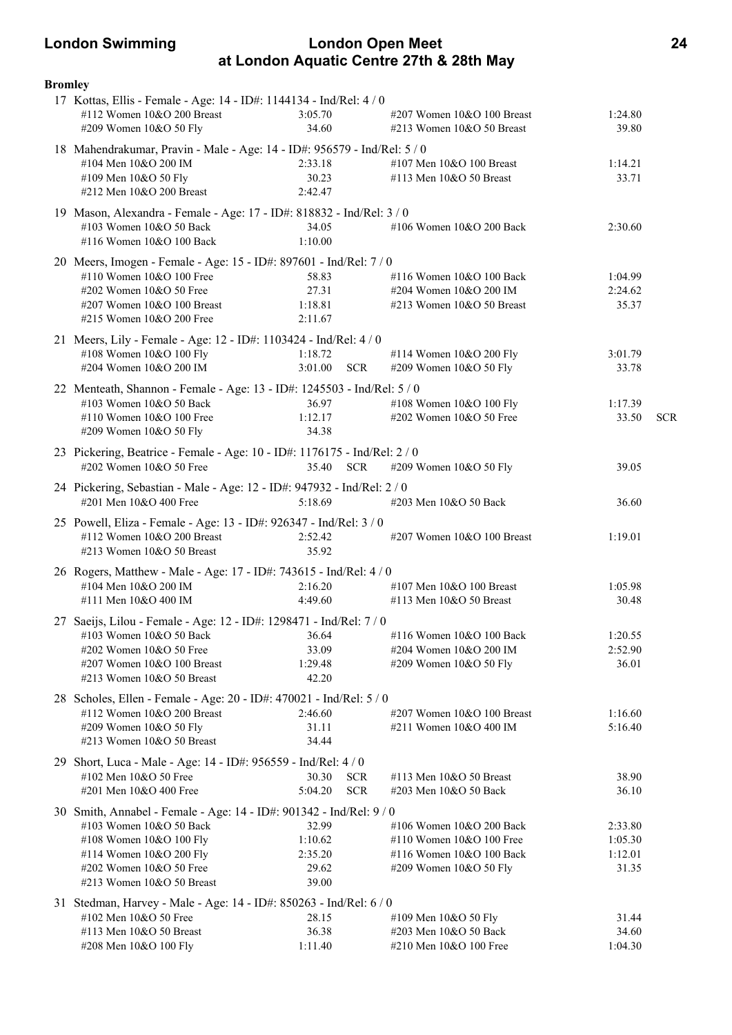**Bromley**

17 Kottas, Ellis - Female - Age: 14 - ID#: 1144134 - Ind/Rel: 4 / 0

| | | | |
|---|---|---|---|
| #112 Women 10&O 200 Breast | 3:05.70 | #207 Women 10&O 100 Breast | 1:24.80 |
| #209 Women 10&O 50 Fly | 34.60 | #213 Women 10&O 50 Breast | 39.80 |

18 Mahendrakumar, Pravin - Male - Age: 14 - ID#: 956579 - Ind/Rel: 5 / 0

| | | | |
|---|---|---|---|
| #104 Men 10&O 200 IM | 2:33.18 | #107 Men 10&O 100 Breast | 1:14.21 |
| #109 Men 10&O 50 Fly | 30.23 | #113 Men 10&O 50 Breast | 33.71 |
| #212 Men 10&O 200 Breast | 2:42.47 | | |

19 Mason, Alexandra - Female - Age: 17 - ID#: 818832 - Ind/Rel: 3 / 0

| | | | |
|---|---|---|---|
| #103 Women 10&O 50 Back | 34.05 | #106 Women 10&O 200 Back | 2:30.60 |
| #116 Women 10&O 100 Back | 1:10.00 | | |

20 Meers, Imogen - Female - Age: 15 - ID#: 897601 - Ind/Rel: 7 / 0

| | | | |
|---|---|---|---|
| #110 Women 10&O 100 Free | 58.83 | #116 Women 10&O 100 Back | 1:04.99 |
| #202 Women 10&O 50 Free | 27.31 | #204 Women 10&O 200 IM | 2:24.62 |
| #207 Women 10&O 100 Breast | 1:18.81 | #213 Women 10&O 50 Breast | 35.37 |
| #215 Women 10&O 200 Free | 2:11.67 | | |

21 Meers, Lily - Female - Age: 12 - ID#: 1103424 - Ind/Rel: 4 / 0

| | | | |
|---|---|---|---|
| #108 Women 10&O 100 Fly | 1:18.72 | #114 Women 10&O 200 Fly | 3:01.79 |
| #204 Women 10&O 200 IM | 3:01.00 SCR | #209 Women 10&O 50 Fly | 33.78 |

22 Menteath, Shannon - Female - Age: 13 - ID#: 1245503 - Ind/Rel: 5 / 0

| | | | |
|---|---|---|---|
| #103 Women 10&O 50 Back | 36.97 | #108 Women 10&O 100 Fly | 1:17.39 |
| #110 Women 10&O 100 Free | 1:12.17 | #202 Women 10&O 50 Free | 33.50 SCR |
| #209 Women 10&O 50 Fly | 34.38 | | |

23 Pickering, Beatrice - Female - Age: 10 - ID#: 1176175 - Ind/Rel: 2 / 0

| | | | |
|---|---|---|---|
| #202 Women 10&O 50 Free | 35.40 SCR | #209 Women 10&O 50 Fly | 39.05 |

24 Pickering, Sebastian - Male - Age: 12 - ID#: 947932 - Ind/Rel: 2 / 0

| | | | |
|---|---|---|---|
| #201 Men 10&O 400 Free | 5:18.69 | #203 Men 10&O 50 Back | 36.60 |

25 Powell, Eliza - Female - Age: 13 - ID#: 926347 - Ind/Rel: 3 / 0

| | | | |
|---|---|---|---|
| #112 Women 10&O 200 Breast | 2:52.42 | #207 Women 10&O 100 Breast | 1:19.01 |
| #213 Women 10&O 50 Breast | 35.92 | | |

26 Rogers, Matthew - Male - Age: 17 - ID#: 743615 - Ind/Rel: 4 / 0

| | | | |
|---|---|---|---|
| #104 Men 10&O 200 IM | 2:16.20 | #107 Men 10&O 100 Breast | 1:05.98 |
| #111 Men 10&O 400 IM | 4:49.60 | #113 Men 10&O 50 Breast | 30.48 |

27 Saeijs, Lilou - Female - Age: 12 - ID#: 1298471 - Ind/Rel: 7 / 0

| | | | |
|---|---|---|---|
| #103 Women 10&O 50 Back | 36.64 | #116 Women 10&O 100 Back | 1:20.55 |
| #202 Women 10&O 50 Free | 33.09 | #204 Women 10&O 200 IM | 2:52.90 |
| #207 Women 10&O 100 Breast | 1:29.48 | #209 Women 10&O 50 Fly | 36.01 |
| #213 Women 10&O 50 Breast | 42.20 | | |

28 Scholes, Ellen - Female - Age: 20 - ID#: 470021 - Ind/Rel: 5 / 0

| | | | |
|---|---|---|---|
| #112 Women 10&O 200 Breast | 2:46.60 | #207 Women 10&O 100 Breast | 1:16.60 |
| #209 Women 10&O 50 Fly | 31.11 | #211 Women 10&O 400 IM | 5:16.40 |
| #213 Women 10&O 50 Breast | 34.44 | | |

29 Short, Luca - Male - Age: 14 - ID#: 956559 - Ind/Rel: 4 / 0

| | | | |
|---|---|---|---|
| #102 Men 10&O 50 Free | 30.30 SCR | #113 Men 10&O 50 Breast | 38.90 |
| #201 Men 10&O 400 Free | 5:04.20 SCR | #203 Men 10&O 50 Back | 36.10 |

30 Smith, Annabel - Female - Age: 14 - ID#: 901342 - Ind/Rel: 9 / 0

| | | | |
|---|---|---|---|
| #103 Women 10&O 50 Back | 32.99 | #106 Women 10&O 200 Back | 2:33.80 |
| #108 Women 10&O 100 Fly | 1:10.62 | #110 Women 10&O 100 Free | 1:05.30 |
| #114 Women 10&O 200 Fly | 2:35.20 | #116 Women 10&O 100 Back | 1:12.01 |
| #202 Women 10&O 50 Free | 29.62 | #209 Women 10&O 50 Fly | 31.35 |
| #213 Women 10&O 50 Breast | 39.00 | | |

31 Stedman, Harvey - Male - Age: 14 - ID#: 850263 - Ind/Rel: 6 / 0

| | | | |
|---|---|---|---|
| #102 Men 10&O 50 Free | 28.15 | #109 Men 10&O 50 Fly | 31.44 |
| #113 Men 10&O 50 Breast | 36.38 | #203 Men 10&O 50 Back | 34.60 |
| #208 Men 10&O 100 Fly | 1:11.40 | #210 Men 10&O 100 Free | 1:04.30 |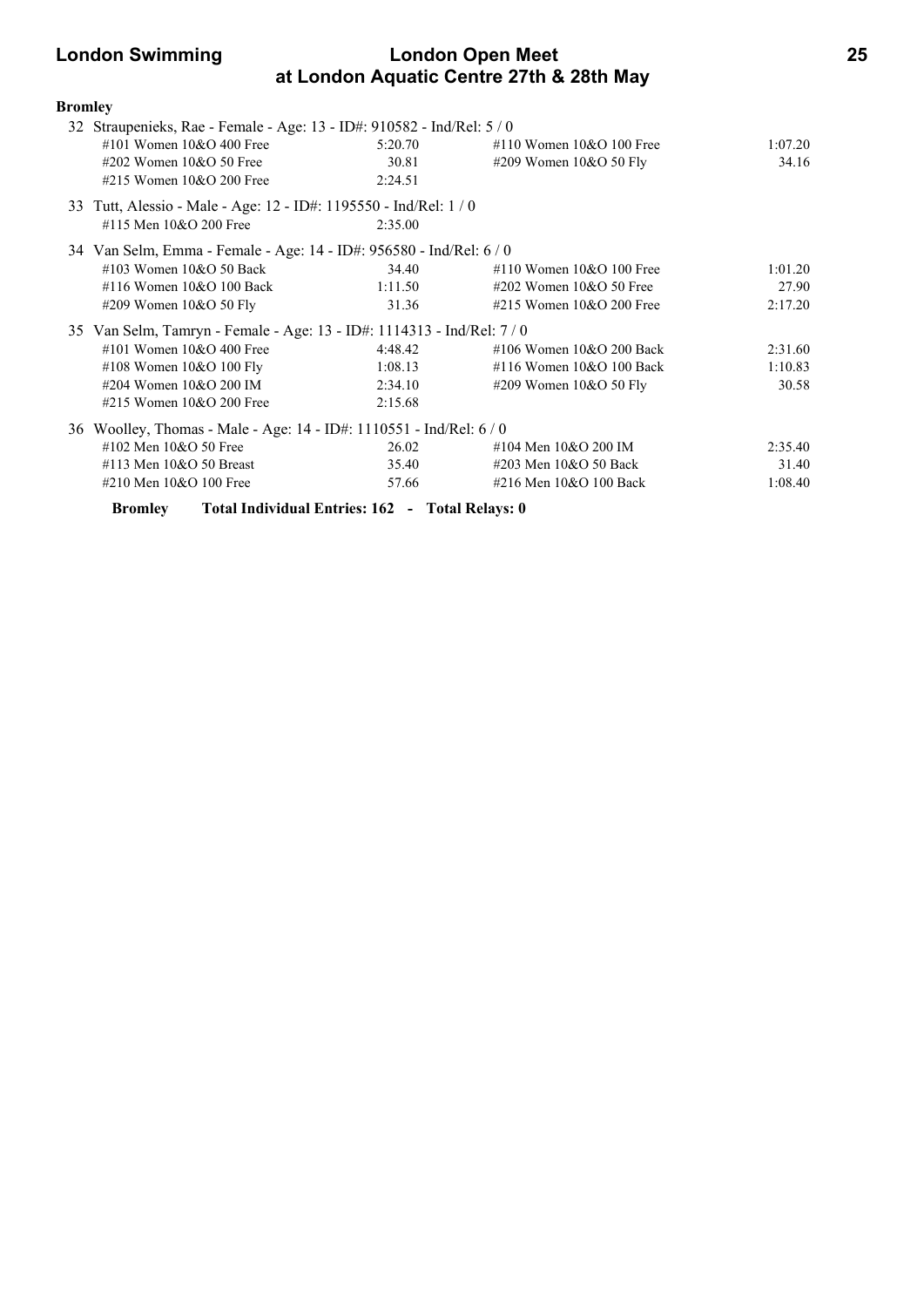## Bromley

32 Straupenieks, Rae - Female - Age: 13 - ID#: 910582 - Ind/Rel: 5 / 0

| | | | |
|---|---|---|---|
| #101 Women 10&O 400 Free | 5:20.70 | #110 Women 10&O 100 Free | 1:07.20 |
| #202 Women 10&O 50 Free | 30.81 | #209 Women 10&O 50 Fly | 34.16 |
| #215 Women 10&O 200 Free | 2:24.51 | | |

33 Tutt, Alessio - Male - Age: 12 - ID#: 1195550 - Ind/Rel: 1 / 0

| | | | |
|---|---|---|---|
| #115 Men 10&O 200 Free | 2:35.00 | | |

34 Van Selm, Emma - Female - Age: 14 - ID#: 956580 - Ind/Rel: 6 / 0

| | | | |
|---|---|---|---|
| #103 Women 10&O 50 Back | 34.40 | #110 Women 10&O 100 Free | 1:01.20 |
| #116 Women 10&O 100 Back | 1:11.50 | #202 Women 10&O 50 Free | 27.90 |
| #209 Women 10&O 50 Fly | 31.36 | #215 Women 10&O 200 Free | 2:17.20 |

35 Van Selm, Tamryn - Female - Age: 13 - ID#: 1114313 - Ind/Rel: 7 / 0

| | | | |
|---|---|---|---|
| #101 Women 10&O 400 Free | 4:48.42 | #106 Women 10&O 200 Back | 2:31.60 |
| #108 Women 10&O 100 Fly | 1:08.13 | #116 Women 10&O 100 Back | 1:10.83 |
| #204 Women 10&O 200 IM | 2:34.10 | #209 Women 10&O 50 Fly | 30.58 |
| #215 Women 10&O 200 Free | 2:15.68 | | |

36 Woolley, Thomas - Male - Age: 14 - ID#: 1110551 - Ind/Rel: 6 / 0

| | | | |
|---|---|---|---|
| #102 Men 10&O 50 Free | 26.02 | #104 Men 10&O 200 IM | 2:35.40 |
| #113 Men 10&O 50 Breast | 35.40 | #203 Men 10&O 50 Back | 31.40 |
| #210 Men 10&O 100 Free | 57.66 | #216 Men 10&O 100 Back | 1:08.40 |

**Bromley Total Individual Entries: 162 - Total Relays: 0**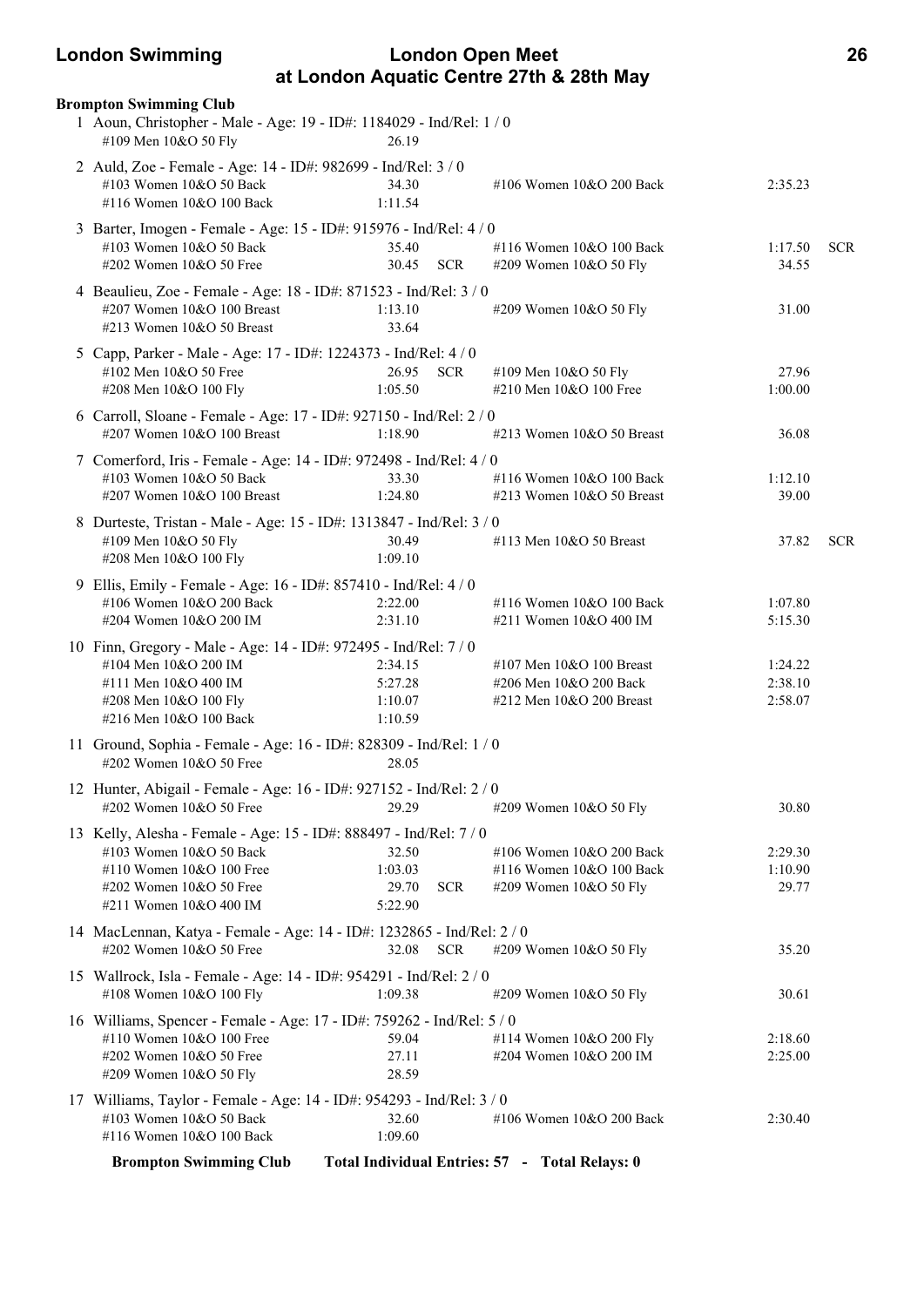**Brompton Swimming Club**

1 Aoun, Christopher - Male - Age: 19 - ID#: 1184029 - Ind/Rel: 1 / 0

| Event | Time | | Event | Time | |
|---|---|---|---|---|---|
| #109 Men 10&O 50 Fly | 26.19 | | | | |

2 Auld, Zoe - Female - Age: 14 - ID#: 982699 - Ind/Rel: 3 / 0

| Event | Time | | Event | Time | |
|---|---|---|---|---|---|
| #103 Women 10&O 50 Back | 34.30 | | #106 Women 10&O 200 Back | 2:35.23 | |
| #116 Women 10&O 100 Back | 1:11.54 | | | | |

3 Barter, Imogen - Female - Age: 15 - ID#: 915976 - Ind/Rel: 4 / 0

| Event | Time | | Event | Time | |
|---|---|---|---|---|---|
| #103 Women 10&O 50 Back | 35.40 | | #116 Women 10&O 100 Back | 1:17.50 | SCR |
| #202 Women 10&O 50 Free | 30.45 | SCR | #209 Women 10&O 50 Fly | 34.55 | |

4 Beaulieu, Zoe - Female - Age: 18 - ID#: 871523 - Ind/Rel: 3 / 0

| Event | Time | | Event | Time | |
|---|---|---|---|---|---|
| #207 Women 10&O 100 Breast | 1:13.10 | | #209 Women 10&O 50 Fly | 31.00 | |
| #213 Women 10&O 50 Breast | 33.64 | | | | |

5 Capp, Parker - Male - Age: 17 - ID#: 1224373 - Ind/Rel: 4 / 0

| Event | Time | | Event | Time | |
|---|---|---|---|---|---|
| #102 Men 10&O 50 Free | 26.95 | SCR | #109 Men 10&O 50 Fly | 27.96 | |
| #208 Men 10&O 100 Fly | 1:05.50 | | #210 Men 10&O 100 Free | 1:00.00 | |

6 Carroll, Sloane - Female - Age: 17 - ID#: 927150 - Ind/Rel: 2 / 0

| Event | Time | | Event | Time | |
|---|---|---|---|---|---|
| #207 Women 10&O 100 Breast | 1:18.90 | | #213 Women 10&O 50 Breast | 36.08 | |

7 Comerford, Iris - Female - Age: 14 - ID#: 972498 - Ind/Rel: 4 / 0

| Event | Time | | Event | Time | |
|---|---|---|---|---|---|
| #103 Women 10&O 50 Back | 33.30 | | #116 Women 10&O 100 Back | 1:12.10 | |
| #207 Women 10&O 100 Breast | 1:24.80 | | #213 Women 10&O 50 Breast | 39.00 | |

8 Durteste, Tristan - Male - Age: 15 - ID#: 1313847 - Ind/Rel: 3 / 0

| Event | Time | | Event | Time | |
|---|---|---|---|---|---|
| #109 Men 10&O 50 Fly | 30.49 | | #113 Men 10&O 50 Breast | 37.82 | SCR |
| #208 Men 10&O 100 Fly | 1:09.10 | | | | |

9 Ellis, Emily - Female - Age: 16 - ID#: 857410 - Ind/Rel: 4 / 0

| Event | Time | | Event | Time | |
|---|---|---|---|---|---|
| #106 Women 10&O 200 Back | 2:22.00 | | #116 Women 10&O 100 Back | 1:07.80 | |
| #204 Women 10&O 200 IM | 2:31.10 | | #211 Women 10&O 400 IM | 5:15.30 | |

10 Finn, Gregory - Male - Age: 14 - ID#: 972495 - Ind/Rel: 7 / 0

| Event | Time | | Event | Time | |
|---|---|---|---|---|---|
| #104 Men 10&O 200 IM | 2:34.15 | | #107 Men 10&O 100 Breast | 1:24.22 | |
| #111 Men 10&O 400 IM | 5:27.28 | | #206 Men 10&O 200 Back | 2:38.10 | |
| #208 Men 10&O 100 Fly | 1:10.07 | | #212 Men 10&O 200 Breast | 2:58.07 | |
| #216 Men 10&O 100 Back | 1:10.59 | | | | |

11 Ground, Sophia - Female - Age: 16 - ID#: 828309 - Ind/Rel: 1 / 0

| Event | Time | | Event | Time | |
|---|---|---|---|---|---|
| #202 Women 10&O 50 Free | 28.05 | | | | |

12 Hunter, Abigail - Female - Age: 16 - ID#: 927152 - Ind/Rel: 2 / 0

| Event | Time | | Event | Time | |
|---|---|---|---|---|---|
| #202 Women 10&O 50 Free | 29.29 | | #209 Women 10&O 50 Fly | 30.80 | |

13 Kelly, Alesha - Female - Age: 15 - ID#: 888497 - Ind/Rel: 7 / 0

| Event | Time | | Event | Time | |
|---|---|---|---|---|---|
| #103 Women 10&O 50 Back | 32.50 | | #106 Women 10&O 200 Back | 2:29.30 | |
| #110 Women 10&O 100 Free | 1:03.03 | | #116 Women 10&O 100 Back | 1:10.90 | |
| #202 Women 10&O 50 Free | 29.70 | SCR | #209 Women 10&O 50 Fly | 29.77 | |
| #211 Women 10&O 400 IM | 5:22.90 | | | | |

14 MacLennan, Katya - Female - Age: 14 - ID#: 1232865 - Ind/Rel: 2 / 0

| Event | Time | | Event | Time | |
|---|---|---|---|---|---|
| #202 Women 10&O 50 Free | 32.08 | SCR | #209 Women 10&O 50 Fly | 35.20 | |

15 Wallrock, Isla - Female - Age: 14 - ID#: 954291 - Ind/Rel: 2 / 0

| Event | Time | | Event | Time | |
|---|---|---|---|---|---|
| #108 Women 10&O 100 Fly | 1:09.38 | | #209 Women 10&O 50 Fly | 30.61 | |

16 Williams, Spencer - Female - Age: 17 - ID#: 759262 - Ind/Rel: 5 / 0

| Event | Time | | Event | Time | |
|---|---|---|---|---|---|
| #110 Women 10&O 100 Free | 59.04 | | #114 Women 10&O 200 Fly | 2:18.60 | |
| #202 Women 10&O 50 Free | 27.11 | | #204 Women 10&O 200 IM | 2:25.00 | |
| #209 Women 10&O 50 Fly | 28.59 | | | | |

17 Williams, Taylor - Female - Age: 14 - ID#: 954293 - Ind/Rel: 3 / 0

| Event | Time | | Event | Time | |
|---|---|---|---|---|---|
| #103 Women 10&O 50 Back | 32.60 | | #106 Women 10&O 200 Back | 2:30.40 | |
| #116 Women 10&O 100 Back | 1:09.60 | | | | |

**Brompton Swimming Club Total Individual Entries: 57 - Total Relays: 0**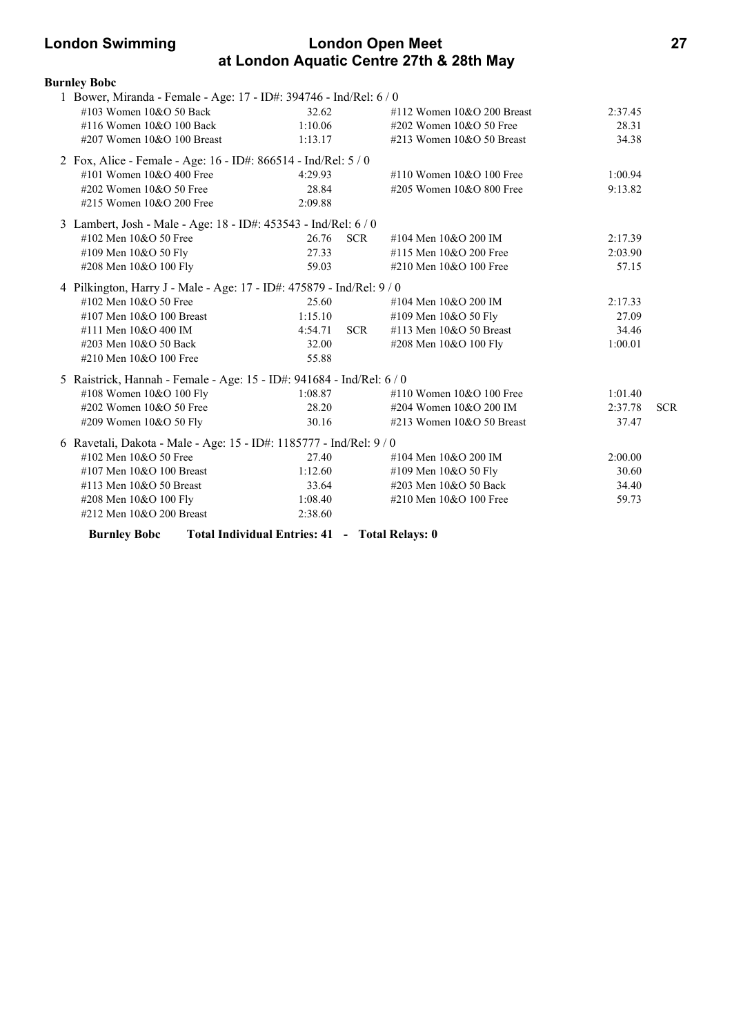**Burnley Bobc**

1 Bower, Miranda - Female - Age: 17 - ID#: 394746 - Ind/Rel: 6 / 0

| Event | Time | | Event | Time | |
|---|---|---|---|---|---|
| #103 Women 10&O 50 Back | 32.62 | | #112 Women 10&O 200 Breast | 2:37.45 | |
| #116 Women 10&O 100 Back | 1:10.06 | | #202 Women 10&O 50 Free | 28.31 | |
| #207 Women 10&O 100 Breast | 1:13.17 | | #213 Women 10&O 50 Breast | 34.38 | |

2 Fox, Alice - Female - Age: 16 - ID#: 866514 - Ind/Rel: 5 / 0

| Event | Time | | Event | Time | |
|---|---|---|---|---|---|
| #101 Women 10&O 400 Free | 4:29.93 | | #110 Women 10&O 100 Free | 1:00.94 | |
| #202 Women 10&O 50 Free | 28.84 | | #205 Women 10&O 800 Free | 9:13.82 | |
| #215 Women 10&O 200 Free | 2:09.88 | | | | |

3 Lambert, Josh - Male - Age: 18 - ID#: 453543 - Ind/Rel: 6 / 0

| Event | Time | | Event | Time | |
|---|---|---|---|---|---|
| #102 Men 10&O 50 Free | 26.76 | SCR | #104 Men 10&O 200 IM | 2:17.39 | |
| #109 Men 10&O 50 Fly | 27.33 | | #115 Men 10&O 200 Free | 2:03.90 | |
| #208 Men 10&O 100 Fly | 59.03 | | #210 Men 10&O 100 Free | 57.15 | |

4 Pilkington, Harry J - Male - Age: 17 - ID#: 475879 - Ind/Rel: 9 / 0

| Event | Time | | Event | Time | |
|---|---|---|---|---|---|
| #102 Men 10&O 50 Free | 25.60 | | #104 Men 10&O 200 IM | 2:17.33 | |
| #107 Men 10&O 100 Breast | 1:15.10 | | #109 Men 10&O 50 Fly | 27.09 | |
| #111 Men 10&O 400 IM | 4:54.71 | SCR | #113 Men 10&O 50 Breast | 34.46 | |
| #203 Men 10&O 50 Back | 32.00 | | #208 Men 10&O 100 Fly | 1:00.01 | |
| #210 Men 10&O 100 Free | 55.88 | | | | |

5 Raistrick, Hannah - Female - Age: 15 - ID#: 941684 - Ind/Rel: 6 / 0

| Event | Time | | Event | Time | |
|---|---|---|---|---|---|
| #108 Women 10&O 100 Fly | 1:08.87 | | #110 Women 10&O 100 Free | 1:01.40 | |
| #202 Women 10&O 50 Free | 28.20 | | #204 Women 10&O 200 IM | 2:37.78 | SCR |
| #209 Women 10&O 50 Fly | 30.16 | | #213 Women 10&O 50 Breast | 37.47 | |

6 Ravetali, Dakota - Male - Age: 15 - ID#: 1185777 - Ind/Rel: 9 / 0

| Event | Time | | Event | Time | |
|---|---|---|---|---|---|
| #102 Men 10&O 50 Free | 27.40 | | #104 Men 10&O 200 IM | 2:00.00 | |
| #107 Men 10&O 100 Breast | 1:12.60 | | #109 Men 10&O 50 Fly | 30.60 | |
| #113 Men 10&O 50 Breast | 33.64 | | #203 Men 10&O 50 Back | 34.40 | |
| #208 Men 10&O 100 Fly | 1:08.40 | | #210 Men 10&O 100 Free | 59.73 | |
| #212 Men 10&O 200 Breast | 2:38.60 | | | | |

**Burnley Bobc Total Individual Entries: 41 - Total Relays: 0**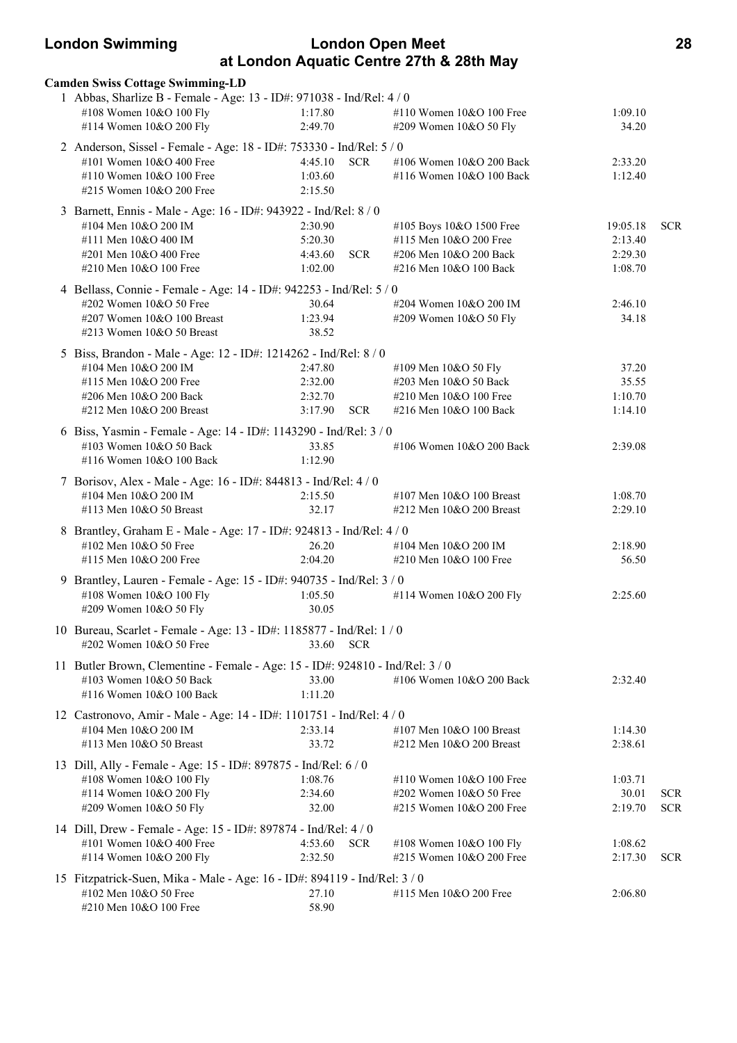**Camden Swiss Cottage Swimming-LD**

1 Abbas, Sharlize B - Female - Age: 13 - ID#: 971038 - Ind/Rel: 4 / 0

| Event | Time | | Event | Time | |
|---|---|---|---|---|---|
| #108 Women 10&O 100 Fly | 1:17.80 | | #110 Women 10&O 100 Free | 1:09.10 | |
| #114 Women 10&O 200 Fly | 2:49.70 | | #209 Women 10&O 50 Fly | 34.20 | |

2 Anderson, Sissel - Female - Age: 18 - ID#: 753330 - Ind/Rel: 5 / 0

| Event | Time | | Event | Time | |
|---|---|---|---|---|---|
| #101 Women 10&O 400 Free | 4:45.10 | SCR | #106 Women 10&O 200 Back | 2:33.20 | |
| #110 Women 10&O 100 Free | 1:03.60 | | #116 Women 10&O 100 Back | 1:12.40 | |
| #215 Women 10&O 200 Free | 2:15.50 | | | | |

3 Barnett, Ennis - Male - Age: 16 - ID#: 943922 - Ind/Rel: 8 / 0

| Event | Time | | Event | Time | |
|---|---|---|---|---|---|
| #104 Men 10&O 200 IM | 2:30.90 | | #105 Boys 10&O 1500 Free | 19:05.18 | SCR |
| #111 Men 10&O 400 IM | 5:20.30 | | #115 Men 10&O 200 Free | 2:13.40 | |
| #201 Men 10&O 400 Free | 4:43.60 | SCR | #206 Men 10&O 200 Back | 2:29.30 | |
| #210 Men 10&O 100 Free | 1:02.00 | | #216 Men 10&O 100 Back | 1:08.70 | |

4 Bellass, Connie - Female - Age: 14 - ID#: 942253 - Ind/Rel: 5 / 0

| Event | Time | | Event | Time | |
|---|---|---|---|---|---|
| #202 Women 10&O 50 Free | 30.64 | | #204 Women 10&O 200 IM | 2:46.10 | |
| #207 Women 10&O 100 Breast | 1:23.94 | | #209 Women 10&O 50 Fly | 34.18 | |
| #213 Women 10&O 50 Breast | 38.52 | | | | |

5 Biss, Brandon - Male - Age: 12 - ID#: 1214262 - Ind/Rel: 8 / 0

| Event | Time | | Event | Time | |
|---|---|---|---|---|---|
| #104 Men 10&O 200 IM | 2:47.80 | | #109 Men 10&O 50 Fly | 37.20 | |
| #115 Men 10&O 200 Free | 2:32.00 | | #203 Men 10&O 50 Back | 35.55 | |
| #206 Men 10&O 200 Back | 2:32.70 | | #210 Men 10&O 100 Free | 1:10.70 | |
| #212 Men 10&O 200 Breast | 3:17.90 | SCR | #216 Men 10&O 100 Back | 1:14.10 | |

6 Biss, Yasmin - Female - Age: 14 - ID#: 1143290 - Ind/Rel: 3 / 0

| Event | Time | | Event | Time | |
|---|---|---|---|---|---|
| #103 Women 10&O 50 Back | 33.85 | | #106 Women 10&O 200 Back | 2:39.08 | |
| #116 Women 10&O 100 Back | 1:12.90 | | | | |

7 Borisov, Alex - Male - Age: 16 - ID#: 844813 - Ind/Rel: 4 / 0

| Event | Time | | Event | Time | |
|---|---|---|---|---|---|
| #104 Men 10&O 200 IM | 2:15.50 | | #107 Men 10&O 100 Breast | 1:08.70 | |
| #113 Men 10&O 50 Breast | 32.17 | | #212 Men 10&O 200 Breast | 2:29.10 | |

8 Brantley, Graham E - Male - Age: 17 - ID#: 924813 - Ind/Rel: 4 / 0

| Event | Time | | Event | Time | |
|---|---|---|---|---|---|
| #102 Men 10&O 50 Free | 26.20 | | #104 Men 10&O 200 IM | 2:18.90 | |
| #115 Men 10&O 200 Free | 2:04.20 | | #210 Men 10&O 100 Free | 56.50 | |

9 Brantley, Lauren - Female - Age: 15 - ID#: 940735 - Ind/Rel: 3 / 0

| Event | Time | | Event | Time | |
|---|---|---|---|---|---|
| #108 Women 10&O 100 Fly | 1:05.50 | | #114 Women 10&O 200 Fly | 2:25.60 | |
| #209 Women 10&O 50 Fly | 30.05 | | | | |

10 Bureau, Scarlet - Female - Age: 13 - ID#: 1185877 - Ind/Rel: 1 / 0

| Event | Time | |
|---|---|---|
| #202 Women 10&O 50 Free | 33.60 | SCR |

11 Butler Brown, Clementine - Female - Age: 15 - ID#: 924810 - Ind/Rel: 3 / 0

| Event | Time | | Event | Time | |
|---|---|---|---|---|---|
| #103 Women 10&O 50 Back | 33.00 | | #106 Women 10&O 200 Back | 2:32.40 | |
| #116 Women 10&O 100 Back | 1:11.20 | | | | |

12 Castronovo, Amir - Male - Age: 14 - ID#: 1101751 - Ind/Rel: 4 / 0

| Event | Time | | Event | Time | |
|---|---|---|---|---|---|
| #104 Men 10&O 200 IM | 2:33.14 | | #107 Men 10&O 100 Breast | 1:14.30 | |
| #113 Men 10&O 50 Breast | 33.72 | | #212 Men 10&O 200 Breast | 2:38.61 | |

13 Dill, Ally - Female - Age: 15 - ID#: 897875 - Ind/Rel: 6 / 0

| Event | Time | | Event | Time | |
|---|---|---|---|---|---|
| #108 Women 10&O 100 Fly | 1:08.76 | | #110 Women 10&O 100 Free | 1:03.71 | |
| #114 Women 10&O 200 Fly | 2:34.60 | | #202 Women 10&O 50 Free | 30.01 | SCR |
| #209 Women 10&O 50 Fly | 32.00 | | #215 Women 10&O 200 Free | 2:19.70 | SCR |

14 Dill, Drew - Female - Age: 15 - ID#: 897874 - Ind/Rel: 4 / 0

| Event | Time | | Event | Time | |
|---|---|---|---|---|---|
| #101 Women 10&O 400 Free | 4:53.60 | SCR | #108 Women 10&O 100 Fly | 1:08.62 | |
| #114 Women 10&O 200 Fly | 2:32.50 | | #215 Women 10&O 200 Free | 2:17.30 | SCR |

15 Fitzpatrick-Suen, Mika - Male - Age: 16 - ID#: 894119 - Ind/Rel: 3 / 0

| Event | Time | | Event | Time | |
|---|---|---|---|---|---|
| #102 Men 10&O 50 Free | 27.10 | | #115 Men 10&O 200 Free | 2:06.80 | |
| #210 Men 10&O 100 Free | 58.90 | | | | |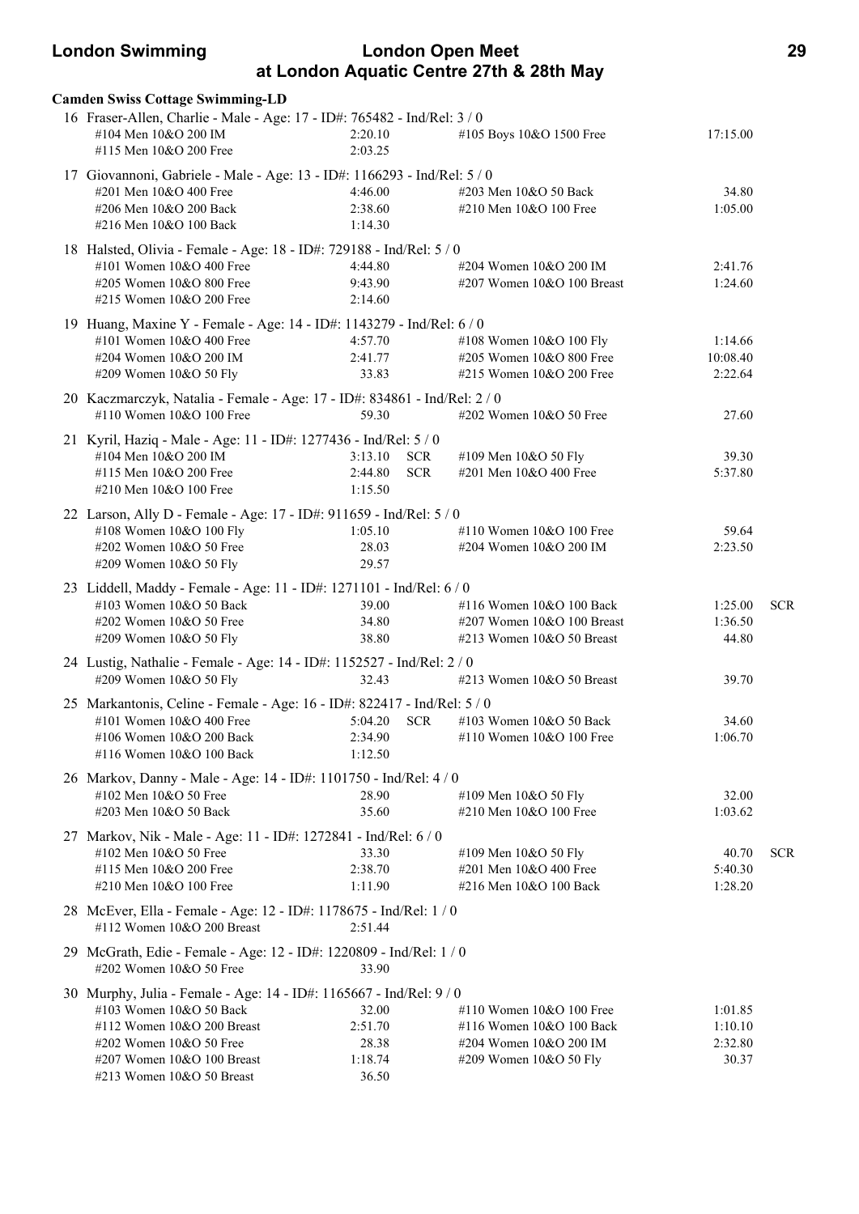**Camden Swiss Cottage Swimming-LD**

16 Fraser-Allen, Charlie - Male - Age: 17 - ID#: 765482 - Ind/Rel: 3 / 0

| | | | | |
|---|---|---|---|---|
| #104 Men 10&O 200 IM | 2:20.10 | | #105 Boys 10&O 1500 Free | 17:15.00 |
| #115 Men 10&O 200 Free | 2:03.25 | | | |

17 Giovannoni, Gabriele - Male - Age: 13 - ID#: 1166293 - Ind/Rel: 5 / 0

| | | | | |
|---|---|---|---|---|
| #201 Men 10&O 400 Free | 4:46.00 | | #203 Men 10&O 50 Back | 34.80 |
| #206 Men 10&O 200 Back | 2:38.60 | | #210 Men 10&O 100 Free | 1:05.00 |
| #216 Men 10&O 100 Back | 1:14.30 | | | |

18 Halsted, Olivia - Female - Age: 18 - ID#: 729188 - Ind/Rel: 5 / 0

| | | | | |
|---|---|---|---|---|
| #101 Women 10&O 400 Free | 4:44.80 | | #204 Women 10&O 200 IM | 2:41.76 |
| #205 Women 10&O 800 Free | 9:43.90 | | #207 Women 10&O 100 Breast | 1:24.60 |
| #215 Women 10&O 200 Free | 2:14.60 | | | |

19 Huang, Maxine Y - Female - Age: 14 - ID#: 1143279 - Ind/Rel: 6 / 0

| | | | | |
|---|---|---|---|---|
| #101 Women 10&O 400 Free | 4:57.70 | | #108 Women 10&O 100 Fly | 1:14.66 |
| #204 Women 10&O 200 IM | 2:41.77 | | #205 Women 10&O 800 Free | 10:08.40 |
| #209 Women 10&O 50 Fly | 33.83 | | #215 Women 10&O 200 Free | 2:22.64 |

20 Kaczmarczyk, Natalia - Female - Age: 17 - ID#: 834861 - Ind/Rel: 2 / 0

| | | | | |
|---|---|---|---|---|
| #110 Women 10&O 100 Free | 59.30 | | #202 Women 10&O 50 Free | 27.60 |

21 Kyril, Haziq - Male - Age: 11 - ID#: 1277436 - Ind/Rel: 5 / 0

| | | | | |
|---|---|---|---|---|
| #104 Men 10&O 200 IM | 3:13.10 | SCR | #109 Men 10&O 50 Fly | 39.30 |
| #115 Men 10&O 200 Free | 2:44.80 | SCR | #201 Men 10&O 400 Free | 5:37.80 |
| #210 Men 10&O 100 Free | 1:15.50 | | | |

22 Larson, Ally D - Female - Age: 17 - ID#: 911659 - Ind/Rel: 5 / 0

| | | | | |
|---|---|---|---|---|
| #108 Women 10&O 100 Fly | 1:05.10 | | #110 Women 10&O 100 Free | 59.64 |
| #202 Women 10&O 50 Free | 28.03 | | #204 Women 10&O 200 IM | 2:23.50 |
| #209 Women 10&O 50 Fly | 29.57 | | | |

23 Liddell, Maddy - Female - Age: 11 - ID#: 1271101 - Ind/Rel: 6 / 0

| | | | | | |
|---|---|---|---|---|---|
| #103 Women 10&O 50 Back | 39.00 | | #116 Women 10&O 100 Back | 1:25.00 | SCR |
| #202 Women 10&O 50 Free | 34.80 | | #207 Women 10&O 100 Breast | 1:36.50 | |
| #209 Women 10&O 50 Fly | 38.80 | | #213 Women 10&O 50 Breast | 44.80 | |

24 Lustig, Nathalie - Female - Age: 14 - ID#: 1152527 - Ind/Rel: 2 / 0

| | | | | |
|---|---|---|---|---|
| #209 Women 10&O 50 Fly | 32.43 | | #213 Women 10&O 50 Breast | 39.70 |

25 Markantonis, Celine - Female - Age: 16 - ID#: 822417 - Ind/Rel: 5 / 0

| | | | | |
|---|---|---|---|---|
| #101 Women 10&O 400 Free | 5:04.20 | SCR | #103 Women 10&O 50 Back | 34.60 |
| #106 Women 10&O 200 Back | 2:34.90 | | #110 Women 10&O 100 Free | 1:06.70 |
| #116 Women 10&O 100 Back | 1:12.50 | | | |

26 Markov, Danny - Male - Age: 14 - ID#: 1101750 - Ind/Rel: 4 / 0

| | | | | |
|---|---|---|---|---|
| #102 Men 10&O 50 Free | 28.90 | | #109 Men 10&O 50 Fly | 32.00 |
| #203 Men 10&O 50 Back | 35.60 | | #210 Men 10&O 100 Free | 1:03.62 |

27 Markov, Nik - Male - Age: 11 - ID#: 1272841 - Ind/Rel: 6 / 0

| | | | | | |
|---|---|---|---|---|---|
| #102 Men 10&O 50 Free | 33.30 | | #109 Men 10&O 50 Fly | 40.70 | SCR |
| #115 Men 10&O 200 Free | 2:38.70 | | #201 Men 10&O 400 Free | 5:40.30 | |
| #210 Men 10&O 100 Free | 1:11.90 | | #216 Men 10&O 100 Back | 1:28.20 | |

28 McEver, Ella - Female - Age: 12 - ID#: 1178675 - Ind/Rel: 1 / 0

| | |
|---|---|
| #112 Women 10&O 200 Breast | 2:51.44 |

29 McGrath, Edie - Female - Age: 12 - ID#: 1220809 - Ind/Rel: 1 / 0

| | |
|---|---|
| #202 Women 10&O 50 Free | 33.90 |

30 Murphy, Julia - Female - Age: 14 - ID#: 1165667 - Ind/Rel: 9 / 0

| | | | | |
|---|---|---|---|---|
| #103 Women 10&O 50 Back | 32.00 | | #110 Women 10&O 100 Free | 1:01.85 |
| #112 Women 10&O 200 Breast | 2:51.70 | | #116 Women 10&O 100 Back | 1:10.10 |
| #202 Women 10&O 50 Free | 28.38 | | #204 Women 10&O 200 IM | 2:32.80 |
| #207 Women 10&O 100 Breast | 1:18.74 | | #209 Women 10&O 50 Fly | 30.37 |
| #213 Women 10&O 50 Breast | 36.50 | | | |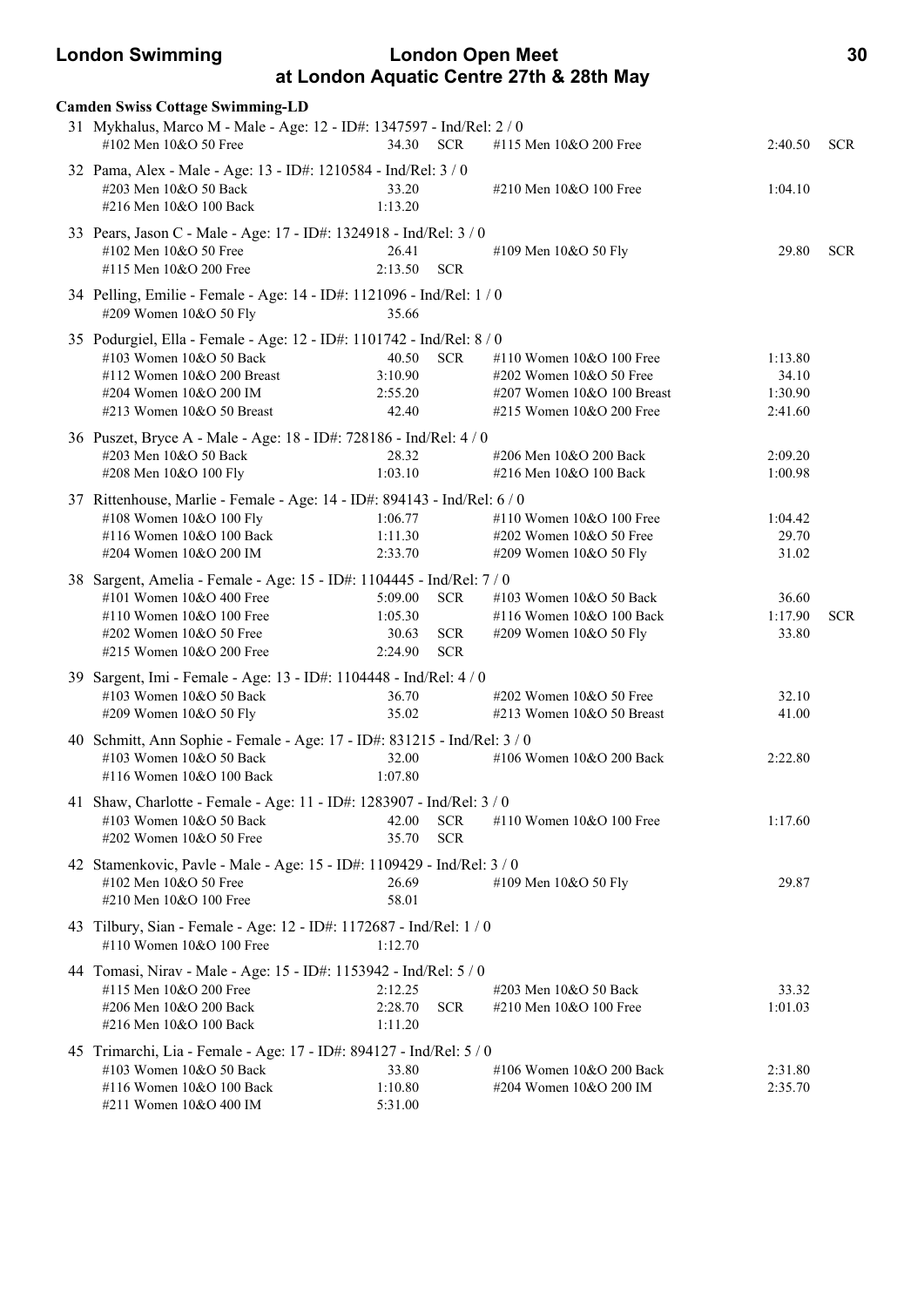**Camden Swiss Cottage Swimming-LD**

31 Mykhalus, Marco M - Male - Age: 12 - ID#: 1347597 - Ind/Rel: 2 / 0

| | | | | | |
|---|---|---|---|---|---|
| #102 Men 10&O 50 Free | 34.30 | SCR | #115 Men 10&O 200 Free | 2:40.50 | SCR |

32 Pama, Alex - Male - Age: 13 - ID#: 1210584 - Ind/Rel: 3 / 0

| | | | | | |
|---|---|---|---|---|---|
| #203 Men 10&O 50 Back | 33.20 | | #210 Men 10&O 100 Free | 1:04.10 | |
| #216 Men 10&O 100 Back | 1:13.20 | | | | |

33 Pears, Jason C - Male - Age: 17 - ID#: 1324918 - Ind/Rel: 3 / 0

| | | | | | |
|---|---|---|---|---|---|
| #102 Men 10&O 50 Free | 26.41 | | #109 Men 10&O 50 Fly | 29.80 | SCR |
| #115 Men 10&O 200 Free | 2:13.50 | SCR | | | |

34 Pelling, Emilie - Female - Age: 14 - ID#: 1121096 - Ind/Rel: 1 / 0

| | | | | | |
|---|---|---|---|---|---|
| #209 Women 10&O 50 Fly | 35.66 | | | | |

35 Podurgiel, Ella - Female - Age: 12 - ID#: 1101742 - Ind/Rel: 8 / 0

| | | | | | |
|---|---|---|---|---|---|
| #103 Women 10&O 50 Back | 40.50 | SCR | #110 Women 10&O 100 Free | 1:13.80 | |
| #112 Women 10&O 200 Breast | 3:10.90 | | #202 Women 10&O 50 Free | 34.10 | |
| #204 Women 10&O 200 IM | 2:55.20 | | #207 Women 10&O 100 Breast | 1:30.90 | |
| #213 Women 10&O 50 Breast | 42.40 | | #215 Women 10&O 200 Free | 2:41.60 | |

36 Puszet, Bryce A - Male - Age: 18 - ID#: 728186 - Ind/Rel: 4 / 0

| | | | | | |
|---|---|---|---|---|---|
| #203 Men 10&O 50 Back | 28.32 | | #206 Men 10&O 200 Back | 2:09.20 | |
| #208 Men 10&O 100 Fly | 1:03.10 | | #216 Men 10&O 100 Back | 1:00.98 | |

37 Rittenhouse, Marlie - Female - Age: 14 - ID#: 894143 - Ind/Rel: 6 / 0

| | | | | | |
|---|---|---|---|---|---|
| #108 Women 10&O 100 Fly | 1:06.77 | | #110 Women 10&O 100 Free | 1:04.42 | |
| #116 Women 10&O 100 Back | 1:11.30 | | #202 Women 10&O 50 Free | 29.70 | |
| #204 Women 10&O 200 IM | 2:33.70 | | #209 Women 10&O 50 Fly | 31.02 | |

38 Sargent, Amelia - Female - Age: 15 - ID#: 1104445 - Ind/Rel: 7 / 0

| | | | | | |
|---|---|---|---|---|---|
| #101 Women 10&O 400 Free | 5:09.00 | SCR | #103 Women 10&O 50 Back | 36.60 | |
| #110 Women 10&O 100 Free | 1:05.30 | | #116 Women 10&O 100 Back | 1:17.90 | SCR |
| #202 Women 10&O 50 Free | 30.63 | SCR | #209 Women 10&O 50 Fly | 33.80 | |
| #215 Women 10&O 200 Free | 2:24.90 | SCR | | | |

39 Sargent, Imi - Female - Age: 13 - ID#: 1104448 - Ind/Rel: 4 / 0

| | | | | | |
|---|---|---|---|---|---|
| #103 Women 10&O 50 Back | 36.70 | | #202 Women 10&O 50 Free | 32.10 | |
| #209 Women 10&O 50 Fly | 35.02 | | #213 Women 10&O 50 Breast | 41.00 | |

40 Schmitt, Ann Sophie - Female - Age: 17 - ID#: 831215 - Ind/Rel: 3 / 0

| | | | | | |
|---|---|---|---|---|---|
| #103 Women 10&O 50 Back | 32.00 | | #106 Women 10&O 200 Back | 2:22.80 | |
| #116 Women 10&O 100 Back | 1:07.80 | | | | |

41 Shaw, Charlotte - Female - Age: 11 - ID#: 1283907 - Ind/Rel: 3 / 0

| | | | | | |
|---|---|---|---|---|---|
| #103 Women 10&O 50 Back | 42.00 | SCR | #110 Women 10&O 100 Free | 1:17.60 | |
| #202 Women 10&O 50 Free | 35.70 | SCR | | | |

42 Stamenkovic, Pavle - Male - Age: 15 - ID#: 1109429 - Ind/Rel: 3 / 0

| | | | | | |
|---|---|---|---|---|---|
| #102 Men 10&O 50 Free | 26.69 | | #109 Men 10&O 50 Fly | 29.87 | |
| #210 Men 10&O 100 Free | 58.01 | | | | |

43 Tilbury, Sian - Female - Age: 12 - ID#: 1172687 - Ind/Rel: 1 / 0

| | | | | | |
|---|---|---|---|---|---|
| #110 Women 10&O 100 Free | 1:12.70 | | | | |

44 Tomasi, Nirav - Male - Age: 15 - ID#: 1153942 - Ind/Rel: 5 / 0

| | | | | | |
|---|---|---|---|---|---|
| #115 Men 10&O 200 Free | 2:12.25 | | #203 Men 10&O 50 Back | 33.32 | |
| #206 Men 10&O 200 Back | 2:28.70 | SCR | #210 Men 10&O 100 Free | 1:01.03 | |
| #216 Men 10&O 100 Back | 1:11.20 | | | | |

45 Trimarchi, Lia - Female - Age: 17 - ID#: 894127 - Ind/Rel: 5 / 0

| | | | | | |
|---|---|---|---|---|---|
| #103 Women 10&O 50 Back | 33.80 | | #106 Women 10&O 200 Back | 2:31.80 | |
| #116 Women 10&O 100 Back | 1:10.80 | | #204 Women 10&O 200 IM | 2:35.70 | |
| #211 Women 10&O 400 IM | 5:31.00 | | | | |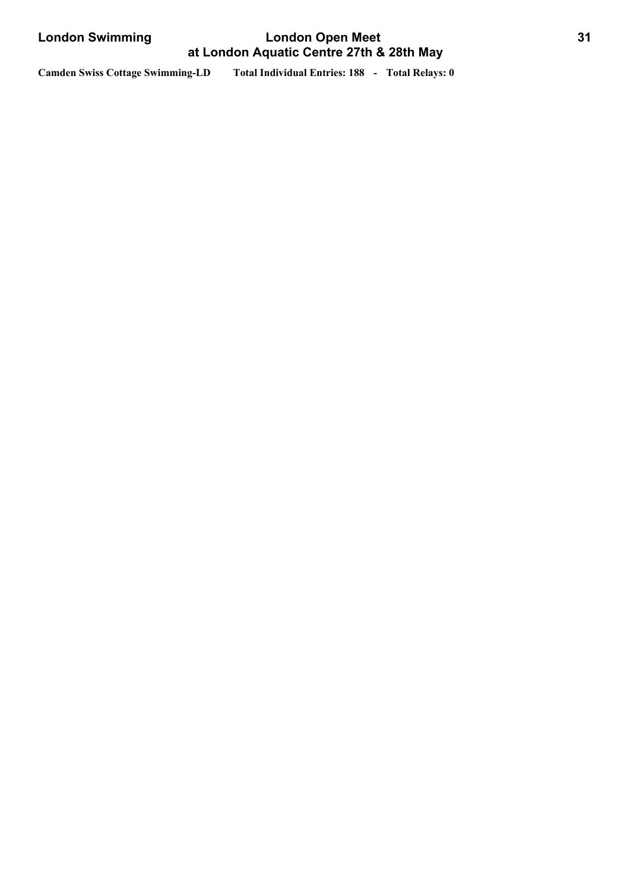**Camden Swiss Cottage Swimming-LD Total Individual Entries: 188 - Total Relays: 0**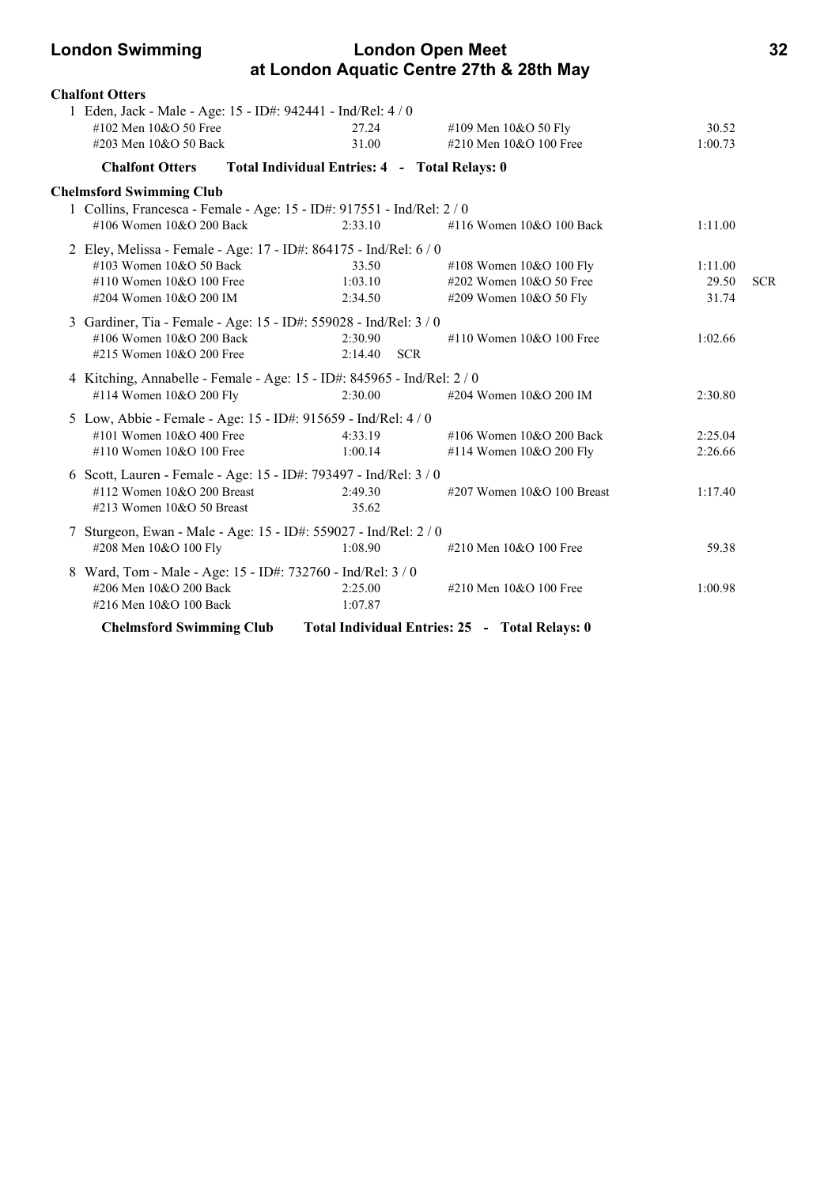**Chalfont Otters**

1 Eden, Jack - Male - Age: 15 - ID#: 942441 - Ind/Rel: 4 / 0

| | | | | |
|---|---|---|---|---|
| #102 Men 10&O 50 Free | 27.24 | #109 Men 10&O 50 Fly | 30.52 | |
| #203 Men 10&O 50 Back | 31.00 | #210 Men 10&O 100 Free | 1:00.73 | |

**Chalfont Otters Total Individual Entries: 4 - Total Relays: 0**

**Chelmsford Swimming Club**

1 Collins, Francesca - Female - Age: 15 - ID#: 917551 - Ind/Rel: 2 / 0

| | | | | |
|---|---|---|---|---|
| #106 Women 10&O 200 Back | 2:33.10 | #116 Women 10&O 100 Back | 1:11.00 | |

2 Eley, Melissa - Female - Age: 17 - ID#: 864175 - Ind/Rel: 6 / 0

| | | | | |
|---|---|---|---|---|
| #103 Women 10&O 50 Back | 33.50 | #108 Women 10&O 100 Fly | 1:11.00 | |
| #110 Women 10&O 100 Free | 1:03.10 | #202 Women 10&O 50 Free | 29.50 | SCR |
| #204 Women 10&O 200 IM | 2:34.50 | #209 Women 10&O 50 Fly | 31.74 | |

3 Gardiner, Tia - Female - Age: 15 - ID#: 559028 - Ind/Rel: 3 / 0

| | | | | |
|---|---|---|---|---|
| #106 Women 10&O 200 Back | 2:30.90 | #110 Women 10&O 100 Free | 1:02.66 | |
| #215 Women 10&O 200 Free | 2:14.40 SCR | | | |

4 Kitching, Annabelle - Female - Age: 15 - ID#: 845965 - Ind/Rel: 2 / 0

| | | | | |
|---|---|---|---|---|
| #114 Women 10&O 200 Fly | 2:30.00 | #204 Women 10&O 200 IM | 2:30.80 | |

5 Low, Abbie - Female - Age: 15 - ID#: 915659 - Ind/Rel: 4 / 0

| | | | | |
|---|---|---|---|---|
| #101 Women 10&O 400 Free | 4:33.19 | #106 Women 10&O 200 Back | 2:25.04 | |
| #110 Women 10&O 100 Free | 1:00.14 | #114 Women 10&O 200 Fly | 2:26.66 | |

6 Scott, Lauren - Female - Age: 15 - ID#: 793497 - Ind/Rel: 3 / 0

| | | | | |
|---|---|---|---|---|
| #112 Women 10&O 200 Breast | 2:49.30 | #207 Women 10&O 100 Breast | 1:17.40 | |
| #213 Women 10&O 50 Breast | 35.62 | | | |

7 Sturgeon, Ewan - Male - Age: 15 - ID#: 559027 - Ind/Rel: 2 / 0

| | | | | |
|---|---|---|---|---|
| #208 Men 10&O 100 Fly | 1:08.90 | #210 Men 10&O 100 Free | 59.38 | |

8 Ward, Tom - Male - Age: 15 - ID#: 732760 - Ind/Rel: 3 / 0

| | | | | |
|---|---|---|---|---|
| #206 Men 10&O 200 Back | 2:25.00 | #210 Men 10&O 100 Free | 1:00.98 | |
| #216 Men 10&O 100 Back | 1:07.87 | | | |

**Chelmsford Swimming Club Total Individual Entries: 25 - Total Relays: 0**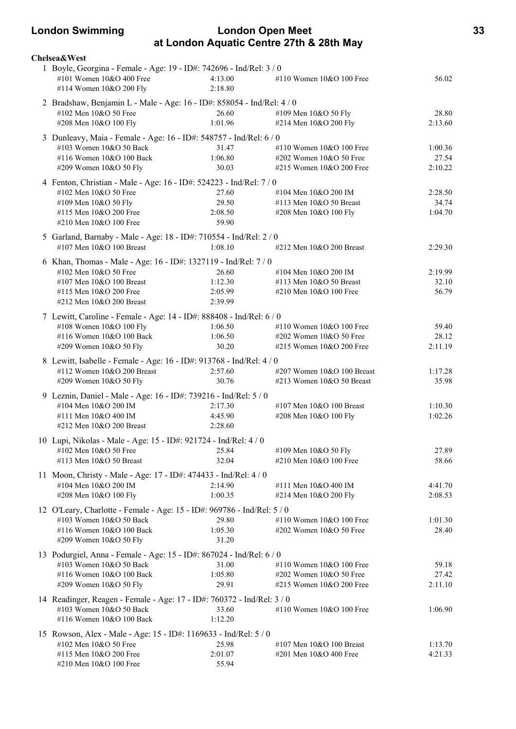**Chelsea&West**

1 Boyle, Georgina - Female - Age: 19 - ID#: 742696 - Ind/Rel: 3 / 0

| | | | |
|---|---|---|---|
| #101 Women 10&O 400 Free | 4:13.00 | #110 Women 10&O 100 Free | 56.02 |
| #114 Women 10&O 200 Fly | 2:18.80 | | |

2 Bradshaw, Benjamin L - Male - Age: 16 - ID#: 858054 - Ind/Rel: 4 / 0

| | | | |
|---|---|---|---|
| #102 Men 10&O 50 Free | 26.60 | #109 Men 10&O 50 Fly | 28.80 |
| #208 Men 10&O 100 Fly | 1:01.96 | #214 Men 10&O 200 Fly | 2:13.60 |

3 Dunleavy, Maia - Female - Age: 16 - ID#: 548757 - Ind/Rel: 6 / 0

| | | | |
|---|---|---|---|
| #103 Women 10&O 50 Back | 31.47 | #110 Women 10&O 100 Free | 1:00.36 |
| #116 Women 10&O 100 Back | 1:06.80 | #202 Women 10&O 50 Free | 27.54 |
| #209 Women 10&O 50 Fly | 30.03 | #215 Women 10&O 200 Free | 2:10.22 |

4 Fenton, Christian - Male - Age: 16 - ID#: 524223 - Ind/Rel: 7 / 0

| | | | |
|---|---|---|---|
| #102 Men 10&O 50 Free | 27.60 | #104 Men 10&O 200 IM | 2:28.50 |
| #109 Men 10&O 50 Fly | 29.50 | #113 Men 10&O 50 Breast | 34.74 |
| #115 Men 10&O 200 Free | 2:08.50 | #208 Men 10&O 100 Fly | 1:04.70 |
| #210 Men 10&O 100 Free | 59.90 | | |

5 Garland, Barnaby - Male - Age: 18 - ID#: 710554 - Ind/Rel: 2 / 0

| | | | |
|---|---|---|---|
| #107 Men 10&O 100 Breast | 1:08.10 | #212 Men 10&O 200 Breast | 2:29.30 |

6 Khan, Thomas - Male - Age: 16 - ID#: 1327119 - Ind/Rel: 7 / 0

| | | | |
|---|---|---|---|
| #102 Men 10&O 50 Free | 26.60 | #104 Men 10&O 200 IM | 2:19.99 |
| #107 Men 10&O 100 Breast | 1:12.30 | #113 Men 10&O 50 Breast | 32.10 |
| #115 Men 10&O 200 Free | 2:05.99 | #210 Men 10&O 100 Free | 56.79 |
| #212 Men 10&O 200 Breast | 2:39.99 | | |

7 Lewitt, Caroline - Female - Age: 14 - ID#: 888408 - Ind/Rel: 6 / 0

| | | | |
|---|---|---|---|
| #108 Women 10&O 100 Fly | 1:06.50 | #110 Women 10&O 100 Free | 59.40 |
| #116 Women 10&O 100 Back | 1:06.50 | #202 Women 10&O 50 Free | 28.12 |
| #209 Women 10&O 50 Fly | 30.20 | #215 Women 10&O 200 Free | 2:11.19 |

8 Lewitt, Isabelle - Female - Age: 16 - ID#: 913768 - Ind/Rel: 4 / 0

| | | | |
|---|---|---|---|
| #112 Women 10&O 200 Breast | 2:57.60 | #207 Women 10&O 100 Breast | 1:17.28 |
| #209 Women 10&O 50 Fly | 30.76 | #213 Women 10&O 50 Breast | 35.98 |

9 Leznin, Daniel - Male - Age: 16 - ID#: 739216 - Ind/Rel: 5 / 0

| | | | |
|---|---|---|---|
| #104 Men 10&O 200 IM | 2:17.30 | #107 Men 10&O 100 Breast | 1:10.30 |
| #111 Men 10&O 400 IM | 4:45.90 | #208 Men 10&O 100 Fly | 1:02.26 |
| #212 Men 10&O 200 Breast | 2:28.60 | | |

10 Lupi, Nikolas - Male - Age: 15 - ID#: 921724 - Ind/Rel: 4 / 0

| | | | |
|---|---|---|---|
| #102 Men 10&O 50 Free | 25.84 | #109 Men 10&O 50 Fly | 27.89 |
| #113 Men 10&O 50 Breast | 32.04 | #210 Men 10&O 100 Free | 58.66 |

11 Moon, Christy - Male - Age: 17 - ID#: 474433 - Ind/Rel: 4 / 0

| | | | |
|---|---|---|---|
| #104 Men 10&O 200 IM | 2:14.90 | #111 Men 10&O 400 IM | 4:41.70 |
| #208 Men 10&O 100 Fly | 1:00.35 | #214 Men 10&O 200 Fly | 2:08.53 |

12 O'Leary, Charlotte - Female - Age: 15 - ID#: 969786 - Ind/Rel: 5 / 0

| | | | |
|---|---|---|---|
| #103 Women 10&O 50 Back | 29.80 | #110 Women 10&O 100 Free | 1:01.30 |
| #116 Women 10&O 100 Back | 1:05.30 | #202 Women 10&O 50 Free | 28.40 |
| #209 Women 10&O 50 Fly | 31.20 | | |

13 Podurgiel, Anna - Female - Age: 15 - ID#: 867024 - Ind/Rel: 6 / 0

| | | | |
|---|---|---|---|
| #103 Women 10&O 50 Back | 31.00 | #110 Women 10&O 100 Free | 59.18 |
| #116 Women 10&O 100 Back | 1:05.80 | #202 Women 10&O 50 Free | 27.42 |
| #209 Women 10&O 50 Fly | 29.91 | #215 Women 10&O 200 Free | 2:11.10 |

14 Readinger, Reagen - Female - Age: 17 - ID#: 760372 - Ind/Rel: 3 / 0

| | | | |
|---|---|---|---|
| #103 Women 10&O 50 Back | 33.60 | #110 Women 10&O 100 Free | 1:06.90 |
| #116 Women 10&O 100 Back | 1:12.20 | | |

15 Rowson, Alex - Male - Age: 15 - ID#: 1169633 - Ind/Rel: 5 / 0

| | | | |
|---|---|---|---|
| #102 Men 10&O 50 Free | 25.98 | #107 Men 10&O 100 Breast | 1:13.70 |
| #115 Men 10&O 200 Free | 2:01.07 | #201 Men 10&O 400 Free | 4:21.33 |
| #210 Men 10&O 100 Free | 55.94 | | |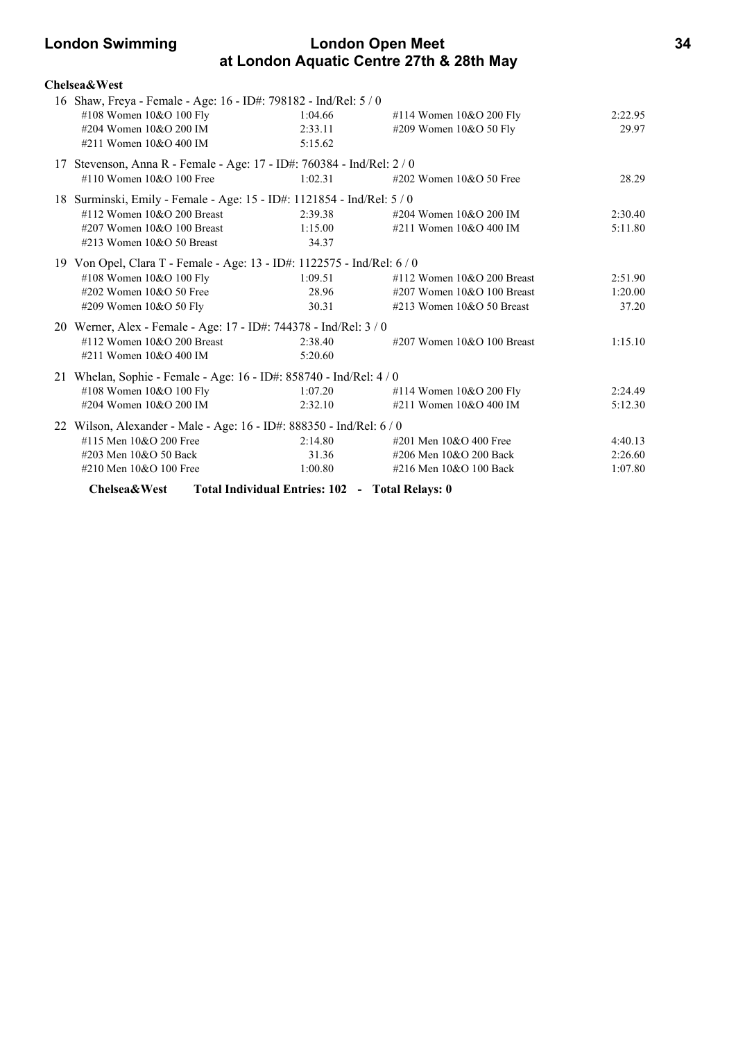**Chelsea&West**

16 Shaw, Freya - Female - Age: 16 - ID#: 798182 - Ind/Rel: 5 / 0

| | | | |
|---|---|---|---|
| #108 Women 10&O 100 Fly | 1:04.66 | #114 Women 10&O 200 Fly | 2:22.95 |
| #204 Women 10&O 200 IM | 2:33.11 | #209 Women 10&O 50 Fly | 29.97 |
| #211 Women 10&O 400 IM | 5:15.62 | | |

17 Stevenson, Anna R - Female - Age: 17 - ID#: 760384 - Ind/Rel: 2 / 0

| | | | |
|---|---|---|---|
| #110 Women 10&O 100 Free | 1:02.31 | #202 Women 10&O 50 Free | 28.29 |

18 Surminski, Emily - Female - Age: 15 - ID#: 1121854 - Ind/Rel: 5 / 0

| | | | |
|---|---|---|---|
| #112 Women 10&O 200 Breast | 2:39.38 | #204 Women 10&O 200 IM | 2:30.40 |
| #207 Women 10&O 100 Breast | 1:15.00 | #211 Women 10&O 400 IM | 5:11.80 |
| #213 Women 10&O 50 Breast | 34.37 | | |

19 Von Opel, Clara T - Female - Age: 13 - ID#: 1122575 - Ind/Rel: 6 / 0

| | | | |
|---|---|---|---|
| #108 Women 10&O 100 Fly | 1:09.51 | #112 Women 10&O 200 Breast | 2:51.90 |
| #202 Women 10&O 50 Free | 28.96 | #207 Women 10&O 100 Breast | 1:20.00 |
| #209 Women 10&O 50 Fly | 30.31 | #213 Women 10&O 50 Breast | 37.20 |

20 Werner, Alex - Female - Age: 17 - ID#: 744378 - Ind/Rel: 3 / 0

| | | | |
|---|---|---|---|
| #112 Women 10&O 200 Breast | 2:38.40 | #207 Women 10&O 100 Breast | 1:15.10 |
| #211 Women 10&O 400 IM | 5:20.60 | | |

21 Whelan, Sophie - Female - Age: 16 - ID#: 858740 - Ind/Rel: 4 / 0

| | | | |
|---|---|---|---|
| #108 Women 10&O 100 Fly | 1:07.20 | #114 Women 10&O 200 Fly | 2:24.49 |
| #204 Women 10&O 200 IM | 2:32.10 | #211 Women 10&O 400 IM | 5:12.30 |

22 Wilson, Alexander - Male - Age: 16 - ID#: 888350 - Ind/Rel: 6 / 0

| | | | |
|---|---|---|---|
| #115 Men 10&O 200 Free | 2:14.80 | #201 Men 10&O 400 Free | 4:40.13 |
| #203 Men 10&O 50 Back | 31.36 | #206 Men 10&O 200 Back | 2:26.60 |
| #210 Men 10&O 100 Free | 1:00.80 | #216 Men 10&O 100 Back | 1:07.80 |

**Chelsea&West Total Individual Entries: 102 - Total Relays: 0**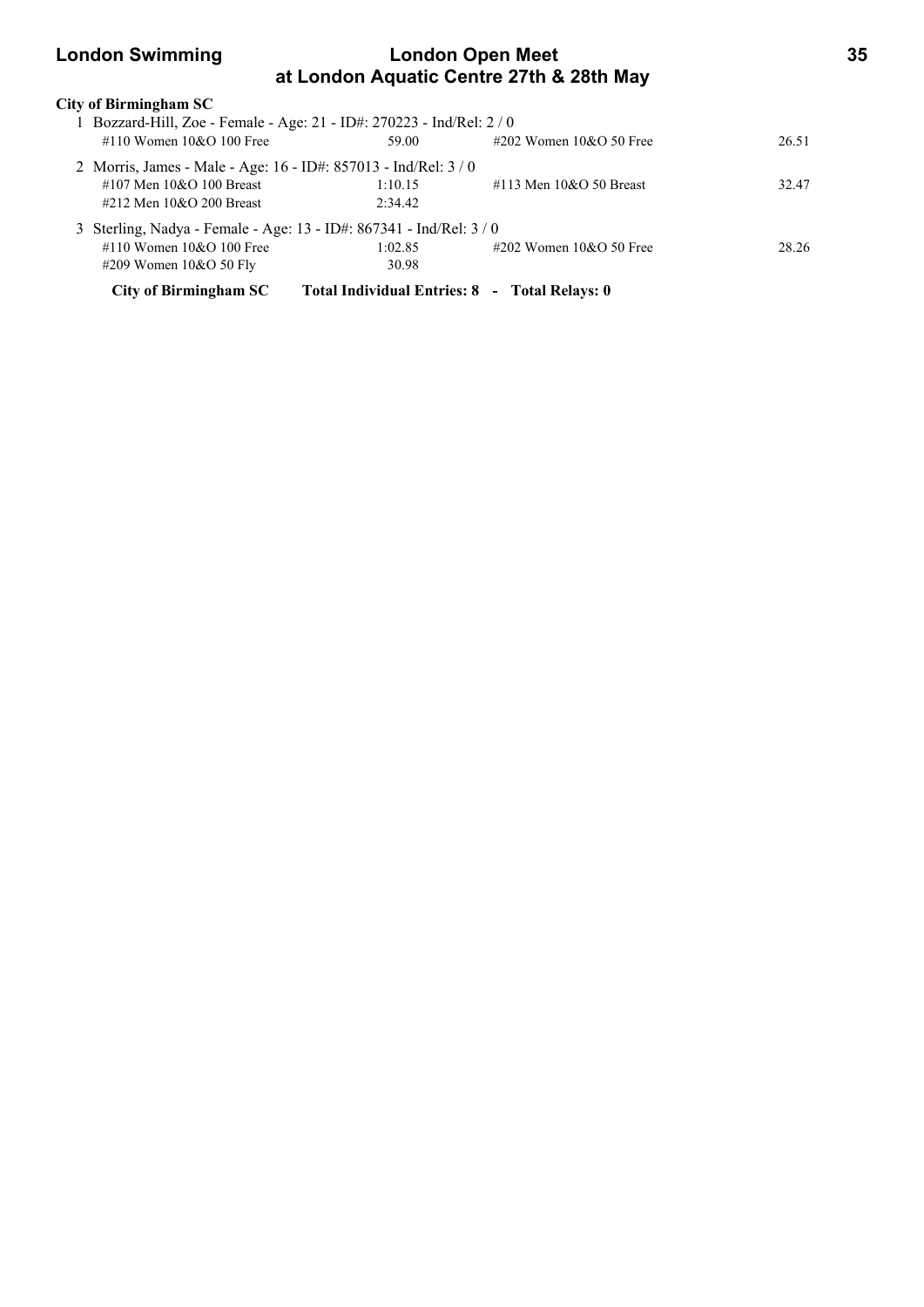**City of Birmingham SC**

1 Bozzard-Hill, Zoe - Female - Age: 21 - ID#: 270223 - Ind/Rel: 2 / 0

| Event | Time | Event | Time |
|---|---|---|---|
| #110 Women 10&O 100 Free | 59.00 | #202 Women 10&O 50 Free | 26.51 |

2 Morris, James - Male - Age: 16 - ID#: 857013 - Ind/Rel: 3 / 0

| Event | Time | Event | Time |
|---|---|---|---|
| #107 Men 10&O 100 Breast | 1:10.15 | #113 Men 10&O 50 Breast | 32.47 |
| #212 Men 10&O 200 Breast | 2:34.42 | | |

3 Sterling, Nadya - Female - Age: 13 - ID#: 867341 - Ind/Rel: 3 / 0

| Event | Time | Event | Time |
|---|---|---|---|
| #110 Women 10&O 100 Free | 1:02.85 | #202 Women 10&O 50 Free | 28.26 |
| #209 Women 10&O 50 Fly | 30.98 | | |

**City of Birmingham SC    Total Individual Entries: 8 - Total Relays: 0**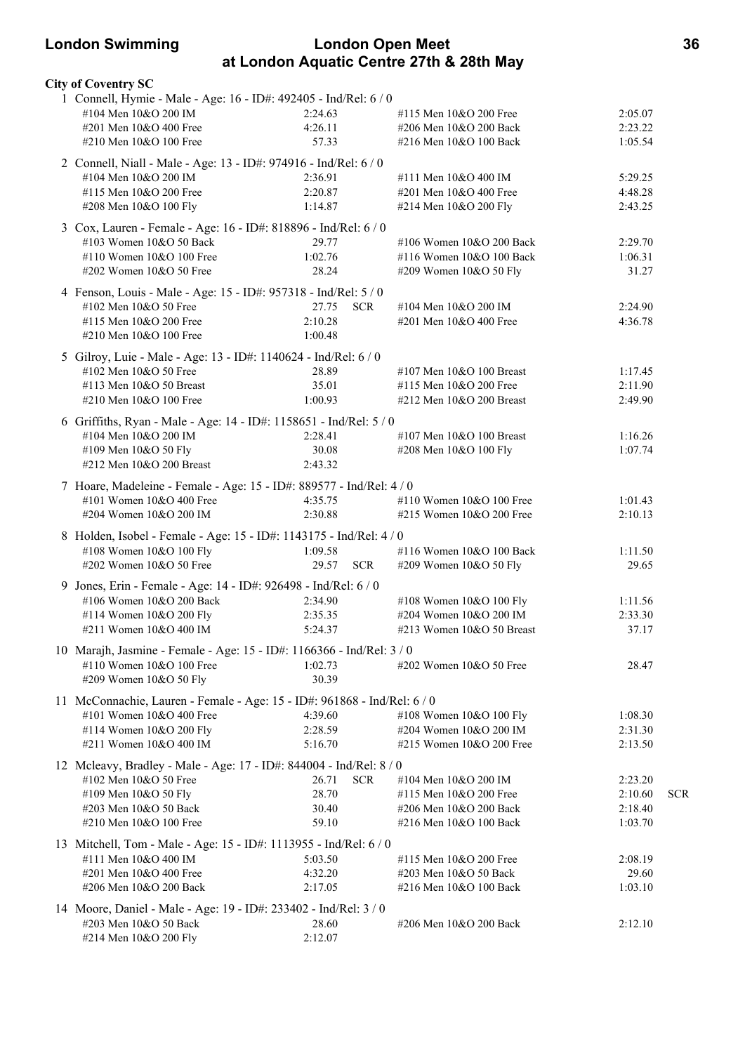## City of Coventry SC

1 Connell, Hymie - Male - Age: 16 - ID#: 492405 - Ind/Rel: 6 / 0

| | | | |
|---|---|---|---|
| #104 Men 10&O 200 IM | 2:24.63 | #115 Men 10&O 200 Free | 2:05.07 |
| #201 Men 10&O 400 Free | 4:26.11 | #206 Men 10&O 200 Back | 2:23.22 |
| #210 Men 10&O 100 Free | 57.33 | #216 Men 10&O 100 Back | 1:05.54 |

2 Connell, Niall - Male - Age: 13 - ID#: 974916 - Ind/Rel: 6 / 0

| | | | |
|---|---|---|---|
| #104 Men 10&O 200 IM | 2:36.91 | #111 Men 10&O 400 IM | 5:29.25 |
| #115 Men 10&O 200 Free | 2:20.87 | #201 Men 10&O 400 Free | 4:48.28 |
| #208 Men 10&O 100 Fly | 1:14.87 | #214 Men 10&O 200 Fly | 2:43.25 |

3 Cox, Lauren - Female - Age: 16 - ID#: 818896 - Ind/Rel: 6 / 0

| | | | |
|---|---|---|---|
| #103 Women 10&O 50 Back | 29.77 | #106 Women 10&O 200 Back | 2:29.70 |
| #110 Women 10&O 100 Free | 1:02.76 | #116 Women 10&O 100 Back | 1:06.31 |
| #202 Women 10&O 50 Free | 28.24 | #209 Women 10&O 50 Fly | 31.27 |

4 Fenson, Louis - Male - Age: 15 - ID#: 957318 - Ind/Rel: 5 / 0

| | | | |
|---|---|---|---|
| #102 Men 10&O 50 Free | 27.75 SCR | #104 Men 10&O 200 IM | 2:24.90 |
| #115 Men 10&O 200 Free | 2:10.28 | #201 Men 10&O 400 Free | 4:36.78 |
| #210 Men 10&O 100 Free | 1:00.48 | | |

5 Gilroy, Luie - Male - Age: 13 - ID#: 1140624 - Ind/Rel: 6 / 0

| | | | |
|---|---|---|---|
| #102 Men 10&O 50 Free | 28.89 | #107 Men 10&O 100 Breast | 1:17.45 |
| #113 Men 10&O 50 Breast | 35.01 | #115 Men 10&O 200 Free | 2:11.90 |
| #210 Men 10&O 100 Free | 1:00.93 | #212 Men 10&O 200 Breast | 2:49.90 |

6 Griffiths, Ryan - Male - Age: 14 - ID#: 1158651 - Ind/Rel: 5 / 0

| | | | |
|---|---|---|---|
| #104 Men 10&O 200 IM | 2:28.41 | #107 Men 10&O 100 Breast | 1:16.26 |
| #109 Men 10&O 50 Fly | 30.08 | #208 Men 10&O 100 Fly | 1:07.74 |
| #212 Men 10&O 200 Breast | 2:43.32 | | |

7 Hoare, Madeleine - Female - Age: 15 - ID#: 889577 - Ind/Rel: 4 / 0

| | | | |
|---|---|---|---|
| #101 Women 10&O 400 Free | 4:35.75 | #110 Women 10&O 100 Free | 1:01.43 |
| #204 Women 10&O 200 IM | 2:30.88 | #215 Women 10&O 200 Free | 2:10.13 |

8 Holden, Isobel - Female - Age: 15 - ID#: 1143175 - Ind/Rel: 4 / 0

| | | | |
|---|---|---|---|
| #108 Women 10&O 100 Fly | 1:09.58 | #116 Women 10&O 100 Back | 1:11.50 |
| #202 Women 10&O 50 Free | 29.57 SCR | #209 Women 10&O 50 Fly | 29.65 |

9 Jones, Erin - Female - Age: 14 - ID#: 926498 - Ind/Rel: 6 / 0

| | | | |
|---|---|---|---|
| #106 Women 10&O 200 Back | 2:34.90 | #108 Women 10&O 100 Fly | 1:11.56 |
| #114 Women 10&O 200 Fly | 2:35.35 | #204 Women 10&O 200 IM | 2:33.30 |
| #211 Women 10&O 400 IM | 5:24.37 | #213 Women 10&O 50 Breast | 37.17 |

10 Marajh, Jasmine - Female - Age: 15 - ID#: 1166366 - Ind/Rel: 3 / 0

| | | | |
|---|---|---|---|
| #110 Women 10&O 100 Free | 1:02.73 | #202 Women 10&O 50 Free | 28.47 |
| #209 Women 10&O 50 Fly | 30.39 | | |

11 McConnachie, Lauren - Female - Age: 15 - ID#: 961868 - Ind/Rel: 6 / 0

| | | | |
|---|---|---|---|
| #101 Women 10&O 400 Free | 4:39.60 | #108 Women 10&O 100 Fly | 1:08.30 |
| #114 Women 10&O 200 Fly | 2:28.59 | #204 Women 10&O 200 IM | 2:31.30 |
| #211 Women 10&O 400 IM | 5:16.70 | #215 Women 10&O 200 Free | 2:13.50 |

12 Mcleavy, Bradley - Male - Age: 17 - ID#: 844004 - Ind/Rel: 8 / 0

| | | | |
|---|---|---|---|
| #102 Men 10&O 50 Free | 26.71 SCR | #104 Men 10&O 200 IM | 2:23.20 |
| #109 Men 10&O 50 Fly | 28.70 | #115 Men 10&O 200 Free | 2:10.60 SCR |
| #203 Men 10&O 50 Back | 30.40 | #206 Men 10&O 200 Back | 2:18.40 |
| #210 Men 10&O 100 Free | 59.10 | #216 Men 10&O 100 Back | 1:03.70 |

13 Mitchell, Tom - Male - Age: 15 - ID#: 1113955 - Ind/Rel: 6 / 0

| | | | |
|---|---|---|---|
| #111 Men 10&O 400 IM | 5:03.50 | #115 Men 10&O 200 Free | 2:08.19 |
| #201 Men 10&O 400 Free | 4:32.20 | #203 Men 10&O 50 Back | 29.60 |
| #206 Men 10&O 200 Back | 2:17.05 | #216 Men 10&O 100 Back | 1:03.10 |

14 Moore, Daniel - Male - Age: 19 - ID#: 233402 - Ind/Rel: 3 / 0

| | | | |
|---|---|---|---|
| #203 Men 10&O 50 Back | 28.60 | #206 Men 10&O 200 Back | 2:12.10 |
| #214 Men 10&O 200 Fly | 2:12.07 | | |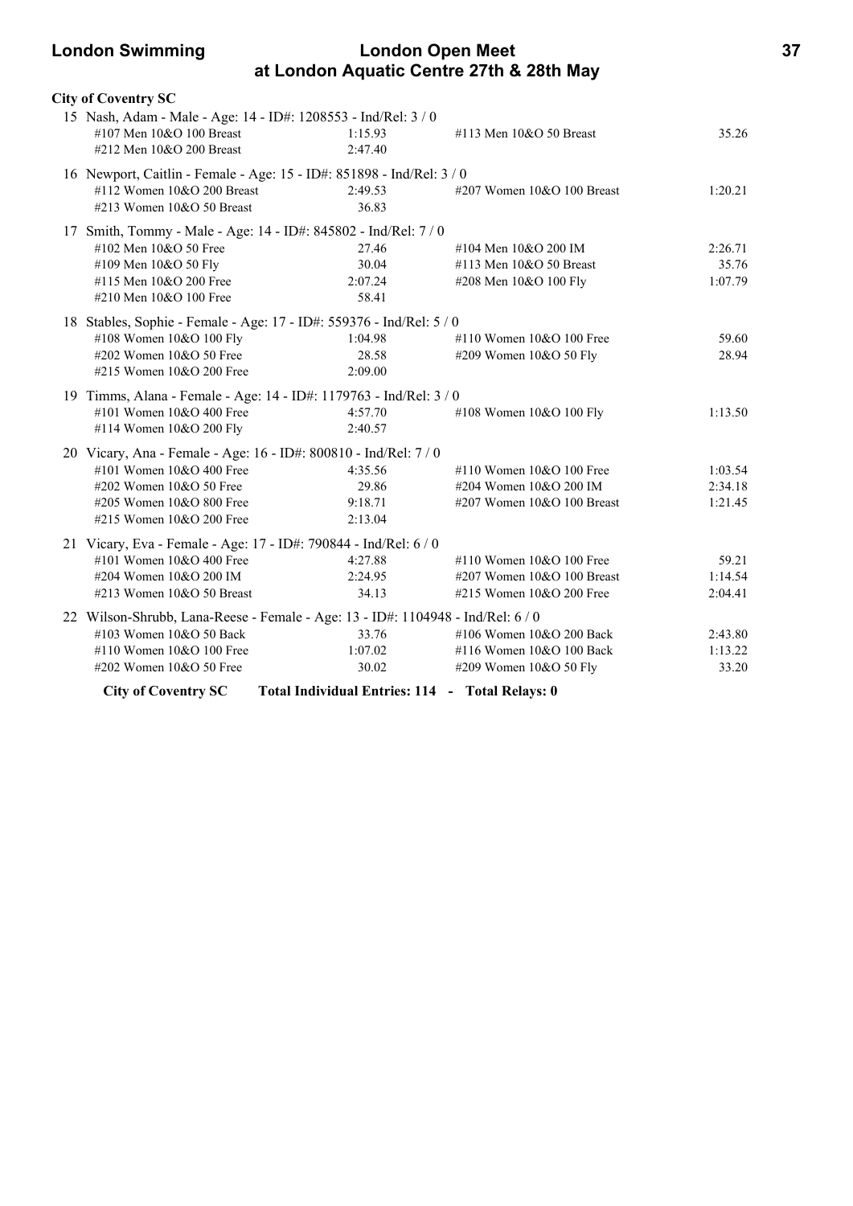**City of Coventry SC**

15 Nash, Adam - Male - Age: 14 - ID#: 1208553 - Ind/Rel: 3 / 0

| | | | |
|---|---|---|---|
| #107 Men 10&O 100 Breast | 1:15.93 | #113 Men 10&O 50 Breast | 35.26 |
| #212 Men 10&O 200 Breast | 2:47.40 | | |

16 Newport, Caitlin - Female - Age: 15 - ID#: 851898 - Ind/Rel: 3 / 0

| | | | |
|---|---|---|---|
| #112 Women 10&O 200 Breast | 2:49.53 | #207 Women 10&O 100 Breast | 1:20.21 |
| #213 Women 10&O 50 Breast | 36.83 | | |

17 Smith, Tommy - Male - Age: 14 - ID#: 845802 - Ind/Rel: 7 / 0

| | | | |
|---|---|---|---|
| #102 Men 10&O 50 Free | 27.46 | #104 Men 10&O 200 IM | 2:26.71 |
| #109 Men 10&O 50 Fly | 30.04 | #113 Men 10&O 50 Breast | 35.76 |
| #115 Men 10&O 200 Free | 2:07.24 | #208 Men 10&O 100 Fly | 1:07.79 |
| #210 Men 10&O 100 Free | 58.41 | | |

18 Stables, Sophie - Female - Age: 17 - ID#: 559376 - Ind/Rel: 5 / 0

| | | | |
|---|---|---|---|
| #108 Women 10&O 100 Fly | 1:04.98 | #110 Women 10&O 100 Free | 59.60 |
| #202 Women 10&O 50 Free | 28.58 | #209 Women 10&O 50 Fly | 28.94 |
| #215 Women 10&O 200 Free | 2:09.00 | | |

19 Timms, Alana - Female - Age: 14 - ID#: 1179763 - Ind/Rel: 3 / 0

| | | | |
|---|---|---|---|
| #101 Women 10&O 400 Free | 4:57.70 | #108 Women 10&O 100 Fly | 1:13.50 |
| #114 Women 10&O 200 Fly | 2:40.57 | | |

20 Vicary, Ana - Female - Age: 16 - ID#: 800810 - Ind/Rel: 7 / 0

| | | | |
|---|---|---|---|
| #101 Women 10&O 400 Free | 4:35.56 | #110 Women 10&O 100 Free | 1:03.54 |
| #202 Women 10&O 50 Free | 29.86 | #204 Women 10&O 200 IM | 2:34.18 |
| #205 Women 10&O 800 Free | 9:18.71 | #207 Women 10&O 100 Breast | 1:21.45 |
| #215 Women 10&O 200 Free | 2:13.04 | | |

21 Vicary, Eva - Female - Age: 17 - ID#: 790844 - Ind/Rel: 6 / 0

| | | | |
|---|---|---|---|
| #101 Women 10&O 400 Free | 4:27.88 | #110 Women 10&O 100 Free | 59.21 |
| #204 Women 10&O 200 IM | 2:24.95 | #207 Women 10&O 100 Breast | 1:14.54 |
| #213 Women 10&O 50 Breast | 34.13 | #215 Women 10&O 200 Free | 2:04.41 |

22 Wilson-Shrubb, Lana-Reese - Female - Age: 13 - ID#: 1104948 - Ind/Rel: 6 / 0

| | | | |
|---|---|---|---|
| #103 Women 10&O 50 Back | 33.76 | #106 Women 10&O 200 Back | 2:43.80 |
| #110 Women 10&O 100 Free | 1:07.02 | #116 Women 10&O 100 Back | 1:13.22 |
| #202 Women 10&O 50 Free | 30.02 | #209 Women 10&O 50 Fly | 33.20 |

**City of Coventry SC    Total Individual Entries: 114 - Total Relays: 0**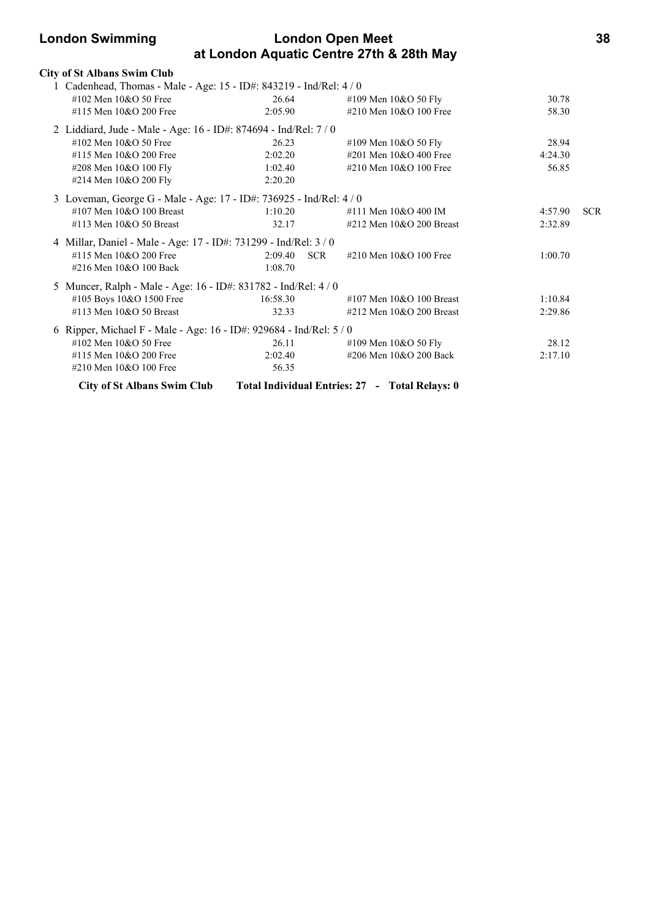## City of St Albans Swim Club

1 Cadenhead, Thomas - Male - Age: 15 - ID#: 843219 - Ind/Rel: 4 / 0

| Event | Time | | Event | Time | |
|---|---|---|---|---|---|
| #102 Men 10&O 50 Free | 26.64 | | #109 Men 10&O 50 Fly | 30.78 | |
| #115 Men 10&O 200 Free | 2:05.90 | | #210 Men 10&O 100 Free | 58.30 | |

2 Liddiard, Jude - Male - Age: 16 - ID#: 874694 - Ind/Rel: 7 / 0

| Event | Time | | Event | Time | |
|---|---|---|---|---|---|
| #102 Men 10&O 50 Free | 26.23 | | #109 Men 10&O 50 Fly | 28.94 | |
| #115 Men 10&O 200 Free | 2:02.20 | | #201 Men 10&O 400 Free | 4:24.30 | |
| #208 Men 10&O 100 Fly | 1:02.40 | | #210 Men 10&O 100 Free | 56.85 | |
| #214 Men 10&O 200 Fly | 2:20.20 | | | | |

3 Loveman, George G - Male - Age: 17 - ID#: 736925 - Ind/Rel: 4 / 0

| Event | Time | | Event | Time | |
|---|---|---|---|---|---|
| #107 Men 10&O 100 Breast | 1:10.20 | | #111 Men 10&O 400 IM | 4:57.90 | SCR |
| #113 Men 10&O 50 Breast | 32.17 | | #212 Men 10&O 200 Breast | 2:32.89 | |

4 Millar, Daniel - Male - Age: 17 - ID#: 731299 - Ind/Rel: 3 / 0

| Event | Time | | Event | Time | |
|---|---|---|---|---|---|
| #115 Men 10&O 200 Free | 2:09.40 | SCR | #210 Men 10&O 100 Free | 1:00.70 | |
| #216 Men 10&O 100 Back | 1:08.70 | | | | |

5 Muncer, Ralph - Male - Age: 16 - ID#: 831782 - Ind/Rel: 4 / 0

| Event | Time | | Event | Time | |
|---|---|---|---|---|---|
| #105 Boys 10&O 1500 Free | 16:58.30 | | #107 Men 10&O 100 Breast | 1:10.84 | |
| #113 Men 10&O 50 Breast | 32.33 | | #212 Men 10&O 200 Breast | 2:29.86 | |

6 Ripper, Michael F - Male - Age: 16 - ID#: 929684 - Ind/Rel: 5 / 0

| Event | Time | | Event | Time | |
|---|---|---|---|---|---|
| #102 Men 10&O 50 Free | 26.11 | | #109 Men 10&O 50 Fly | 28.12 | |
| #115 Men 10&O 200 Free | 2:02.40 | | #206 Men 10&O 200 Back | 2:17.10 | |
| #210 Men 10&O 100 Free | 56.35 | | | | |

**City of St Albans Swim Club — Total Individual Entries: 27 - Total Relays: 0**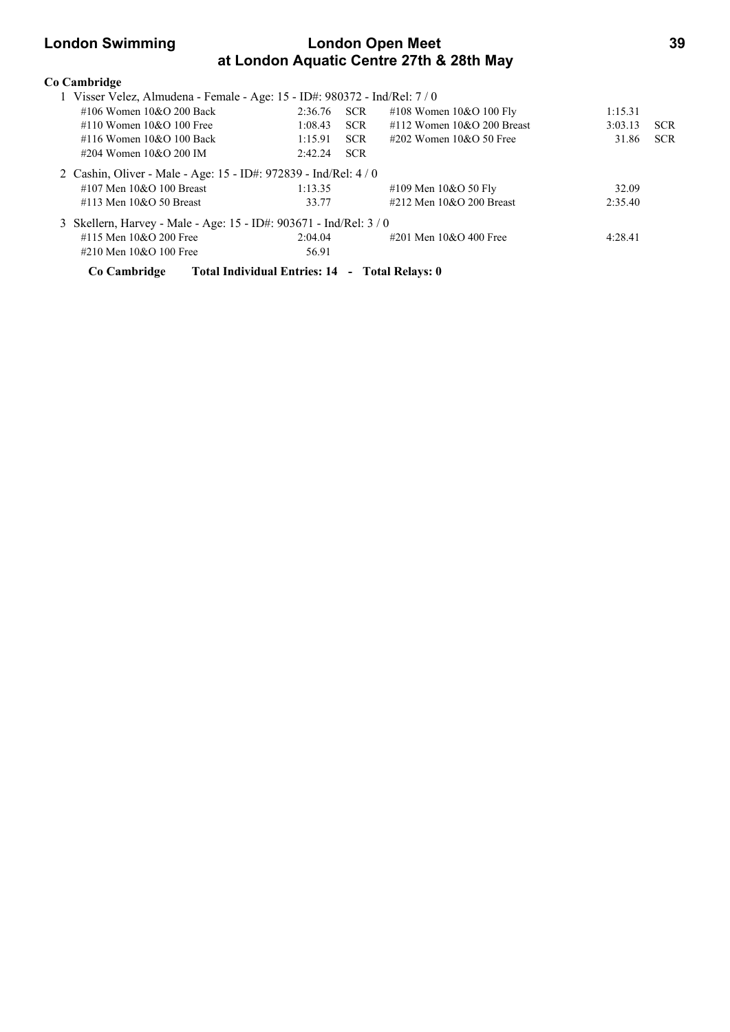**Co Cambridge**

1 Visser Velez, Almudena - Female - Age: 15 - ID#: 980372 - Ind/Rel: 7 / 0

| Event | Time | | Event | Time | |
|---|---|---|---|---|---|
| #106 Women 10&O 200 Back | 2:36.76 | SCR | #108 Women 10&O 100 Fly | 1:15.31 | |
| #110 Women 10&O 100 Free | 1:08.43 | SCR | #112 Women 10&O 200 Breast | 3:03.13 | SCR |
| #116 Women 10&O 100 Back | 1:15.91 | SCR | #202 Women 10&O 50 Free | 31.86 | SCR |
| #204 Women 10&O 200 IM | 2:42.24 | SCR | | | |

2 Cashin, Oliver - Male - Age: 15 - ID#: 972839 - Ind/Rel: 4 / 0

| Event | Time | | Event | Time | |
|---|---|---|---|---|---|
| #107 Men 10&O 100 Breast | 1:13.35 | | #109 Men 10&O 50 Fly | 32.09 | |
| #113 Men 10&O 50 Breast | 33.77 | | #212 Men 10&O 200 Breast | 2:35.40 | |

3 Skellern, Harvey - Male - Age: 15 - ID#: 903671 - Ind/Rel: 3 / 0

| Event | Time | | Event | Time | |
|---|---|---|---|---|---|
| #115 Men 10&O 200 Free | 2:04.04 | | #201 Men 10&O 400 Free | 4:28.41 | |
| #210 Men 10&O 100 Free | 56.91 | | | | |

**Co Cambridge Total Individual Entries: 14 - Total Relays: 0**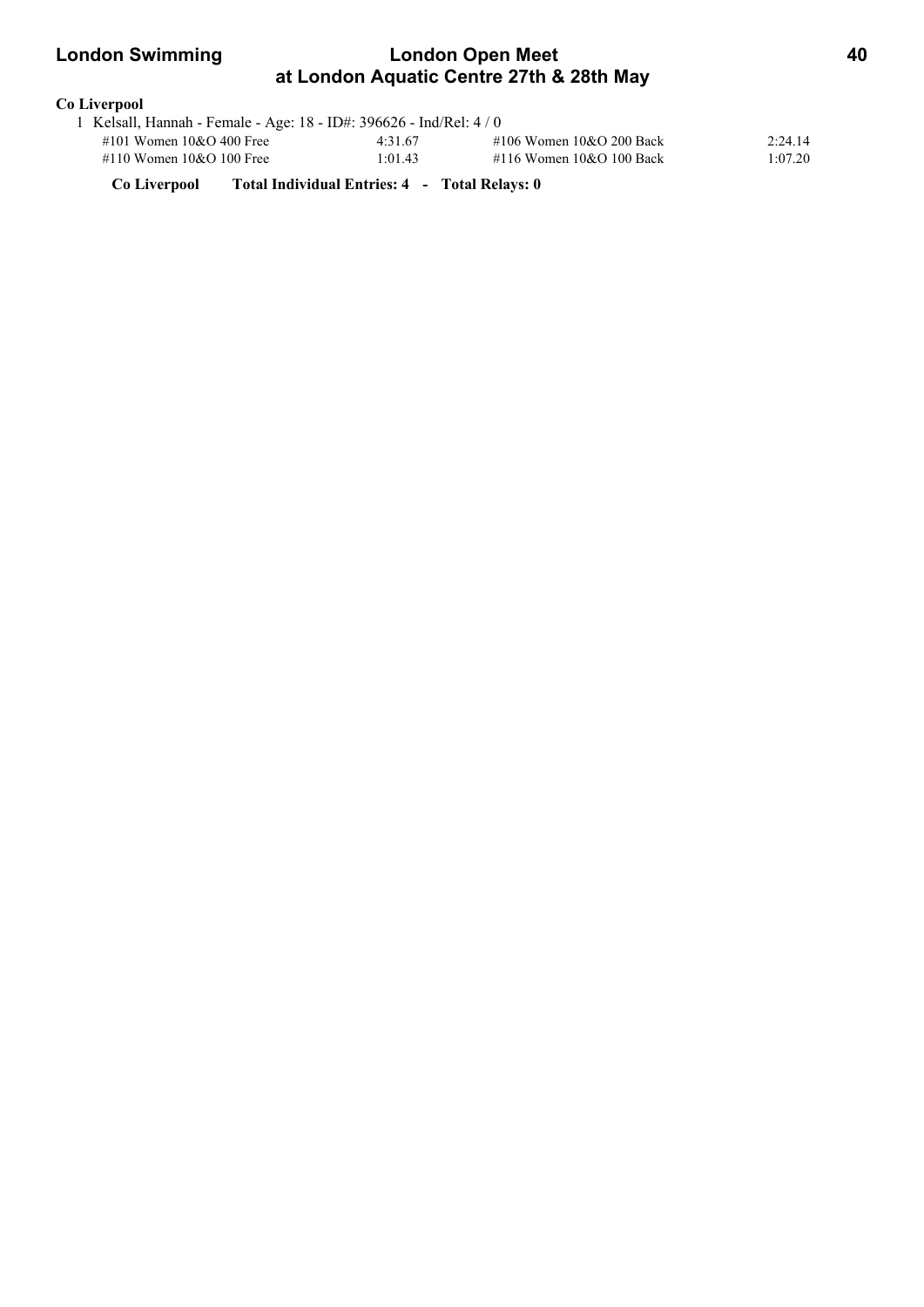**Co Liverpool**

1 Kelsall, Hannah - Female - Age: 18 - ID#: 396626 - Ind/Rel: 4 / 0

| Event | Time | Event | Time |
|---|---|---|---|
| #101 Women 10&O 400 Free | 4:31.67 | #106 Women 10&O 200 Back | 2:24.14 |
| #110 Women 10&O 100 Free | 1:01.43 | #116 Women 10&O 100 Back | 1:07.20 |

**Co Liverpool Total Individual Entries: 4 - Total Relays: 0**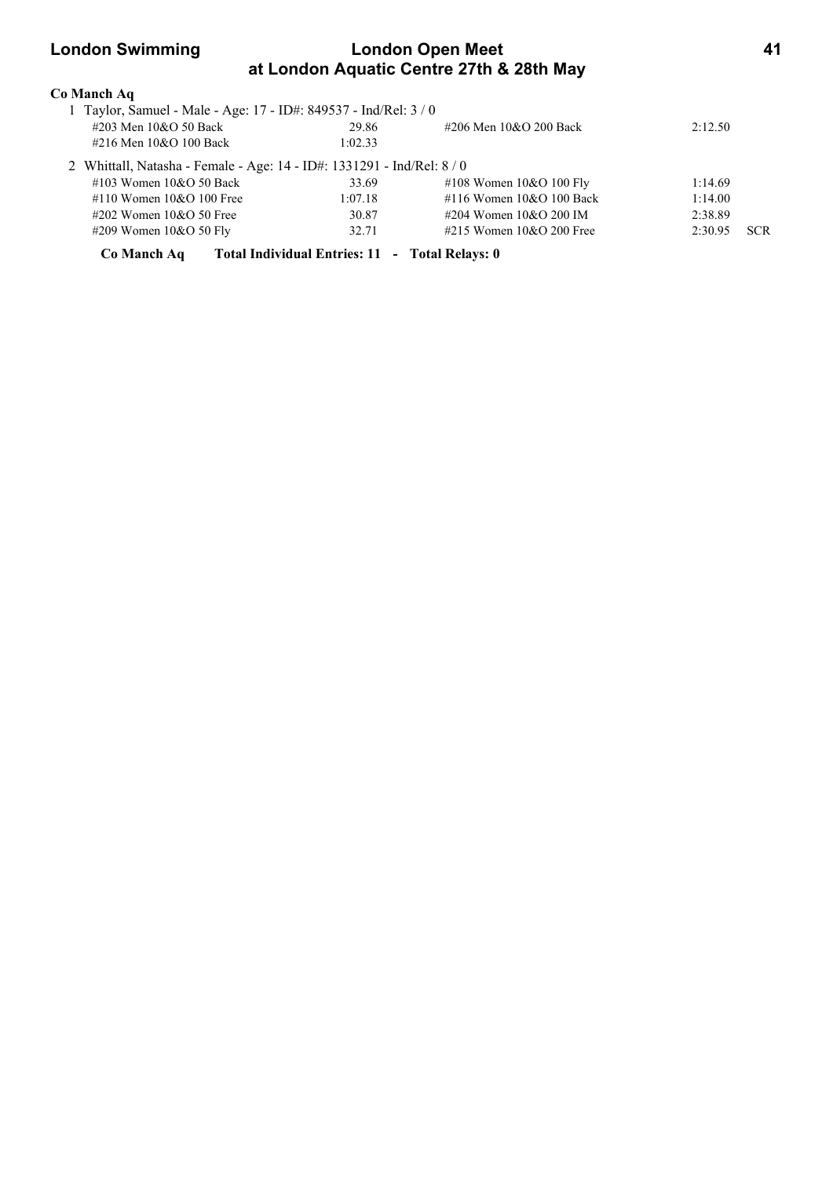**Co Manch Aq**

1 Taylor, Samuel - Male - Age: 17 - ID#: 849537 - Ind/Rel: 3 / 0

| | | | | |
|---|---|---|---|---|
| #203 Men 10&O 50 Back | 29.86 | #206 Men 10&O 200 Back | 2:12.50 | |
| #216 Men 10&O 100 Back | 1:02.33 | | | |

2 Whittall, Natasha - Female - Age: 14 - ID#: 1331291 - Ind/Rel: 8 / 0

| | | | | |
|---|---|---|---|---|
| #103 Women 10&O 50 Back | 33.69 | #108 Women 10&O 100 Fly | 1:14.69 | |
| #110 Women 10&O 100 Free | 1:07.18 | #116 Women 10&O 100 Back | 1:14.00 | |
| #202 Women 10&O 50 Free | 30.87 | #204 Women 10&O 200 IM | 2:38.89 | |
| #209 Women 10&O 50 Fly | 32.71 | #215 Women 10&O 200 Free | 2:30.95 | SCR |

**Co Manch Aq Total Individual Entries: 11 - Total Relays: 0**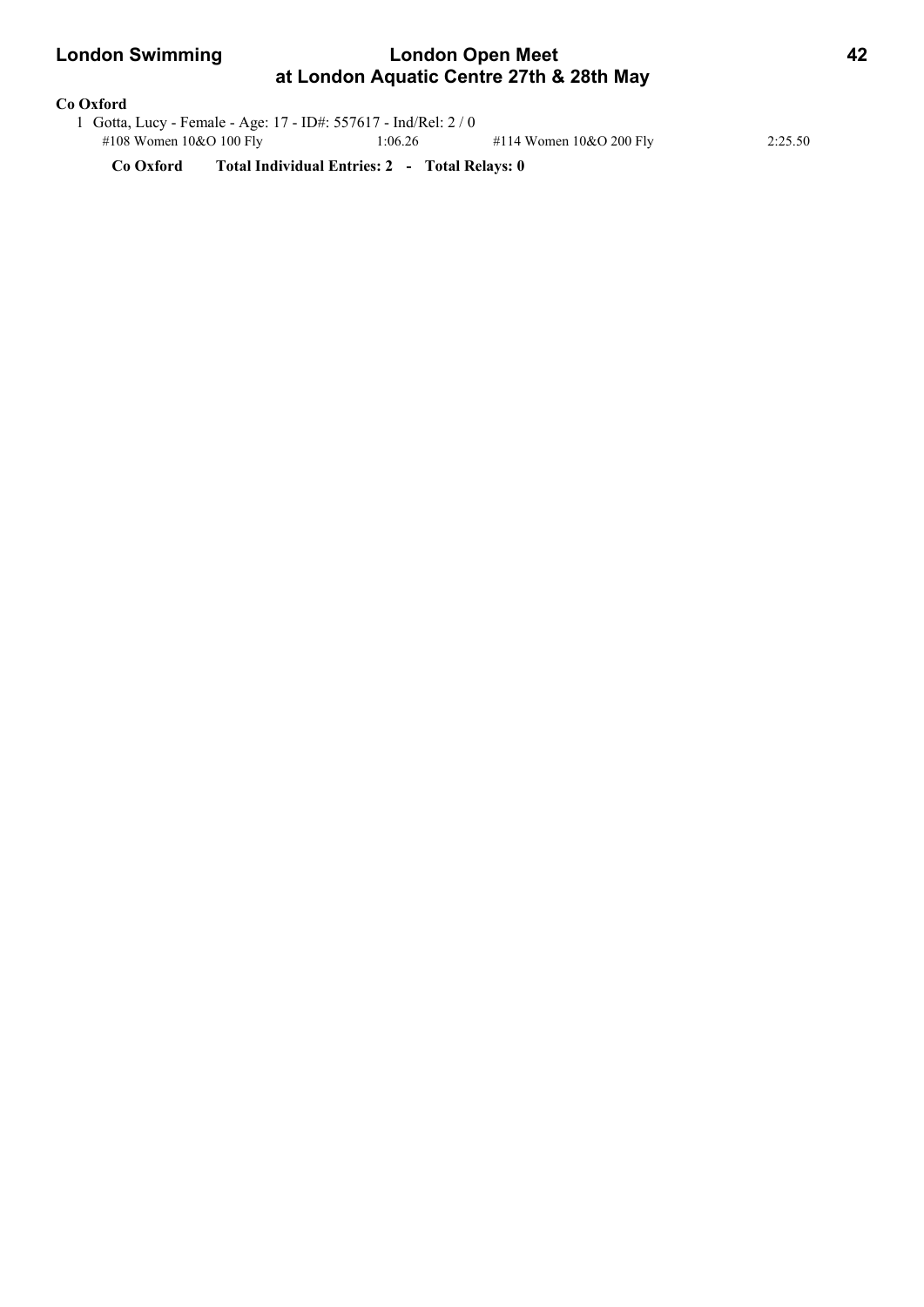**Co Oxford**

1 Gotta, Lucy - Female - Age: 17 - ID#: 557617 - Ind/Rel: 2 / 0

| | | | |
|---|---|---|---|
| #108 Women 10&O 100 Fly | 1:06.26 | #114 Women 10&O 200 Fly | 2:25.50 |

**Co Oxford Total Individual Entries: 2 - Total Relays: 0**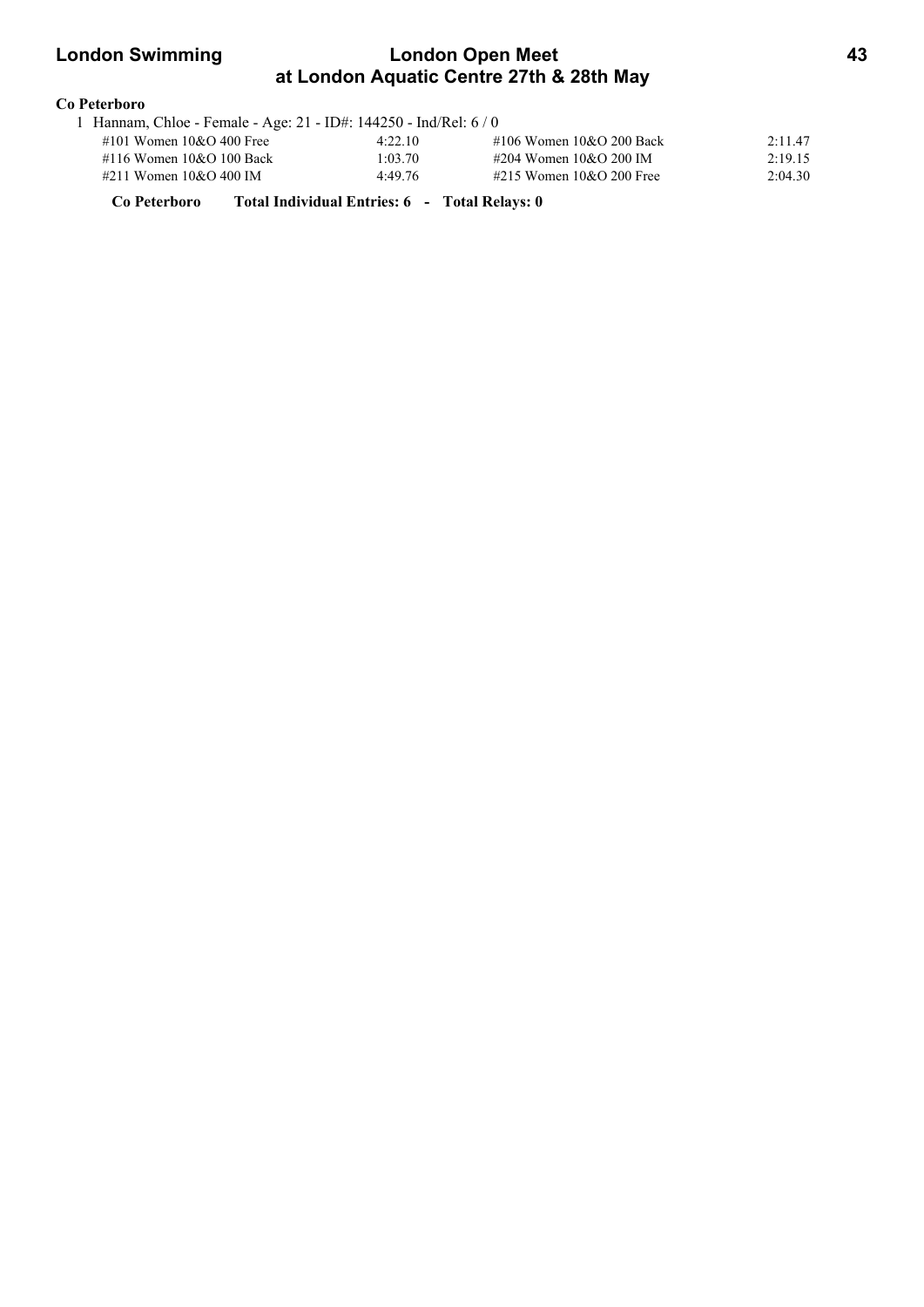**Co Peterboro**

1 Hannam, Chloe - Female - Age: 21 - ID#: 144250 - Ind/Rel: 6 / 0

| Event | Time | Event | Time |
|---|---|---|---|
| #101 Women 10&O 400 Free | 4:22.10 | #106 Women 10&O 200 Back | 2:11.47 |
| #116 Women 10&O 100 Back | 1:03.70 | #204 Women 10&O 200 IM | 2:19.15 |
| #211 Women 10&O 400 IM | 4:49.76 | #215 Women 10&O 200 Free | 2:04.30 |

**Co Peterboro Total Individual Entries: 6 - Total Relays: 0**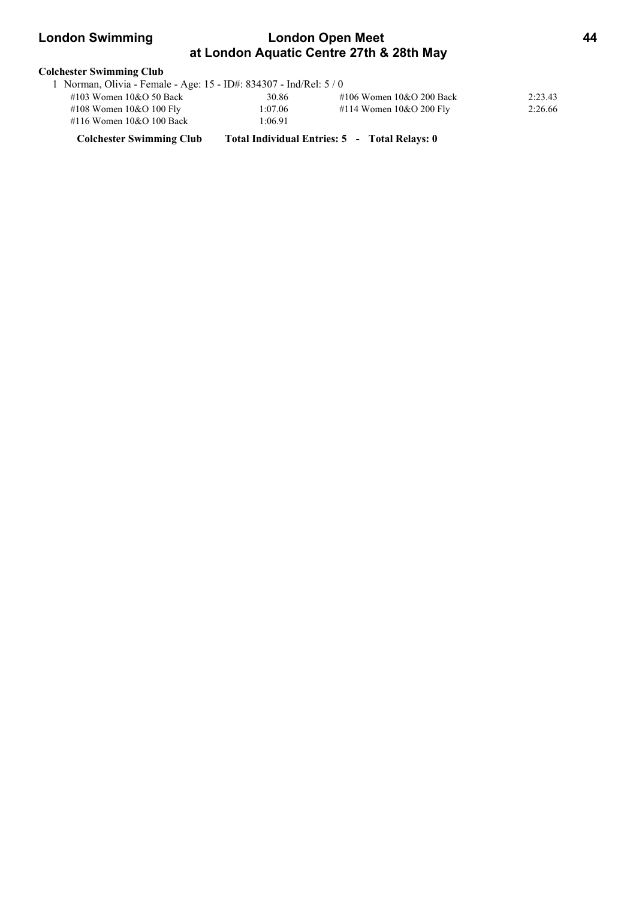**Colchester Swimming Club**

1 Norman, Olivia - Female - Age: 15 - ID#: 834307 - Ind/Rel: 5 / 0

| Event | Time | Event | Time |
|---|---|---|---|
| #103 Women 10&O 50 Back | 30.86 | #106 Women 10&O 200 Back | 2:23.43 |
| #108 Women 10&O 100 Fly | 1:07.06 | #114 Women 10&O 200 Fly | 2:26.66 |
| #116 Women 10&O 100 Back | 1:06.91 | | |

**Colchester Swimming Club Total Individual Entries: 5 - Total Relays: 0**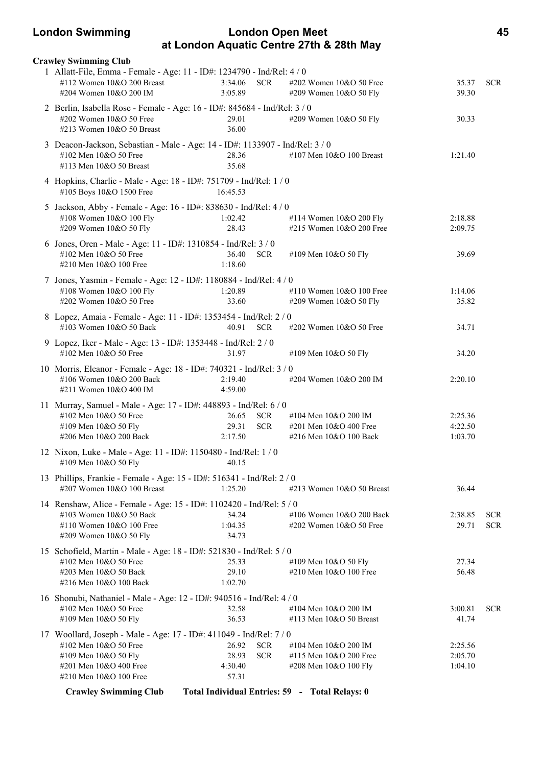**Crawley Swimming Club**

1 Allatt-File, Emma - Female - Age: 11 - ID#: 1234790 - Ind/Rel: 4 / 0

| Event | Time | | Event | Time | |
|---|---|---|---|---|---|
| #112 Women 10&O 200 Breast | 3:34.06 | SCR | #202 Women 10&O 50 Free | 35.37 | SCR |
| #204 Women 10&O 200 IM | 3:05.89 | | #209 Women 10&O 50 Fly | 39.30 | |

2 Berlin, Isabella Rose - Female - Age: 16 - ID#: 845684 - Ind/Rel: 3 / 0

| Event | Time | | Event | Time | |
|---|---|---|---|---|---|
| #202 Women 10&O 50 Free | 29.01 | | #209 Women 10&O 50 Fly | 30.33 | |
| #213 Women 10&O 50 Breast | 36.00 | | | | |

3 Deacon-Jackson, Sebastian - Male - Age: 14 - ID#: 1133907 - Ind/Rel: 3 / 0

| Event | Time | | Event | Time | |
|---|---|---|---|---|---|
| #102 Men 10&O 50 Free | 28.36 | | #107 Men 10&O 100 Breast | 1:21.40 | |
| #113 Men 10&O 50 Breast | 35.68 | | | | |

4 Hopkins, Charlie - Male - Age: 18 - ID#: 751709 - Ind/Rel: 1 / 0

| Event | Time | | Event | Time | |
|---|---|---|---|---|---|
| #105 Boys 10&O 1500 Free | 16:45.53 | | | | |

5 Jackson, Abby - Female - Age: 16 - ID#: 838630 - Ind/Rel: 4 / 0

| Event | Time | | Event | Time | |
|---|---|---|---|---|---|
| #108 Women 10&O 100 Fly | 1:02.42 | | #114 Women 10&O 200 Fly | 2:18.88 | |
| #209 Women 10&O 50 Fly | 28.43 | | #215 Women 10&O 200 Free | 2:09.75 | |

6 Jones, Oren - Male - Age: 11 - ID#: 1310854 - Ind/Rel: 3 / 0

| Event | Time | | Event | Time | |
|---|---|---|---|---|---|
| #102 Men 10&O 50 Free | 36.40 | SCR | #109 Men 10&O 50 Fly | 39.69 | |
| #210 Men 10&O 100 Free | 1:18.60 | | | | |

7 Jones, Yasmin - Female - Age: 12 - ID#: 1180884 - Ind/Rel: 4 / 0

| Event | Time | | Event | Time | |
|---|---|---|---|---|---|
| #108 Women 10&O 100 Fly | 1:20.89 | | #110 Women 10&O 100 Free | 1:14.06 | |
| #202 Women 10&O 50 Free | 33.60 | | #209 Women 10&O 50 Fly | 35.82 | |

8 Lopez, Amaia - Female - Age: 11 - ID#: 1353454 - Ind/Rel: 2 / 0

| Event | Time | | Event | Time | |
|---|---|---|---|---|---|
| #103 Women 10&O 50 Back | 40.91 | SCR | #202 Women 10&O 50 Free | 34.71 | |

9 Lopez, Iker - Male - Age: 13 - ID#: 1353448 - Ind/Rel: 2 / 0

| Event | Time | | Event | Time | |
|---|---|---|---|---|---|
| #102 Men 10&O 50 Free | 31.97 | | #109 Men 10&O 50 Fly | 34.20 | |

10 Morris, Eleanor - Female - Age: 18 - ID#: 740321 - Ind/Rel: 3 / 0

| Event | Time | | Event | Time | |
|---|---|---|---|---|---|
| #106 Women 10&O 200 Back | 2:19.40 | | #204 Women 10&O 200 IM | 2:20.10 | |
| #211 Women 10&O 400 IM | 4:59.00 | | | | |

11 Murray, Samuel - Male - Age: 17 - ID#: 448893 - Ind/Rel: 6 / 0

| Event | Time | | Event | Time | |
|---|---|---|---|---|---|
| #102 Men 10&O 50 Free | 26.65 | SCR | #104 Men 10&O 200 IM | 2:25.36 | |
| #109 Men 10&O 50 Fly | 29.31 | SCR | #201 Men 10&O 400 Free | 4:22.50 | |
| #206 Men 10&O 200 Back | 2:17.50 | | #216 Men 10&O 100 Back | 1:03.70 | |

12 Nixon, Luke - Male - Age: 11 - ID#: 1150480 - Ind/Rel: 1 / 0

| Event | Time | | Event | Time | |
|---|---|---|---|---|---|
| #109 Men 10&O 50 Fly | 40.15 | | | | |

13 Phillips, Frankie - Female - Age: 15 - ID#: 516341 - Ind/Rel: 2 / 0

| Event | Time | | Event | Time | |
|---|---|---|---|---|---|
| #207 Women 10&O 100 Breast | 1:25.20 | | #213 Women 10&O 50 Breast | 36.44 | |

14 Renshaw, Alice - Female - Age: 15 - ID#: 1102420 - Ind/Rel: 5 / 0

| Event | Time | | Event | Time | |
|---|---|---|---|---|---|
| #103 Women 10&O 50 Back | 34.24 | | #106 Women 10&O 200 Back | 2:38.85 | SCR |
| #110 Women 10&O 100 Free | 1:04.35 | | #202 Women 10&O 50 Free | 29.71 | SCR |
| #209 Women 10&O 50 Fly | 34.73 | | | | |

15 Schofield, Martin - Male - Age: 18 - ID#: 521830 - Ind/Rel: 5 / 0

| Event | Time | | Event | Time | |
|---|---|---|---|---|---|
| #102 Men 10&O 50 Free | 25.33 | | #109 Men 10&O 50 Fly | 27.34 | |
| #203 Men 10&O 50 Back | 29.10 | | #210 Men 10&O 100 Free | 56.48 | |
| #216 Men 10&O 100 Back | 1:02.70 | | | | |

16 Shonubi, Nathaniel - Male - Age: 12 - ID#: 940516 - Ind/Rel: 4 / 0

| Event | Time | | Event | Time | |
|---|---|---|---|---|---|
| #102 Men 10&O 50 Free | 32.58 | | #104 Men 10&O 200 IM | 3:00.81 | SCR |
| #109 Men 10&O 50 Fly | 36.53 | | #113 Men 10&O 50 Breast | 41.74 | |

17 Woollard, Joseph - Male - Age: 17 - ID#: 411049 - Ind/Rel: 7 / 0

| Event | Time | | Event | Time | |
|---|---|---|---|---|---|
| #102 Men 10&O 50 Free | 26.92 | SCR | #104 Men 10&O 200 IM | 2:25.56 | |
| #109 Men 10&O 50 Fly | 28.93 | SCR | #115 Men 10&O 200 Free | 2:05.70 | |
| #201 Men 10&O 400 Free | 4:30.40 | | #208 Men 10&O 100 Fly | 1:04.10 | |
| #210 Men 10&O 100 Free | 57.31 | | | | |

**Crawley Swimming Club** **Total Individual Entries: 59 - Total Relays: 0**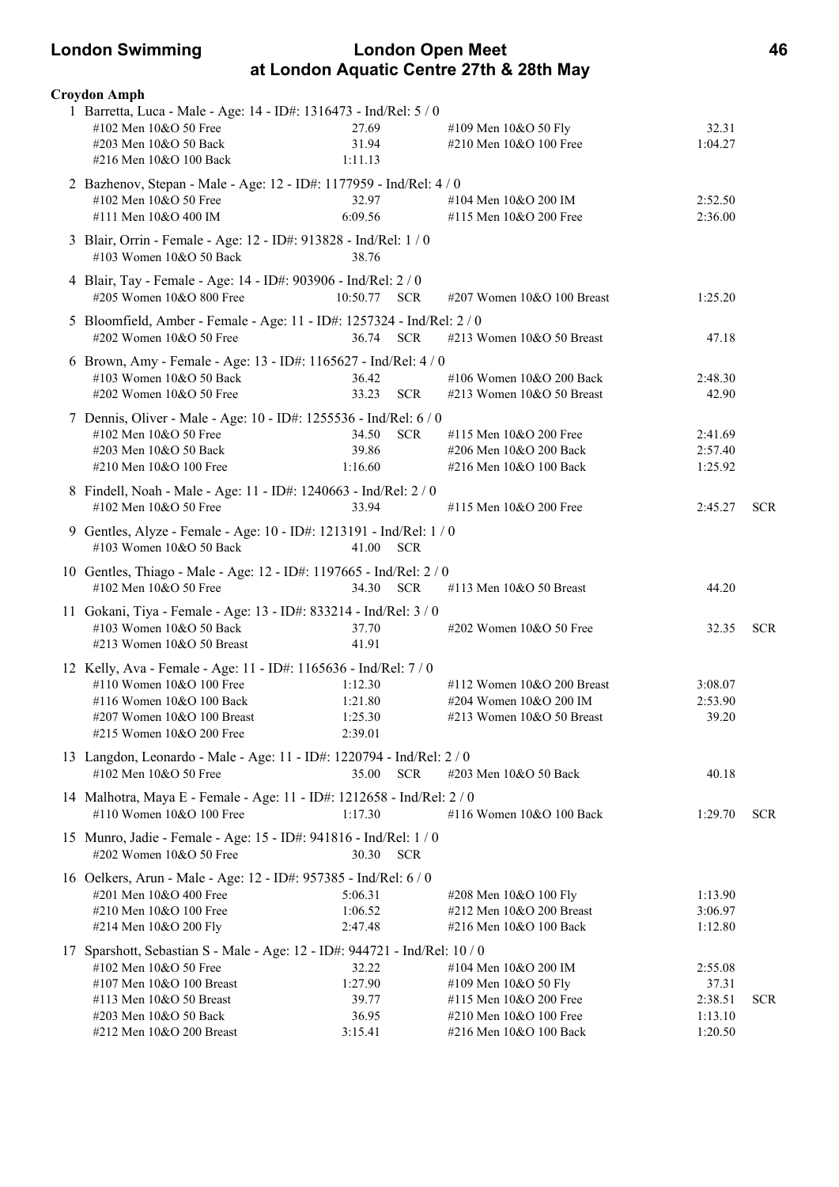**Croydon Amph**

1 Barretta, Luca - Male - Age: 14 - ID#: 1316473 - Ind/Rel: 5 / 0

| | | | | | |
|---|---|---|---|---|---|
| #102 Men 10&O 50 Free | 27.69 | | #109 Men 10&O 50 Fly | 32.31 | |
| #203 Men 10&O 50 Back | 31.94 | | #210 Men 10&O 100 Free | 1:04.27 | |
| #216 Men 10&O 100 Back | 1:11.13 | | | | |

2 Bazhenov, Stepan - Male - Age: 12 - ID#: 1177959 - Ind/Rel: 4 / 0

| | | | | | |
|---|---|---|---|---|---|
| #102 Men 10&O 50 Free | 32.97 | | #104 Men 10&O 200 IM | 2:52.50 | |
| #111 Men 10&O 400 IM | 6:09.56 | | #115 Men 10&O 200 Free | 2:36.00 | |

3 Blair, Orrin - Female - Age: 12 - ID#: 913828 - Ind/Rel: 1 / 0

| | | | | | |
|---|---|---|---|---|---|
| #103 Women 10&O 50 Back | 38.76 | | | | |

4 Blair, Tay - Female - Age: 14 - ID#: 903906 - Ind/Rel: 2 / 0

| | | | | | |
|---|---|---|---|---|---|
| #205 Women 10&O 800 Free | 10:50.77 | SCR | #207 Women 10&O 100 Breast | 1:25.20 | |

5 Bloomfield, Amber - Female - Age: 11 - ID#: 1257324 - Ind/Rel: 2 / 0

| | | | | | |
|---|---|---|---|---|---|
| #202 Women 10&O 50 Free | 36.74 | SCR | #213 Women 10&O 50 Breast | 47.18 | |

6 Brown, Amy - Female - Age: 13 - ID#: 1165627 - Ind/Rel: 4 / 0

| | | | | | |
|---|---|---|---|---|---|
| #103 Women 10&O 50 Back | 36.42 | | #106 Women 10&O 200 Back | 2:48.30 | |
| #202 Women 10&O 50 Free | 33.23 | SCR | #213 Women 10&O 50 Breast | 42.90 | |

7 Dennis, Oliver - Male - Age: 10 - ID#: 1255536 - Ind/Rel: 6 / 0

| | | | | | |
|---|---|---|---|---|---|
| #102 Men 10&O 50 Free | 34.50 | SCR | #115 Men 10&O 200 Free | 2:41.69 | |
| #203 Men 10&O 50 Back | 39.86 | | #206 Men 10&O 200 Back | 2:57.40 | |
| #210 Men 10&O 100 Free | 1:16.60 | | #216 Men 10&O 100 Back | 1:25.92 | |

8 Findell, Noah - Male - Age: 11 - ID#: 1240663 - Ind/Rel: 2 / 0

| | | | | | |
|---|---|---|---|---|---|
| #102 Men 10&O 50 Free | 33.94 | | #115 Men 10&O 200 Free | 2:45.27 | SCR |

9 Gentles, Alyze - Female - Age: 10 - ID#: 1213191 - Ind/Rel: 1 / 0

| | | | | | |
|---|---|---|---|---|---|
| #103 Women 10&O 50 Back | 41.00 | SCR | | | |

10 Gentles, Thiago - Male - Age: 12 - ID#: 1197665 - Ind/Rel: 2 / 0

| | | | | | |
|---|---|---|---|---|---|
| #102 Men 10&O 50 Free | 34.30 | SCR | #113 Men 10&O 50 Breast | 44.20 | |

11 Gokani, Tiya - Female - Age: 13 - ID#: 833214 - Ind/Rel: 3 / 0

| | | | | | |
|---|---|---|---|---|---|
| #103 Women 10&O 50 Back | 37.70 | | #202 Women 10&O 50 Free | 32.35 | SCR |
| #213 Women 10&O 50 Breast | 41.91 | | | | |

12 Kelly, Ava - Female - Age: 11 - ID#: 1165636 - Ind/Rel: 7 / 0

| | | | | | |
|---|---|---|---|---|---|
| #110 Women 10&O 100 Free | 1:12.30 | | #112 Women 10&O 200 Breast | 3:08.07 | |
| #116 Women 10&O 100 Back | 1:21.80 | | #204 Women 10&O 200 IM | 2:53.90 | |
| #207 Women 10&O 100 Breast | 1:25.30 | | #213 Women 10&O 50 Breast | 39.20 | |
| #215 Women 10&O 200 Free | 2:39.01 | | | | |

13 Langdon, Leonardo - Male - Age: 11 - ID#: 1220794 - Ind/Rel: 2 / 0

| | | | | | |
|---|---|---|---|---|---|
| #102 Men 10&O 50 Free | 35.00 | SCR | #203 Men 10&O 50 Back | 40.18 | |

14 Malhotra, Maya E - Female - Age: 11 - ID#: 1212658 - Ind/Rel: 2 / 0

| | | | | | |
|---|---|---|---|---|---|
| #110 Women 10&O 100 Free | 1:17.30 | | #116 Women 10&O 100 Back | 1:29.70 | SCR |

15 Munro, Jadie - Female - Age: 15 - ID#: 941816 - Ind/Rel: 1 / 0

| | | | | | |
|---|---|---|---|---|---|
| #202 Women 10&O 50 Free | 30.30 | SCR | | | |

16 Oelkers, Arun - Male - Age: 12 - ID#: 957385 - Ind/Rel: 6 / 0

| | | | | | |
|---|---|---|---|---|---|
| #201 Men 10&O 400 Free | 5:06.31 | | #208 Men 10&O 100 Fly | 1:13.90 | |
| #210 Men 10&O 100 Free | 1:06.52 | | #212 Men 10&O 200 Breast | 3:06.97 | |
| #214 Men 10&O 200 Fly | 2:47.48 | | #216 Men 10&O 100 Back | 1:12.80 | |

17 Sparshott, Sebastian S - Male - Age: 12 - ID#: 944721 - Ind/Rel: 10 / 0

| | | | | | |
|---|---|---|---|---|---|
| #102 Men 10&O 50 Free | 32.22 | | #104 Men 10&O 200 IM | 2:55.08 | |
| #107 Men 10&O 100 Breast | 1:27.90 | | #109 Men 10&O 50 Fly | 37.31 | |
| #113 Men 10&O 50 Breast | 39.77 | | #115 Men 10&O 200 Free | 2:38.51 | SCR |
| #203 Men 10&O 50 Back | 36.95 | | #210 Men 10&O 100 Free | 1:13.10 | |
| #212 Men 10&O 200 Breast | 3:15.41 | | #216 Men 10&O 100 Back | 1:20.50 | |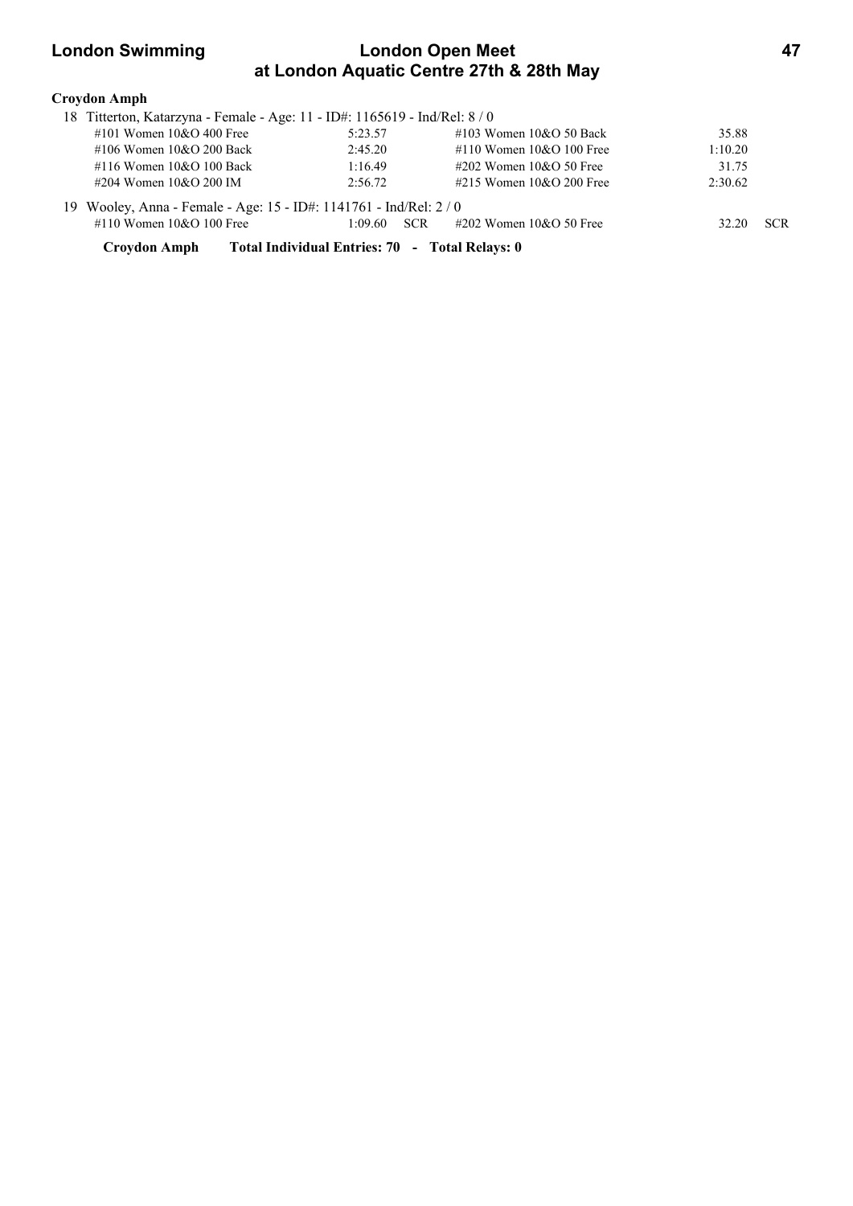**Croydon Amph**

18 Titterton, Katarzyna - Female - Age: 11 - ID#: 1165619 - Ind/Rel: 8 / 0

| Event | Time | | Event | Time | |
|---|---|---|---|---|---|
| #101 Women 10&O 400 Free | 5:23.57 | | #103 Women 10&O 50 Back | 35.88 | |
| #106 Women 10&O 200 Back | 2:45.20 | | #110 Women 10&O 100 Free | 1:10.20 | |
| #116 Women 10&O 100 Back | 1:16.49 | | #202 Women 10&O 50 Free | 31.75 | |
| #204 Women 10&O 200 IM | 2:56.72 | | #215 Women 10&O 200 Free | 2:30.62 | |

19 Wooley, Anna - Female - Age: 15 - ID#: 1141761 - Ind/Rel: 2 / 0

| Event | Time | | Event | Time | |
|---|---|---|---|---|---|
| #110 Women 10&O 100 Free | 1:09.60 | SCR | #202 Women 10&O 50 Free | 32.20 | SCR |

**Croydon Amph Total Individual Entries: 70 - Total Relays: 0**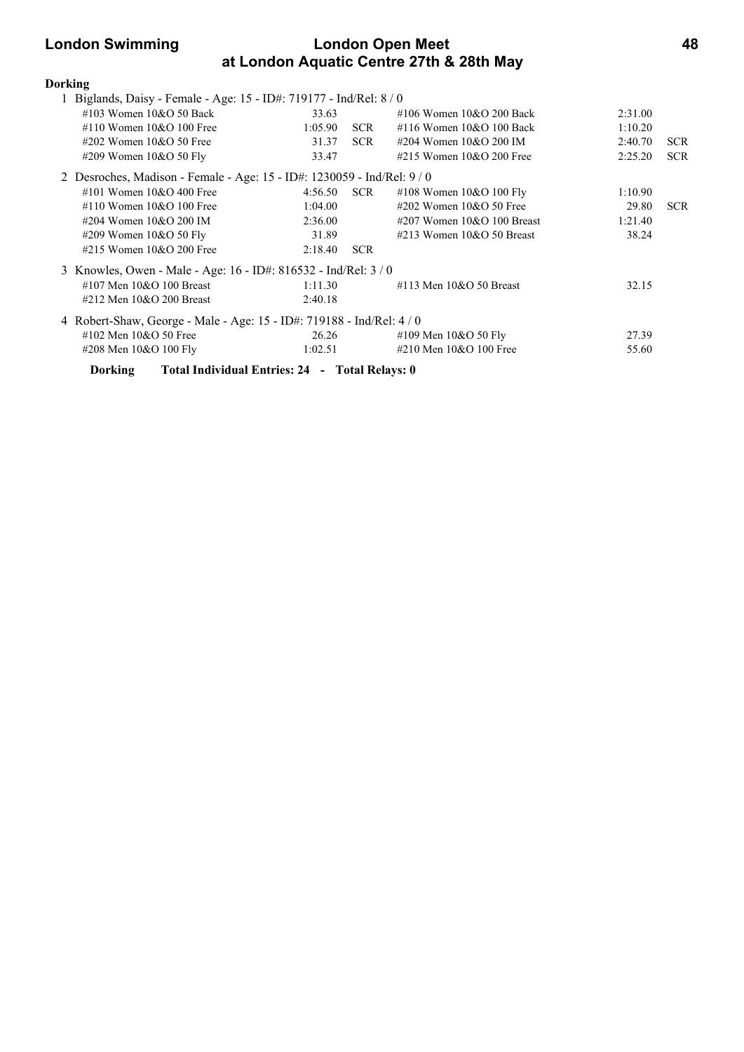**Dorking**

1 Biglands, Daisy - Female - Age: 15 - ID#: 719177 - Ind/Rel: 8 / 0

| Event | Time | | Event | Time | |
|---|---|---|---|---|---|
| #103 Women 10&O 50 Back | 33.63 | | #106 Women 10&O 200 Back | 2:31.00 | |
| #110 Women 10&O 100 Free | 1:05.90 | SCR | #116 Women 10&O 100 Back | 1:10.20 | |
| #202 Women 10&O 50 Free | 31.37 | SCR | #204 Women 10&O 200 IM | 2:40.70 | SCR |
| #209 Women 10&O 50 Fly | 33.47 | | #215 Women 10&O 200 Free | 2:25.20 | SCR |

2 Desroches, Madison - Female - Age: 15 - ID#: 1230059 - Ind/Rel: 9 / 0

| Event | Time | | Event | Time | |
|---|---|---|---|---|---|
| #101 Women 10&O 400 Free | 4:56.50 | SCR | #108 Women 10&O 100 Fly | 1:10.90 | |
| #110 Women 10&O 100 Free | 1:04.00 | | #202 Women 10&O 50 Free | 29.80 | SCR |
| #204 Women 10&O 200 IM | 2:36.00 | | #207 Women 10&O 100 Breast | 1:21.40 | |
| #209 Women 10&O 50 Fly | 31.89 | | #213 Women 10&O 50 Breast | 38.24 | |
| #215 Women 10&O 200 Free | 2:18.40 | SCR | | | |

3 Knowles, Owen - Male - Age: 16 - ID#: 816532 - Ind/Rel: 3 / 0

| Event | Time | | Event | Time | |
|---|---|---|---|---|---|
| #107 Men 10&O 100 Breast | 1:11.30 | | #113 Men 10&O 50 Breast | 32.15 | |
| #212 Men 10&O 200 Breast | 2:40.18 | | | | |

4 Robert-Shaw, George - Male - Age: 15 - ID#: 719188 - Ind/Rel: 4 / 0

| Event | Time | | Event | Time | |
|---|---|---|---|---|---|
| #102 Men 10&O 50 Free | 26.26 | | #109 Men 10&O 50 Fly | 27.39 | |
| #208 Men 10&O 100 Fly | 1:02.51 | | #210 Men 10&O 100 Free | 55.60 | |

**Dorking Total Individual Entries: 24 - Total Relays: 0**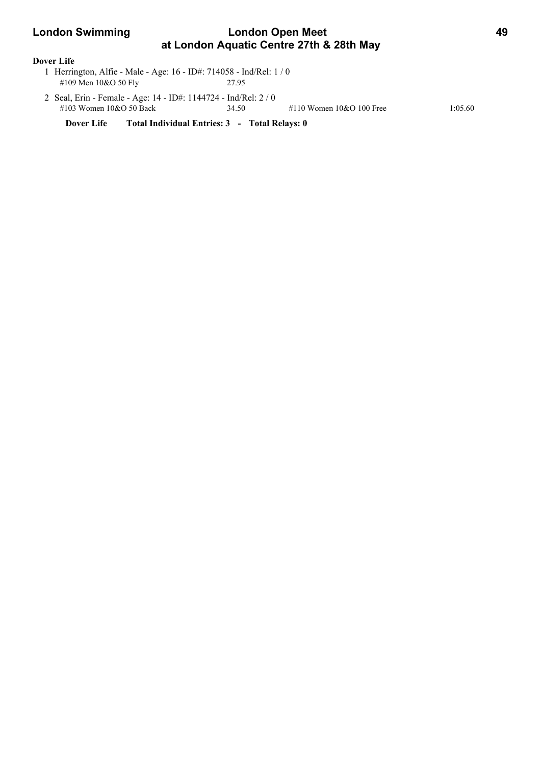**Dover Life**

1 Herrington, Alfie - Male - Age: 16 - ID#: 714058 - Ind/Rel: 1 / 0

| Event | Time | Event | Time |
|---|---|---|---|
| #109 Men 10&O 50 Fly | 27.95 | | |

2 Seal, Erin - Female - Age: 14 - ID#: 1144724 - Ind/Rel: 2 / 0

| Event | Time | Event | Time |
|---|---|---|---|
| #103 Women 10&O 50 Back | 34.50 | #110 Women 10&O 100 Free | 1:05.60 |

**Dover Life Total Individual Entries: 3 - Total Relays: 0**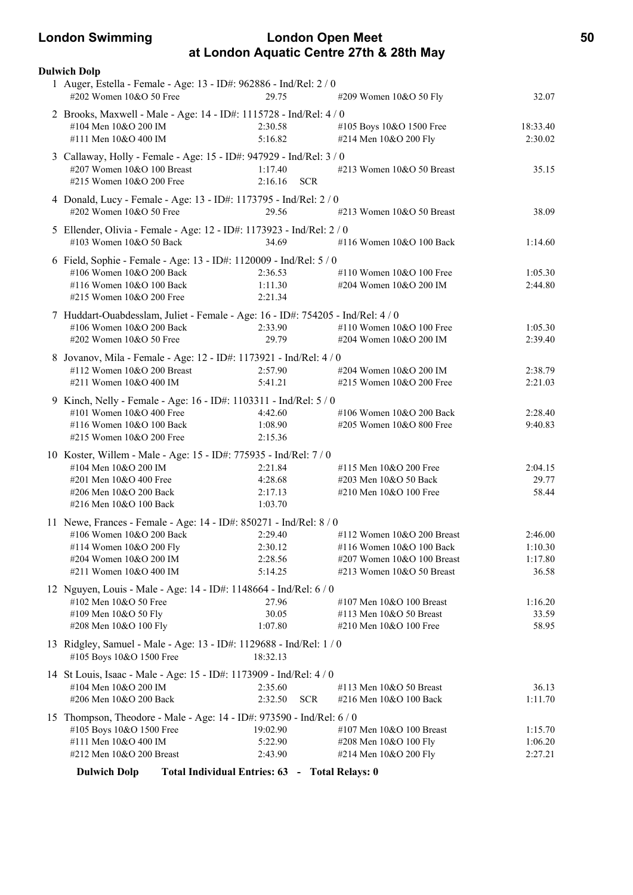## Dulwich Dolp

1 Auger, Estella - Female - Age: 13 - ID#: 962886 - Ind/Rel: 2 / 0

| | | | |
|---|---|---|---|
| #202 Women 10&O 50 Free | 29.75 | #209 Women 10&O 50 Fly | 32.07 |

2 Brooks, Maxwell - Male - Age: 14 - ID#: 1115728 - Ind/Rel: 4 / 0

| | | | |
|---|---|---|---|
| #104 Men 10&O 200 IM | 2:30.58 | #105 Boys 10&O 1500 Free | 18:33.40 |
| #111 Men 10&O 400 IM | 5:16.82 | #214 Men 10&O 200 Fly | 2:30.02 |

3 Callaway, Holly - Female - Age: 15 - ID#: 947929 - Ind/Rel: 3 / 0

| | | | |
|---|---|---|---|
| #207 Women 10&O 100 Breast | 1:17.40 | #213 Women 10&O 50 Breast | 35.15 |
| #215 Women 10&O 200 Free | 2:16.16 SCR | | |

4 Donald, Lucy - Female - Age: 13 - ID#: 1173795 - Ind/Rel: 2 / 0

| | | | |
|---|---|---|---|
| #202 Women 10&O 50 Free | 29.56 | #213 Women 10&O 50 Breast | 38.09 |

5 Ellender, Olivia - Female - Age: 12 - ID#: 1173923 - Ind/Rel: 2 / 0

| | | | |
|---|---|---|---|
| #103 Women 10&O 50 Back | 34.69 | #116 Women 10&O 100 Back | 1:14.60 |

6 Field, Sophie - Female - Age: 13 - ID#: 1120009 - Ind/Rel: 5 / 0

| | | | |
|---|---|---|---|
| #106 Women 10&O 200 Back | 2:36.53 | #110 Women 10&O 100 Free | 1:05.30 |
| #116 Women 10&O 100 Back | 1:11.30 | #204 Women 10&O 200 IM | 2:44.80 |
| #215 Women 10&O 200 Free | 2:21.34 | | |

7 Huddart-Ouabdesslam, Juliet - Female - Age: 16 - ID#: 754205 - Ind/Rel: 4 / 0

| | | | |
|---|---|---|---|
| #106 Women 10&O 200 Back | 2:33.90 | #110 Women 10&O 100 Free | 1:05.30 |
| #202 Women 10&O 50 Free | 29.79 | #204 Women 10&O 200 IM | 2:39.40 |

8 Jovanov, Mila - Female - Age: 12 - ID#: 1173921 - Ind/Rel: 4 / 0

| | | | |
|---|---|---|---|
| #112 Women 10&O 200 Breast | 2:57.90 | #204 Women 10&O 200 IM | 2:38.79 |
| #211 Women 10&O 400 IM | 5:41.21 | #215 Women 10&O 200 Free | 2:21.03 |

9 Kinch, Nelly - Female - Age: 16 - ID#: 1103311 - Ind/Rel: 5 / 0

| | | | |
|---|---|---|---|
| #101 Women 10&O 400 Free | 4:42.60 | #106 Women 10&O 200 Back | 2:28.40 |
| #116 Women 10&O 100 Back | 1:08.90 | #205 Women 10&O 800 Free | 9:40.83 |
| #215 Women 10&O 200 Free | 2:15.36 | | |

10 Koster, Willem - Male - Age: 15 - ID#: 775935 - Ind/Rel: 7 / 0

| | | | |
|---|---|---|---|
| #104 Men 10&O 200 IM | 2:21.84 | #115 Men 10&O 200 Free | 2:04.15 |
| #201 Men 10&O 400 Free | 4:28.68 | #203 Men 10&O 50 Back | 29.77 |
| #206 Men 10&O 200 Back | 2:17.13 | #210 Men 10&O 100 Free | 58.44 |
| #216 Men 10&O 100 Back | 1:03.70 | | |

11 Newe, Frances - Female - Age: 14 - ID#: 850271 - Ind/Rel: 8 / 0

| | | | |
|---|---|---|---|
| #106 Women 10&O 200 Back | 2:29.40 | #112 Women 10&O 200 Breast | 2:46.00 |
| #114 Women 10&O 200 Fly | 2:30.12 | #116 Women 10&O 100 Back | 1:10.30 |
| #204 Women 10&O 200 IM | 2:28.56 | #207 Women 10&O 100 Breast | 1:17.80 |
| #211 Women 10&O 400 IM | 5:14.25 | #213 Women 10&O 50 Breast | 36.58 |

12 Nguyen, Louis - Male - Age: 14 - ID#: 1148664 - Ind/Rel: 6 / 0

| | | | |
|---|---|---|---|
| #102 Men 10&O 50 Free | 27.96 | #107 Men 10&O 100 Breast | 1:16.20 |
| #109 Men 10&O 50 Fly | 30.05 | #113 Men 10&O 50 Breast | 33.59 |
| #208 Men 10&O 100 Fly | 1:07.80 | #210 Men 10&O 100 Free | 58.95 |

13 Ridgley, Samuel - Male - Age: 13 - ID#: 1129688 - Ind/Rel: 1 / 0

| | | | |
|---|---|---|---|
| #105 Boys 10&O 1500 Free | 18:32.13 | | |

14 St Louis, Isaac - Male - Age: 15 - ID#: 1173909 - Ind/Rel: 4 / 0

| | | | |
|---|---|---|---|
| #104 Men 10&O 200 IM | 2:35.60 | #113 Men 10&O 50 Breast | 36.13 |
| #206 Men 10&O 200 Back | 2:32.50 SCR | #216 Men 10&O 100 Back | 1:11.70 |

15 Thompson, Theodore - Male - Age: 14 - ID#: 973590 - Ind/Rel: 6 / 0

| | | | |
|---|---|---|---|
| #105 Boys 10&O 1500 Free | 19:02.90 | #107 Men 10&O 100 Breast | 1:15.70 |
| #111 Men 10&O 400 IM | 5:22.90 | #208 Men 10&O 100 Fly | 1:06.20 |
| #212 Men 10&O 200 Breast | 2:43.90 | #214 Men 10&O 200 Fly | 2:27.21 |

**Dulwich Dolp    Total Individual Entries: 63 - Total Relays: 0**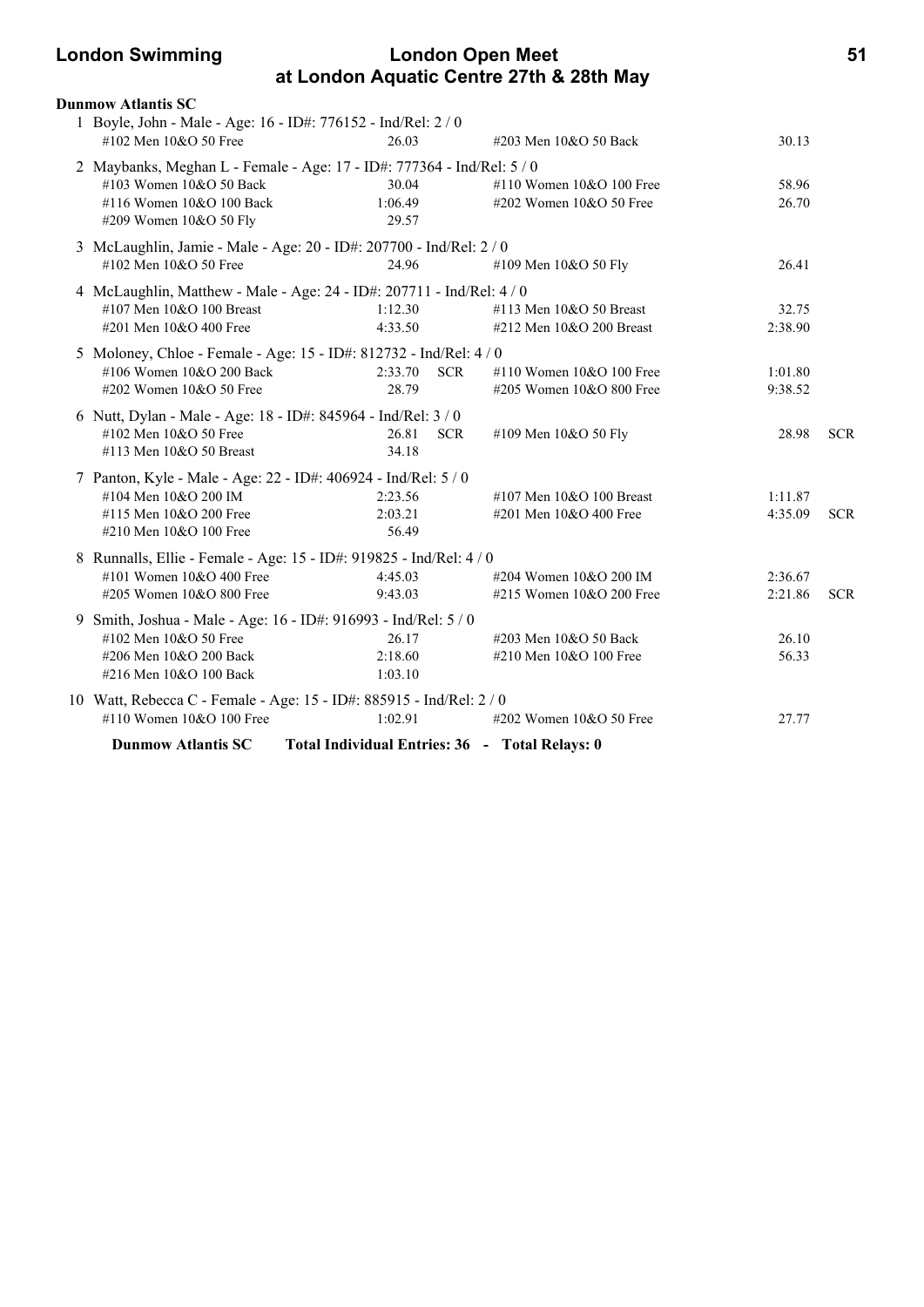**Dunmow Atlantis SC**

1 Boyle, John - Male - Age: 16 - ID#: 776152 - Ind/Rel: 2 / 0

| Event | Time | | Event | Time | |
|---|---|---|---|---|---|
| #102 Men 10&O 50 Free | 26.03 | | #203 Men 10&O 50 Back | 30.13 | |

2 Maybanks, Meghan L - Female - Age: 17 - ID#: 777364 - Ind/Rel: 5 / 0

| Event | Time | | Event | Time | |
|---|---|---|---|---|---|
| #103 Women 10&O 50 Back | 30.04 | | #110 Women 10&O 100 Free | 58.96 | |
| #116 Women 10&O 100 Back | 1:06.49 | | #202 Women 10&O 50 Free | 26.70 | |
| #209 Women 10&O 50 Fly | 29.57 | | | | |

3 McLaughlin, Jamie - Male - Age: 20 - ID#: 207700 - Ind/Rel: 2 / 0

| Event | Time | | Event | Time | |
|---|---|---|---|---|---|
| #102 Men 10&O 50 Free | 24.96 | | #109 Men 10&O 50 Fly | 26.41 | |

4 McLaughlin, Matthew - Male - Age: 24 - ID#: 207711 - Ind/Rel: 4 / 0

| Event | Time | | Event | Time | |
|---|---|---|---|---|---|
| #107 Men 10&O 100 Breast | 1:12.30 | | #113 Men 10&O 50 Breast | 32.75 | |
| #201 Men 10&O 400 Free | 4:33.50 | | #212 Men 10&O 200 Breast | 2:38.90 | |

5 Moloney, Chloe - Female - Age: 15 - ID#: 812732 - Ind/Rel: 4 / 0

| Event | Time | | Event | Time | |
|---|---|---|---|---|---|
| #106 Women 10&O 200 Back | 2:33.70 | SCR | #110 Women 10&O 100 Free | 1:01.80 | |
| #202 Women 10&O 50 Free | 28.79 | | #205 Women 10&O 800 Free | 9:38.52 | |

6 Nutt, Dylan - Male - Age: 18 - ID#: 845964 - Ind/Rel: 3 / 0

| Event | Time | | Event | Time | |
|---|---|---|---|---|---|
| #102 Men 10&O 50 Free | 26.81 | SCR | #109 Men 10&O 50 Fly | 28.98 | SCR |
| #113 Men 10&O 50 Breast | 34.18 | | | | |

7 Panton, Kyle - Male - Age: 22 - ID#: 406924 - Ind/Rel: 5 / 0

| Event | Time | | Event | Time | |
|---|---|---|---|---|---|
| #104 Men 10&O 200 IM | 2:23.56 | | #107 Men 10&O 100 Breast | 1:11.87 | |
| #115 Men 10&O 200 Free | 2:03.21 | | #201 Men 10&O 400 Free | 4:35.09 | SCR |
| #210 Men 10&O 100 Free | 56.49 | | | | |

8 Runnalls, Ellie - Female - Age: 15 - ID#: 919825 - Ind/Rel: 4 / 0

| Event | Time | | Event | Time | |
|---|---|---|---|---|---|
| #101 Women 10&O 400 Free | 4:45.03 | | #204 Women 10&O 200 IM | 2:36.67 | |
| #205 Women 10&O 800 Free | 9:43.03 | | #215 Women 10&O 200 Free | 2:21.86 | SCR |

9 Smith, Joshua - Male - Age: 16 - ID#: 916993 - Ind/Rel: 5 / 0

| Event | Time | | Event | Time | |
|---|---|---|---|---|---|
| #102 Men 10&O 50 Free | 26.17 | | #203 Men 10&O 50 Back | 26.10 | |
| #206 Men 10&O 200 Back | 2:18.60 | | #210 Men 10&O 100 Free | 56.33 | |
| #216 Men 10&O 100 Back | 1:03.10 | | | | |

10 Watt, Rebecca C - Female - Age: 15 - ID#: 885915 - Ind/Rel: 2 / 0

| Event | Time | | Event | Time | |
|---|---|---|---|---|---|
| #110 Women 10&O 100 Free | 1:02.91 | | #202 Women 10&O 50 Free | 27.77 | |

**Dunmow Atlantis SC Total Individual Entries: 36 - Total Relays: 0**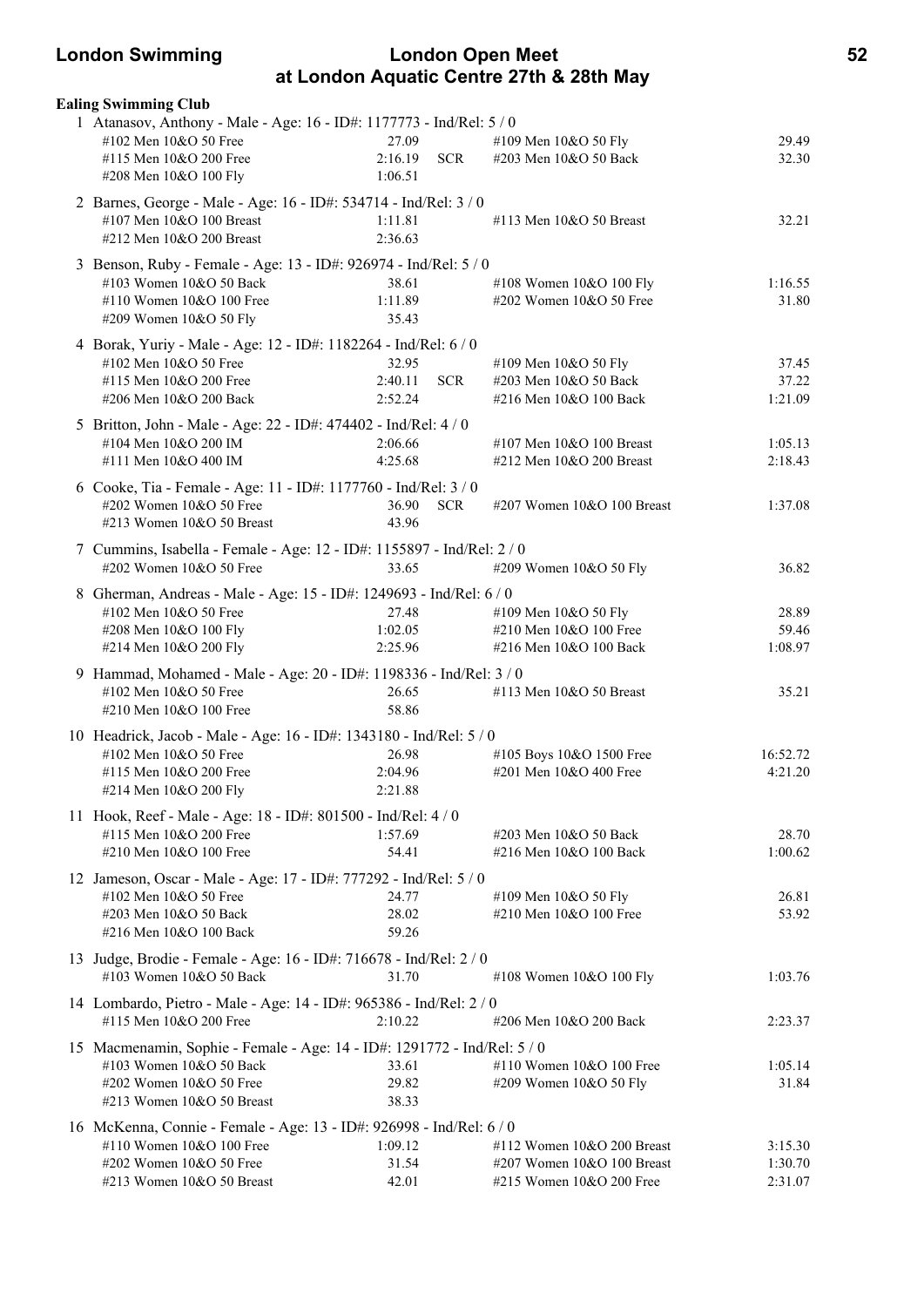## Ealing Swimming Club

1 Atanasov, Anthony - Male - Age: 16 - ID#: 1177773 - Ind/Rel: 5 / 0

| Event | Time | | Event | Time |
|---|---|---|---|---|
| #102 Men 10&O 50 Free | 27.09 | | #109 Men 10&O 50 Fly | 29.49 |
| #115 Men 10&O 200 Free | 2:16.19 | SCR | #203 Men 10&O 50 Back | 32.30 |
| #208 Men 10&O 100 Fly | 1:06.51 | | | |

2 Barnes, George - Male - Age: 16 - ID#: 534714 - Ind/Rel: 3 / 0

| Event | Time | | Event | Time |
|---|---|---|---|---|
| #107 Men 10&O 100 Breast | 1:11.81 | | #113 Men 10&O 50 Breast | 32.21 |
| #212 Men 10&O 200 Breast | 2:36.63 | | | |

3 Benson, Ruby - Female - Age: 13 - ID#: 926974 - Ind/Rel: 5 / 0

| Event | Time | | Event | Time |
|---|---|---|---|---|
| #103 Women 10&O 50 Back | 38.61 | | #108 Women 10&O 100 Fly | 1:16.55 |
| #110 Women 10&O 100 Free | 1:11.89 | | #202 Women 10&O 50 Free | 31.80 |
| #209 Women 10&O 50 Fly | 35.43 | | | |

4 Borak, Yuriy - Male - Age: 12 - ID#: 1182264 - Ind/Rel: 6 / 0

| Event | Time | | Event | Time |
|---|---|---|---|---|
| #102 Men 10&O 50 Free | 32.95 | | #109 Men 10&O 50 Fly | 37.45 |
| #115 Men 10&O 200 Free | 2:40.11 | SCR | #203 Men 10&O 50 Back | 37.22 |
| #206 Men 10&O 200 Back | 2:52.24 | | #216 Men 10&O 100 Back | 1:21.09 |

5 Britton, John - Male - Age: 22 - ID#: 474402 - Ind/Rel: 4 / 0

| Event | Time | | Event | Time |
|---|---|---|---|---|
| #104 Men 10&O 200 IM | 2:06.66 | | #107 Men 10&O 100 Breast | 1:05.13 |
| #111 Men 10&O 400 IM | 4:25.68 | | #212 Men 10&O 200 Breast | 2:18.43 |

6 Cooke, Tia - Female - Age: 11 - ID#: 1177760 - Ind/Rel: 3 / 0

| Event | Time | | Event | Time |
|---|---|---|---|---|
| #202 Women 10&O 50 Free | 36.90 | SCR | #207 Women 10&O 100 Breast | 1:37.08 |
| #213 Women 10&O 50 Breast | 43.96 | | | |

7 Cummins, Isabella - Female - Age: 12 - ID#: 1155897 - Ind/Rel: 2 / 0

| Event | Time | | Event | Time |
|---|---|---|---|---|
| #202 Women 10&O 50 Free | 33.65 | | #209 Women 10&O 50 Fly | 36.82 |

8 Gherman, Andreas - Male - Age: 15 - ID#: 1249693 - Ind/Rel: 6 / 0

| Event | Time | | Event | Time |
|---|---|---|---|---|
| #102 Men 10&O 50 Free | 27.48 | | #109 Men 10&O 50 Fly | 28.89 |
| #208 Men 10&O 100 Fly | 1:02.05 | | #210 Men 10&O 100 Free | 59.46 |
| #214 Men 10&O 200 Fly | 2:25.96 | | #216 Men 10&O 100 Back | 1:08.97 |

9 Hammad, Mohamed - Male - Age: 20 - ID#: 1198336 - Ind/Rel: 3 / 0

| Event | Time | | Event | Time |
|---|---|---|---|---|
| #102 Men 10&O 50 Free | 26.65 | | #113 Men 10&O 50 Breast | 35.21 |
| #210 Men 10&O 100 Free | 58.86 | | | |

10 Headrick, Jacob - Male - Age: 16 - ID#: 1343180 - Ind/Rel: 5 / 0

| Event | Time | | Event | Time |
|---|---|---|---|---|
| #102 Men 10&O 50 Free | 26.98 | | #105 Boys 10&O 1500 Free | 16:52.72 |
| #115 Men 10&O 200 Free | 2:04.96 | | #201 Men 10&O 400 Free | 4:21.20 |
| #214 Men 10&O 200 Fly | 2:21.88 | | | |

11 Hook, Reef - Male - Age: 18 - ID#: 801500 - Ind/Rel: 4 / 0

| Event | Time | | Event | Time |
|---|---|---|---|---|
| #115 Men 10&O 200 Free | 1:57.69 | | #203 Men 10&O 50 Back | 28.70 |
| #210 Men 10&O 100 Free | 54.41 | | #216 Men 10&O 100 Back | 1:00.62 |

12 Jameson, Oscar - Male - Age: 17 - ID#: 777292 - Ind/Rel: 5 / 0

| Event | Time | | Event | Time |
|---|---|---|---|---|
| #102 Men 10&O 50 Free | 24.77 | | #109 Men 10&O 50 Fly | 26.81 |
| #203 Men 10&O 50 Back | 28.02 | | #210 Men 10&O 100 Free | 53.92 |
| #216 Men 10&O 100 Back | 59.26 | | | |

13 Judge, Brodie - Female - Age: 16 - ID#: 716678 - Ind/Rel: 2 / 0

| Event | Time | | Event | Time |
|---|---|---|---|---|
| #103 Women 10&O 50 Back | 31.70 | | #108 Women 10&O 100 Fly | 1:03.76 |

14 Lombardo, Pietro - Male - Age: 14 - ID#: 965386 - Ind/Rel: 2 / 0

| Event | Time | | Event | Time |
|---|---|---|---|---|
| #115 Men 10&O 200 Free | 2:10.22 | | #206 Men 10&O 200 Back | 2:23.37 |

15 Macmenamin, Sophie - Female - Age: 14 - ID#: 1291772 - Ind/Rel: 5 / 0

| Event | Time | | Event | Time |
|---|---|---|---|---|
| #103 Women 10&O 50 Back | 33.61 | | #110 Women 10&O 100 Free | 1:05.14 |
| #202 Women 10&O 50 Free | 29.82 | | #209 Women 10&O 50 Fly | 31.84 |
| #213 Women 10&O 50 Breast | 38.33 | | | |

16 McKenna, Connie - Female - Age: 13 - ID#: 926998 - Ind/Rel: 6 / 0

| Event | Time | | Event | Time |
|---|---|---|---|---|
| #110 Women 10&O 100 Free | 1:09.12 | | #112 Women 10&O 200 Breast | 3:15.30 |
| #202 Women 10&O 50 Free | 31.54 | | #207 Women 10&O 100 Breast | 1:30.70 |
| #213 Women 10&O 50 Breast | 42.01 | | #215 Women 10&O 200 Free | 2:31.07 |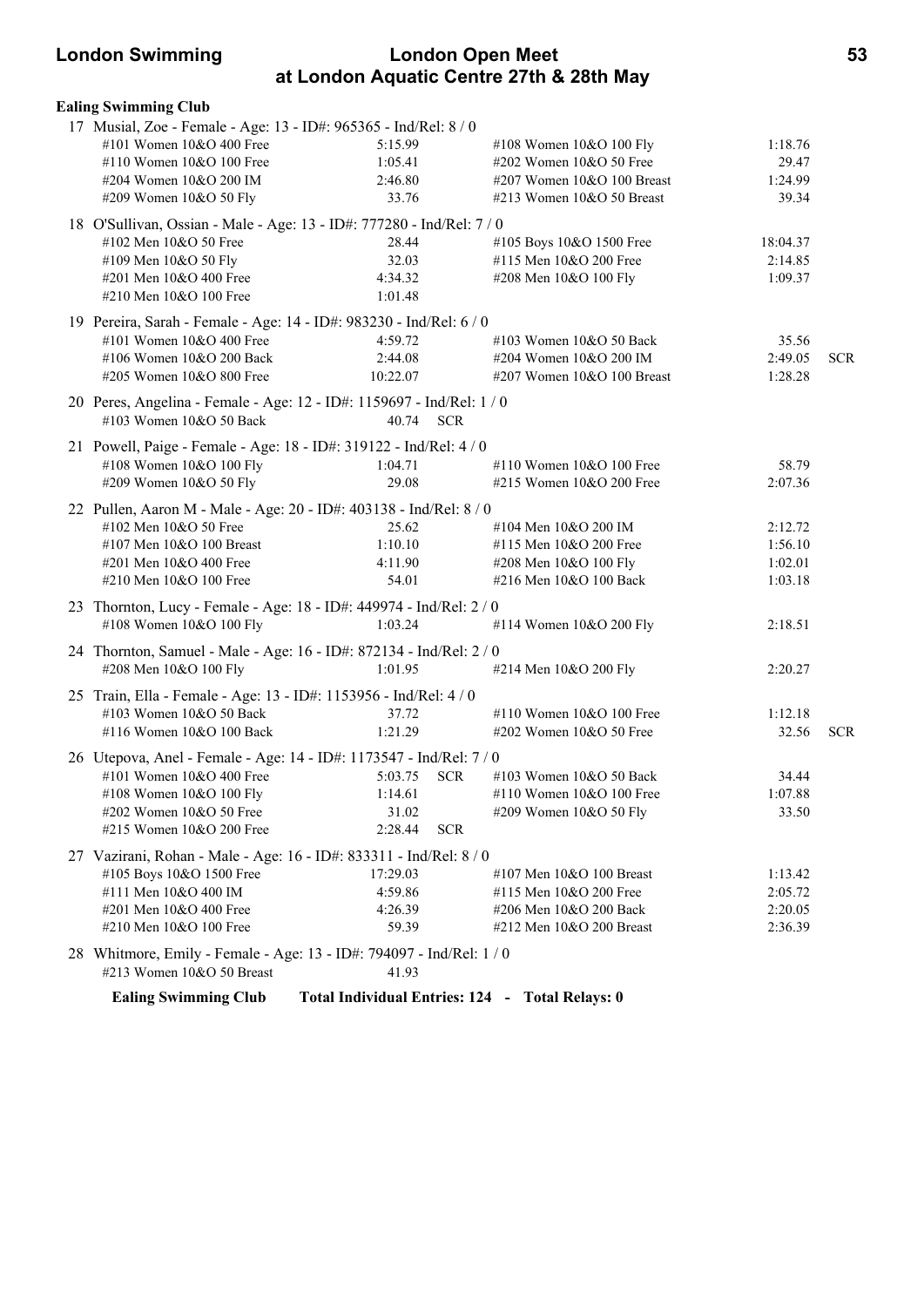**Ealing Swimming Club**

17 Musial, Zoe - Female - Age: 13 - ID#: 965365 - Ind/Rel: 8 / 0

| Event | Time | | Event | Time | |
|---|---|---|---|---|---|
| #101 Women 10&O 400 Free | 5:15.99 | | #108 Women 10&O 100 Fly | 1:18.76 | |
| #110 Women 10&O 100 Free | 1:05.41 | | #202 Women 10&O 50 Free | 29.47 | |
| #204 Women 10&O 200 IM | 2:46.80 | | #207 Women 10&O 100 Breast | 1:24.99 | |
| #209 Women 10&O 50 Fly | 33.76 | | #213 Women 10&O 50 Breast | 39.34 | |

18 O'Sullivan, Ossian - Male - Age: 13 - ID#: 777280 - Ind/Rel: 7 / 0

| Event | Time | | Event | Time | |
|---|---|---|---|---|---|
| #102 Men 10&O 50 Free | 28.44 | | #105 Boys 10&O 1500 Free | 18:04.37 | |
| #109 Men 10&O 50 Fly | 32.03 | | #115 Men 10&O 200 Free | 2:14.85 | |
| #201 Men 10&O 400 Free | 4:34.32 | | #208 Men 10&O 100 Fly | 1:09.37 | |
| #210 Men 10&O 100 Free | 1:01.48 | | | | |

19 Pereira, Sarah - Female - Age: 14 - ID#: 983230 - Ind/Rel: 6 / 0

| Event | Time | | Event | Time | |
|---|---|---|---|---|---|
| #101 Women 10&O 400 Free | 4:59.72 | | #103 Women 10&O 50 Back | 35.56 | |
| #106 Women 10&O 200 Back | 2:44.08 | | #204 Women 10&O 200 IM | 2:49.05 | SCR |
| #205 Women 10&O 800 Free | 10:22.07 | | #207 Women 10&O 100 Breast | 1:28.28 | |

20 Peres, Angelina - Female - Age: 12 - ID#: 1159697 - Ind/Rel: 1 / 0

| Event | Time | | Event | Time | |
|---|---|---|---|---|---|
| #103 Women 10&O 50 Back | 40.74 | SCR | | | |

21 Powell, Paige - Female - Age: 18 - ID#: 319122 - Ind/Rel: 4 / 0

| Event | Time | | Event | Time | |
|---|---|---|---|---|---|
| #108 Women 10&O 100 Fly | 1:04.71 | | #110 Women 10&O 100 Free | 58.79 | |
| #209 Women 10&O 50 Fly | 29.08 | | #215 Women 10&O 200 Free | 2:07.36 | |

22 Pullen, Aaron M - Male - Age: 20 - ID#: 403138 - Ind/Rel: 8 / 0

| Event | Time | | Event | Time | |
|---|---|---|---|---|---|
| #102 Men 10&O 50 Free | 25.62 | | #104 Men 10&O 200 IM | 2:12.72 | |
| #107 Men 10&O 100 Breast | 1:10.10 | | #115 Men 10&O 200 Free | 1:56.10 | |
| #201 Men 10&O 400 Free | 4:11.90 | | #208 Men 10&O 100 Fly | 1:02.01 | |
| #210 Men 10&O 100 Free | 54.01 | | #216 Men 10&O 100 Back | 1:03.18 | |

23 Thornton, Lucy - Female - Age: 18 - ID#: 449974 - Ind/Rel: 2 / 0

| Event | Time | | Event | Time | |
|---|---|---|---|---|---|
| #108 Women 10&O 100 Fly | 1:03.24 | | #114 Women 10&O 200 Fly | 2:18.51 | |

24 Thornton, Samuel - Male - Age: 16 - ID#: 872134 - Ind/Rel: 2 / 0

| Event | Time | | Event | Time | |
|---|---|---|---|---|---|
| #208 Men 10&O 100 Fly | 1:01.95 | | #214 Men 10&O 200 Fly | 2:20.27 | |

25 Train, Ella - Female - Age: 13 - ID#: 1153956 - Ind/Rel: 4 / 0

| Event | Time | | Event | Time | |
|---|---|---|---|---|---|
| #103 Women 10&O 50 Back | 37.72 | | #110 Women 10&O 100 Free | 1:12.18 | |
| #116 Women 10&O 100 Back | 1:21.29 | | #202 Women 10&O 50 Free | 32.56 | SCR |

26 Utepova, Anel - Female - Age: 14 - ID#: 1173547 - Ind/Rel: 7 / 0

| Event | Time | | Event | Time | |
|---|---|---|---|---|---|
| #101 Women 10&O 400 Free | 5:03.75 | SCR | #103 Women 10&O 50 Back | 34.44 | |
| #108 Women 10&O 100 Fly | 1:14.61 | | #110 Women 10&O 100 Free | 1:07.88 | |
| #202 Women 10&O 50 Free | 31.02 | | #209 Women 10&O 50 Fly | 33.50 | |
| #215 Women 10&O 200 Free | 2:28.44 | SCR | | | |

27 Vazirani, Rohan - Male - Age: 16 - ID#: 833311 - Ind/Rel: 8 / 0

| Event | Time | | Event | Time | |
|---|---|---|---|---|---|
| #105 Boys 10&O 1500 Free | 17:29.03 | | #107 Men 10&O 100 Breast | 1:13.42 | |
| #111 Men 10&O 400 IM | 4:59.86 | | #115 Men 10&O 200 Free | 2:05.72 | |
| #201 Men 10&O 400 Free | 4:26.39 | | #206 Men 10&O 200 Back | 2:20.05 | |
| #210 Men 10&O 100 Free | 59.39 | | #212 Men 10&O 200 Breast | 2:36.39 | |

28 Whitmore, Emily - Female - Age: 13 - ID#: 794097 - Ind/Rel: 1 / 0

| Event | Time | | Event | Time | |
|---|---|---|---|---|---|
| #213 Women 10&O 50 Breast | 41.93 | | | | |

**Ealing Swimming Club Total Individual Entries: 124 - Total Relays: 0**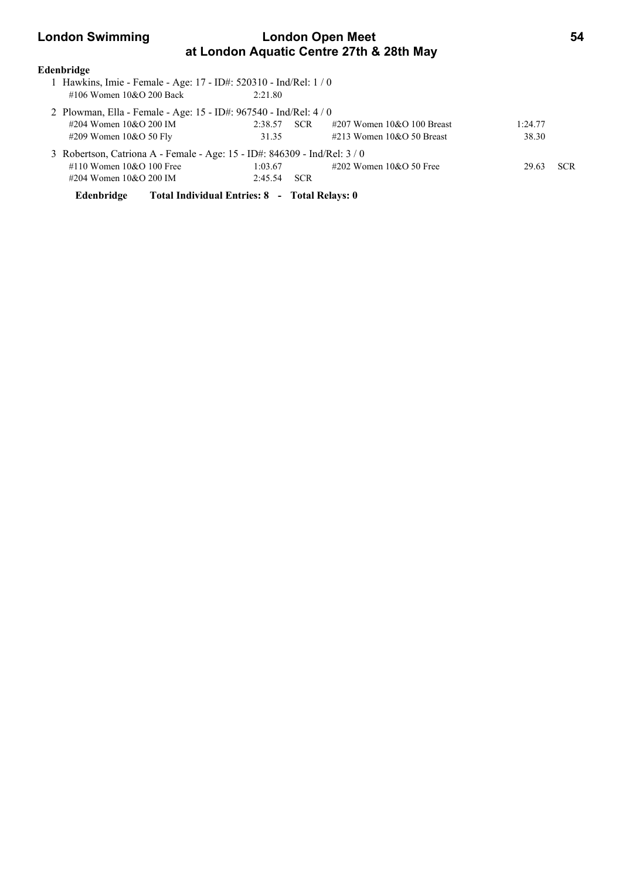**Edenbridge**

1 Hawkins, Imie - Female - Age: 17 - ID#: 520310 - Ind/Rel: 1 / 0

| Event | Time | | Event | Time | |
|---|---|---|---|---|---|
| #106 Women 10&O 200 Back | 2:21.80 | | | | |

2 Plowman, Ella - Female - Age: 15 - ID#: 967540 - Ind/Rel: 4 / 0

| Event | Time | | Event | Time | |
|---|---|---|---|---|---|
| #204 Women 10&O 200 IM | 2:38.57 | SCR | #207 Women 10&O 100 Breast | 1:24.77 | |
| #209 Women 10&O 50 Fly | 31.35 | | #213 Women 10&O 50 Breast | 38.30 | |

3 Robertson, Catriona A - Female - Age: 15 - ID#: 846309 - Ind/Rel: 3 / 0

| Event | Time | | Event | Time | |
|---|---|---|---|---|---|
| #110 Women 10&O 100 Free | 1:03.67 | | #202 Women 10&O 50 Free | 29.63 | SCR |
| #204 Women 10&O 200 IM | 2:45.54 | SCR | | | |

**Edenbridge Total Individual Entries: 8 - Total Relays: 0**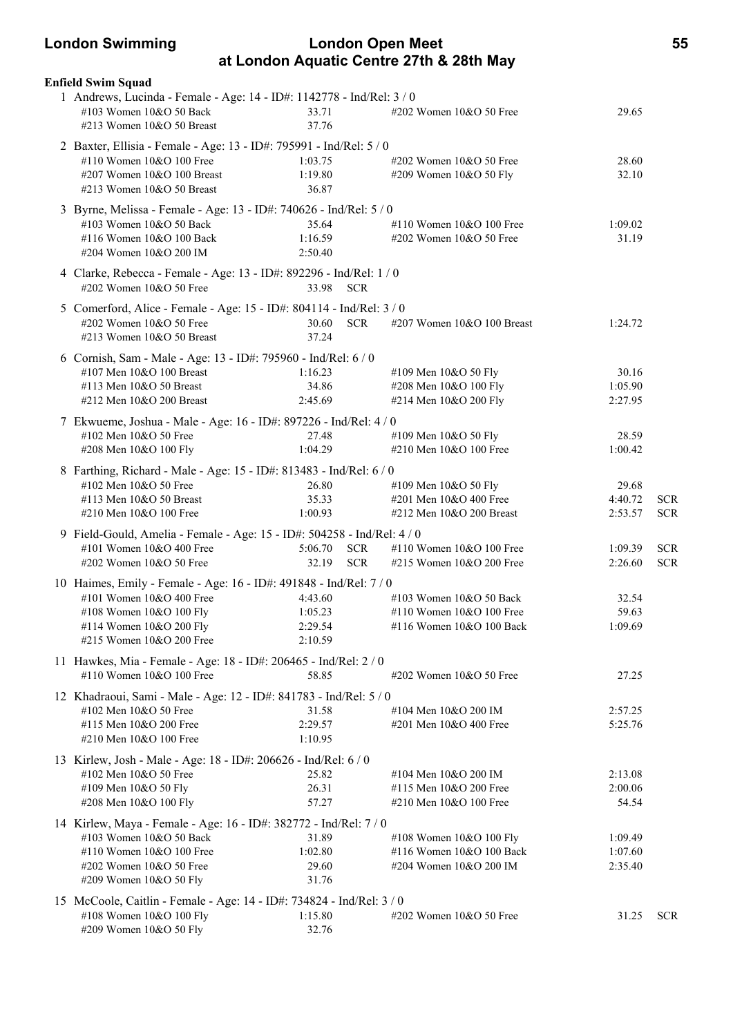**Enfield Swim Squad**

1 Andrews, Lucinda - Female - Age: 14 - ID#: 1142778 - Ind/Rel: 3 / 0

| Event | Time | | Event | Time | |
|---|---|---|---|---|---|
| #103 Women 10&O 50 Back | 33.71 | | #202 Women 10&O 50 Free | 29.65 | |
| #213 Women 10&O 50 Breast | 37.76 | | | | |

2 Baxter, Ellisia - Female - Age: 13 - ID#: 795991 - Ind/Rel: 5 / 0

| Event | Time | | Event | Time | |
|---|---|---|---|---|---|
| #110 Women 10&O 100 Free | 1:03.75 | | #202 Women 10&O 50 Free | 28.60 | |
| #207 Women 10&O 100 Breast | 1:19.80 | | #209 Women 10&O 50 Fly | 32.10 | |
| #213 Women 10&O 50 Breast | 36.87 | | | | |

3 Byrne, Melissa - Female - Age: 13 - ID#: 740626 - Ind/Rel: 5 / 0

| Event | Time | | Event | Time | |
|---|---|---|---|---|---|
| #103 Women 10&O 50 Back | 35.64 | | #110 Women 10&O 100 Free | 1:09.02 | |
| #116 Women 10&O 100 Back | 1:16.59 | | #202 Women 10&O 50 Free | 31.19 | |
| #204 Women 10&O 200 IM | 2:50.40 | | | | |

4 Clarke, Rebecca - Female - Age: 13 - ID#: 892296 - Ind/Rel: 1 / 0

| Event | Time | | Event | Time | |
|---|---|---|---|---|---|
| #202 Women 10&O 50 Free | 33.98 | SCR | | | |

5 Comerford, Alice - Female - Age: 15 - ID#: 804114 - Ind/Rel: 3 / 0

| Event | Time | | Event | Time | |
|---|---|---|---|---|---|
| #202 Women 10&O 50 Free | 30.60 | SCR | #207 Women 10&O 100 Breast | 1:24.72 | |
| #213 Women 10&O 50 Breast | 37.24 | | | | |

6 Cornish, Sam - Male - Age: 13 - ID#: 795960 - Ind/Rel: 6 / 0

| Event | Time | | Event | Time | |
|---|---|---|---|---|---|
| #107 Men 10&O 100 Breast | 1:16.23 | | #109 Men 10&O 50 Fly | 30.16 | |
| #113 Men 10&O 50 Breast | 34.86 | | #208 Men 10&O 100 Fly | 1:05.90 | |
| #212 Men 10&O 200 Breast | 2:45.69 | | #214 Men 10&O 200 Fly | 2:27.95 | |

7 Ekwueme, Joshua - Male - Age: 16 - ID#: 897226 - Ind/Rel: 4 / 0

| Event | Time | | Event | Time | |
|---|---|---|---|---|---|
| #102 Men 10&O 50 Free | 27.48 | | #109 Men 10&O 50 Fly | 28.59 | |
| #208 Men 10&O 100 Fly | 1:04.29 | | #210 Men 10&O 100 Free | 1:00.42 | |

8 Farthing, Richard - Male - Age: 15 - ID#: 813483 - Ind/Rel: 6 / 0

| Event | Time | | Event | Time | |
|---|---|---|---|---|---|
| #102 Men 10&O 50 Free | 26.80 | | #109 Men 10&O 50 Fly | 29.68 | |
| #113 Men 10&O 50 Breast | 35.33 | | #201 Men 10&O 400 Free | 4:40.72 | SCR |
| #210 Men 10&O 100 Free | 1:00.93 | | #212 Men 10&O 200 Breast | 2:53.57 | SCR |

9 Field-Gould, Amelia - Female - Age: 15 - ID#: 504258 - Ind/Rel: 4 / 0

| Event | Time | | Event | Time | |
|---|---|---|---|---|---|
| #101 Women 10&O 400 Free | 5:06.70 | SCR | #110 Women 10&O 100 Free | 1:09.39 | SCR |
| #202 Women 10&O 50 Free | 32.19 | SCR | #215 Women 10&O 200 Free | 2:26.60 | SCR |

10 Haimes, Emily - Female - Age: 16 - ID#: 491848 - Ind/Rel: 7 / 0

| Event | Time | | Event | Time | |
|---|---|---|---|---|---|
| #101 Women 10&O 400 Free | 4:43.60 | | #103 Women 10&O 50 Back | 32.54 | |
| #108 Women 10&O 100 Fly | 1:05.23 | | #110 Women 10&O 100 Free | 59.63 | |
| #114 Women 10&O 200 Fly | 2:29.54 | | #116 Women 10&O 100 Back | 1:09.69 | |
| #215 Women 10&O 200 Free | 2:10.59 | | | | |

11 Hawkes, Mia - Female - Age: 18 - ID#: 206465 - Ind/Rel: 2 / 0

| Event | Time | | Event | Time | |
|---|---|---|---|---|---|
| #110 Women 10&O 100 Free | 58.85 | | #202 Women 10&O 50 Free | 27.25 | |

12 Khadraoui, Sami - Male - Age: 12 - ID#: 841783 - Ind/Rel: 5 / 0

| Event | Time | | Event | Time | |
|---|---|---|---|---|---|
| #102 Men 10&O 50 Free | 31.58 | | #104 Men 10&O 200 IM | 2:57.25 | |
| #115 Men 10&O 200 Free | 2:29.57 | | #201 Men 10&O 400 Free | 5:25.76 | |
| #210 Men 10&O 100 Free | 1:10.95 | | | | |

13 Kirlew, Josh - Male - Age: 18 - ID#: 206626 - Ind/Rel: 6 / 0

| Event | Time | | Event | Time | |
|---|---|---|---|---|---|
| #102 Men 10&O 50 Free | 25.82 | | #104 Men 10&O 200 IM | 2:13.08 | |
| #109 Men 10&O 50 Fly | 26.31 | | #115 Men 10&O 200 Free | 2:00.06 | |
| #208 Men 10&O 100 Fly | 57.27 | | #210 Men 10&O 100 Free | 54.54 | |

14 Kirlew, Maya - Female - Age: 16 - ID#: 382772 - Ind/Rel: 7 / 0

| Event | Time | | Event | Time | |
|---|---|---|---|---|---|
| #103 Women 10&O 50 Back | 31.89 | | #108 Women 10&O 100 Fly | 1:09.49 | |
| #110 Women 10&O 100 Free | 1:02.80 | | #116 Women 10&O 100 Back | 1:07.60 | |
| #202 Women 10&O 50 Free | 29.60 | | #204 Women 10&O 200 IM | 2:35.40 | |
| #209 Women 10&O 50 Fly | 31.76 | | | | |

15 McCoole, Caitlin - Female - Age: 14 - ID#: 734824 - Ind/Rel: 3 / 0

| Event | Time | | Event | Time | |
|---|---|---|---|---|---|
| #108 Women 10&O 100 Fly | 1:15.80 | | #202 Women 10&O 50 Free | 31.25 | SCR |
| #209 Women 10&O 50 Fly | 32.76 | | | | |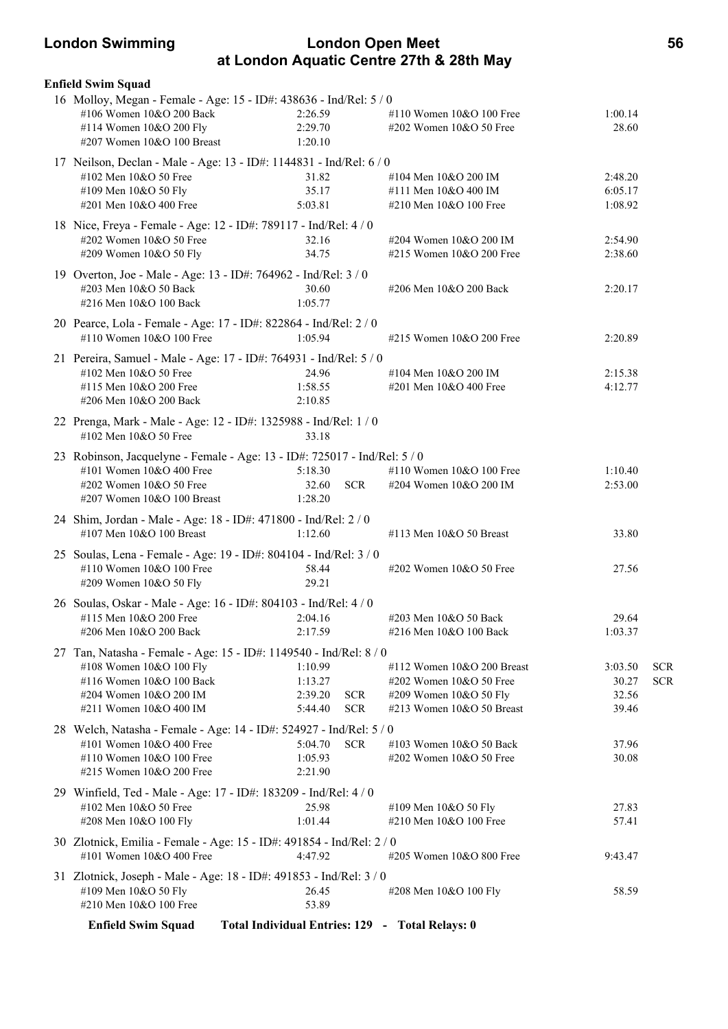**Enfield Swim Squad**

16 Molloy, Megan - Female - Age: 15 - ID#: 438636 - Ind/Rel: 5 / 0

| Event | Time | | Event | Time | |
|---|---|---|---|---|---|
| #106 Women 10&O 200 Back | 2:26.59 | | #110 Women 10&O 100 Free | 1:00.14 | |
| #114 Women 10&O 200 Fly | 2:29.70 | | #202 Women 10&O 50 Free | 28.60 | |
| #207 Women 10&O 100 Breast | 1:20.10 | | | | |

17 Neilson, Declan - Male - Age: 13 - ID#: 1144831 - Ind/Rel: 6 / 0

| Event | Time | | Event | Time | |
|---|---|---|---|---|---|
| #102 Men 10&O 50 Free | 31.82 | | #104 Men 10&O 200 IM | 2:48.20 | |
| #109 Men 10&O 50 Fly | 35.17 | | #111 Men 10&O 400 IM | 6:05.17 | |
| #201 Men 10&O 400 Free | 5:03.81 | | #210 Men 10&O 100 Free | 1:08.92 | |

18 Nice, Freya - Female - Age: 12 - ID#: 789117 - Ind/Rel: 4 / 0

| Event | Time | | Event | Time | |
|---|---|---|---|---|---|
| #202 Women 10&O 50 Free | 32.16 | | #204 Women 10&O 200 IM | 2:54.90 | |
| #209 Women 10&O 50 Fly | 34.75 | | #215 Women 10&O 200 Free | 2:38.60 | |

19 Overton, Joe - Male - Age: 13 - ID#: 764962 - Ind/Rel: 3 / 0

| Event | Time | | Event | Time | |
|---|---|---|---|---|---|
| #203 Men 10&O 50 Back | 30.60 | | #206 Men 10&O 200 Back | 2:20.17 | |
| #216 Men 10&O 100 Back | 1:05.77 | | | | |

20 Pearce, Lola - Female - Age: 17 - ID#: 822864 - Ind/Rel: 2 / 0

| Event | Time | | Event | Time | |
|---|---|---|---|---|---|
| #110 Women 10&O 100 Free | 1:05.94 | | #215 Women 10&O 200 Free | 2:20.89 | |

21 Pereira, Samuel - Male - Age: 17 - ID#: 764931 - Ind/Rel: 5 / 0

| Event | Time | | Event | Time | |
|---|---|---|---|---|---|
| #102 Men 10&O 50 Free | 24.96 | | #104 Men 10&O 200 IM | 2:15.38 | |
| #115 Men 10&O 200 Free | 1:58.55 | | #201 Men 10&O 400 Free | 4:12.77 | |
| #206 Men 10&O 200 Back | 2:10.85 | | | | |

22 Prenga, Mark - Male - Age: 12 - ID#: 1325988 - Ind/Rel: 1 / 0

| Event | Time | | Event | Time | |
|---|---|---|---|---|---|
| #102 Men 10&O 50 Free | 33.18 | | | | |

23 Robinson, Jacquelyne - Female - Age: 13 - ID#: 725017 - Ind/Rel: 5 / 0

| Event | Time | | Event | Time | |
|---|---|---|---|---|---|
| #101 Women 10&O 400 Free | 5:18.30 | | #110 Women 10&O 100 Free | 1:10.40 | |
| #202 Women 10&O 50 Free | 32.60 | SCR | #204 Women 10&O 200 IM | 2:53.00 | |
| #207 Women 10&O 100 Breast | 1:28.20 | | | | |

24 Shim, Jordan - Male - Age: 18 - ID#: 471800 - Ind/Rel: 2 / 0

| Event | Time | | Event | Time | |
|---|---|---|---|---|---|
| #107 Men 10&O 100 Breast | 1:12.60 | | #113 Men 10&O 50 Breast | 33.80 | |

25 Soulas, Lena - Female - Age: 19 - ID#: 804104 - Ind/Rel: 3 / 0

| Event | Time | | Event | Time | |
|---|---|---|---|---|---|
| #110 Women 10&O 100 Free | 58.44 | | #202 Women 10&O 50 Free | 27.56 | |
| #209 Women 10&O 50 Fly | 29.21 | | | | |

26 Soulas, Oskar - Male - Age: 16 - ID#: 804103 - Ind/Rel: 4 / 0

| Event | Time | | Event | Time | |
|---|---|---|---|---|---|
| #115 Men 10&O 200 Free | 2:04.16 | | #203 Men 10&O 50 Back | 29.64 | |
| #206 Men 10&O 200 Back | 2:17.59 | | #216 Men 10&O 100 Back | 1:03.37 | |

27 Tan, Natasha - Female - Age: 15 - ID#: 1149540 - Ind/Rel: 8 / 0

| Event | Time | | Event | Time | |
|---|---|---|---|---|---|
| #108 Women 10&O 100 Fly | 1:10.99 | | #112 Women 10&O 200 Breast | 3:03.50 | SCR |
| #116 Women 10&O 100 Back | 1:13.27 | | #202 Women 10&O 50 Free | 30.27 | SCR |
| #204 Women 10&O 200 IM | 2:39.20 | SCR | #209 Women 10&O 50 Fly | 32.56 | |
| #211 Women 10&O 400 IM | 5:44.40 | SCR | #213 Women 10&O 50 Breast | 39.46 | |

28 Welch, Natasha - Female - Age: 14 - ID#: 524927 - Ind/Rel: 5 / 0

| Event | Time | | Event | Time | |
|---|---|---|---|---|---|
| #101 Women 10&O 400 Free | 5:04.70 | SCR | #103 Women 10&O 50 Back | 37.96 | |
| #110 Women 10&O 100 Free | 1:05.93 | | #202 Women 10&O 50 Free | 30.08 | |
| #215 Women 10&O 200 Free | 2:21.90 | | | | |

29 Winfield, Ted - Male - Age: 17 - ID#: 183209 - Ind/Rel: 4 / 0

| Event | Time | | Event | Time | |
|---|---|---|---|---|---|
| #102 Men 10&O 50 Free | 25.98 | | #109 Men 10&O 50 Fly | 27.83 | |
| #208 Men 10&O 100 Fly | 1:01.44 | | #210 Men 10&O 100 Free | 57.41 | |

30 Zlotnick, Emilia - Female - Age: 15 - ID#: 491854 - Ind/Rel: 2 / 0

| Event | Time | | Event | Time | |
|---|---|---|---|---|---|
| #101 Women 10&O 400 Free | 4:47.92 | | #205 Women 10&O 800 Free | 9:43.47 | |

31 Zlotnick, Joseph - Male - Age: 18 - ID#: 491853 - Ind/Rel: 3 / 0

| Event | Time | | Event | Time | |
|---|---|---|---|---|---|
| #109 Men 10&O 50 Fly | 26.45 | | #208 Men 10&O 100 Fly | 58.59 | |
| #210 Men 10&O 100 Free | 53.89 | | | | |

**Enfield Swim Squad** **Total Individual Entries: 129 - Total Relays: 0**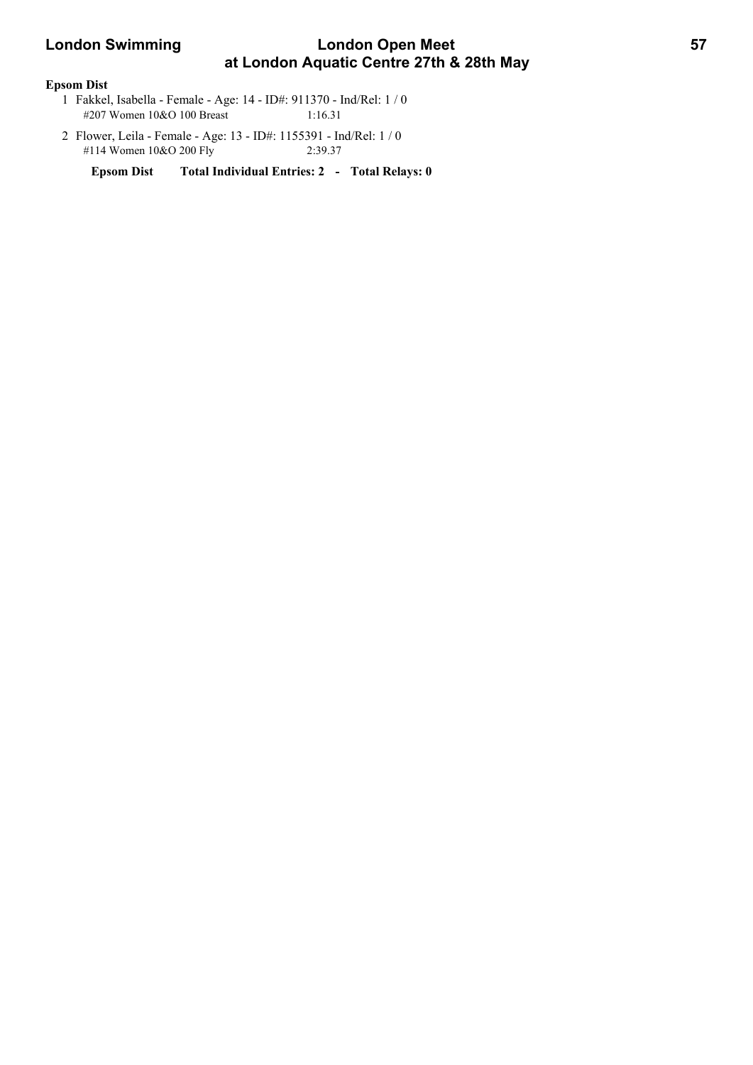**Epsom Dist**

1 Fakkel, Isabella - Female - Age: 14 - ID#: 911370 - Ind/Rel: 1 / 0
   #207 Women 10&O 100 Breast 1:16.31

2 Flower, Leila - Female - Age: 13 - ID#: 1155391 - Ind/Rel: 1 / 0
   #114 Women 10&O 200 Fly 2:39.37

**Epsom Dist Total Individual Entries: 2 - Total Relays: 0**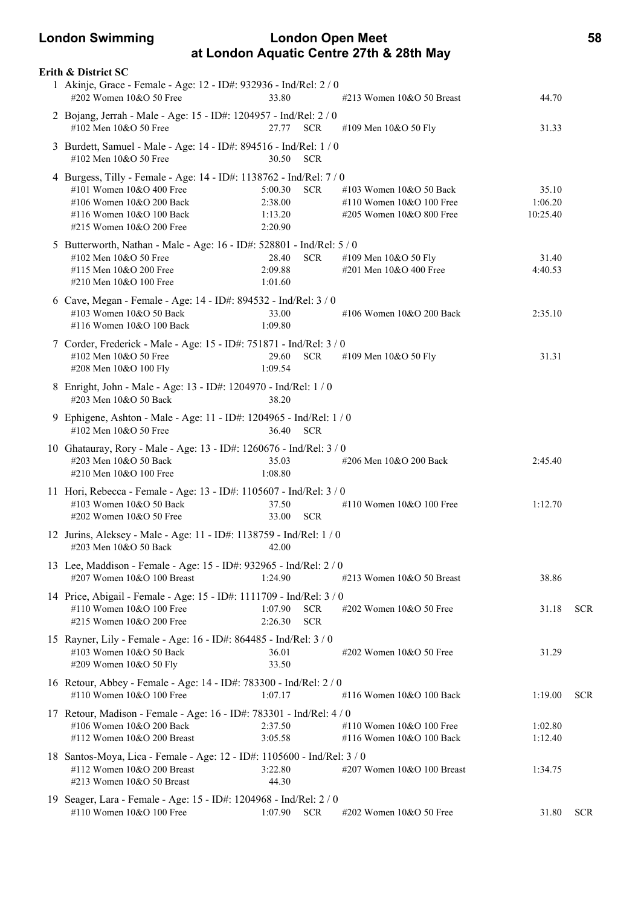**Erith & District SC**

1 Akinje, Grace - Female - Age: 12 - ID#: 932936 - Ind/Rel: 2 / 0

| Event | Time | | Event | Time | |
|---|---|---|---|---|---|
| #202 Women 10&O 50 Free | 33.80 | | #213 Women 10&O 50 Breast | 44.70 | |

2 Bojang, Jerrah - Male - Age: 15 - ID#: 1204957 - Ind/Rel: 2 / 0

| Event | Time | | Event | Time | |
|---|---|---|---|---|---|
| #102 Men 10&O 50 Free | 27.77 | SCR | #109 Men 10&O 50 Fly | 31.33 | |

3 Burdett, Samuel - Male - Age: 14 - ID#: 894516 - Ind/Rel: 1 / 0

| Event | Time | |
|---|---|---|
| #102 Men 10&O 50 Free | 30.50 | SCR |

4 Burgess, Tilly - Female - Age: 14 - ID#: 1138762 - Ind/Rel: 7 / 0

| Event | Time | | Event | Time | |
|---|---|---|---|---|---|
| #101 Women 10&O 400 Free | 5:00.30 | SCR | #103 Women 10&O 50 Back | 35.10 | |
| #106 Women 10&O 200 Back | 2:38.00 | | #110 Women 10&O 100 Free | 1:06.20 | |
| #116 Women 10&O 100 Back | 1:13.20 | | #205 Women 10&O 800 Free | 10:25.40 | |
| #215 Women 10&O 200 Free | 2:20.90 | | | | |

5 Butterworth, Nathan - Male - Age: 16 - ID#: 528801 - Ind/Rel: 5 / 0

| Event | Time | | Event | Time | |
|---|---|---|---|---|---|
| #102 Men 10&O 50 Free | 28.40 | SCR | #109 Men 10&O 50 Fly | 31.40 | |
| #115 Men 10&O 200 Free | 2:09.88 | | #201 Men 10&O 400 Free | 4:40.53 | |
| #210 Men 10&O 100 Free | 1:01.60 | | | | |

6 Cave, Megan - Female - Age: 14 - ID#: 894532 - Ind/Rel: 3 / 0

| Event | Time | | Event | Time | |
|---|---|---|---|---|---|
| #103 Women 10&O 50 Back | 33.00 | | #106 Women 10&O 200 Back | 2:35.10 | |
| #116 Women 10&O 100 Back | 1:09.80 | | | | |

7 Corder, Frederick - Male - Age: 15 - ID#: 751871 - Ind/Rel: 3 / 0

| Event | Time | | Event | Time | |
|---|---|---|---|---|---|
| #102 Men 10&O 50 Free | 29.60 | SCR | #109 Men 10&O 50 Fly | 31.31 | |
| #208 Men 10&O 100 Fly | 1:09.54 | | | | |

8 Enright, John - Male - Age: 13 - ID#: 1204970 - Ind/Rel: 1 / 0

| Event | Time | |
|---|---|---|
| #203 Men 10&O 50 Back | 38.20 | |

9 Ephigene, Ashton - Male - Age: 11 - ID#: 1204965 - Ind/Rel: 1 / 0

| Event | Time | |
|---|---|---|
| #102 Men 10&O 50 Free | 36.40 | SCR |

10 Ghatauray, Rory - Male - Age: 13 - ID#: 1260676 - Ind/Rel: 3 / 0

| Event | Time | | Event | Time | |
|---|---|---|---|---|---|
| #203 Men 10&O 50 Back | 35.03 | | #206 Men 10&O 200 Back | 2:45.40 | |
| #210 Men 10&O 100 Free | 1:08.80 | | | | |

11 Hori, Rebecca - Female - Age: 13 - ID#: 1105607 - Ind/Rel: 3 / 0

| Event | Time | | Event | Time | |
|---|---|---|---|---|---|
| #103 Women 10&O 50 Back | 37.50 | | #110 Women 10&O 100 Free | 1:12.70 | |
| #202 Women 10&O 50 Free | 33.00 | SCR | | | |

12 Jurins, Aleksey - Male - Age: 11 - ID#: 1138759 - Ind/Rel: 1 / 0

| Event | Time | |
|---|---|---|
| #203 Men 10&O 50 Back | 42.00 | |

13 Lee, Maddison - Female - Age: 15 - ID#: 932965 - Ind/Rel: 2 / 0

| Event | Time | | Event | Time | |
|---|---|---|---|---|---|
| #207 Women 10&O 100 Breast | 1:24.90 | | #213 Women 10&O 50 Breast | 38.86 | |

14 Price, Abigail - Female - Age: 15 - ID#: 1111709 - Ind/Rel: 3 / 0

| Event | Time | | Event | Time | |
|---|---|---|---|---|---|
| #110 Women 10&O 100 Free | 1:07.90 | SCR | #202 Women 10&O 50 Free | 31.18 | SCR |
| #215 Women 10&O 200 Free | 2:26.30 | SCR | | | |

15 Rayner, Lily - Female - Age: 16 - ID#: 864485 - Ind/Rel: 3 / 0

| Event | Time | | Event | Time | |
|---|---|---|---|---|---|
| #103 Women 10&O 50 Back | 36.01 | | #202 Women 10&O 50 Free | 31.29 | |
| #209 Women 10&O 50 Fly | 33.50 | | | | |

16 Retour, Abbey - Female - Age: 14 - ID#: 783300 - Ind/Rel: 2 / 0

| Event | Time | | Event | Time | |
|---|---|---|---|---|---|
| #110 Women 10&O 100 Free | 1:07.17 | | #116 Women 10&O 100 Back | 1:19.00 | SCR |

17 Retour, Madison - Female - Age: 16 - ID#: 783301 - Ind/Rel: 4 / 0

| Event | Time | | Event | Time | |
|---|---|---|---|---|---|
| #106 Women 10&O 200 Back | 2:37.50 | | #110 Women 10&O 100 Free | 1:02.80 | |
| #112 Women 10&O 200 Breast | 3:05.58 | | #116 Women 10&O 100 Back | 1:12.40 | |

18 Santos-Moya, Lica - Female - Age: 12 - ID#: 1105600 - Ind/Rel: 3 / 0

| Event | Time | | Event | Time | |
|---|---|---|---|---|---|
| #112 Women 10&O 200 Breast | 3:22.80 | | #207 Women 10&O 100 Breast | 1:34.75 | |
| #213 Women 10&O 50 Breast | 44.30 | | | | |

19 Seager, Lara - Female - Age: 15 - ID#: 1204968 - Ind/Rel: 2 / 0

| Event | Time | | Event | Time | |
|---|---|---|---|---|---|
| #110 Women 10&O 100 Free | 1:07.90 | SCR | #202 Women 10&O 50 Free | 31.80 | SCR |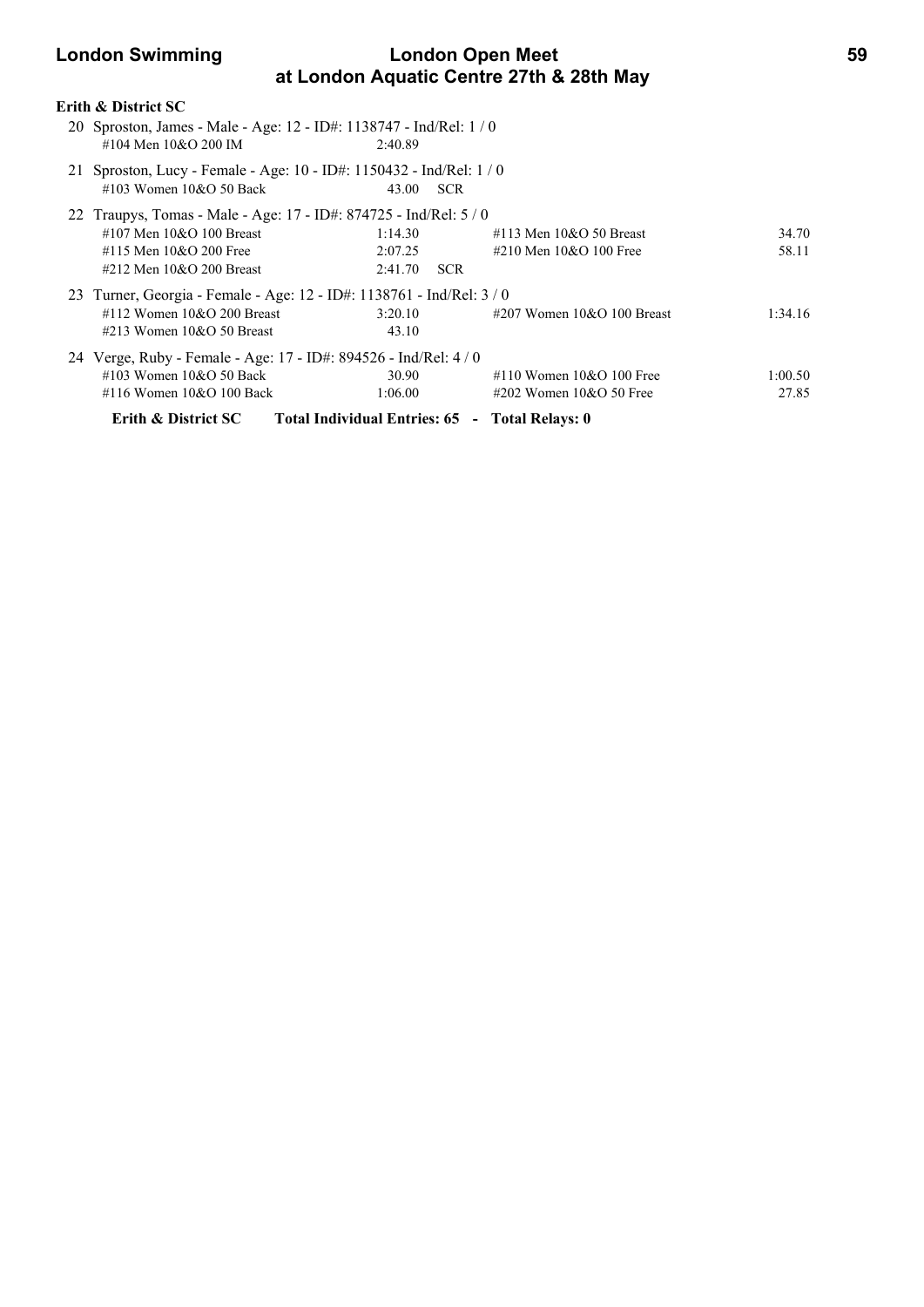**Erith & District SC**

20 Sproston, James - Male - Age: 12 - ID#: 1138747 - Ind/Rel: 1 / 0

| Event | Time | Event | Time |
|---|---|---|---|
| #104 Men 10&O 200 IM | 2:40.89 | | |

21 Sproston, Lucy - Female - Age: 10 - ID#: 1150432 - Ind/Rel: 1 / 0

| Event | Time | Event | Time |
|---|---|---|---|
| #103 Women 10&O 50 Back | 43.00 SCR | | |

22 Traupys, Tomas - Male - Age: 17 - ID#: 874725 - Ind/Rel: 5 / 0

| Event | Time | Event | Time |
|---|---|---|---|
| #107 Men 10&O 100 Breast | 1:14.30 | #113 Men 10&O 50 Breast | 34.70 |
| #115 Men 10&O 200 Free | 2:07.25 | #210 Men 10&O 100 Free | 58.11 |
| #212 Men 10&O 200 Breast | 2:41.70 SCR | | |

23 Turner, Georgia - Female - Age: 12 - ID#: 1138761 - Ind/Rel: 3 / 0

| Event | Time | Event | Time |
|---|---|---|---|
| #112 Women 10&O 200 Breast | 3:20.10 | #207 Women 10&O 100 Breast | 1:34.16 |
| #213 Women 10&O 50 Breast | 43.10 | | |

24 Verge, Ruby - Female - Age: 17 - ID#: 894526 - Ind/Rel: 4 / 0

| Event | Time | Event | Time |
|---|---|---|---|
| #103 Women 10&O 50 Back | 30.90 | #110 Women 10&O 100 Free | 1:00.50 |
| #116 Women 10&O 100 Back | 1:06.00 | #202 Women 10&O 50 Free | 27.85 |

**Erith & District SC  Total Individual Entries: 65 - Total Relays: 0**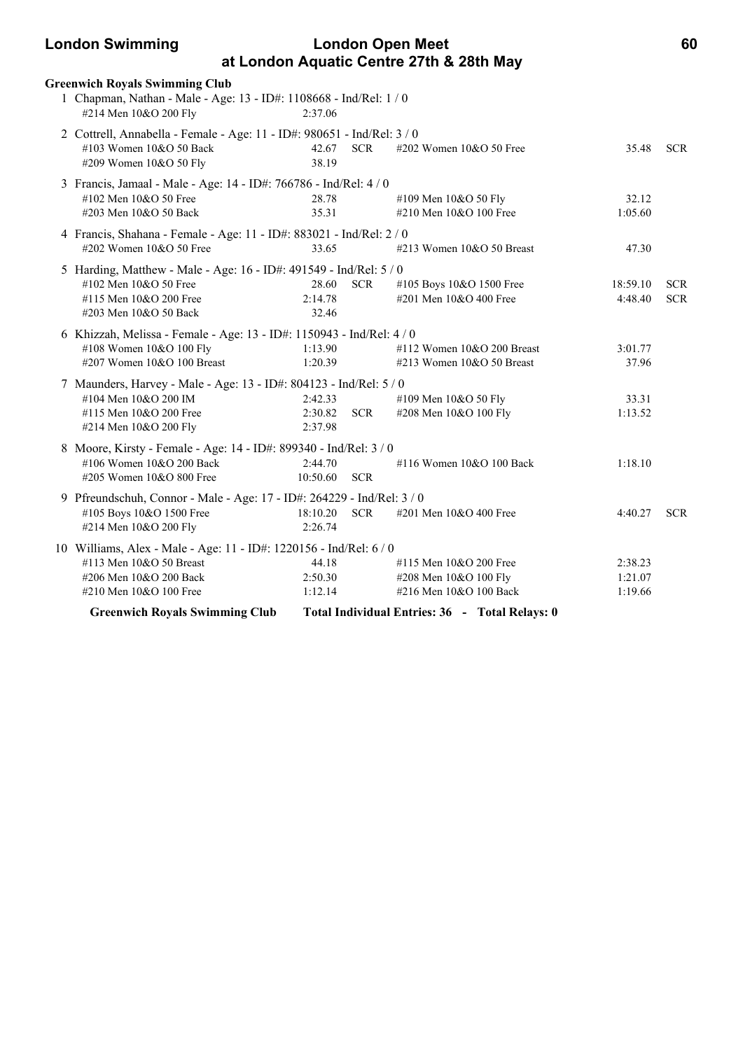## Greenwich Royals Swimming Club

1 Chapman, Nathan - Male - Age: 13 - ID#: 1108668 - Ind/Rel: 1 / 0

| Event | Time | | Event | Time | |
|---|---|---|---|---|---|
| #214 Men 10&O 200 Fly | 2:37.06 | | | | |

2 Cottrell, Annabella - Female - Age: 11 - ID#: 980651 - Ind/Rel: 3 / 0

| Event | Time | | Event | Time | |
|---|---|---|---|---|---|
| #103 Women 10&O 50 Back | 42.67 | SCR | #202 Women 10&O 50 Free | 35.48 | SCR |
| #209 Women 10&O 50 Fly | 38.19 | | | | |

3 Francis, Jamaal - Male - Age: 14 - ID#: 766786 - Ind/Rel: 4 / 0

| Event | Time | | Event | Time | |
|---|---|---|---|---|---|
| #102 Men 10&O 50 Free | 28.78 | | #109 Men 10&O 50 Fly | 32.12 | |
| #203 Men 10&O 50 Back | 35.31 | | #210 Men 10&O 100 Free | 1:05.60 | |

4 Francis, Shahana - Female - Age: 11 - ID#: 883021 - Ind/Rel: 2 / 0

| Event | Time | | Event | Time | |
|---|---|---|---|---|---|
| #202 Women 10&O 50 Free | 33.65 | | #213 Women 10&O 50 Breast | 47.30 | |

5 Harding, Matthew - Male - Age: 16 - ID#: 491549 - Ind/Rel: 5 / 0

| Event | Time | | Event | Time | |
|---|---|---|---|---|---|
| #102 Men 10&O 50 Free | 28.60 | SCR | #105 Boys 10&O 1500 Free | 18:59.10 | SCR |
| #115 Men 10&O 200 Free | 2:14.78 | | #201 Men 10&O 400 Free | 4:48.40 | SCR |
| #203 Men 10&O 50 Back | 32.46 | | | | |

6 Khizzah, Melissa - Female - Age: 13 - ID#: 1150943 - Ind/Rel: 4 / 0

| Event | Time | | Event | Time | |
|---|---|---|---|---|---|
| #108 Women 10&O 100 Fly | 1:13.90 | | #112 Women 10&O 200 Breast | 3:01.77 | |
| #207 Women 10&O 100 Breast | 1:20.39 | | #213 Women 10&O 50 Breast | 37.96 | |

7 Maunders, Harvey - Male - Age: 13 - ID#: 804123 - Ind/Rel: 5 / 0

| Event | Time | | Event | Time | |
|---|---|---|---|---|---|
| #104 Men 10&O 200 IM | 2:42.33 | | #109 Men 10&O 50 Fly | 33.31 | |
| #115 Men 10&O 200 Free | 2:30.82 | SCR | #208 Men 10&O 100 Fly | 1:13.52 | |
| #214 Men 10&O 200 Fly | 2:37.98 | | | | |

8 Moore, Kirsty - Female - Age: 14 - ID#: 899340 - Ind/Rel: 3 / 0

| Event | Time | | Event | Time | |
|---|---|---|---|---|---|
| #106 Women 10&O 200 Back | 2:44.70 | | #116 Women 10&O 100 Back | 1:18.10 | |
| #205 Women 10&O 800 Free | 10:50.60 | SCR | | | |

9 Pfreundschuh, Connor - Male - Age: 17 - ID#: 264229 - Ind/Rel: 3 / 0

| Event | Time | | Event | Time | |
|---|---|---|---|---|---|
| #105 Boys 10&O 1500 Free | 18:10.20 | SCR | #201 Men 10&O 400 Free | 4:40.27 | SCR |
| #214 Men 10&O 200 Fly | 2:26.74 | | | | |

10 Williams, Alex - Male - Age: 11 - ID#: 1220156 - Ind/Rel: 6 / 0

| Event | Time | | Event | Time | |
|---|---|---|---|---|---|
| #113 Men 10&O 50 Breast | 44.18 | | #115 Men 10&O 200 Free | 2:38.23 | |
| #206 Men 10&O 200 Back | 2:50.30 | | #208 Men 10&O 100 Fly | 1:21.07 | |
| #210 Men 10&O 100 Free | 1:12.14 | | #216 Men 10&O 100 Back | 1:19.66 | |

**Greenwich Royals Swimming Club** **Total Individual Entries: 36 - Total Relays: 0**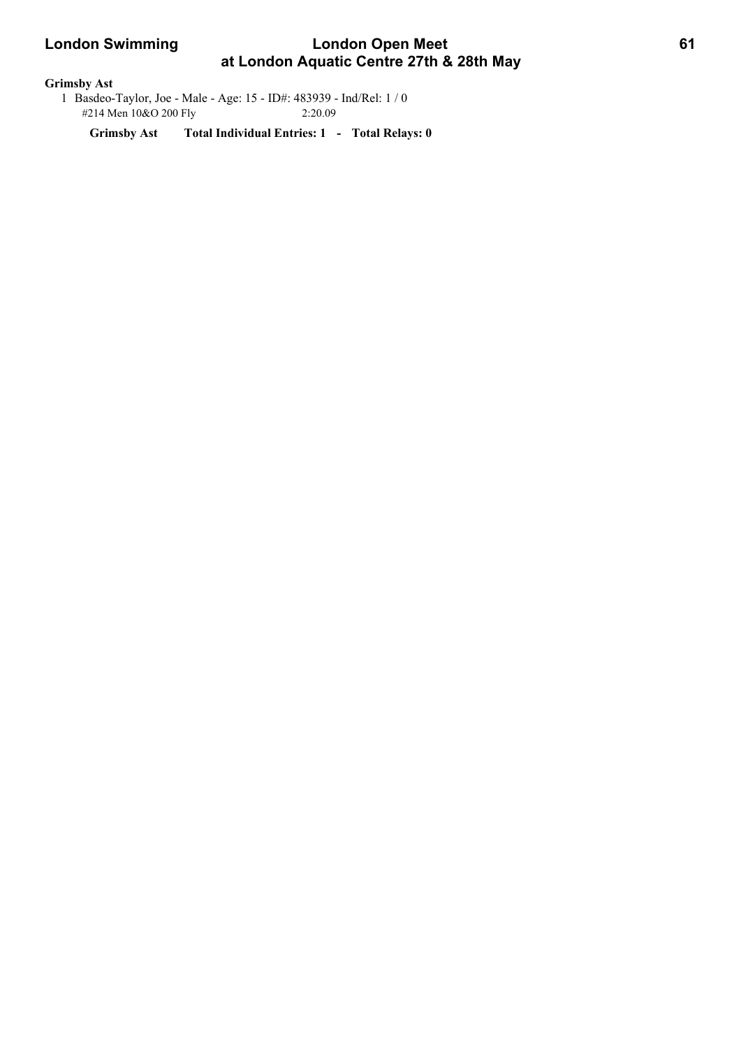**Grimsby Ast**

1 Basdeo-Taylor, Joe - Male - Age: 15 - ID#: 483939 - Ind/Rel: 1 / 0

#214 Men 10&O 200 Fly 2:20.09

**Grimsby Ast Total Individual Entries: 1 - Total Relays: 0**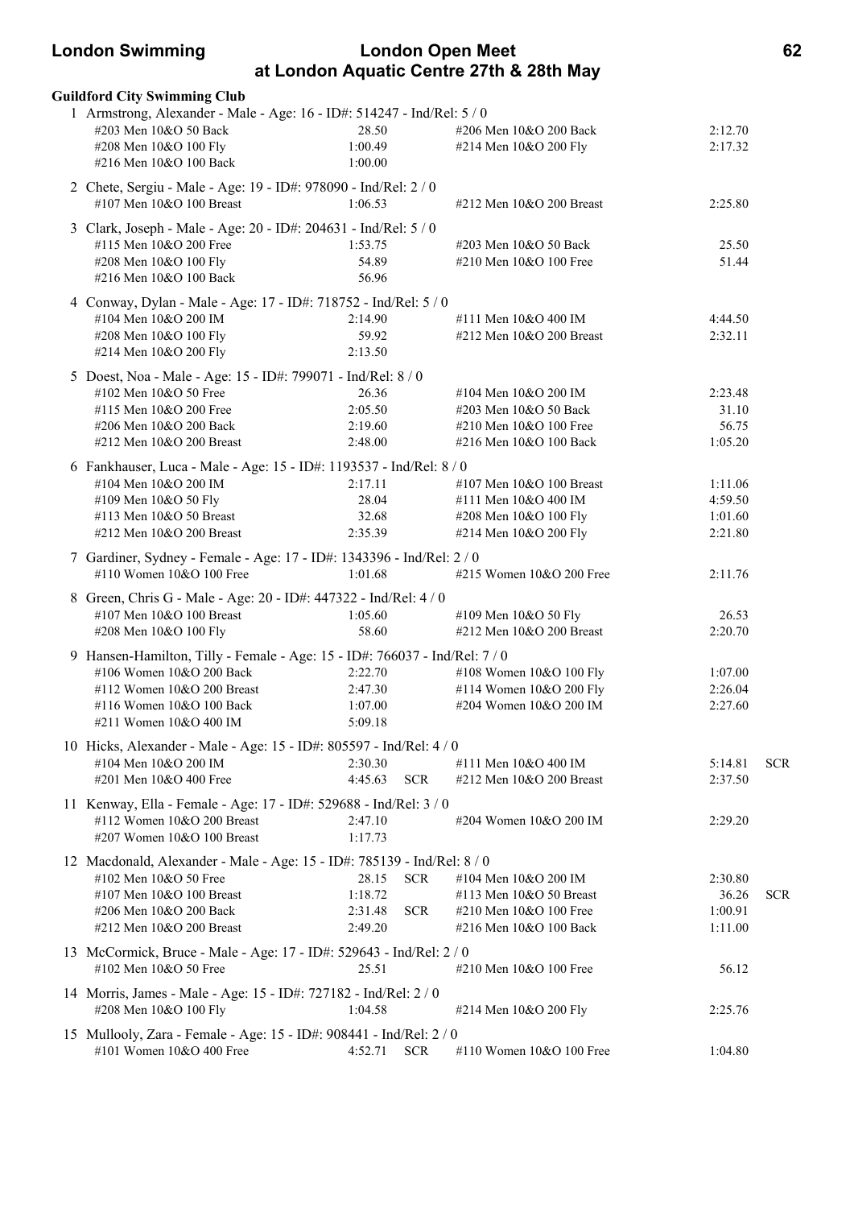## Guildford City Swimming Club

1 Armstrong, Alexander - Male - Age: 16 - ID#: 514247 - Ind/Rel: 5 / 0

| | | | |
|---|---|---|---|
| #203 Men 10&O 50 Back | 28.50 | #206 Men 10&O 200 Back | 2:12.70 |
| #208 Men 10&O 100 Fly | 1:00.49 | #214 Men 10&O 200 Fly | 2:17.32 |
| #216 Men 10&O 100 Back | 1:00.00 | | |

2 Chete, Sergiu - Male - Age: 19 - ID#: 978090 - Ind/Rel: 2 / 0

| | | | |
|---|---|---|---|
| #107 Men 10&O 100 Breast | 1:06.53 | #212 Men 10&O 200 Breast | 2:25.80 |

3 Clark, Joseph - Male - Age: 20 - ID#: 204631 - Ind/Rel: 5 / 0

| | | | |
|---|---|---|---|
| #115 Men 10&O 200 Free | 1:53.75 | #203 Men 10&O 50 Back | 25.50 |
| #208 Men 10&O 100 Fly | 54.89 | #210 Men 10&O 100 Free | 51.44 |
| #216 Men 10&O 100 Back | 56.96 | | |

4 Conway, Dylan - Male - Age: 17 - ID#: 718752 - Ind/Rel: 5 / 0

| | | | |
|---|---|---|---|
| #104 Men 10&O 200 IM | 2:14.90 | #111 Men 10&O 400 IM | 4:44.50 |
| #208 Men 10&O 100 Fly | 59.92 | #212 Men 10&O 200 Breast | 2:32.11 |
| #214 Men 10&O 200 Fly | 2:13.50 | | |

5 Doest, Noa - Male - Age: 15 - ID#: 799071 - Ind/Rel: 8 / 0

| | | | |
|---|---|---|---|
| #102 Men 10&O 50 Free | 26.36 | #104 Men 10&O 200 IM | 2:23.48 |
| #115 Men 10&O 200 Free | 2:05.50 | #203 Men 10&O 50 Back | 31.10 |
| #206 Men 10&O 200 Back | 2:19.60 | #210 Men 10&O 100 Free | 56.75 |
| #212 Men 10&O 200 Breast | 2:48.00 | #216 Men 10&O 100 Back | 1:05.20 |

6 Fankhauser, Luca - Male - Age: 15 - ID#: 1193537 - Ind/Rel: 8 / 0

| | | | |
|---|---|---|---|
| #104 Men 10&O 200 IM | 2:17.11 | #107 Men 10&O 100 Breast | 1:11.06 |
| #109 Men 10&O 50 Fly | 28.04 | #111 Men 10&O 400 IM | 4:59.50 |
| #113 Men 10&O 50 Breast | 32.68 | #208 Men 10&O 100 Fly | 1:01.60 |
| #212 Men 10&O 200 Breast | 2:35.39 | #214 Men 10&O 200 Fly | 2:21.80 |

7 Gardiner, Sydney - Female - Age: 17 - ID#: 1343396 - Ind/Rel: 2 / 0

| | | | |
|---|---|---|---|
| #110 Women 10&O 100 Free | 1:01.68 | #215 Women 10&O 200 Free | 2:11.76 |

8 Green, Chris G - Male - Age: 20 - ID#: 447322 - Ind/Rel: 4 / 0

| | | | |
|---|---|---|---|
| #107 Men 10&O 100 Breast | 1:05.60 | #109 Men 10&O 50 Fly | 26.53 |
| #208 Men 10&O 100 Fly | 58.60 | #212 Men 10&O 200 Breast | 2:20.70 |

9 Hansen-Hamilton, Tilly - Female - Age: 15 - ID#: 766037 - Ind/Rel: 7 / 0

| | | | |
|---|---|---|---|
| #106 Women 10&O 200 Back | 2:22.70 | #108 Women 10&O 100 Fly | 1:07.00 |
| #112 Women 10&O 200 Breast | 2:47.30 | #114 Women 10&O 200 Fly | 2:26.04 |
| #116 Women 10&O 100 Back | 1:07.00 | #204 Women 10&O 200 IM | 2:27.60 |
| #211 Women 10&O 400 IM | 5:09.18 | | |

10 Hicks, Alexander - Male - Age: 15 - ID#: 805597 - Ind/Rel: 4 / 0

| | | | |
|---|---|---|---|
| #104 Men 10&O 200 IM | 2:30.30 | #111 Men 10&O 400 IM | 5:14.81 SCR |
| #201 Men 10&O 400 Free | 4:45.63 SCR | #212 Men 10&O 200 Breast | 2:37.50 |

11 Kenway, Ella - Female - Age: 17 - ID#: 529688 - Ind/Rel: 3 / 0

| | | | |
|---|---|---|---|
| #112 Women 10&O 200 Breast | 2:47.10 | #204 Women 10&O 200 IM | 2:29.20 |
| #207 Women 10&O 100 Breast | 1:17.73 | | |

12 Macdonald, Alexander - Male - Age: 15 - ID#: 785139 - Ind/Rel: 8 / 0

| | | | |
|---|---|---|---|
| #102 Men 10&O 50 Free | 28.15 SCR | #104 Men 10&O 200 IM | 2:30.80 |
| #107 Men 10&O 100 Breast | 1:18.72 | #113 Men 10&O 50 Breast | 36.26 SCR |
| #206 Men 10&O 200 Back | 2:31.48 SCR | #210 Men 10&O 100 Free | 1:00.91 |
| #212 Men 10&O 200 Breast | 2:49.20 | #216 Men 10&O 100 Back | 1:11.00 |

13 McCormick, Bruce - Male - Age: 17 - ID#: 529643 - Ind/Rel: 2 / 0

| | | | |
|---|---|---|---|
| #102 Men 10&O 50 Free | 25.51 | #210 Men 10&O 100 Free | 56.12 |

14 Morris, James - Male - Age: 15 - ID#: 727182 - Ind/Rel: 2 / 0

| | | | |
|---|---|---|---|
| #208 Men 10&O 100 Fly | 1:04.58 | #214 Men 10&O 200 Fly | 2:25.76 |

15 Mullooly, Zara - Female - Age: 15 - ID#: 908441 - Ind/Rel: 2 / 0

| | | | |
|---|---|---|---|
| #101 Women 10&O 400 Free | 4:52.71 SCR | #110 Women 10&O 100 Free | 1:04.80 |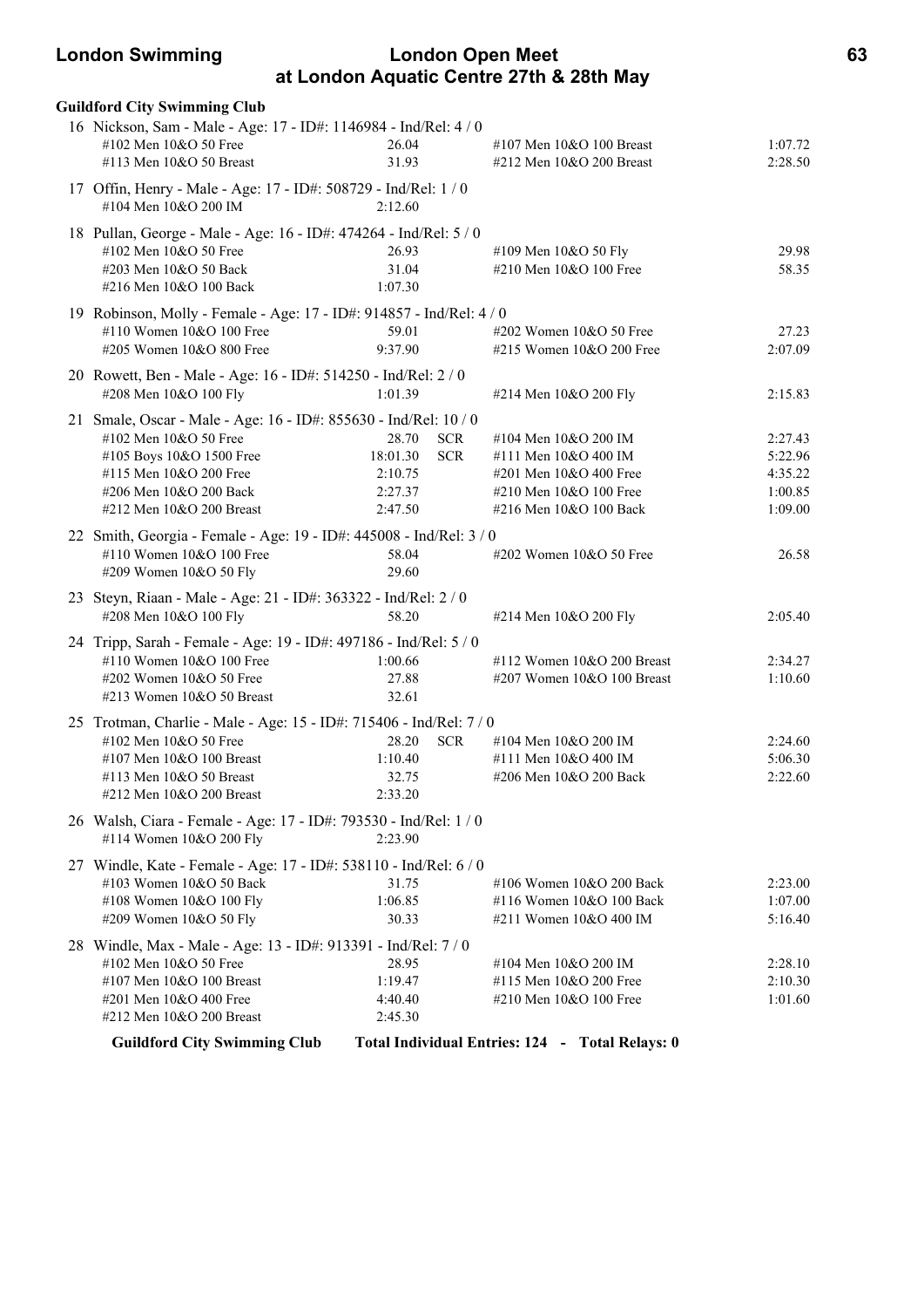**Guildford City Swimming Club**

16 Nickson, Sam - Male - Age: 17 - ID#: 1146984 - Ind/Rel: 4 / 0

| Event | Time | | Event | Time |
|---|---|---|---|---|
| #102 Men 10&O 50 Free | 26.04 | | #107 Men 10&O 100 Breast | 1:07.72 |
| #113 Men 10&O 50 Breast | 31.93 | | #212 Men 10&O 200 Breast | 2:28.50 |

17 Offin, Henry - Male - Age: 17 - ID#: 508729 - Ind/Rel: 1 / 0

| Event | Time | | Event | Time |
|---|---|---|---|---|
| #104 Men 10&O 200 IM | 2:12.60 | | | |

18 Pullan, George - Male - Age: 16 - ID#: 474264 - Ind/Rel: 5 / 0

| Event | Time | | Event | Time |
|---|---|---|---|---|
| #102 Men 10&O 50 Free | 26.93 | | #109 Men 10&O 50 Fly | 29.98 |
| #203 Men 10&O 50 Back | 31.04 | | #210 Men 10&O 100 Free | 58.35 |
| #216 Men 10&O 100 Back | 1:07.30 | | | |

19 Robinson, Molly - Female - Age: 17 - ID#: 914857 - Ind/Rel: 4 / 0

| Event | Time | | Event | Time |
|---|---|---|---|---|
| #110 Women 10&O 100 Free | 59.01 | | #202 Women 10&O 50 Free | 27.23 |
| #205 Women 10&O 800 Free | 9:37.90 | | #215 Women 10&O 200 Free | 2:07.09 |

20 Rowett, Ben - Male - Age: 16 - ID#: 514250 - Ind/Rel: 2 / 0

| Event | Time | | Event | Time |
|---|---|---|---|---|
| #208 Men 10&O 100 Fly | 1:01.39 | | #214 Men 10&O 200 Fly | 2:15.83 |

21 Smale, Oscar - Male - Age: 16 - ID#: 855630 - Ind/Rel: 10 / 0

| Event | Time | | Event | Time |
|---|---|---|---|---|
| #102 Men 10&O 50 Free | 28.70 | SCR | #104 Men 10&O 200 IM | 2:27.43 |
| #105 Boys 10&O 1500 Free | 18:01.30 | SCR | #111 Men 10&O 400 IM | 5:22.96 |
| #115 Men 10&O 200 Free | 2:10.75 | | #201 Men 10&O 400 Free | 4:35.22 |
| #206 Men 10&O 200 Back | 2:27.37 | | #210 Men 10&O 100 Free | 1:00.85 |
| #212 Men 10&O 200 Breast | 2:47.50 | | #216 Men 10&O 100 Back | 1:09.00 |

22 Smith, Georgia - Female - Age: 19 - ID#: 445008 - Ind/Rel: 3 / 0

| Event | Time | | Event | Time |
|---|---|---|---|---|
| #110 Women 10&O 100 Free | 58.04 | | #202 Women 10&O 50 Free | 26.58 |
| #209 Women 10&O 50 Fly | 29.60 | | | |

23 Steyn, Riaan - Male - Age: 21 - ID#: 363322 - Ind/Rel: 2 / 0

| Event | Time | | Event | Time |
|---|---|---|---|---|
| #208 Men 10&O 100 Fly | 58.20 | | #214 Men 10&O 200 Fly | 2:05.40 |

24 Tripp, Sarah - Female - Age: 19 - ID#: 497186 - Ind/Rel: 5 / 0

| Event | Time | | Event | Time |
|---|---|---|---|---|
| #110 Women 10&O 100 Free | 1:00.66 | | #112 Women 10&O 200 Breast | 2:34.27 |
| #202 Women 10&O 50 Free | 27.88 | | #207 Women 10&O 100 Breast | 1:10.60 |
| #213 Women 10&O 50 Breast | 32.61 | | | |

25 Trotman, Charlie - Male - Age: 15 - ID#: 715406 - Ind/Rel: 7 / 0

| Event | Time | | Event | Time |
|---|---|---|---|---|
| #102 Men 10&O 50 Free | 28.20 | SCR | #104 Men 10&O 200 IM | 2:24.60 |
| #107 Men 10&O 100 Breast | 1:10.40 | | #111 Men 10&O 400 IM | 5:06.30 |
| #113 Men 10&O 50 Breast | 32.75 | | #206 Men 10&O 200 Back | 2:22.60 |
| #212 Men 10&O 200 Breast | 2:33.20 | | | |

26 Walsh, Ciara - Female - Age: 17 - ID#: 793530 - Ind/Rel: 1 / 0

| Event | Time | | Event | Time |
|---|---|---|---|---|
| #114 Women 10&O 200 Fly | 2:23.90 | | | |

27 Windle, Kate - Female - Age: 17 - ID#: 538110 - Ind/Rel: 6 / 0

| Event | Time | | Event | Time |
|---|---|---|---|---|
| #103 Women 10&O 50 Back | 31.75 | | #106 Women 10&O 200 Back | 2:23.00 |
| #108 Women 10&O 100 Fly | 1:06.85 | | #116 Women 10&O 100 Back | 1:07.00 |
| #209 Women 10&O 50 Fly | 30.33 | | #211 Women 10&O 400 IM | 5:16.40 |

28 Windle, Max - Male - Age: 13 - ID#: 913391 - Ind/Rel: 7 / 0

| Event | Time | | Event | Time |
|---|---|---|---|---|
| #102 Men 10&O 50 Free | 28.95 | | #104 Men 10&O 200 IM | 2:28.10 |
| #107 Men 10&O 100 Breast | 1:19.47 | | #115 Men 10&O 200 Free | 2:10.30 |
| #201 Men 10&O 400 Free | 4:40.40 | | #210 Men 10&O 100 Free | 1:01.60 |
| #212 Men 10&O 200 Breast | 2:45.30 | | | |

**Guildford City Swimming Club — Total Individual Entries: 124 - Total Relays: 0**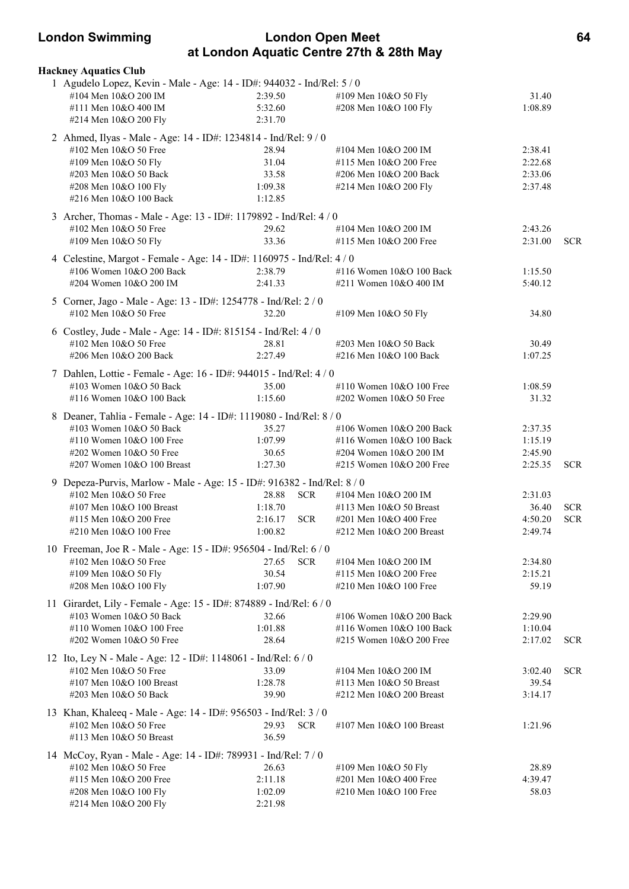**Hackney Aquatics Club**

1 Agudelo Lopez, Kevin - Male - Age: 14 - ID#: 944032 - Ind/Rel: 5 / 0

| Event | Time | | Event | Time | |
|---|---|---|---|---|---|
| #104 Men 10&O 200 IM | 2:39.50 | | #109 Men 10&O 50 Fly | 31.40 | |
| #111 Men 10&O 400 IM | 5:32.60 | | #208 Men 10&O 100 Fly | 1:08.89 | |
| #214 Men 10&O 200 Fly | 2:31.70 | | | | |

2 Ahmed, Ilyas - Male - Age: 14 - ID#: 1234814 - Ind/Rel: 9 / 0

| Event | Time | | Event | Time | |
|---|---|---|---|---|---|
| #102 Men 10&O 50 Free | 28.94 | | #104 Men 10&O 200 IM | 2:38.41 | |
| #109 Men 10&O 50 Fly | 31.04 | | #115 Men 10&O 200 Free | 2:22.68 | |
| #203 Men 10&O 50 Back | 33.58 | | #206 Men 10&O 200 Back | 2:33.06 | |
| #208 Men 10&O 100 Fly | 1:09.38 | | #214 Men 10&O 200 Fly | 2:37.48 | |
| #216 Men 10&O 100 Back | 1:12.85 | | | | |

3 Archer, Thomas - Male - Age: 13 - ID#: 1179892 - Ind/Rel: 4 / 0

| Event | Time | | Event | Time | |
|---|---|---|---|---|---|
| #102 Men 10&O 50 Free | 29.62 | | #104 Men 10&O 200 IM | 2:43.26 | |
| #109 Men 10&O 50 Fly | 33.36 | | #115 Men 10&O 200 Free | 2:31.00 | SCR |

4 Celestine, Margot - Female - Age: 14 - ID#: 1160975 - Ind/Rel: 4 / 0

| Event | Time | | Event | Time | |
|---|---|---|---|---|---|
| #106 Women 10&O 200 Back | 2:38.79 | | #116 Women 10&O 100 Back | 1:15.50 | |
| #204 Women 10&O 200 IM | 2:41.33 | | #211 Women 10&O 400 IM | 5:40.12 | |

5 Corner, Jago - Male - Age: 13 - ID#: 1254778 - Ind/Rel: 2 / 0

| Event | Time | | Event | Time | |
|---|---|---|---|---|---|
| #102 Men 10&O 50 Free | 32.20 | | #109 Men 10&O 50 Fly | 34.80 | |

6 Costley, Jude - Male - Age: 14 - ID#: 815154 - Ind/Rel: 4 / 0

| Event | Time | | Event | Time | |
|---|---|---|---|---|---|
| #102 Men 10&O 50 Free | 28.81 | | #203 Men 10&O 50 Back | 30.49 | |
| #206 Men 10&O 200 Back | 2:27.49 | | #216 Men 10&O 100 Back | 1:07.25 | |

7 Dahlen, Lottie - Female - Age: 16 - ID#: 944015 - Ind/Rel: 4 / 0

| Event | Time | | Event | Time | |
|---|---|---|---|---|---|
| #103 Women 10&O 50 Back | 35.00 | | #110 Women 10&O 100 Free | 1:08.59 | |
| #116 Women 10&O 100 Back | 1:15.60 | | #202 Women 10&O 50 Free | 31.32 | |

8 Deaner, Tahlia - Female - Age: 14 - ID#: 1119080 - Ind/Rel: 8 / 0

| Event | Time | | Event | Time | |
|---|---|---|---|---|---|
| #103 Women 10&O 50 Back | 35.27 | | #106 Women 10&O 200 Back | 2:37.35 | |
| #110 Women 10&O 100 Free | 1:07.99 | | #116 Women 10&O 100 Back | 1:15.19 | |
| #202 Women 10&O 50 Free | 30.65 | | #204 Women 10&O 200 IM | 2:45.90 | |
| #207 Women 10&O 100 Breast | 1:27.30 | | #215 Women 10&O 200 Free | 2:25.35 | SCR |

9 Depeza-Purvis, Marlow - Male - Age: 15 - ID#: 916382 - Ind/Rel: 8 / 0

| Event | Time | | Event | Time | |
|---|---|---|---|---|---|
| #102 Men 10&O 50 Free | 28.88 | SCR | #104 Men 10&O 200 IM | 2:31.03 | |
| #107 Men 10&O 100 Breast | 1:18.70 | | #113 Men 10&O 50 Breast | 36.40 | SCR |
| #115 Men 10&O 200 Free | 2:16.17 | SCR | #201 Men 10&O 400 Free | 4:50.20 | SCR |
| #210 Men 10&O 100 Free | 1:00.82 | | #212 Men 10&O 200 Breast | 2:49.74 | |

10 Freeman, Joe R - Male - Age: 15 - ID#: 956504 - Ind/Rel: 6 / 0

| Event | Time | | Event | Time | |
|---|---|---|---|---|---|
| #102 Men 10&O 50 Free | 27.65 | SCR | #104 Men 10&O 200 IM | 2:34.80 | |
| #109 Men 10&O 50 Fly | 30.54 | | #115 Men 10&O 200 Free | 2:15.21 | |
| #208 Men 10&O 100 Fly | 1:07.90 | | #210 Men 10&O 100 Free | 59.19 | |

11 Girardet, Lily - Female - Age: 15 - ID#: 874889 - Ind/Rel: 6 / 0

| Event | Time | | Event | Time | |
|---|---|---|---|---|---|
| #103 Women 10&O 50 Back | 32.66 | | #106 Women 10&O 200 Back | 2:29.90 | |
| #110 Women 10&O 100 Free | 1:01.88 | | #116 Women 10&O 100 Back | 1:10.04 | |
| #202 Women 10&O 50 Free | 28.64 | | #215 Women 10&O 200 Free | 2:17.02 | SCR |

12 Ito, Ley N - Male - Age: 12 - ID#: 1148061 - Ind/Rel: 6 / 0

| Event | Time | | Event | Time | |
|---|---|---|---|---|---|
| #102 Men 10&O 50 Free | 33.09 | | #104 Men 10&O 200 IM | 3:02.40 | SCR |
| #107 Men 10&O 100 Breast | 1:28.78 | | #113 Men 10&O 50 Breast | 39.54 | |
| #203 Men 10&O 50 Back | 39.90 | | #212 Men 10&O 200 Breast | 3:14.17 | |

13 Khan, Khaleeq - Male - Age: 14 - ID#: 956503 - Ind/Rel: 3 / 0

| Event | Time | | Event | Time | |
|---|---|---|---|---|---|
| #102 Men 10&O 50 Free | 29.93 | SCR | #107 Men 10&O 100 Breast | 1:21.96 | |
| #113 Men 10&O 50 Breast | 36.59 | | | | |

14 McCoy, Ryan - Male - Age: 14 - ID#: 789931 - Ind/Rel: 7 / 0

| Event | Time | | Event | Time | |
|---|---|---|---|---|---|
| #102 Men 10&O 50 Free | 26.63 | | #109 Men 10&O 50 Fly | 28.89 | |
| #115 Men 10&O 200 Free | 2:11.18 | | #201 Men 10&O 400 Free | 4:39.47 | |
| #208 Men 10&O 100 Fly | 1:02.09 | | #210 Men 10&O 100 Free | 58.03 | |
| #214 Men 10&O 200 Fly | 2:21.98 | | | | |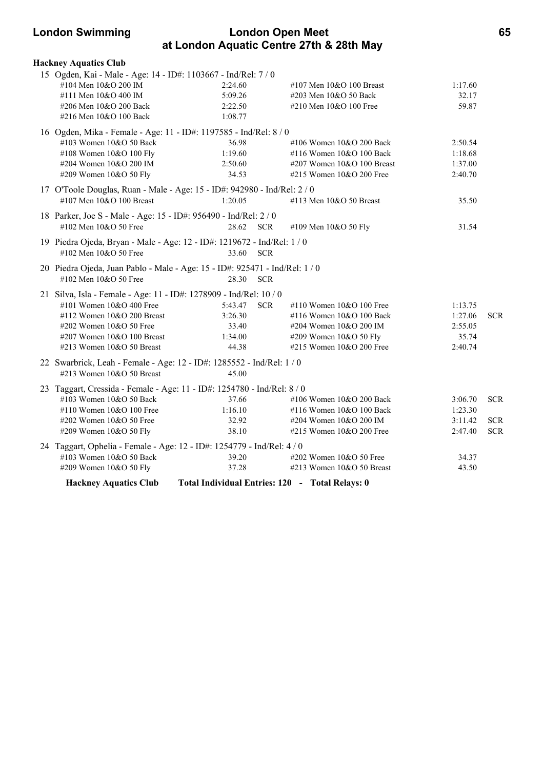**Hackney Aquatics Club**

15 Ogden, Kai - Male - Age: 14 - ID#: 1103667 - Ind/Rel: 7 / 0

| Event | Time | | Event | Time | |
|---|---|---|---|---|---|
| #104 Men 10&O 200 IM | 2:24.60 | | #107 Men 10&O 100 Breast | 1:17.60 | |
| #111 Men 10&O 400 IM | 5:09.26 | | #203 Men 10&O 50 Back | 32.17 | |
| #206 Men 10&O 200 Back | 2:22.50 | | #210 Men 10&O 100 Free | 59.87 | |
| #216 Men 10&O 100 Back | 1:08.77 | | | | |

16 Ogden, Mika - Female - Age: 11 - ID#: 1197585 - Ind/Rel: 8 / 0

| Event | Time | | Event | Time | |
|---|---|---|---|---|---|
| #103 Women 10&O 50 Back | 36.98 | | #106 Women 10&O 200 Back | 2:50.54 | |
| #108 Women 10&O 100 Fly | 1:19.60 | | #116 Women 10&O 100 Back | 1:18.68 | |
| #204 Women 10&O 200 IM | 2:50.60 | | #207 Women 10&O 100 Breast | 1:37.00 | |
| #209 Women 10&O 50 Fly | 34.53 | | #215 Women 10&O 200 Free | 2:40.70 | |

17 O'Toole Douglas, Ruan - Male - Age: 15 - ID#: 942980 - Ind/Rel: 2 / 0

| Event | Time | | Event | Time | |
|---|---|---|---|---|---|
| #107 Men 10&O 100 Breast | 1:20.05 | | #113 Men 10&O 50 Breast | 35.50 | |

18 Parker, Joe S - Male - Age: 15 - ID#: 956490 - Ind/Rel: 2 / 0

| Event | Time | | Event | Time | |
|---|---|---|---|---|---|
| #102 Men 10&O 50 Free | 28.62 | SCR | #109 Men 10&O 50 Fly | 31.54 | |

19 Piedra Ojeda, Bryan - Male - Age: 12 - ID#: 1219672 - Ind/Rel: 1 / 0

| Event | Time | |
|---|---|---|
| #102 Men 10&O 50 Free | 33.60 | SCR |

20 Piedra Ojeda, Juan Pablo - Male - Age: 15 - ID#: 925471 - Ind/Rel: 1 / 0

| Event | Time | |
|---|---|---|
| #102 Men 10&O 50 Free | 28.30 | SCR |

21 Silva, Isla - Female - Age: 11 - ID#: 1278909 - Ind/Rel: 10 / 0

| Event | Time | | Event | Time | |
|---|---|---|---|---|---|
| #101 Women 10&O 400 Free | 5:43.47 | SCR | #110 Women 10&O 100 Free | 1:13.75 | |
| #112 Women 10&O 200 Breast | 3:26.30 | | #116 Women 10&O 100 Back | 1:27.06 | SCR |
| #202 Women 10&O 50 Free | 33.40 | | #204 Women 10&O 200 IM | 2:55.05 | |
| #207 Women 10&O 100 Breast | 1:34.00 | | #209 Women 10&O 50 Fly | 35.74 | |
| #213 Women 10&O 50 Breast | 44.38 | | #215 Women 10&O 200 Free | 2:40.74 | |

22 Swarbrick, Leah - Female - Age: 12 - ID#: 1285552 - Ind/Rel: 1 / 0

| Event | Time | |
|---|---|---|
| #213 Women 10&O 50 Breast | 45.00 | |

23 Taggart, Cressida - Female - Age: 11 - ID#: 1254780 - Ind/Rel: 8 / 0

| Event | Time | | Event | Time | |
|---|---|---|---|---|---|
| #103 Women 10&O 50 Back | 37.66 | | #106 Women 10&O 200 Back | 3:06.70 | SCR |
| #110 Women 10&O 100 Free | 1:16.10 | | #116 Women 10&O 100 Back | 1:23.30 | |
| #202 Women 10&O 50 Free | 32.92 | | #204 Women 10&O 200 IM | 3:11.42 | SCR |
| #209 Women 10&O 50 Fly | 38.10 | | #215 Women 10&O 200 Free | 2:47.40 | SCR |

24 Taggart, Ophelia - Female - Age: 12 - ID#: 1254779 - Ind/Rel: 4 / 0

| Event | Time | | Event | Time | |
|---|---|---|---|---|---|
| #103 Women 10&O 50 Back | 39.20 | | #202 Women 10&O 50 Free | 34.37 | |
| #209 Women 10&O 50 Fly | 37.28 | | #213 Women 10&O 50 Breast | 43.50 | |

**Hackney Aquatics Club Total Individual Entries: 120 - Total Relays: 0**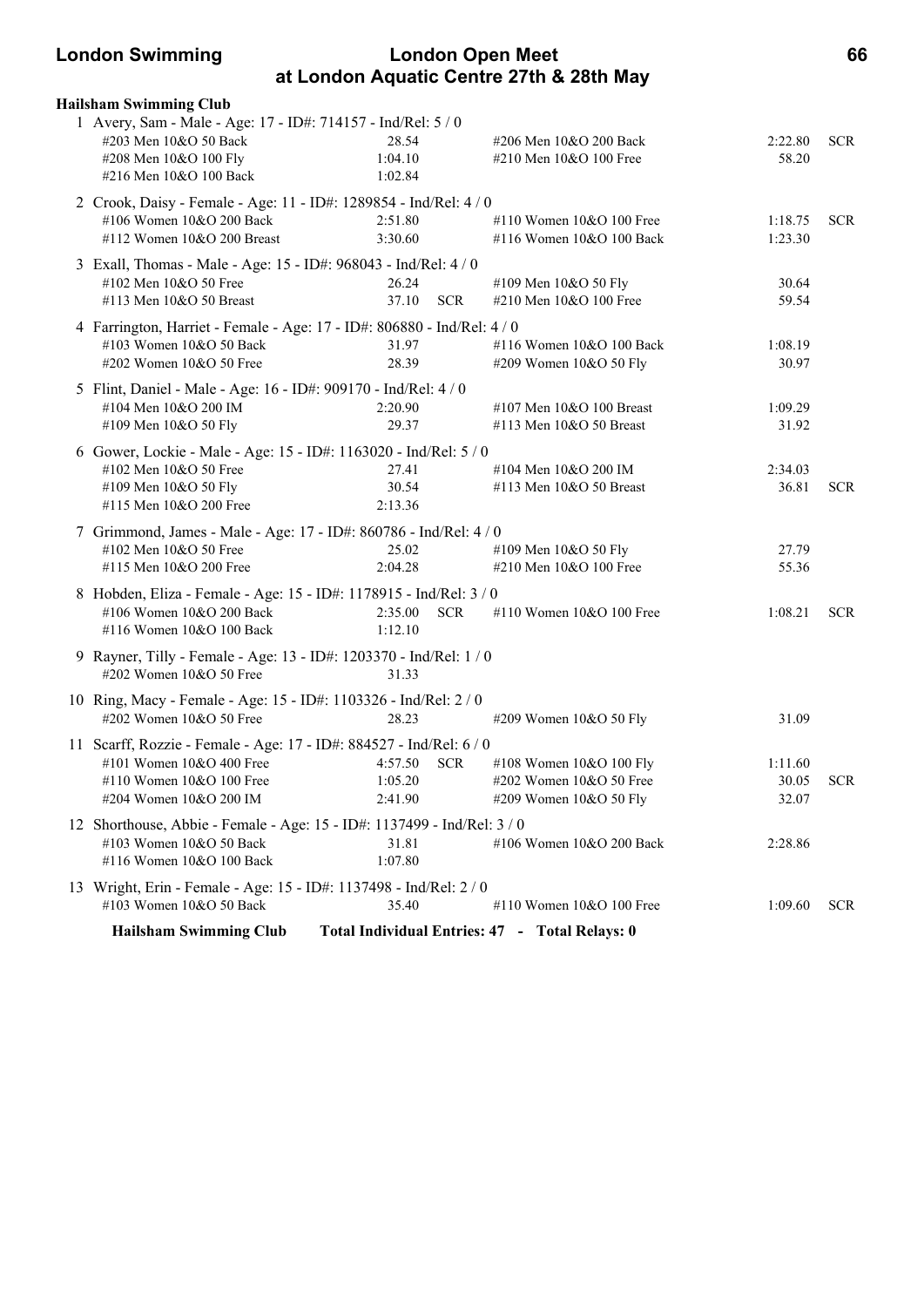## Hailsham Swimming Club

1 Avery, Sam - Male - Age: 17 - ID#: 714157 - Ind/Rel: 5 / 0

| Event | Time | | Event | Time | |
|---|---|---|---|---|---|
| #203 Men 10&O 50 Back | 28.54 | | #206 Men 10&O 200 Back | 2:22.80 | SCR |
| #208 Men 10&O 100 Fly | 1:04.10 | | #210 Men 10&O 100 Free | 58.20 | |
| #216 Men 10&O 100 Back | 1:02.84 | | | | |

2 Crook, Daisy - Female - Age: 11 - ID#: 1289854 - Ind/Rel: 4 / 0

| Event | Time | | Event | Time | |
|---|---|---|---|---|---|
| #106 Women 10&O 200 Back | 2:51.80 | | #110 Women 10&O 100 Free | 1:18.75 | SCR |
| #112 Women 10&O 200 Breast | 3:30.60 | | #116 Women 10&O 100 Back | 1:23.30 | |

3 Exall, Thomas - Male - Age: 15 - ID#: 968043 - Ind/Rel: 4 / 0

| Event | Time | | Event | Time | |
|---|---|---|---|---|---|
| #102 Men 10&O 50 Free | 26.24 | | #109 Men 10&O 50 Fly | 30.64 | |
| #113 Men 10&O 50 Breast | 37.10 | SCR | #210 Men 10&O 100 Free | 59.54 | |

4 Farrington, Harriet - Female - Age: 17 - ID#: 806880 - Ind/Rel: 4 / 0

| Event | Time | | Event | Time | |
|---|---|---|---|---|---|
| #103 Women 10&O 50 Back | 31.97 | | #116 Women 10&O 100 Back | 1:08.19 | |
| #202 Women 10&O 50 Free | 28.39 | | #209 Women 10&O 50 Fly | 30.97 | |

5 Flint, Daniel - Male - Age: 16 - ID#: 909170 - Ind/Rel: 4 / 0

| Event | Time | | Event | Time | |
|---|---|---|---|---|---|
| #104 Men 10&O 200 IM | 2:20.90 | | #107 Men 10&O 100 Breast | 1:09.29 | |
| #109 Men 10&O 50 Fly | 29.37 | | #113 Men 10&O 50 Breast | 31.92 | |

6 Gower, Lockie - Male - Age: 15 - ID#: 1163020 - Ind/Rel: 5 / 0

| Event | Time | | Event | Time | |
|---|---|---|---|---|---|
| #102 Men 10&O 50 Free | 27.41 | | #104 Men 10&O 200 IM | 2:34.03 | |
| #109 Men 10&O 50 Fly | 30.54 | | #113 Men 10&O 50 Breast | 36.81 | SCR |
| #115 Men 10&O 200 Free | 2:13.36 | | | | |

7 Grimmond, James - Male - Age: 17 - ID#: 860786 - Ind/Rel: 4 / 0

| Event | Time | | Event | Time | |
|---|---|---|---|---|---|
| #102 Men 10&O 50 Free | 25.02 | | #109 Men 10&O 50 Fly | 27.79 | |
| #115 Men 10&O 200 Free | 2:04.28 | | #210 Men 10&O 100 Free | 55.36 | |

8 Hobden, Eliza - Female - Age: 15 - ID#: 1178915 - Ind/Rel: 3 / 0

| Event | Time | | Event | Time | |
|---|---|---|---|---|---|
| #106 Women 10&O 200 Back | 2:35.00 | SCR | #110 Women 10&O 100 Free | 1:08.21 | SCR |
| #116 Women 10&O 100 Back | 1:12.10 | | | | |

9 Rayner, Tilly - Female - Age: 13 - ID#: 1203370 - Ind/Rel: 1 / 0

| Event | Time | | Event | Time | |
|---|---|---|---|---|---|
| #202 Women 10&O 50 Free | 31.33 | | | | |

10 Ring, Macy - Female - Age: 15 - ID#: 1103326 - Ind/Rel: 2 / 0

| Event | Time | | Event | Time | |
|---|---|---|---|---|---|
| #202 Women 10&O 50 Free | 28.23 | | #209 Women 10&O 50 Fly | 31.09 | |

11 Scarff, Rozzie - Female - Age: 17 - ID#: 884527 - Ind/Rel: 6 / 0

| Event | Time | | Event | Time | |
|---|---|---|---|---|---|
| #101 Women 10&O 400 Free | 4:57.50 | SCR | #108 Women 10&O 100 Fly | 1:11.60 | |
| #110 Women 10&O 100 Free | 1:05.20 | | #202 Women 10&O 50 Free | 30.05 | SCR |
| #204 Women 10&O 200 IM | 2:41.90 | | #209 Women 10&O 50 Fly | 32.07 | |

12 Shorthouse, Abbie - Female - Age: 15 - ID#: 1137499 - Ind/Rel: 3 / 0

| Event | Time | | Event | Time | |
|---|---|---|---|---|---|
| #103 Women 10&O 50 Back | 31.81 | | #106 Women 10&O 200 Back | 2:28.86 | |
| #116 Women 10&O 100 Back | 1:07.80 | | | | |

13 Wright, Erin - Female - Age: 15 - ID#: 1137498 - Ind/Rel: 2 / 0

| Event | Time | | Event | Time | |
|---|---|---|---|---|---|
| #103 Women 10&O 50 Back | 35.40 | | #110 Women 10&O 100 Free | 1:09.60 | SCR |

**Hailsham Swimming Club — Total Individual Entries: 47 - Total Relays: 0**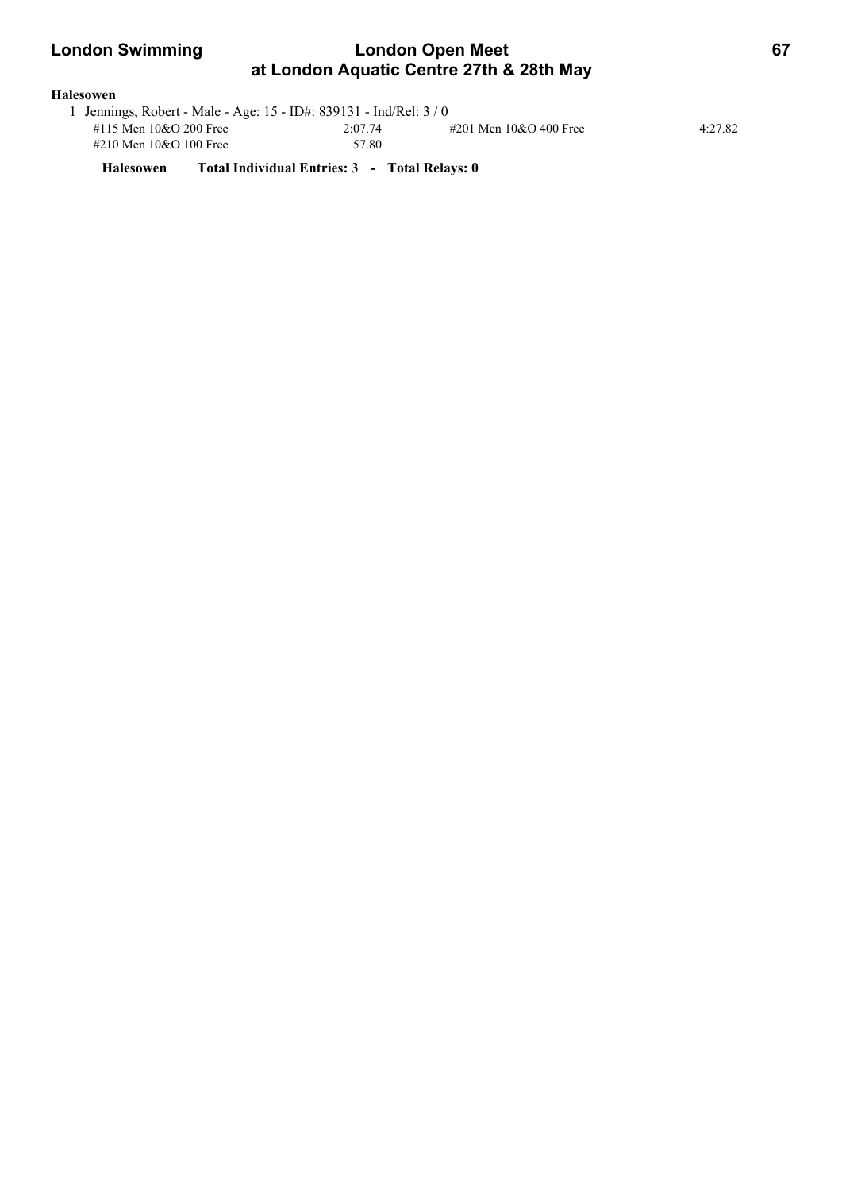**Halesowen**

1 Jennings, Robert - Male - Age: 15 - ID#: 839131 - Ind/Rel: 3 / 0

| | | | |
|---|---|---|---|
| #115 Men 10&O 200 Free | 2:07.74 | #201 Men 10&O 400 Free | 4:27.82 |
| #210 Men 10&O 100 Free | 57.80 | | |

**Halesowen Total Individual Entries: 3 - Total Relays: 0**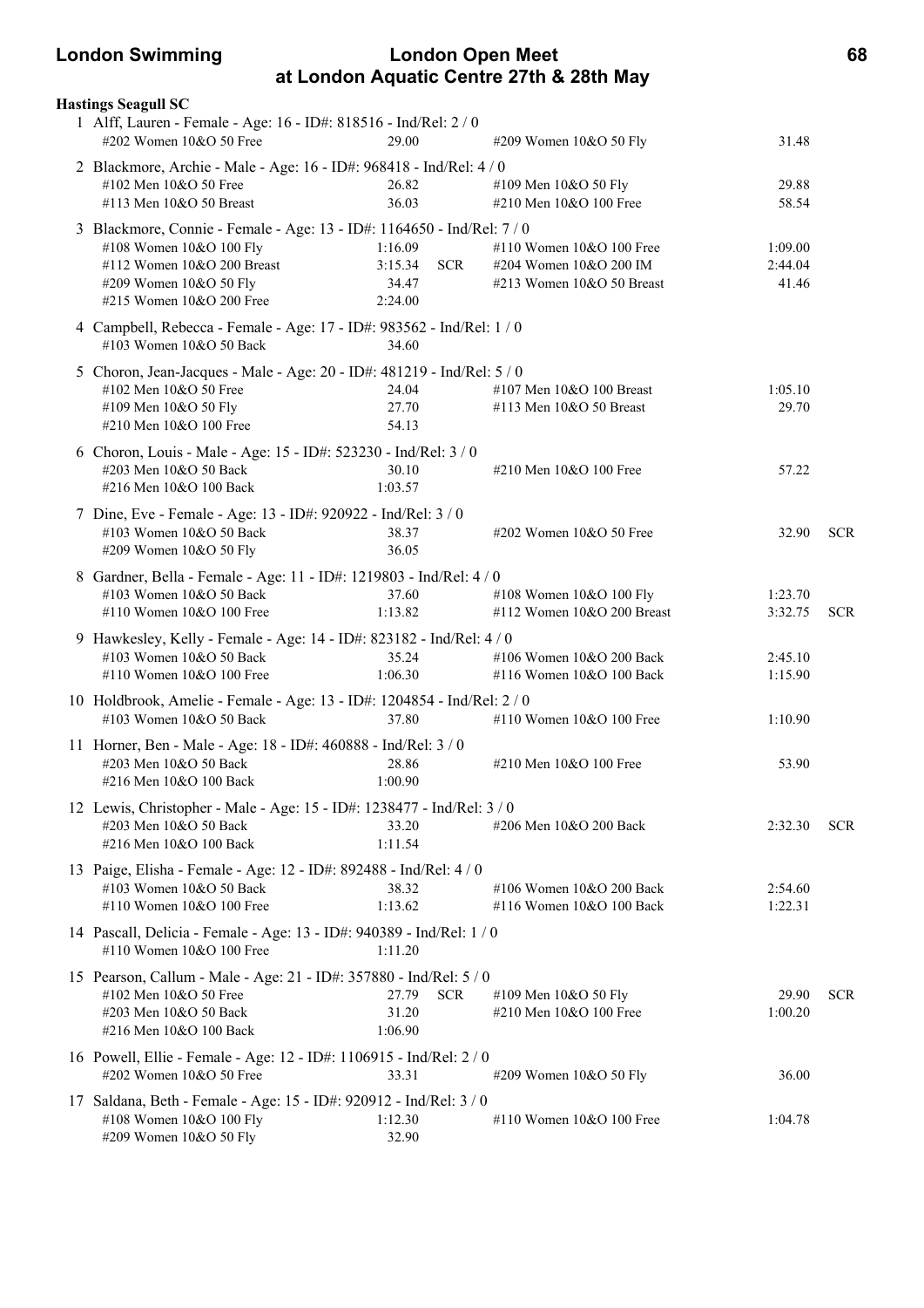**Hastings Seagull SC**

1 Alff, Lauren - Female - Age: 16 - ID#: 818516 - Ind/Rel: 2 / 0

| Event | Time | | Event | Time | |
|---|---|---|---|---|---|
| #202 Women 10&O 50 Free | 29.00 | | #209 Women 10&O 50 Fly | 31.48 | |

2 Blackmore, Archie - Male - Age: 16 - ID#: 968418 - Ind/Rel: 4 / 0

| Event | Time | | Event | Time | |
|---|---|---|---|---|---|
| #102 Men 10&O 50 Free | 26.82 | | #109 Men 10&O 50 Fly | 29.88 | |
| #113 Men 10&O 50 Breast | 36.03 | | #210 Men 10&O 100 Free | 58.54 | |

3 Blackmore, Connie - Female - Age: 13 - ID#: 1164650 - Ind/Rel: 7 / 0

| Event | Time | | Event | Time | |
|---|---|---|---|---|---|
| #108 Women 10&O 100 Fly | 1:16.09 | | #110 Women 10&O 100 Free | 1:09.00 | |
| #112 Women 10&O 200 Breast | 3:15.34 | SCR | #204 Women 10&O 200 IM | 2:44.04 | |
| #209 Women 10&O 50 Fly | 34.47 | | #213 Women 10&O 50 Breast | 41.46 | |
| #215 Women 10&O 200 Free | 2:24.00 | | | | |

4 Campbell, Rebecca - Female - Age: 17 - ID#: 983562 - Ind/Rel: 1 / 0

| Event | Time | | Event | Time | |
|---|---|---|---|---|---|
| #103 Women 10&O 50 Back | 34.60 | | | | |

5 Choron, Jean-Jacques - Male - Age: 20 - ID#: 481219 - Ind/Rel: 5 / 0

| Event | Time | | Event | Time | |
|---|---|---|---|---|---|
| #102 Men 10&O 50 Free | 24.04 | | #107 Men 10&O 100 Breast | 1:05.10 | |
| #109 Men 10&O 50 Fly | 27.70 | | #113 Men 10&O 50 Breast | 29.70 | |
| #210 Men 10&O 100 Free | 54.13 | | | | |

6 Choron, Louis - Male - Age: 15 - ID#: 523230 - Ind/Rel: 3 / 0

| Event | Time | | Event | Time | |
|---|---|---|---|---|---|
| #203 Men 10&O 50 Back | 30.10 | | #210 Men 10&O 100 Free | 57.22 | |
| #216 Men 10&O 100 Back | 1:03.57 | | | | |

7 Dine, Eve - Female - Age: 13 - ID#: 920922 - Ind/Rel: 3 / 0

| Event | Time | | Event | Time | |
|---|---|---|---|---|---|
| #103 Women 10&O 50 Back | 38.37 | | #202 Women 10&O 50 Free | 32.90 | SCR |
| #209 Women 10&O 50 Fly | 36.05 | | | | |

8 Gardner, Bella - Female - Age: 11 - ID#: 1219803 - Ind/Rel: 4 / 0

| Event | Time | | Event | Time | |
|---|---|---|---|---|---|
| #103 Women 10&O 50 Back | 37.60 | | #108 Women 10&O 100 Fly | 1:23.70 | |
| #110 Women 10&O 100 Free | 1:13.82 | | #112 Women 10&O 200 Breast | 3:32.75 | SCR |

9 Hawkesley, Kelly - Female - Age: 14 - ID#: 823182 - Ind/Rel: 4 / 0

| Event | Time | | Event | Time | |
|---|---|---|---|---|---|
| #103 Women 10&O 50 Back | 35.24 | | #106 Women 10&O 200 Back | 2:45.10 | |
| #110 Women 10&O 100 Free | 1:06.30 | | #116 Women 10&O 100 Back | 1:15.90 | |

10 Holdbrook, Amelie - Female - Age: 13 - ID#: 1204854 - Ind/Rel: 2 / 0

| Event | Time | | Event | Time | |
|---|---|---|---|---|---|
| #103 Women 10&O 50 Back | 37.80 | | #110 Women 10&O 100 Free | 1:10.90 | |

11 Horner, Ben - Male - Age: 18 - ID#: 460888 - Ind/Rel: 3 / 0

| Event | Time | | Event | Time | |
|---|---|---|---|---|---|
| #203 Men 10&O 50 Back | 28.86 | | #210 Men 10&O 100 Free | 53.90 | |
| #216 Men 10&O 100 Back | 1:00.90 | | | | |

12 Lewis, Christopher - Male - Age: 15 - ID#: 1238477 - Ind/Rel: 3 / 0

| Event | Time | | Event | Time | |
|---|---|---|---|---|---|
| #203 Men 10&O 50 Back | 33.20 | | #206 Men 10&O 200 Back | 2:32.30 | SCR |
| #216 Men 10&O 100 Back | 1:11.54 | | | | |

13 Paige, Elisha - Female - Age: 12 - ID#: 892488 - Ind/Rel: 4 / 0

| Event | Time | | Event | Time | |
|---|---|---|---|---|---|
| #103 Women 10&O 50 Back | 38.32 | | #106 Women 10&O 200 Back | 2:54.60 | |
| #110 Women 10&O 100 Free | 1:13.62 | | #116 Women 10&O 100 Back | 1:22.31 | |

14 Pascall, Delicia - Female - Age: 13 - ID#: 940389 - Ind/Rel: 1 / 0

| Event | Time | | Event | Time | |
|---|---|---|---|---|---|
| #110 Women 10&O 100 Free | 1:11.20 | | | | |

15 Pearson, Callum - Male - Age: 21 - ID#: 357880 - Ind/Rel: 5 / 0

| Event | Time | | Event | Time | |
|---|---|---|---|---|---|
| #102 Men 10&O 50 Free | 27.79 | SCR | #109 Men 10&O 50 Fly | 29.90 | SCR |
| #203 Men 10&O 50 Back | 31.20 | | #210 Men 10&O 100 Free | 1:00.20 | |
| #216 Men 10&O 100 Back | 1:06.90 | | | | |

16 Powell, Ellie - Female - Age: 12 - ID#: 1106915 - Ind/Rel: 2 / 0

| Event | Time | | Event | Time | |
|---|---|---|---|---|---|
| #202 Women 10&O 50 Free | 33.31 | | #209 Women 10&O 50 Fly | 36.00 | |

17 Saldana, Beth - Female - Age: 15 - ID#: 920912 - Ind/Rel: 3 / 0

| Event | Time | | Event | Time | |
|---|---|---|---|---|---|
| #108 Women 10&O 100 Fly | 1:12.30 | | #110 Women 10&O 100 Free | 1:04.78 | |
| #209 Women 10&O 50 Fly | 32.90 | | | | |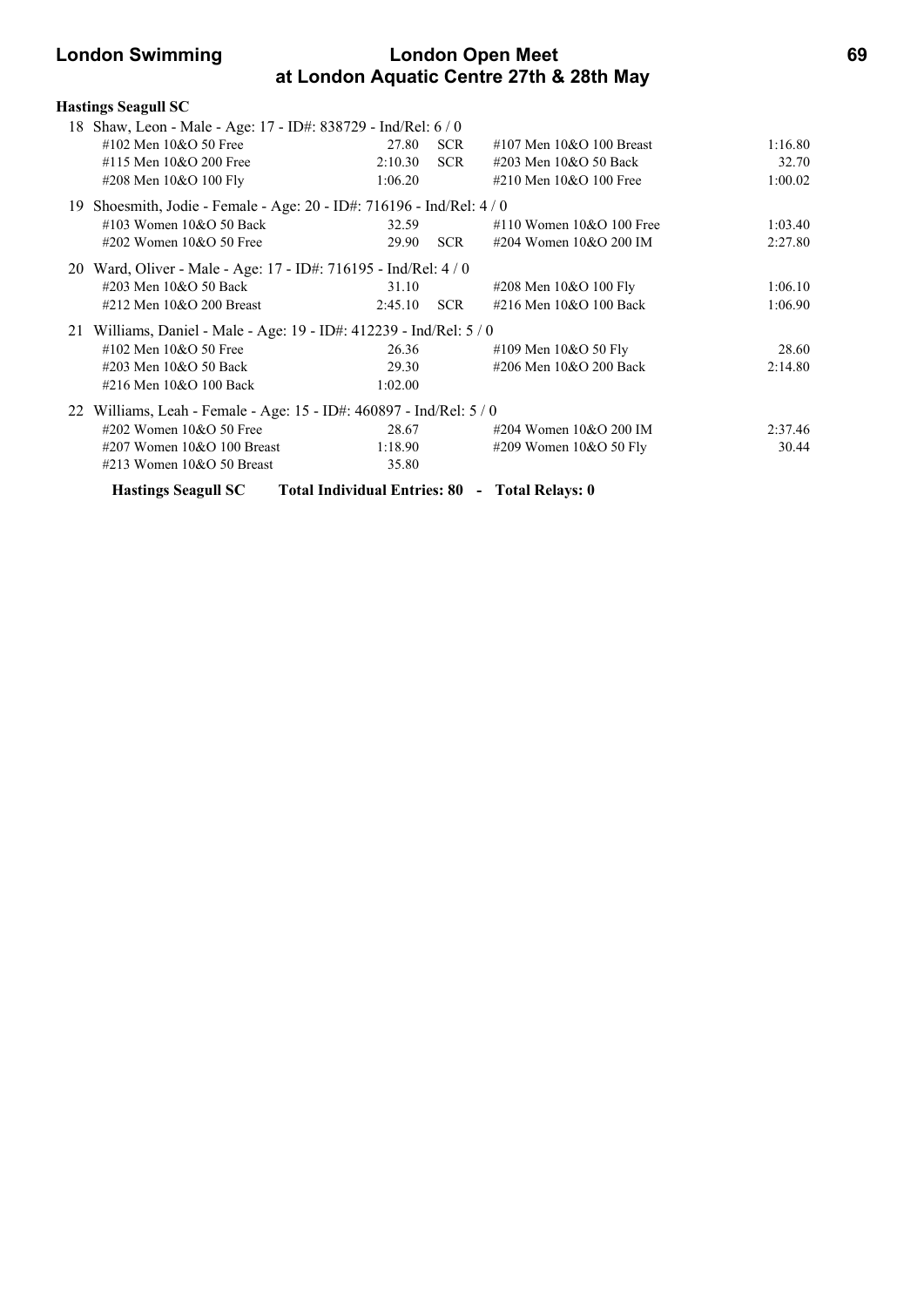## Hastings Seagull SC

18 Shaw, Leon - Male - Age: 17 - ID#: 838729 - Ind/Rel: 6 / 0

| Event | Time | | Event | Time |
|---|---|---|---|---|
| #102 Men 10&O 50 Free | 27.80 | SCR | #107 Men 10&O 100 Breast | 1:16.80 |
| #115 Men 10&O 200 Free | 2:10.30 | SCR | #203 Men 10&O 50 Back | 32.70 |
| #208 Men 10&O 100 Fly | 1:06.20 | | #210 Men 10&O 100 Free | 1:00.02 |

19 Shoesmith, Jodie - Female - Age: 20 - ID#: 716196 - Ind/Rel: 4 / 0

| Event | Time | | Event | Time |
|---|---|---|---|---|
| #103 Women 10&O 50 Back | 32.59 | | #110 Women 10&O 100 Free | 1:03.40 |
| #202 Women 10&O 50 Free | 29.90 | SCR | #204 Women 10&O 200 IM | 2:27.80 |

20 Ward, Oliver - Male - Age: 17 - ID#: 716195 - Ind/Rel: 4 / 0

| Event | Time | | Event | Time |
|---|---|---|---|---|
| #203 Men 10&O 50 Back | 31.10 | | #208 Men 10&O 100 Fly | 1:06.10 |
| #212 Men 10&O 200 Breast | 2:45.10 | SCR | #216 Men 10&O 100 Back | 1:06.90 |

21 Williams, Daniel - Male - Age: 19 - ID#: 412239 - Ind/Rel: 5 / 0

| Event | Time | | Event | Time |
|---|---|---|---|---|
| #102 Men 10&O 50 Free | 26.36 | | #109 Men 10&O 50 Fly | 28.60 |
| #203 Men 10&O 50 Back | 29.30 | | #206 Men 10&O 200 Back | 2:14.80 |
| #216 Men 10&O 100 Back | 1:02.00 | | | |

22 Williams, Leah - Female - Age: 15 - ID#: 460897 - Ind/Rel: 5 / 0

| Event | Time | | Event | Time |
|---|---|---|---|---|
| #202 Women 10&O 50 Free | 28.67 | | #204 Women 10&O 200 IM | 2:37.46 |
| #207 Women 10&O 100 Breast | 1:18.90 | | #209 Women 10&O 50 Fly | 30.44 |
| #213 Women 10&O 50 Breast | 35.80 | | | |

**Hastings Seagull SC Total Individual Entries: 80 - Total Relays: 0**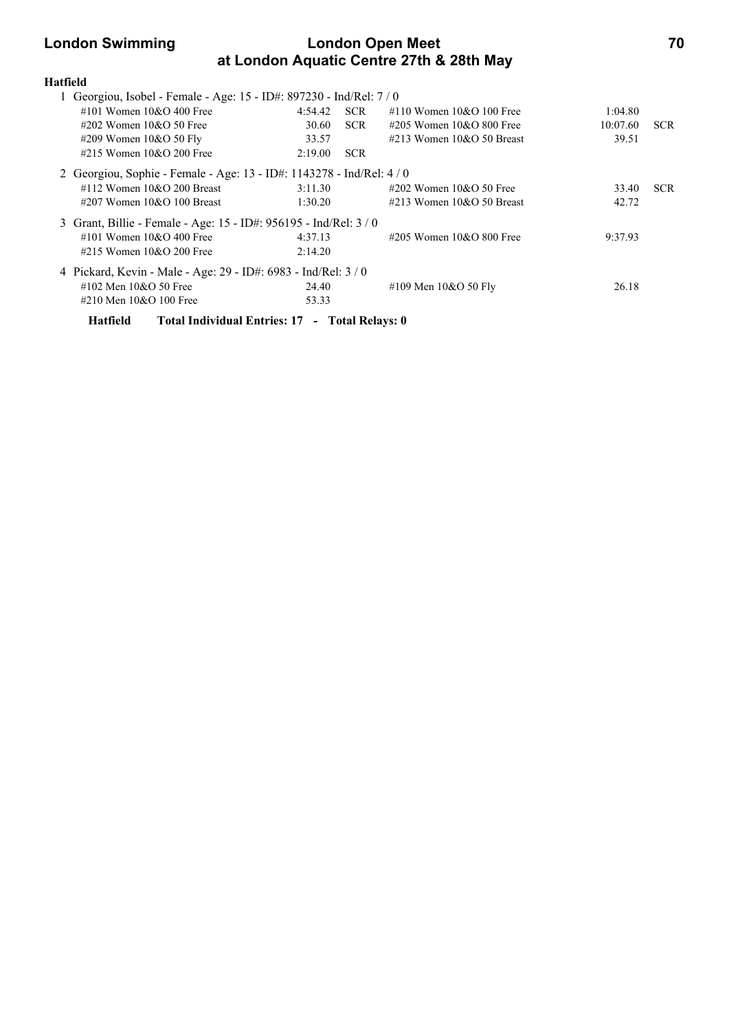**Hatfield**

1 Georgiou, Isobel - Female - Age: 15 - ID#: 897230 - Ind/Rel: 7 / 0

| Event | Time | | Event | Time | |
|---|---|---|---|---|---|
| #101 Women 10&O 400 Free | 4:54.42 | SCR | #110 Women 10&O 100 Free | 1:04.80 | |
| #202 Women 10&O 50 Free | 30.60 | SCR | #205 Women 10&O 800 Free | 10:07.60 | SCR |
| #209 Women 10&O 50 Fly | 33.57 | | #213 Women 10&O 50 Breast | 39.51 | |
| #215 Women 10&O 200 Free | 2:19.00 | SCR | | | |

2 Georgiou, Sophie - Female - Age: 13 - ID#: 1143278 - Ind/Rel: 4 / 0

| Event | Time | | Event | Time | |
|---|---|---|---|---|---|
| #112 Women 10&O 200 Breast | 3:11.30 | | #202 Women 10&O 50 Free | 33.40 | SCR |
| #207 Women 10&O 100 Breast | 1:30.20 | | #213 Women 10&O 50 Breast | 42.72 | |

3 Grant, Billie - Female - Age: 15 - ID#: 956195 - Ind/Rel: 3 / 0

| Event | Time | | Event | Time | |
|---|---|---|---|---|---|
| #101 Women 10&O 400 Free | 4:37.13 | | #205 Women 10&O 800 Free | 9:37.93 | |
| #215 Women 10&O 200 Free | 2:14.20 | | | | |

4 Pickard, Kevin - Male - Age: 29 - ID#: 6983 - Ind/Rel: 3 / 0

| Event | Time | | Event | Time | |
|---|---|---|---|---|---|
| #102 Men 10&O 50 Free | 24.40 | | #109 Men 10&O 50 Fly | 26.18 | |
| #210 Men 10&O 100 Free | 53.33 | | | | |

**Hatfield Total Individual Entries: 17 - Total Relays: 0**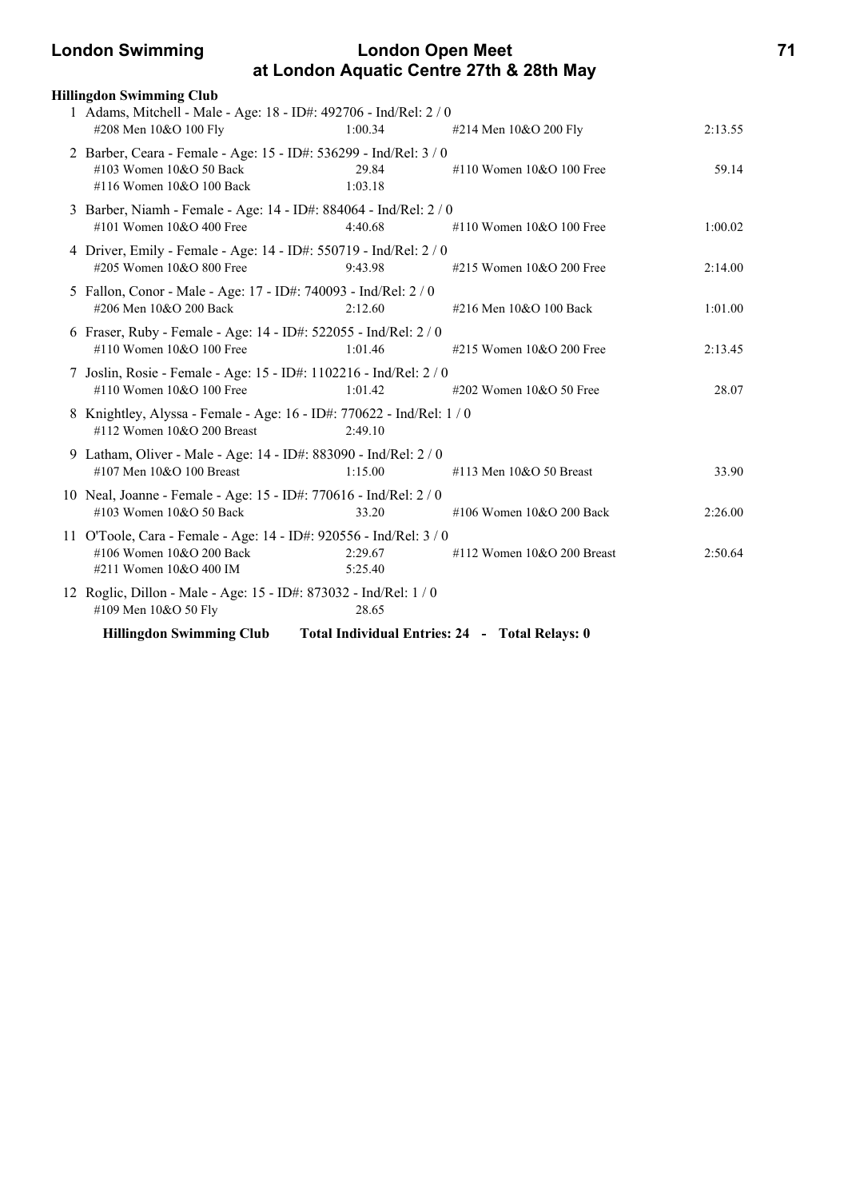**Hillingdon Swimming Club**

1 Adams, Mitchell - Male - Age: 18 - ID#: 492706 - Ind/Rel: 2 / 0

| | | | |
|---|---|---|---|
| #208 Men 10&O 100 Fly | 1:00.34 | #214 Men 10&O 200 Fly | 2:13.55 |

2 Barber, Ceara - Female - Age: 15 - ID#: 536299 - Ind/Rel: 3 / 0

| | | | |
|---|---|---|---|
| #103 Women 10&O 50 Back | 29.84 | #110 Women 10&O 100 Free | 59.14 |
| #116 Women 10&O 100 Back | 1:03.18 | | |

3 Barber, Niamh - Female - Age: 14 - ID#: 884064 - Ind/Rel: 2 / 0

| | | | |
|---|---|---|---|
| #101 Women 10&O 400 Free | 4:40.68 | #110 Women 10&O 100 Free | 1:00.02 |

4 Driver, Emily - Female - Age: 14 - ID#: 550719 - Ind/Rel: 2 / 0

| | | | |
|---|---|---|---|
| #205 Women 10&O 800 Free | 9:43.98 | #215 Women 10&O 200 Free | 2:14.00 |

5 Fallon, Conor - Male - Age: 17 - ID#: 740093 - Ind/Rel: 2 / 0

| | | | |
|---|---|---|---|
| #206 Men 10&O 200 Back | 2:12.60 | #216 Men 10&O 100 Back | 1:01.00 |

6 Fraser, Ruby - Female - Age: 14 - ID#: 522055 - Ind/Rel: 2 / 0

| | | | |
|---|---|---|---|
| #110 Women 10&O 100 Free | 1:01.46 | #215 Women 10&O 200 Free | 2:13.45 |

7 Joslin, Rosie - Female - Age: 15 - ID#: 1102216 - Ind/Rel: 2 / 0

| | | | |
|---|---|---|---|
| #110 Women 10&O 100 Free | 1:01.42 | #202 Women 10&O 50 Free | 28.07 |

8 Knightley, Alyssa - Female - Age: 16 - ID#: 770622 - Ind/Rel: 1 / 0

| | | | |
|---|---|---|---|
| #112 Women 10&O 200 Breast | 2:49.10 | | |

9 Latham, Oliver - Male - Age: 14 - ID#: 883090 - Ind/Rel: 2 / 0

| | | | |
|---|---|---|---|
| #107 Men 10&O 100 Breast | 1:15.00 | #113 Men 10&O 50 Breast | 33.90 |

10 Neal, Joanne - Female - Age: 15 - ID#: 770616 - Ind/Rel: 2 / 0

| | | | |
|---|---|---|---|
| #103 Women 10&O 50 Back | 33.20 | #106 Women 10&O 200 Back | 2:26.00 |

11 O'Toole, Cara - Female - Age: 14 - ID#: 920556 - Ind/Rel: 3 / 0

| | | | |
|---|---|---|---|
| #106 Women 10&O 200 Back | 2:29.67 | #112 Women 10&O 200 Breast | 2:50.64 |
| #211 Women 10&O 400 IM | 5:25.40 | | |

12 Roglic, Dillon - Male - Age: 15 - ID#: 873032 - Ind/Rel: 1 / 0

| | | | |
|---|---|---|---|
| #109 Men 10&O 50 Fly | 28.65 | | |

**Hillingdon Swimming Club Total Individual Entries: 24 - Total Relays: 0**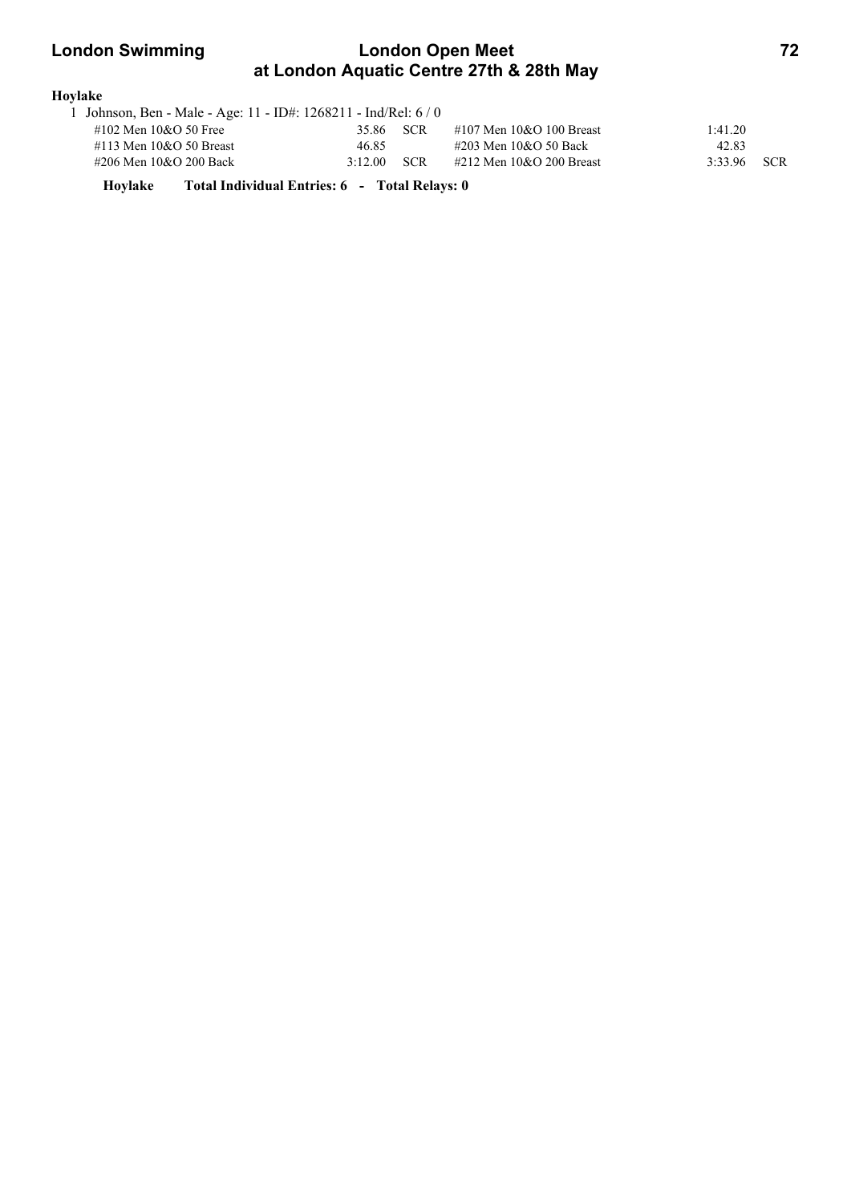**Hoylake**

1 Johnson, Ben - Male - Age: 11 - ID#: 1268211 - Ind/Rel: 6 / 0

| Event | Time | | Event | Time | |
|---|---|---|---|---|---|
| #102 Men 10&O 50 Free | 35.86 | SCR | #107 Men 10&O 100 Breast | 1:41.20 | |
| #113 Men 10&O 50 Breast | 46.85 | | #203 Men 10&O 50 Back | 42.83 | |
| #206 Men 10&O 200 Back | 3:12.00 | SCR | #212 Men 10&O 200 Breast | 3:33.96 | SCR |

**Hoylake Total Individual Entries: 6 - Total Relays: 0**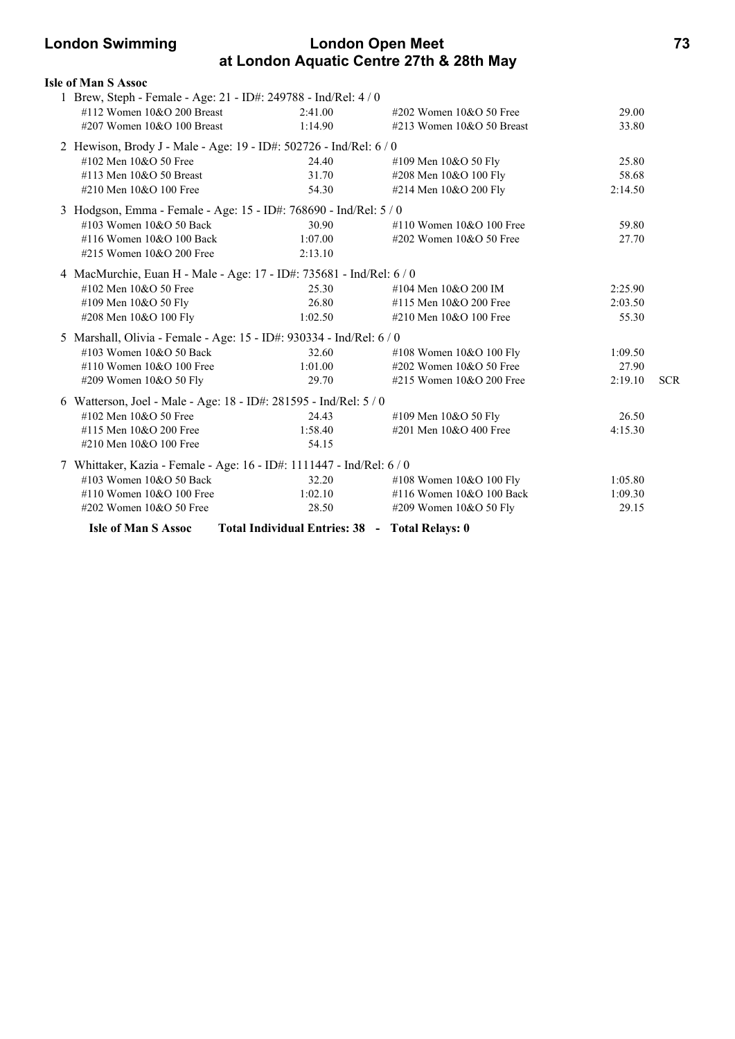**Isle of Man S Assoc**

1 Brew, Steph - Female - Age: 21 - ID#: 249788 - Ind/Rel: 4 / 0

| Event | Time | Event | Time | |
|---|---|---|---|---|
| #112 Women 10&O 200 Breast | 2:41.00 | #202 Women 10&O 50 Free | 29.00 | |
| #207 Women 10&O 100 Breast | 1:14.90 | #213 Women 10&O 50 Breast | 33.80 | |

2 Hewison, Brody J - Male - Age: 19 - ID#: 502726 - Ind/Rel: 6 / 0

| Event | Time | Event | Time | |
|---|---|---|---|---|
| #102 Men 10&O 50 Free | 24.40 | #109 Men 10&O 50 Fly | 25.80 | |
| #113 Men 10&O 50 Breast | 31.70 | #208 Men 10&O 100 Fly | 58.68 | |
| #210 Men 10&O 100 Free | 54.30 | #214 Men 10&O 200 Fly | 2:14.50 | |

3 Hodgson, Emma - Female - Age: 15 - ID#: 768690 - Ind/Rel: 5 / 0

| Event | Time | Event | Time | |
|---|---|---|---|---|
| #103 Women 10&O 50 Back | 30.90 | #110 Women 10&O 100 Free | 59.80 | |
| #116 Women 10&O 100 Back | 1:07.00 | #202 Women 10&O 50 Free | 27.70 | |
| #215 Women 10&O 200 Free | 2:13.10 | | | |

4 MacMurchie, Euan H - Male - Age: 17 - ID#: 735681 - Ind/Rel: 6 / 0

| Event | Time | Event | Time | |
|---|---|---|---|---|
| #102 Men 10&O 50 Free | 25.30 | #104 Men 10&O 200 IM | 2:25.90 | |
| #109 Men 10&O 50 Fly | 26.80 | #115 Men 10&O 200 Free | 2:03.50 | |
| #208 Men 10&O 100 Fly | 1:02.50 | #210 Men 10&O 100 Free | 55.30 | |

5 Marshall, Olivia - Female - Age: 15 - ID#: 930334 - Ind/Rel: 6 / 0

| Event | Time | Event | Time | |
|---|---|---|---|---|
| #103 Women 10&O 50 Back | 32.60 | #108 Women 10&O 100 Fly | 1:09.50 | |
| #110 Women 10&O 100 Free | 1:01.00 | #202 Women 10&O 50 Free | 27.90 | |
| #209 Women 10&O 50 Fly | 29.70 | #215 Women 10&O 200 Free | 2:19.10 | SCR |

6 Watterson, Joel - Male - Age: 18 - ID#: 281595 - Ind/Rel: 5 / 0

| Event | Time | Event | Time | |
|---|---|---|---|---|
| #102 Men 10&O 50 Free | 24.43 | #109 Men 10&O 50 Fly | 26.50 | |
| #115 Men 10&O 200 Free | 1:58.40 | #201 Men 10&O 400 Free | 4:15.30 | |
| #210 Men 10&O 100 Free | 54.15 | | | |

7 Whittaker, Kazia - Female - Age: 16 - ID#: 1111447 - Ind/Rel: 6 / 0

| Event | Time | Event | Time | |
|---|---|---|---|---|
| #103 Women 10&O 50 Back | 32.20 | #108 Women 10&O 100 Fly | 1:05.80 | |
| #110 Women 10&O 100 Free | 1:02.10 | #116 Women 10&O 100 Back | 1:09.30 | |
| #202 Women 10&O 50 Free | 28.50 | #209 Women 10&O 50 Fly | 29.15 | |

**Isle of Man S Assoc Total Individual Entries: 38 - Total Relays: 0**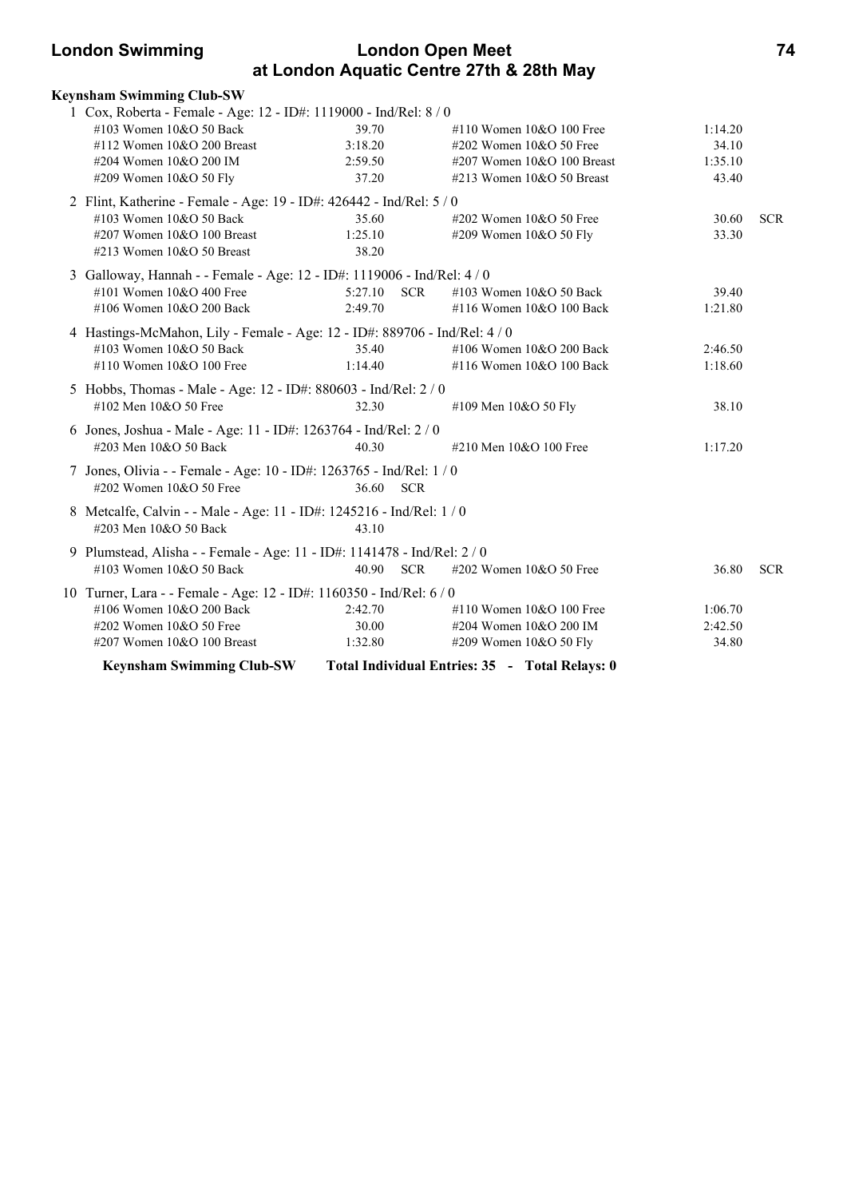**Keynsham Swimming Club-SW**

1 Cox, Roberta - Female - Age: 12 - ID#: 1119000 - Ind/Rel: 8 / 0

| | | | | |
|---|---|---|---|---|
| #103 Women 10&O 50 Back | 39.70 | #110 Women 10&O 100 Free | 1:14.20 | |
| #112 Women 10&O 200 Breast | 3:18.20 | #202 Women 10&O 50 Free | 34.10 | |
| #204 Women 10&O 200 IM | 2:59.50 | #207 Women 10&O 100 Breast | 1:35.10 | |
| #209 Women 10&O 50 Fly | 37.20 | #213 Women 10&O 50 Breast | 43.40 | |

2 Flint, Katherine - Female - Age: 19 - ID#: 426442 - Ind/Rel: 5 / 0

| | | | | |
|---|---|---|---|---|
| #103 Women 10&O 50 Back | 35.60 | #202 Women 10&O 50 Free | 30.60 | SCR |
| #207 Women 10&O 100 Breast | 1:25.10 | #209 Women 10&O 50 Fly | 33.30 | |
| #213 Women 10&O 50 Breast | 38.20 | | | |

3 Galloway, Hannah - - Female - Age: 12 - ID#: 1119006 - Ind/Rel: 4 / 0

| | | | | |
|---|---|---|---|---|
| #101 Women 10&O 400 Free | 5:27.10 SCR | #103 Women 10&O 50 Back | 39.40 | |
| #106 Women 10&O 200 Back | 2:49.70 | #116 Women 10&O 100 Back | 1:21.80 | |

4 Hastings-McMahon, Lily - Female - Age: 12 - ID#: 889706 - Ind/Rel: 4 / 0

| | | | | |
|---|---|---|---|---|
| #103 Women 10&O 50 Back | 35.40 | #106 Women 10&O 200 Back | 2:46.50 | |
| #110 Women 10&O 100 Free | 1:14.40 | #116 Women 10&O 100 Back | 1:18.60 | |

5 Hobbs, Thomas - Male - Age: 12 - ID#: 880603 - Ind/Rel: 2 / 0

| | | | | |
|---|---|---|---|---|
| #102 Men 10&O 50 Free | 32.30 | #109 Men 10&O 50 Fly | 38.10 | |

6 Jones, Joshua - Male - Age: 11 - ID#: 1263764 - Ind/Rel: 2 / 0

| | | | | |
|---|---|---|---|---|
| #203 Men 10&O 50 Back | 40.30 | #210 Men 10&O 100 Free | 1:17.20 | |

7 Jones, Olivia - - Female - Age: 10 - ID#: 1263765 - Ind/Rel: 1 / 0

| | | | | |
|---|---|---|---|---|
| #202 Women 10&O 50 Free | 36.60 SCR | | | |

8 Metcalfe, Calvin - - Male - Age: 11 - ID#: 1245216 - Ind/Rel: 1 / 0

| | | | | |
|---|---|---|---|---|
| #203 Men 10&O 50 Back | 43.10 | | | |

9 Plumstead, Alisha - - Female - Age: 11 - ID#: 1141478 - Ind/Rel: 2 / 0

| | | | | |
|---|---|---|---|---|
| #103 Women 10&O 50 Back | 40.90 SCR | #202 Women 10&O 50 Free | 36.80 | SCR |

10 Turner, Lara - - Female - Age: 12 - ID#: 1160350 - Ind/Rel: 6 / 0

| | | | | |
|---|---|---|---|---|
| #106 Women 10&O 200 Back | 2:42.70 | #110 Women 10&O 100 Free | 1:06.70 | |
| #202 Women 10&O 50 Free | 30.00 | #204 Women 10&O 200 IM | 2:42.50 | |
| #207 Women 10&O 100 Breast | 1:32.80 | #209 Women 10&O 50 Fly | 34.80 | |

**Keynsham Swimming Club-SW Total Individual Entries: 35 - Total Relays: 0**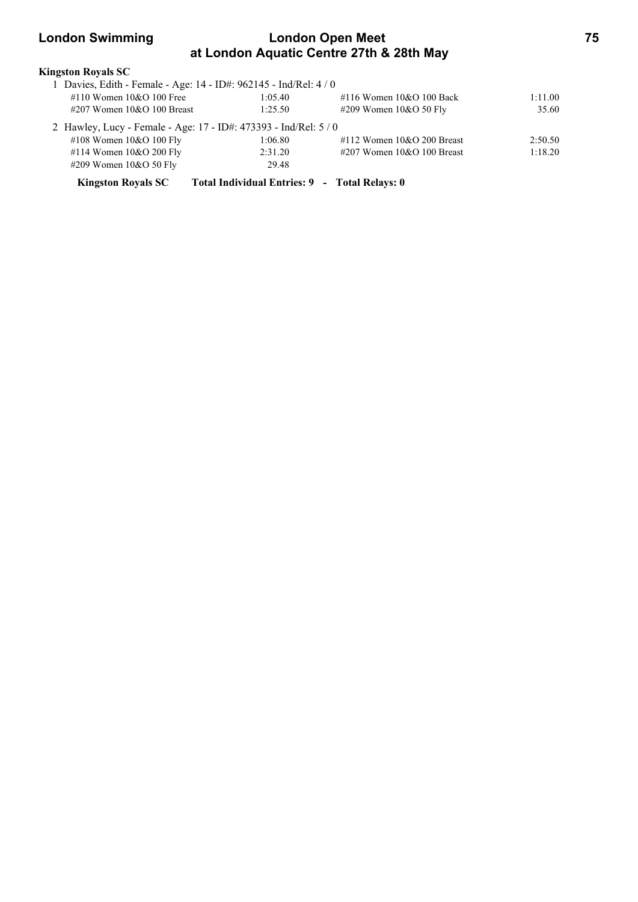**Kingston Royals SC**

1 Davies, Edith - Female - Age: 14 - ID#: 962145 - Ind/Rel: 4 / 0

| Event | Time | Event | Time |
|---|---|---|---|
| #110 Women 10&O 100 Free | 1:05.40 | #116 Women 10&O 100 Back | 1:11.00 |
| #207 Women 10&O 100 Breast | 1:25.50 | #209 Women 10&O 50 Fly | 35.60 |

2 Hawley, Lucy - Female - Age: 17 - ID#: 473393 - Ind/Rel: 5 / 0

| Event | Time | Event | Time |
|---|---|---|---|
| #108 Women 10&O 100 Fly | 1:06.80 | #112 Women 10&O 200 Breast | 2:50.50 |
| #114 Women 10&O 200 Fly | 2:31.20 | #207 Women 10&O 100 Breast | 1:18.20 |
| #209 Women 10&O 50 Fly | 29.48 | | |

**Kingston Royals SC Total Individual Entries: 9 - Total Relays: 0**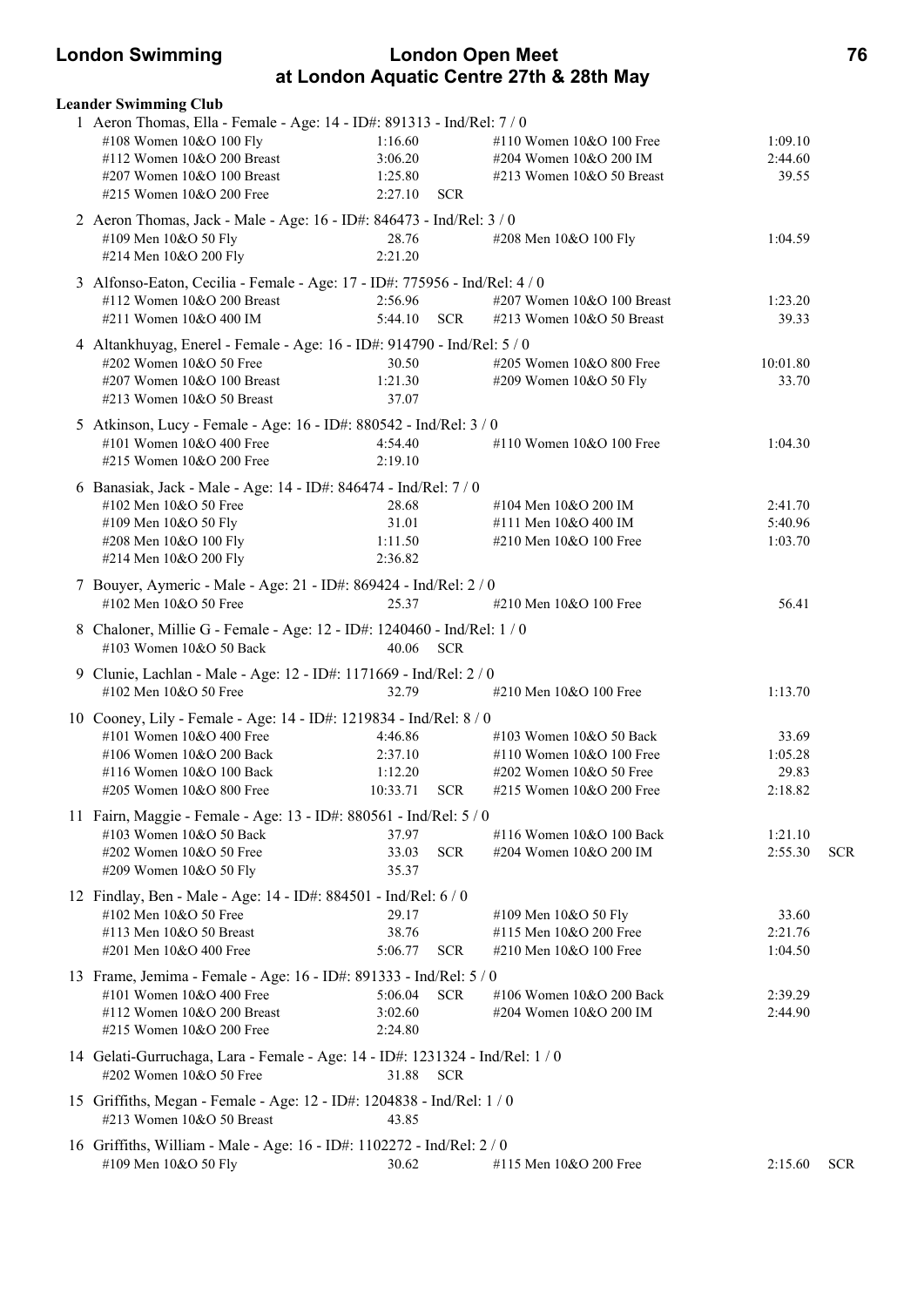## Leander Swimming Club

1 Aeron Thomas, Ella - Female - Age: 14 - ID#: 891313 - Ind/Rel: 7 / 0

| Event | Time | | Event | Time | |
|---|---|---|---|---|---|
| #108 Women 10&O 100 Fly | 1:16.60 | | #110 Women 10&O 100 Free | 1:09.10 | |
| #112 Women 10&O 200 Breast | 3:06.20 | | #204 Women 10&O 200 IM | 2:44.60 | |
| #207 Women 10&O 100 Breast | 1:25.80 | | #213 Women 10&O 50 Breast | 39.55 | |
| #215 Women 10&O 200 Free | 2:27.10 | SCR | | | |

2 Aeron Thomas, Jack - Male - Age: 16 - ID#: 846473 - Ind/Rel: 3 / 0

| Event | Time | | Event | Time | |
|---|---|---|---|---|---|
| #109 Men 10&O 50 Fly | 28.76 | | #208 Men 10&O 100 Fly | 1:04.59 | |
| #214 Men 10&O 200 Fly | 2:21.20 | | | | |

3 Alfonso-Eaton, Cecilia - Female - Age: 17 - ID#: 775956 - Ind/Rel: 4 / 0

| Event | Time | | Event | Time | |
|---|---|---|---|---|---|
| #112 Women 10&O 200 Breast | 2:56.96 | | #207 Women 10&O 100 Breast | 1:23.20 | |
| #211 Women 10&O 400 IM | 5:44.10 | SCR | #213 Women 10&O 50 Breast | 39.33 | |

4 Altankhuyag, Enerel - Female - Age: 16 - ID#: 914790 - Ind/Rel: 5 / 0

| Event | Time | | Event | Time | |
|---|---|---|---|---|---|
| #202 Women 10&O 50 Free | 30.50 | | #205 Women 10&O 800 Free | 10:01.80 | |
| #207 Women 10&O 100 Breast | 1:21.30 | | #209 Women 10&O 50 Fly | 33.70 | |
| #213 Women 10&O 50 Breast | 37.07 | | | | |

5 Atkinson, Lucy - Female - Age: 16 - ID#: 880542 - Ind/Rel: 3 / 0

| Event | Time | | Event | Time | |
|---|---|---|---|---|---|
| #101 Women 10&O 400 Free | 4:54.40 | | #110 Women 10&O 100 Free | 1:04.30 | |
| #215 Women 10&O 200 Free | 2:19.10 | | | | |

6 Banasiak, Jack - Male - Age: 14 - ID#: 846474 - Ind/Rel: 7 / 0

| Event | Time | | Event | Time | |
|---|---|---|---|---|---|
| #102 Men 10&O 50 Free | 28.68 | | #104 Men 10&O 200 IM | 2:41.70 | |
| #109 Men 10&O 50 Fly | 31.01 | | #111 Men 10&O 400 IM | 5:40.96 | |
| #208 Men 10&O 100 Fly | 1:11.50 | | #210 Men 10&O 100 Free | 1:03.70 | |
| #214 Men 10&O 200 Fly | 2:36.82 | | | | |

7 Bouyer, Aymeric - Male - Age: 21 - ID#: 869424 - Ind/Rel: 2 / 0

| Event | Time | | Event | Time | |
|---|---|---|---|---|---|
| #102 Men 10&O 50 Free | 25.37 | | #210 Men 10&O 100 Free | 56.41 | |

8 Chaloner, Millie G - Female - Age: 12 - ID#: 1240460 - Ind/Rel: 1 / 0

| Event | Time | | Event | Time | |
|---|---|---|---|---|---|
| #103 Women 10&O 50 Back | 40.06 | SCR | | | |

9 Clunie, Lachlan - Male - Age: 12 - ID#: 1171669 - Ind/Rel: 2 / 0

| Event | Time | | Event | Time | |
|---|---|---|---|---|---|
| #102 Men 10&O 50 Free | 32.79 | | #210 Men 10&O 100 Free | 1:13.70 | |

10 Cooney, Lily - Female - Age: 14 - ID#: 1219834 - Ind/Rel: 8 / 0

| Event | Time | | Event | Time | |
|---|---|---|---|---|---|
| #101 Women 10&O 400 Free | 4:46.86 | | #103 Women 10&O 50 Back | 33.69 | |
| #106 Women 10&O 200 Back | 2:37.10 | | #110 Women 10&O 100 Free | 1:05.28 | |
| #116 Women 10&O 100 Back | 1:12.20 | | #202 Women 10&O 50 Free | 29.83 | |
| #205 Women 10&O 800 Free | 10:33.71 | SCR | #215 Women 10&O 200 Free | 2:18.82 | |

11 Fairn, Maggie - Female - Age: 13 - ID#: 880561 - Ind/Rel: 5 / 0

| Event | Time | | Event | Time | |
|---|---|---|---|---|---|
| #103 Women 10&O 50 Back | 37.97 | | #116 Women 10&O 100 Back | 1:21.10 | |
| #202 Women 10&O 50 Free | 33.03 | SCR | #204 Women 10&O 200 IM | 2:55.30 | SCR |
| #209 Women 10&O 50 Fly | 35.37 | | | | |

12 Findlay, Ben - Male - Age: 14 - ID#: 884501 - Ind/Rel: 6 / 0

| Event | Time | | Event | Time | |
|---|---|---|---|---|---|
| #102 Men 10&O 50 Free | 29.17 | | #109 Men 10&O 50 Fly | 33.60 | |
| #113 Men 10&O 50 Breast | 38.76 | | #115 Men 10&O 200 Free | 2:21.76 | |
| #201 Men 10&O 400 Free | 5:06.77 | SCR | #210 Men 10&O 100 Free | 1:04.50 | |

13 Frame, Jemima - Female - Age: 16 - ID#: 891333 - Ind/Rel: 5 / 0

| Event | Time | | Event | Time | |
|---|---|---|---|---|---|
| #101 Women 10&O 400 Free | 5:06.04 | SCR | #106 Women 10&O 200 Back | 2:39.29 | |
| #112 Women 10&O 200 Breast | 3:02.60 | | #204 Women 10&O 200 IM | 2:44.90 | |
| #215 Women 10&O 200 Free | 2:24.80 | | | | |

14 Gelati-Gurruchaga, Lara - Female - Age: 14 - ID#: 1231324 - Ind/Rel: 1 / 0

| Event | Time | | Event | Time | |
|---|---|---|---|---|---|
| #202 Women 10&O 50 Free | 31.88 | SCR | | | |

15 Griffiths, Megan - Female - Age: 12 - ID#: 1204838 - Ind/Rel: 1 / 0

| Event | Time | | Event | Time | |
|---|---|---|---|---|---|
| #213 Women 10&O 50 Breast | 43.85 | | | | |

16 Griffiths, William - Male - Age: 16 - ID#: 1102272 - Ind/Rel: 2 / 0

| Event | Time | | Event | Time | |
|---|---|---|---|---|---|
| #109 Men 10&O 50 Fly | 30.62 | | #115 Men 10&O 200 Free | 2:15.60 | SCR |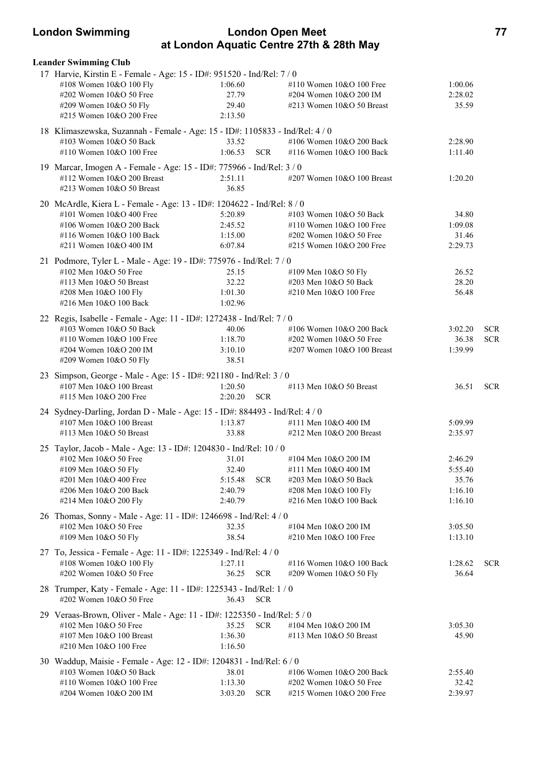**Leander Swimming Club**

17 Harvie, Kirstin E - Female - Age: 15 - ID#: 951520 - Ind/Rel: 7 / 0

| Event | Time | | Event | Time | |
|---|---|---|---|---|---|
| #108 Women 10&O 100 Fly | 1:06.60 | | #110 Women 10&O 100 Free | 1:00.06 | |
| #202 Women 10&O 50 Free | 27.79 | | #204 Women 10&O 200 IM | 2:28.02 | |
| #209 Women 10&O 50 Fly | 29.40 | | #213 Women 10&O 50 Breast | 35.59 | |
| #215 Women 10&O 200 Free | 2:13.50 | | | | |

18 Klimaszewska, Suzannah - Female - Age: 15 - ID#: 1105833 - Ind/Rel: 4 / 0

| Event | Time | | Event | Time | |
|---|---|---|---|---|---|
| #103 Women 10&O 50 Back | 33.52 | | #106 Women 10&O 200 Back | 2:28.90 | |
| #110 Women 10&O 100 Free | 1:06.53 | SCR | #116 Women 10&O 100 Back | 1:11.40 | |

19 Marcar, Imogen A - Female - Age: 15 - ID#: 775966 - Ind/Rel: 3 / 0

| Event | Time | | Event | Time | |
|---|---|---|---|---|---|
| #112 Women 10&O 200 Breast | 2:51.11 | | #207 Women 10&O 100 Breast | 1:20.20 | |
| #213 Women 10&O 50 Breast | 36.85 | | | | |

20 McArdle, Kiera L - Female - Age: 13 - ID#: 1204622 - Ind/Rel: 8 / 0

| Event | Time | | Event | Time | |
|---|---|---|---|---|---|
| #101 Women 10&O 400 Free | 5:20.89 | | #103 Women 10&O 50 Back | 34.80 | |
| #106 Women 10&O 200 Back | 2:45.52 | | #110 Women 10&O 100 Free | 1:09.08 | |
| #116 Women 10&O 100 Back | 1:15.00 | | #202 Women 10&O 50 Free | 31.46 | |
| #211 Women 10&O 400 IM | 6:07.84 | | #215 Women 10&O 200 Free | 2:29.73 | |

21 Podmore, Tyler L - Male - Age: 19 - ID#: 775976 - Ind/Rel: 7 / 0

| Event | Time | | Event | Time | |
|---|---|---|---|---|---|
| #102 Men 10&O 50 Free | 25.15 | | #109 Men 10&O 50 Fly | 26.52 | |
| #113 Men 10&O 50 Breast | 32.22 | | #203 Men 10&O 50 Back | 28.20 | |
| #208 Men 10&O 100 Fly | 1:01.30 | | #210 Men 10&O 100 Free | 56.48 | |
| #216 Men 10&O 100 Back | 1:02.96 | | | | |

22 Regis, Isabelle - Female - Age: 11 - ID#: 1272438 - Ind/Rel: 7 / 0

| Event | Time | | Event | Time | |
|---|---|---|---|---|---|
| #103 Women 10&O 50 Back | 40.06 | | #106 Women 10&O 200 Back | 3:02.20 | SCR |
| #110 Women 10&O 100 Free | 1:18.70 | | #202 Women 10&O 50 Free | 36.38 | SCR |
| #204 Women 10&O 200 IM | 3:10.10 | | #207 Women 10&O 100 Breast | 1:39.99 | |
| #209 Women 10&O 50 Fly | 38.51 | | | | |

23 Simpson, George - Male - Age: 15 - ID#: 921180 - Ind/Rel: 3 / 0

| Event | Time | | Event | Time | |
|---|---|---|---|---|---|
| #107 Men 10&O 100 Breast | 1:20.50 | | #113 Men 10&O 50 Breast | 36.51 | SCR |
| #115 Men 10&O 200 Free | 2:20.20 | SCR | | | |

24 Sydney-Darling, Jordan D - Male - Age: 15 - ID#: 884493 - Ind/Rel: 4 / 0

| Event | Time | | Event | Time | |
|---|---|---|---|---|---|
| #107 Men 10&O 100 Breast | 1:13.87 | | #111 Men 10&O 400 IM | 5:09.99 | |
| #113 Men 10&O 50 Breast | 33.88 | | #212 Men 10&O 200 Breast | 2:35.97 | |

25 Taylor, Jacob - Male - Age: 13 - ID#: 1204830 - Ind/Rel: 10 / 0

| Event | Time | | Event | Time | |
|---|---|---|---|---|---|
| #102 Men 10&O 50 Free | 31.01 | | #104 Men 10&O 200 IM | 2:46.29 | |
| #109 Men 10&O 50 Fly | 32.40 | | #111 Men 10&O 400 IM | 5:55.40 | |
| #201 Men 10&O 400 Free | 5:15.48 | SCR | #203 Men 10&O 50 Back | 35.76 | |
| #206 Men 10&O 200 Back | 2:40.79 | | #208 Men 10&O 100 Fly | 1:16.10 | |
| #214 Men 10&O 200 Fly | 2:40.79 | | #216 Men 10&O 100 Back | 1:16.10 | |

26 Thomas, Sonny - Male - Age: 11 - ID#: 1246698 - Ind/Rel: 4 / 0

| Event | Time | | Event | Time | |
|---|---|---|---|---|---|
| #102 Men 10&O 50 Free | 32.35 | | #104 Men 10&O 200 IM | 3:05.50 | |
| #109 Men 10&O 50 Fly | 38.54 | | #210 Men 10&O 100 Free | 1:13.10 | |

27 To, Jessica - Female - Age: 11 - ID#: 1225349 - Ind/Rel: 4 / 0

| Event | Time | | Event | Time | |
|---|---|---|---|---|---|
| #108 Women 10&O 100 Fly | 1:27.11 | | #116 Women 10&O 100 Back | 1:28.62 | SCR |
| #202 Women 10&O 50 Free | 36.25 | SCR | #209 Women 10&O 50 Fly | 36.64 | |

28 Trumper, Katy - Female - Age: 11 - ID#: 1225343 - Ind/Rel: 1 / 0

| Event | Time | |
|---|---|---|
| #202 Women 10&O 50 Free | 36.43 | SCR |

29 Veraas-Brown, Oliver - Male - Age: 11 - ID#: 1225350 - Ind/Rel: 5 / 0

| Event | Time | | Event | Time | |
|---|---|---|---|---|---|
| #102 Men 10&O 50 Free | 35.25 | SCR | #104 Men 10&O 200 IM | 3:05.30 | |
| #107 Men 10&O 100 Breast | 1:36.30 | | #113 Men 10&O 50 Breast | 45.90 | |
| #210 Men 10&O 100 Free | 1:16.50 | | | | |

30 Waddup, Maisie - Female - Age: 12 - ID#: 1204831 - Ind/Rel: 6 / 0

| Event | Time | | Event | Time | |
|---|---|---|---|---|---|
| #103 Women 10&O 50 Back | 38.01 | | #106 Women 10&O 200 Back | 2:55.40 | |
| #110 Women 10&O 100 Free | 1:13.30 | | #202 Women 10&O 50 Free | 32.42 | |
| #204 Women 10&O 200 IM | 3:03.20 | SCR | #215 Women 10&O 200 Free | 2:39.97 | |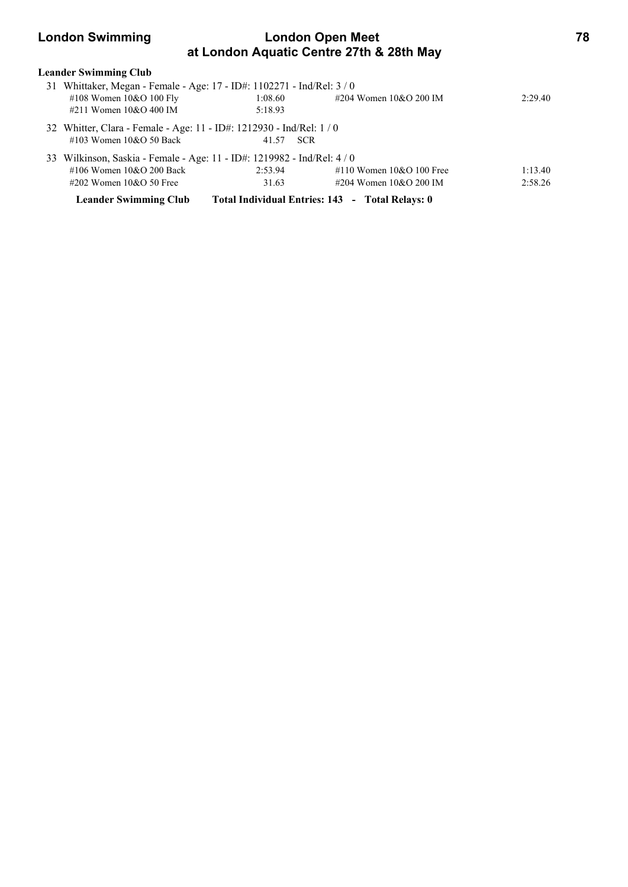**Leander Swimming Club**

31 Whittaker, Megan - Female - Age: 17 - ID#: 1102271 - Ind/Rel: 3 / 0

| | | | |
|---|---|---|---|
| #108 Women 10&O 100 Fly | 1:08.60 | #204 Women 10&O 200 IM | 2:29.40 |
| #211 Women 10&O 400 IM | 5:18.93 | | |

32 Whitter, Clara - Female - Age: 11 - ID#: 1212930 - Ind/Rel: 1 / 0

| | | | |
|---|---|---|---|
| #103 Women 10&O 50 Back | 41.57 SCR | | |

33 Wilkinson, Saskia - Female - Age: 11 - ID#: 1219982 - Ind/Rel: 4 / 0

| | | | |
|---|---|---|---|
| #106 Women 10&O 200 Back | 2:53.94 | #110 Women 10&O 100 Free | 1:13.40 |
| #202 Women 10&O 50 Free | 31.63 | #204 Women 10&O 200 IM | 2:58.26 |

**Leander Swimming Club    Total Individual Entries: 143 - Total Relays: 0**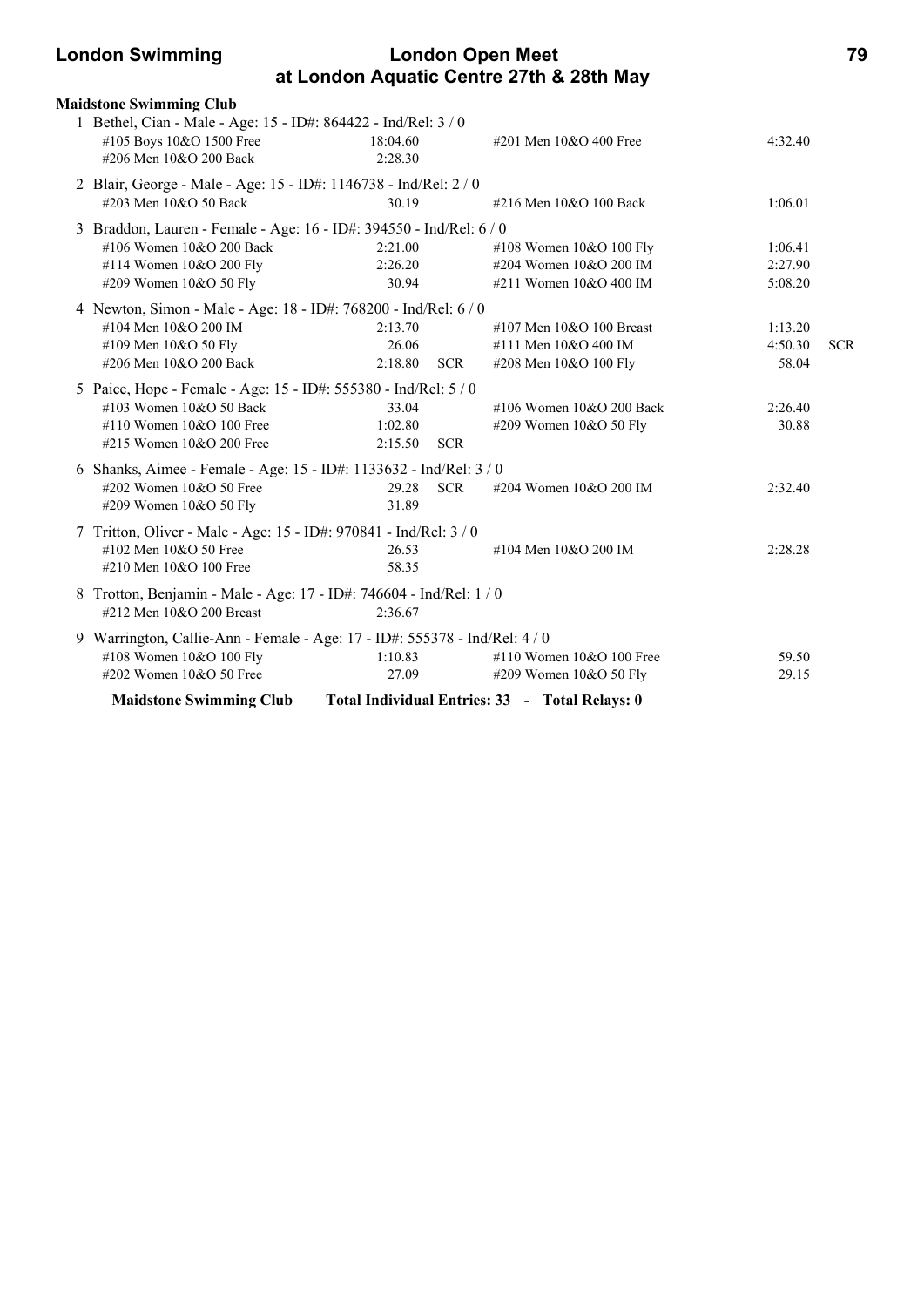**Maidstone Swimming Club**

1 Bethel, Cian - Male - Age: 15 - ID#: 864422 - Ind/Rel: 3 / 0

| | | | | | |
|---|---|---|---|---|---|
| #105 Boys 10&O 1500 Free | 18:04.60 | | #201 Men 10&O 400 Free | 4:32.40 | |
| #206 Men 10&O 200 Back | 2:28.30 | | | | |

2 Blair, George - Male - Age: 15 - ID#: 1146738 - Ind/Rel: 2 / 0

| | | | | | |
|---|---|---|---|---|---|
| #203 Men 10&O 50 Back | 30.19 | | #216 Men 10&O 100 Back | 1:06.01 | |

3 Braddon, Lauren - Female - Age: 16 - ID#: 394550 - Ind/Rel: 6 / 0

| | | | | | |
|---|---|---|---|---|---|
| #106 Women 10&O 200 Back | 2:21.00 | | #108 Women 10&O 100 Fly | 1:06.41 | |
| #114 Women 10&O 200 Fly | 2:26.20 | | #204 Women 10&O 200 IM | 2:27.90 | |
| #209 Women 10&O 50 Fly | 30.94 | | #211 Women 10&O 400 IM | 5:08.20 | |

4 Newton, Simon - Male - Age: 18 - ID#: 768200 - Ind/Rel: 6 / 0

| | | | | | |
|---|---|---|---|---|---|
| #104 Men 10&O 200 IM | 2:13.70 | | #107 Men 10&O 100 Breast | 1:13.20 | |
| #109 Men 10&O 50 Fly | 26.06 | | #111 Men 10&O 400 IM | 4:50.30 | SCR |
| #206 Men 10&O 200 Back | 2:18.80 | SCR | #208 Men 10&O 100 Fly | 58.04 | |

5 Paice, Hope - Female - Age: 15 - ID#: 555380 - Ind/Rel: 5 / 0

| | | | | | |
|---|---|---|---|---|---|
| #103 Women 10&O 50 Back | 33.04 | | #106 Women 10&O 200 Back | 2:26.40 | |
| #110 Women 10&O 100 Free | 1:02.80 | | #209 Women 10&O 50 Fly | 30.88 | |
| #215 Women 10&O 200 Free | 2:15.50 | SCR | | | |

6 Shanks, Aimee - Female - Age: 15 - ID#: 1133632 - Ind/Rel: 3 / 0

| | | | | | |
|---|---|---|---|---|---|
| #202 Women 10&O 50 Free | 29.28 | SCR | #204 Women 10&O 200 IM | 2:32.40 | |
| #209 Women 10&O 50 Fly | 31.89 | | | | |

7 Tritton, Oliver - Male - Age: 15 - ID#: 970841 - Ind/Rel: 3 / 0

| | | | | | |
|---|---|---|---|---|---|
| #102 Men 10&O 50 Free | 26.53 | | #104 Men 10&O 200 IM | 2:28.28 | |
| #210 Men 10&O 100 Free | 58.35 | | | | |

8 Trotton, Benjamin - Male - Age: 17 - ID#: 746604 - Ind/Rel: 1 / 0

| | | | | | |
|---|---|---|---|---|---|
| #212 Men 10&O 200 Breast | 2:36.67 | | | | |

9 Warrington, Callie-Ann - Female - Age: 17 - ID#: 555378 - Ind/Rel: 4 / 0

| | | | | | |
|---|---|---|---|---|---|
| #108 Women 10&O 100 Fly | 1:10.83 | | #110 Women 10&O 100 Free | 59.50 | |
| #202 Women 10&O 50 Free | 27.09 | | #209 Women 10&O 50 Fly | 29.15 | |

**Maidstone Swimming Club** **Total Individual Entries: 33 - Total Relays: 0**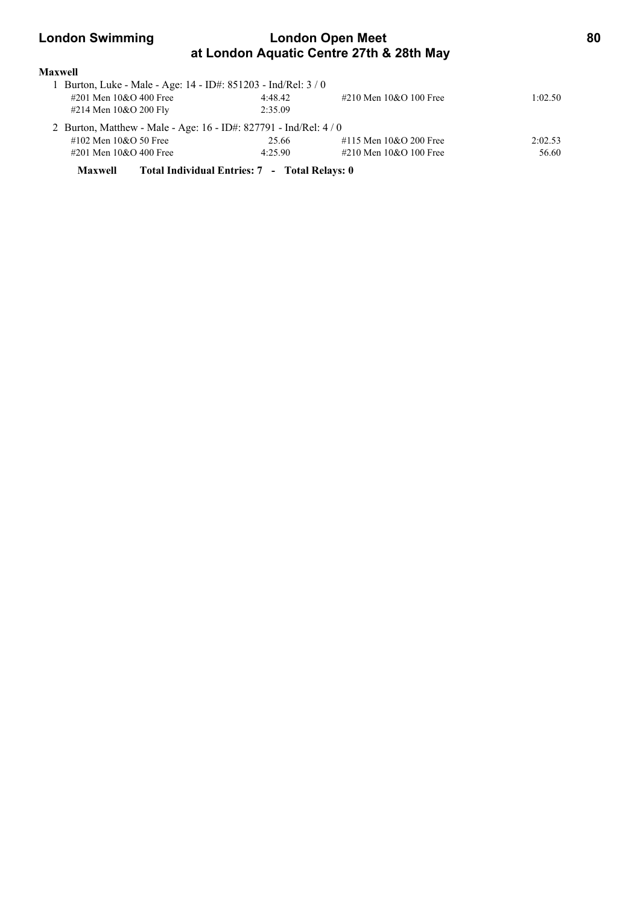**Maxwell**

1 Burton, Luke - Male - Age: 14 - ID#: 851203 - Ind/Rel: 3 / 0

| Event | Time | Event | Time |
|---|---|---|---|
| #201 Men 10&O 400 Free | 4:48.42 | #210 Men 10&O 100 Free | 1:02.50 |
| #214 Men 10&O 200 Fly | 2:35.09 | | |

2 Burton, Matthew - Male - Age: 16 - ID#: 827791 - Ind/Rel: 4 / 0

| Event | Time | Event | Time |
|---|---|---|---|
| #102 Men 10&O 50 Free | 25.66 | #115 Men 10&O 200 Free | 2:02.53 |
| #201 Men 10&O 400 Free | 4:25.90 | #210 Men 10&O 100 Free | 56.60 |

**Maxwell Total Individual Entries: 7 - Total Relays: 0**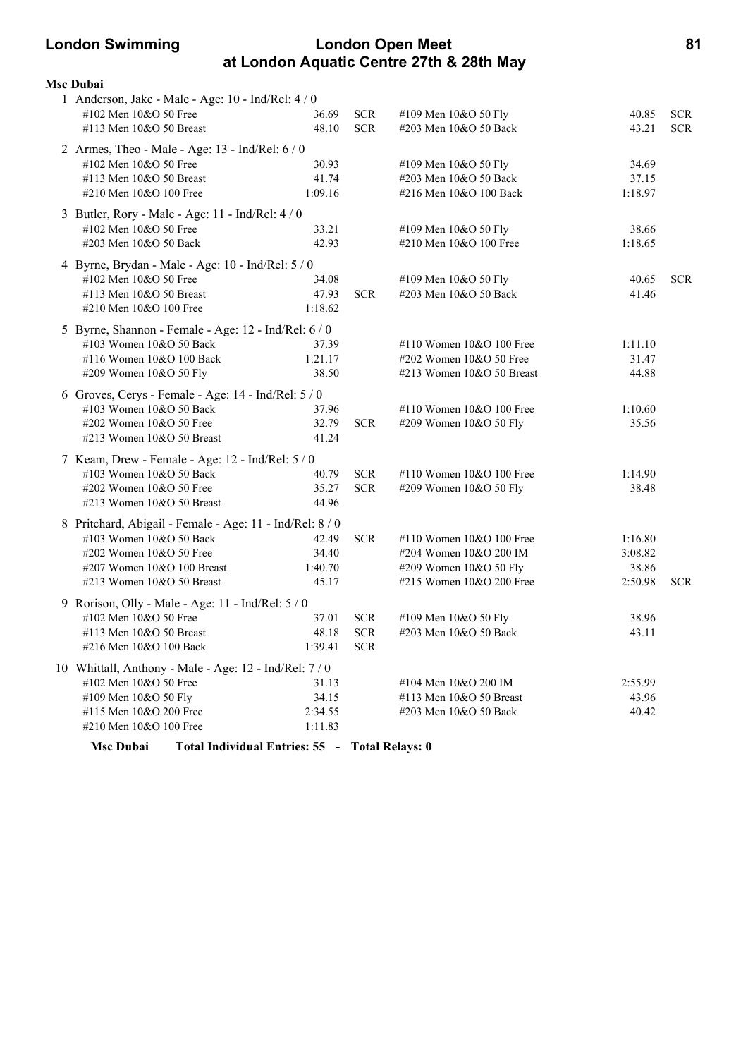**Msc Dubai**

1 Anderson, Jake - Male - Age: 10 - Ind/Rel: 4 / 0

| | | | | | |
|---|---|---|---|---|---|
| #102 Men 10&O 50 Free | 36.69 | SCR | #109 Men 10&O 50 Fly | 40.85 | SCR |
| #113 Men 10&O 50 Breast | 48.10 | SCR | #203 Men 10&O 50 Back | 43.21 | SCR |

2 Armes, Theo - Male - Age: 13 - Ind/Rel: 6 / 0

| | | | | | |
|---|---|---|---|---|---|
| #102 Men 10&O 50 Free | 30.93 | | #109 Men 10&O 50 Fly | 34.69 | |
| #113 Men 10&O 50 Breast | 41.74 | | #203 Men 10&O 50 Back | 37.15 | |
| #210 Men 10&O 100 Free | 1:09.16 | | #216 Men 10&O 100 Back | 1:18.97 | |

3 Butler, Rory - Male - Age: 11 - Ind/Rel: 4 / 0

| | | | | | |
|---|---|---|---|---|---|
| #102 Men 10&O 50 Free | 33.21 | | #109 Men 10&O 50 Fly | 38.66 | |
| #203 Men 10&O 50 Back | 42.93 | | #210 Men 10&O 100 Free | 1:18.65 | |

4 Byrne, Brydan - Male - Age: 10 - Ind/Rel: 5 / 0

| | | | | | |
|---|---|---|---|---|---|
| #102 Men 10&O 50 Free | 34.08 | | #109 Men 10&O 50 Fly | 40.65 | SCR |
| #113 Men 10&O 50 Breast | 47.93 | SCR | #203 Men 10&O 50 Back | 41.46 | |
| #210 Men 10&O 100 Free | 1:18.62 | | | | |

5 Byrne, Shannon - Female - Age: 12 - Ind/Rel: 6 / 0

| | | | | | |
|---|---|---|---|---|---|
| #103 Women 10&O 50 Back | 37.39 | | #110 Women 10&O 100 Free | 1:11.10 | |
| #116 Women 10&O 100 Back | 1:21.17 | | #202 Women 10&O 50 Free | 31.47 | |
| #209 Women 10&O 50 Fly | 38.50 | | #213 Women 10&O 50 Breast | 44.88 | |

6 Groves, Cerys - Female - Age: 14 - Ind/Rel: 5 / 0

| | | | | | |
|---|---|---|---|---|---|
| #103 Women 10&O 50 Back | 37.96 | | #110 Women 10&O 100 Free | 1:10.60 | |
| #202 Women 10&O 50 Free | 32.79 | SCR | #209 Women 10&O 50 Fly | 35.56 | |
| #213 Women 10&O 50 Breast | 41.24 | | | | |

7 Keam, Drew - Female - Age: 12 - Ind/Rel: 5 / 0

| | | | | | |
|---|---|---|---|---|---|
| #103 Women 10&O 50 Back | 40.79 | SCR | #110 Women 10&O 100 Free | 1:14.90 | |
| #202 Women 10&O 50 Free | 35.27 | SCR | #209 Women 10&O 50 Fly | 38.48 | |
| #213 Women 10&O 50 Breast | 44.96 | | | | |

8 Pritchard, Abigail - Female - Age: 11 - Ind/Rel: 8 / 0

| | | | | | |
|---|---|---|---|---|---|
| #103 Women 10&O 50 Back | 42.49 | SCR | #110 Women 10&O 100 Free | 1:16.80 | |
| #202 Women 10&O 50 Free | 34.40 | | #204 Women 10&O 200 IM | 3:08.82 | |
| #207 Women 10&O 100 Breast | 1:40.70 | | #209 Women 10&O 50 Fly | 38.86 | |
| #213 Women 10&O 50 Breast | 45.17 | | #215 Women 10&O 200 Free | 2:50.98 | SCR |

9 Rorison, Olly - Male - Age: 11 - Ind/Rel: 5 / 0

| | | | | | |
|---|---|---|---|---|---|
| #102 Men 10&O 50 Free | 37.01 | SCR | #109 Men 10&O 50 Fly | 38.96 | |
| #113 Men 10&O 50 Breast | 48.18 | SCR | #203 Men 10&O 50 Back | 43.11 | |
| #216 Men 10&O 100 Back | 1:39.41 | SCR | | | |

10 Whittall, Anthony - Male - Age: 12 - Ind/Rel: 7 / 0

| | | | | | |
|---|---|---|---|---|---|
| #102 Men 10&O 50 Free | 31.13 | | #104 Men 10&O 200 IM | 2:55.99 | |
| #109 Men 10&O 50 Fly | 34.15 | | #113 Men 10&O 50 Breast | 43.96 | |
| #115 Men 10&O 200 Free | 2:34.55 | | #203 Men 10&O 50 Back | 40.42 | |
| #210 Men 10&O 100 Free | 1:11.83 | | | | |

**Msc Dubai Total Individual Entries: 55 - Total Relays: 0**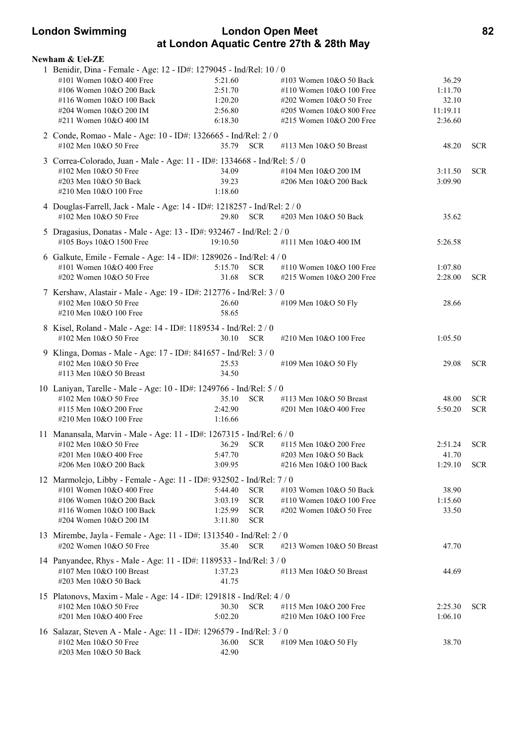# London Swimming — London Open Meet at London Aquatic Centre 27th & 28th May

**Newham & Uel-ZE**

1 Benidir, Dina - Female - Age: 12 - ID#: 1279045 - Ind/Rel: 10 / 0

| Event | Time | | Event | Time | |
|---|---|---|---|---|---|
| #101 Women 10&O 400 Free | 5:21.60 | | #103 Women 10&O 50 Back | 36.29 | |
| #106 Women 10&O 200 Back | 2:51.70 | | #110 Women 10&O 100 Free | 1:11.70 | |
| #116 Women 10&O 100 Back | 1:20.20 | | #202 Women 10&O 50 Free | 32.10 | |
| #204 Women 10&O 200 IM | 2:56.80 | | #205 Women 10&O 800 Free | 11:19.11 | |
| #211 Women 10&O 400 IM | 6:18.30 | | #215 Women 10&O 200 Free | 2:36.60 | |

2 Conde, Romao - Male - Age: 10 - ID#: 1326665 - Ind/Rel: 2 / 0

| Event | Time | | Event | Time | |
|---|---|---|---|---|---|
| #102 Men 10&O 50 Free | 35.79 | SCR | #113 Men 10&O 50 Breast | 48.20 | SCR |

3 Correa-Colorado, Juan - Male - Age: 11 - ID#: 1334668 - Ind/Rel: 5 / 0

| Event | Time | | Event | Time | |
|---|---|---|---|---|---|
| #102 Men 10&O 50 Free | 34.09 | | #104 Men 10&O 200 IM | 3:11.50 | SCR |
| #203 Men 10&O 50 Back | 39.23 | | #206 Men 10&O 200 Back | 3:09.90 | |
| #210 Men 10&O 100 Free | 1:18.60 | | | | |

4 Douglas-Farrell, Jack - Male - Age: 14 - ID#: 1218257 - Ind/Rel: 2 / 0

| Event | Time | | Event | Time | |
|---|---|---|---|---|---|
| #102 Men 10&O 50 Free | 29.80 | SCR | #203 Men 10&O 50 Back | 35.62 | |

5 Dragasius, Donatas - Male - Age: 13 - ID#: 932467 - Ind/Rel: 2 / 0

| Event | Time | | Event | Time | |
|---|---|---|---|---|---|
| #105 Boys 10&O 1500 Free | 19:10.50 | | #111 Men 10&O 400 IM | 5:26.58 | |

6 Galkute, Emile - Female - Age: 14 - ID#: 1289026 - Ind/Rel: 4 / 0

| Event | Time | | Event | Time | |
|---|---|---|---|---|---|
| #101 Women 10&O 400 Free | 5:15.70 | SCR | #110 Women 10&O 100 Free | 1:07.80 | |
| #202 Women 10&O 50 Free | 31.68 | SCR | #215 Women 10&O 200 Free | 2:28.00 | SCR |

7 Kershaw, Alastair - Male - Age: 19 - ID#: 212776 - Ind/Rel: 3 / 0

| Event | Time | | Event | Time | |
|---|---|---|---|---|---|
| #102 Men 10&O 50 Free | 26.60 | | #109 Men 10&O 50 Fly | 28.66 | |
| #210 Men 10&O 100 Free | 58.65 | | | | |

8 Kisel, Roland - Male - Age: 14 - ID#: 1189534 - Ind/Rel: 2 / 0

| Event | Time | | Event | Time | |
|---|---|---|---|---|---|
| #102 Men 10&O 50 Free | 30.10 | SCR | #210 Men 10&O 100 Free | 1:05.50 | |

9 Klinga, Domas - Male - Age: 17 - ID#: 841657 - Ind/Rel: 3 / 0

| Event | Time | | Event | Time | |
|---|---|---|---|---|---|
| #102 Men 10&O 50 Free | 25.53 | | #109 Men 10&O 50 Fly | 29.08 | SCR |
| #113 Men 10&O 50 Breast | 34.50 | | | | |

10 Laniyan, Tarelle - Male - Age: 10 - ID#: 1249766 - Ind/Rel: 5 / 0

| Event | Time | | Event | Time | |
|---|---|---|---|---|---|
| #102 Men 10&O 50 Free | 35.10 | SCR | #113 Men 10&O 50 Breast | 48.00 | SCR |
| #115 Men 10&O 200 Free | 2:42.90 | | #201 Men 10&O 400 Free | 5:50.20 | SCR |
| #210 Men 10&O 100 Free | 1:16.66 | | | | |

11 Manansala, Marvin - Male - Age: 11 - ID#: 1267315 - Ind/Rel: 6 / 0

| Event | Time | | Event | Time | |
|---|---|---|---|---|---|
| #102 Men 10&O 50 Free | 36.29 | SCR | #115 Men 10&O 200 Free | 2:51.24 | SCR |
| #201 Men 10&O 400 Free | 5:47.70 | | #203 Men 10&O 50 Back | 41.70 | |
| #206 Men 10&O 200 Back | 3:09.95 | | #216 Men 10&O 100 Back | 1:29.10 | SCR |

12 Marmolejo, Libby - Female - Age: 11 - ID#: 932502 - Ind/Rel: 7 / 0

| Event | Time | | Event | Time | |
|---|---|---|---|---|---|
| #101 Women 10&O 400 Free | 5:44.40 | SCR | #103 Women 10&O 50 Back | 38.90 | |
| #106 Women 10&O 200 Back | 3:03.19 | SCR | #110 Women 10&O 100 Free | 1:15.60 | |
| #116 Women 10&O 100 Back | 1:25.99 | SCR | #202 Women 10&O 50 Free | 33.50 | |
| #204 Women 10&O 200 IM | 3:11.80 | SCR | | | |

13 Mirembe, Jayla - Female - Age: 11 - ID#: 1313540 - Ind/Rel: 2 / 0

| Event | Time | | Event | Time | |
|---|---|---|---|---|---|
| #202 Women 10&O 50 Free | 35.40 | SCR | #213 Women 10&O 50 Breast | 47.70 | |

14 Panyandee, Rhys - Male - Age: 11 - ID#: 1189533 - Ind/Rel: 3 / 0

| Event | Time | | Event | Time | |
|---|---|---|---|---|---|
| #107 Men 10&O 100 Breast | 1:37.23 | | #113 Men 10&O 50 Breast | 44.69 | |
| #203 Men 10&O 50 Back | 41.75 | | | | |

15 Platonovs, Maxim - Male - Age: 14 - ID#: 1291818 - Ind/Rel: 4 / 0

| Event | Time | | Event | Time | |
|---|---|---|---|---|---|
| #102 Men 10&O 50 Free | 30.30 | SCR | #115 Men 10&O 200 Free | 2:25.30 | SCR |
| #201 Men 10&O 400 Free | 5:02.20 | | #210 Men 10&O 100 Free | 1:06.10 | |

16 Salazar, Steven A - Male - Age: 11 - ID#: 1296579 - Ind/Rel: 3 / 0

| Event | Time | | Event | Time | |
|---|---|---|---|---|---|
| #102 Men 10&O 50 Free | 36.00 | SCR | #109 Men 10&O 50 Fly | 38.70 | |
| #203 Men 10&O 50 Back | 42.90 | | | | |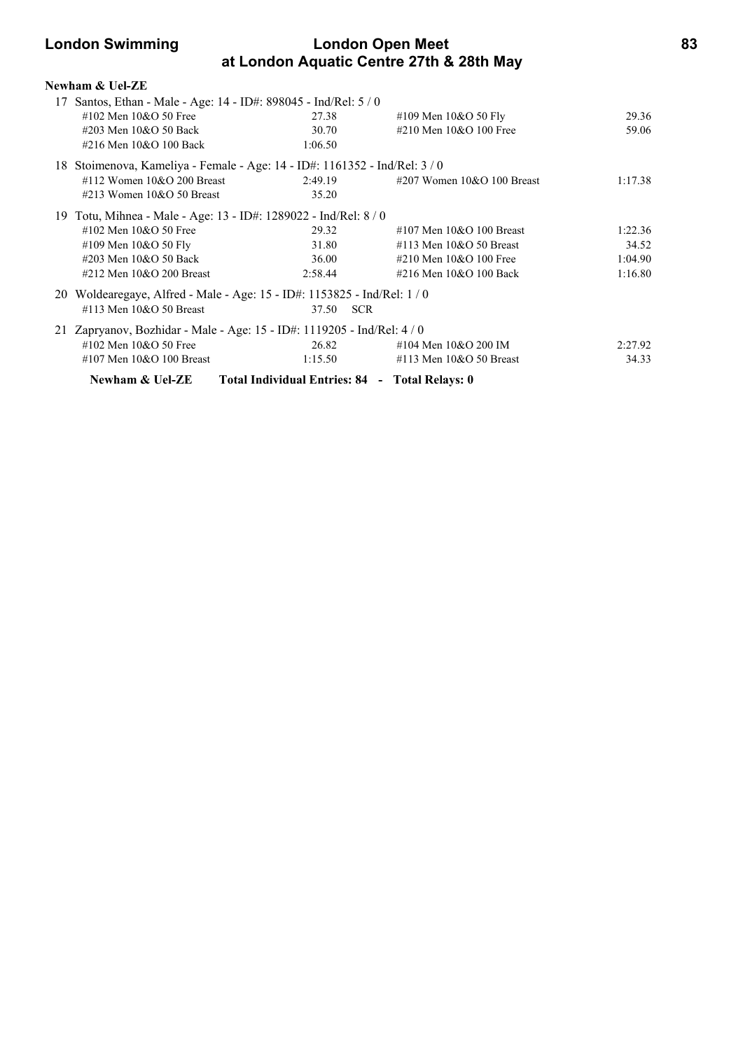**Newham & Uel-ZE**

17 Santos, Ethan - Male - Age: 14 - ID#: 898045 - Ind/Rel: 5 / 0

| | | | |
|---|---|---|---|
| #102 Men 10&O 50 Free | 27.38 | #109 Men 10&O 50 Fly | 29.36 |
| #203 Men 10&O 50 Back | 30.70 | #210 Men 10&O 100 Free | 59.06 |
| #216 Men 10&O 100 Back | 1:06.50 | | |

18 Stoimenova, Kameliya - Female - Age: 14 - ID#: 1161352 - Ind/Rel: 3 / 0

| | | | |
|---|---|---|---|
| #112 Women 10&O 200 Breast | 2:49.19 | #207 Women 10&O 100 Breast | 1:17.38 |
| #213 Women 10&O 50 Breast | 35.20 | | |

19 Totu, Mihnea - Male - Age: 13 - ID#: 1289022 - Ind/Rel: 8 / 0

| | | | |
|---|---|---|---|
| #102 Men 10&O 50 Free | 29.32 | #107 Men 10&O 100 Breast | 1:22.36 |
| #109 Men 10&O 50 Fly | 31.80 | #113 Men 10&O 50 Breast | 34.52 |
| #203 Men 10&O 50 Back | 36.00 | #210 Men 10&O 100 Free | 1:04.90 |
| #212 Men 10&O 200 Breast | 2:58.44 | #216 Men 10&O 100 Back | 1:16.80 |

20 Woldearegaye, Alfred - Male - Age: 15 - ID#: 1153825 - Ind/Rel: 1 / 0

| | | | |
|---|---|---|---|
| #113 Men 10&O 50 Breast | 37.50 SCR | | |

21 Zapryanov, Bozhidar - Male - Age: 15 - ID#: 1119205 - Ind/Rel: 4 / 0

| | | | |
|---|---|---|---|
| #102 Men 10&O 50 Free | 26.82 | #104 Men 10&O 200 IM | 2:27.92 |
| #107 Men 10&O 100 Breast | 1:15.50 | #113 Men 10&O 50 Breast | 34.33 |

**Newham & Uel-ZE Total Individual Entries: 84 - Total Relays: 0**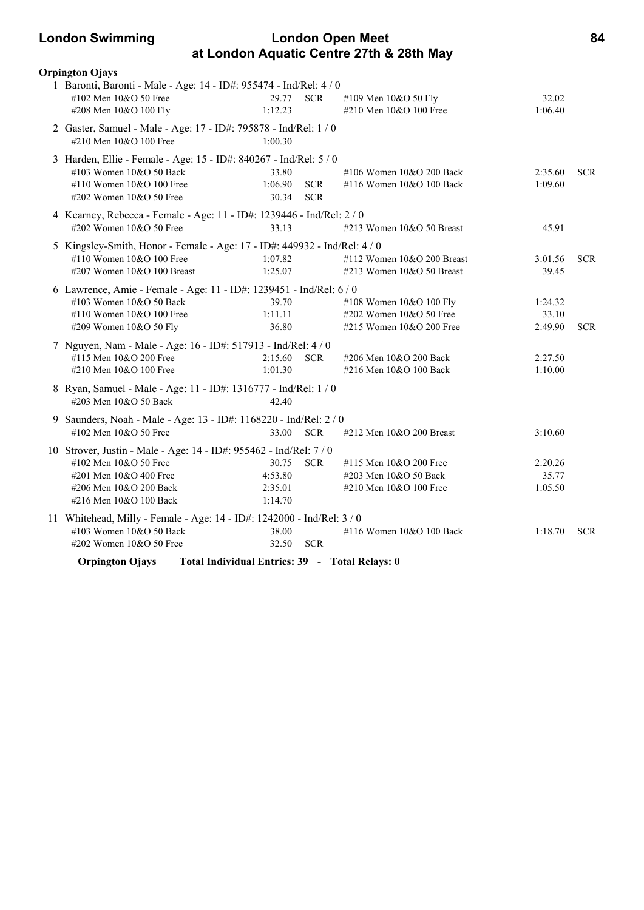## Orpington Ojays

1 Baronti, Baronti - Male - Age: 14 - ID#: 955474 - Ind/Rel: 4 / 0

| Event | Time | | Event | Time | |
|---|---|---|---|---|---|
| #102 Men 10&O 50 Free | 29.77 | SCR | #109 Men 10&O 50 Fly | 32.02 | |
| #208 Men 10&O 100 Fly | 1:12.23 | | #210 Men 10&O 100 Free | 1:06.40 | |

2 Gaster, Samuel - Male - Age: 17 - ID#: 795878 - Ind/Rel: 1 / 0

| Event | Time | |
|---|---|---|
| #210 Men 10&O 100 Free | 1:00.30 | |

3 Harden, Ellie - Female - Age: 15 - ID#: 840267 - Ind/Rel: 5 / 0

| Event | Time | | Event | Time | |
|---|---|---|---|---|---|
| #103 Women 10&O 50 Back | 33.80 | | #106 Women 10&O 200 Back | 2:35.60 | SCR |
| #110 Women 10&O 100 Free | 1:06.90 | SCR | #116 Women 10&O 100 Back | 1:09.60 | |
| #202 Women 10&O 50 Free | 30.34 | SCR | | | |

4 Kearney, Rebecca - Female - Age: 11 - ID#: 1239446 - Ind/Rel: 2 / 0

| Event | Time | | Event | Time | |
|---|---|---|---|---|---|
| #202 Women 10&O 50 Free | 33.13 | | #213 Women 10&O 50 Breast | 45.91 | |

5 Kingsley-Smith, Honor - Female - Age: 17 - ID#: 449932 - Ind/Rel: 4 / 0

| Event | Time | | Event | Time | |
|---|---|---|---|---|---|
| #110 Women 10&O 100 Free | 1:07.82 | | #112 Women 10&O 200 Breast | 3:01.56 | SCR |
| #207 Women 10&O 100 Breast | 1:25.07 | | #213 Women 10&O 50 Breast | 39.45 | |

6 Lawrence, Amie - Female - Age: 11 - ID#: 1239451 - Ind/Rel: 6 / 0

| Event | Time | | Event | Time | |
|---|---|---|---|---|---|
| #103 Women 10&O 50 Back | 39.70 | | #108 Women 10&O 100 Fly | 1:24.32 | |
| #110 Women 10&O 100 Free | 1:11.11 | | #202 Women 10&O 50 Free | 33.10 | |
| #209 Women 10&O 50 Fly | 36.80 | | #215 Women 10&O 200 Free | 2:49.90 | SCR |

7 Nguyen, Nam - Male - Age: 16 - ID#: 517913 - Ind/Rel: 4 / 0

| Event | Time | | Event | Time | |
|---|---|---|---|---|---|
| #115 Men 10&O 200 Free | 2:15.60 | SCR | #206 Men 10&O 200 Back | 2:27.50 | |
| #210 Men 10&O 100 Free | 1:01.30 | | #216 Men 10&O 100 Back | 1:10.00 | |

8 Ryan, Samuel - Male - Age: 11 - ID#: 1316777 - Ind/Rel: 1 / 0

| Event | Time | |
|---|---|---|
| #203 Men 10&O 50 Back | 42.40 | |

9 Saunders, Noah - Male - Age: 13 - ID#: 1168220 - Ind/Rel: 2 / 0

| Event | Time | | Event | Time | |
|---|---|---|---|---|---|
| #102 Men 10&O 50 Free | 33.00 | SCR | #212 Men 10&O 200 Breast | 3:10.60 | |

10 Strover, Justin - Male - Age: 14 - ID#: 955462 - Ind/Rel: 7 / 0

| Event | Time | | Event | Time | |
|---|---|---|---|---|---|
| #102 Men 10&O 50 Free | 30.75 | SCR | #115 Men 10&O 200 Free | 2:20.26 | |
| #201 Men 10&O 400 Free | 4:53.80 | | #203 Men 10&O 50 Back | 35.77 | |
| #206 Men 10&O 200 Back | 2:35.01 | | #210 Men 10&O 100 Free | 1:05.50 | |
| #216 Men 10&O 100 Back | 1:14.70 | | | | |

11 Whitehead, Milly - Female - Age: 14 - ID#: 1242000 - Ind/Rel: 3 / 0

| Event | Time | | Event | Time | |
|---|---|---|---|---|---|
| #103 Women 10&O 50 Back | 38.00 | | #116 Women 10&O 100 Back | 1:18.70 | SCR |
| #202 Women 10&O 50 Free | 32.50 | SCR | | | |

**Orpington Ojays Total Individual Entries: 39 - Total Relays: 0**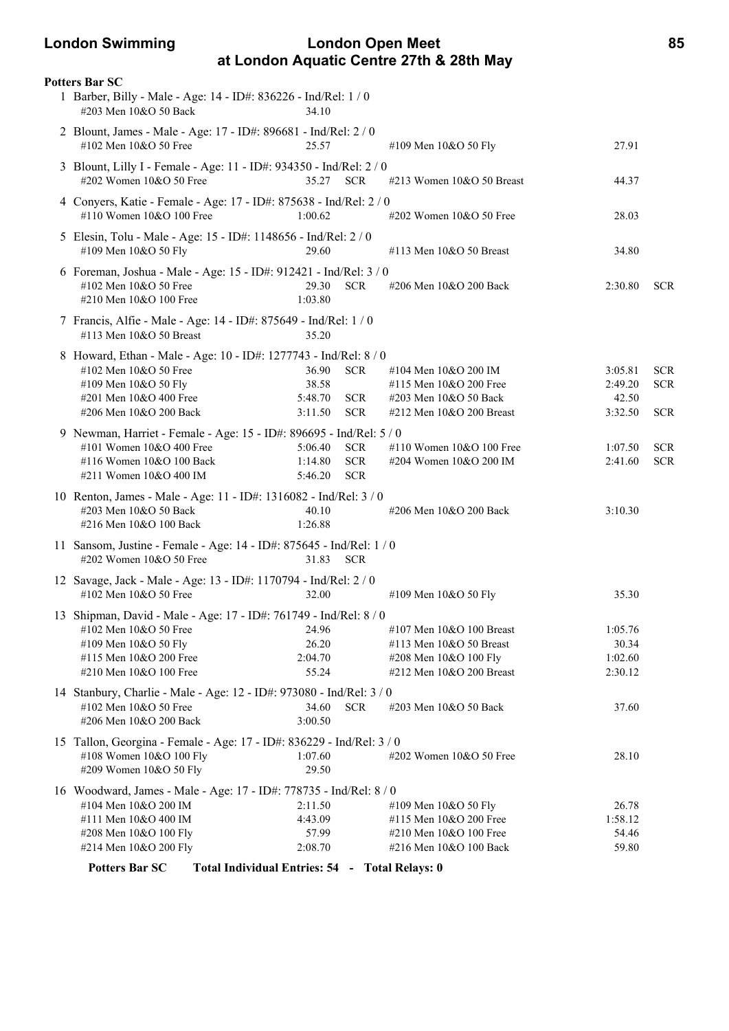**Potters Bar SC**

1 Barber, Billy - Male - Age: 14 - ID#: 836226 - Ind/Rel: 1 / 0
#203 Men 10&O 50 Back 34.10

2 Blount, James - Male - Age: 17 - ID#: 896681 - Ind/Rel: 2 / 0
#102 Men 10&O 50 Free 25.57 #109 Men 10&O 50 Fly 27.91

3 Blount, Lilly I - Female - Age: 11 - ID#: 934350 - Ind/Rel: 2 / 0
#202 Women 10&O 50 Free 35.27 SCR #213 Women 10&O 50 Breast 44.37

4 Conyers, Katie - Female - Age: 17 - ID#: 875638 - Ind/Rel: 2 / 0
#110 Women 10&O 100 Free 1:00.62 #202 Women 10&O 50 Free 28.03

5 Elesin, Tolu - Male - Age: 15 - ID#: 1148656 - Ind/Rel: 2 / 0
#109 Men 10&O 50 Fly 29.60 #113 Men 10&O 50 Breast 34.80

6 Foreman, Joshua - Male - Age: 15 - ID#: 912421 - Ind/Rel: 3 / 0
#102 Men 10&O 50 Free 29.30 SCR #206 Men 10&O 200 Back 2:30.80 SCR
#210 Men 10&O 100 Free 1:03.80

7 Francis, Alfie - Male - Age: 14 - ID#: 875649 - Ind/Rel: 1 / 0
#113 Men 10&O 50 Breast 35.20

8 Howard, Ethan - Male - Age: 10 - ID#: 1277743 - Ind/Rel: 8 / 0
#102 Men 10&O 50 Free 36.90 SCR #104 Men 10&O 200 IM 3:05.81 SCR
#109 Men 10&O 50 Fly 38.58 #115 Men 10&O 200 Free 2:49.20 SCR
#201 Men 10&O 400 Free 5:48.70 SCR #203 Men 10&O 50 Back 42.50
#206 Men 10&O 200 Back 3:11.50 SCR #212 Men 10&O 200 Breast 3:32.50 SCR

9 Newman, Harriet - Female - Age: 15 - ID#: 896695 - Ind/Rel: 5 / 0
#101 Women 10&O 400 Free 5:06.40 SCR #110 Women 10&O 100 Free 1:07.50 SCR
#116 Women 10&O 100 Back 1:14.80 SCR #204 Women 10&O 200 IM 2:41.60 SCR
#211 Women 10&O 400 IM 5:46.20 SCR

10 Renton, James - Male - Age: 11 - ID#: 1316082 - Ind/Rel: 3 / 0
#203 Men 10&O 50 Back 40.10 #206 Men 10&O 200 Back 3:10.30
#216 Men 10&O 100 Back 1:26.88

11 Sansom, Justine - Female - Age: 14 - ID#: 875645 - Ind/Rel: 1 / 0
#202 Women 10&O 50 Free 31.83 SCR

12 Savage, Jack - Male - Age: 13 - ID#: 1170794 - Ind/Rel: 2 / 0
#102 Men 10&O 50 Free 32.00 #109 Men 10&O 50 Fly 35.30

13 Shipman, David - Male - Age: 17 - ID#: 761749 - Ind/Rel: 8 / 0
#102 Men 10&O 50 Free 24.96 #107 Men 10&O 100 Breast 1:05.76
#109 Men 10&O 50 Fly 26.20 #113 Men 10&O 50 Breast 30.34
#115 Men 10&O 200 Free 2:04.70 #208 Men 10&O 100 Fly 1:02.60
#210 Men 10&O 100 Free 55.24 #212 Men 10&O 200 Breast 2:30.12

14 Stanbury, Charlie - Male - Age: 12 - ID#: 973080 - Ind/Rel: 3 / 0
#102 Men 10&O 50 Free 34.60 SCR #203 Men 10&O 50 Back 37.60
#206 Men 10&O 200 Back 3:00.50

15 Tallon, Georgina - Female - Age: 17 - ID#: 836229 - Ind/Rel: 3 / 0
#108 Women 10&O 100 Fly 1:07.60 #202 Women 10&O 50 Free 28.10
#209 Women 10&O 50 Fly 29.50

16 Woodward, James - Male - Age: 17 - ID#: 778735 - Ind/Rel: 8 / 0
#104 Men 10&O 200 IM 2:11.50 #109 Men 10&O 50 Fly 26.78
#111 Men 10&O 400 IM 4:43.09 #115 Men 10&O 200 Free 1:58.12
#208 Men 10&O 100 Fly 57.99 #210 Men 10&O 100 Free 54.46
#214 Men 10&O 200 Fly 2:08.70 #216 Men 10&O 100 Back 59.80

**Potters Bar SC Total Individual Entries: 54 - Total Relays: 0**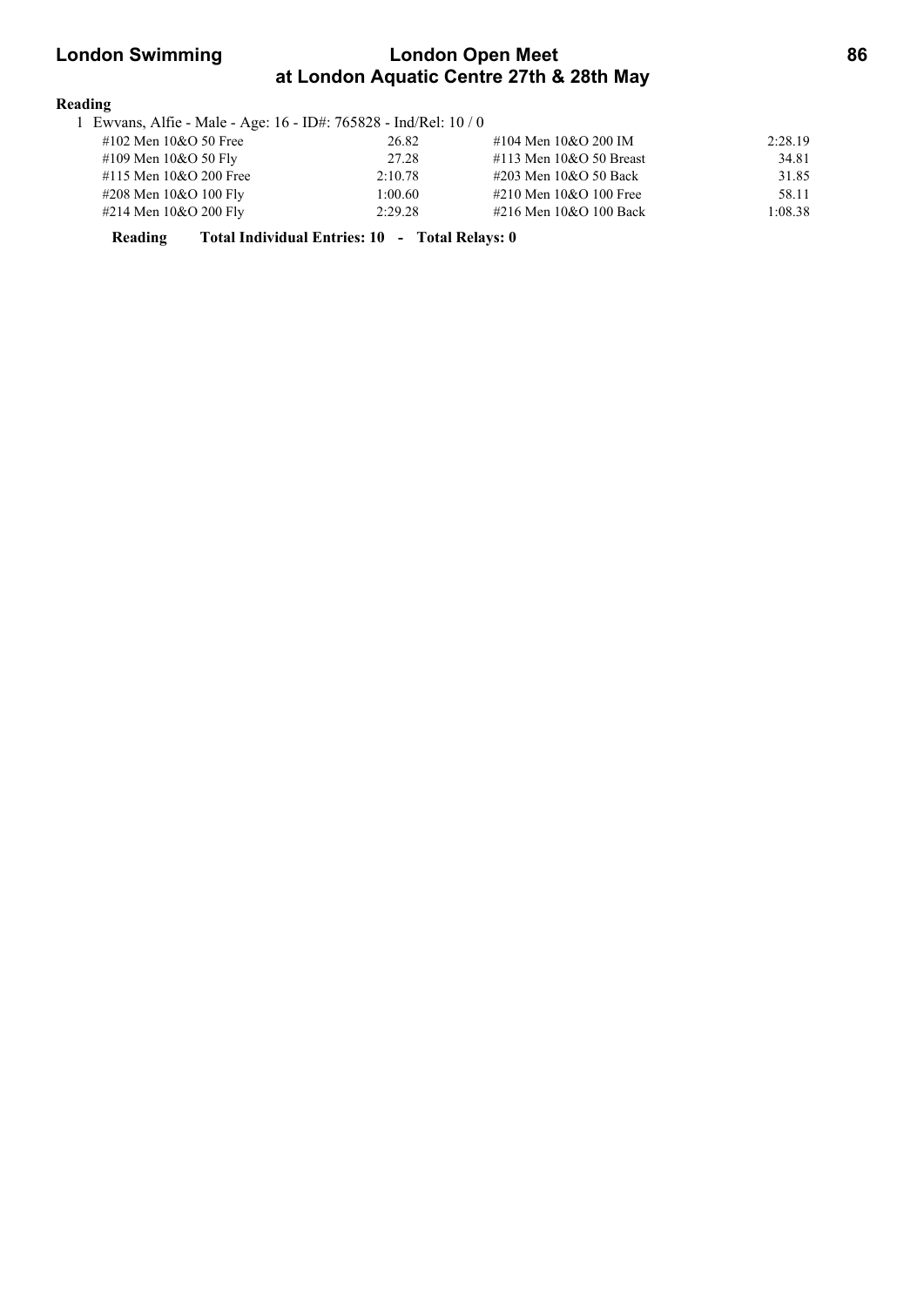**Reading**

1 Ewvans, Alfie - Male - Age: 16 - ID#: 765828 - Ind/Rel: 10 / 0

| Event | Time | Event | Time |
|---|---|---|---|
| #102 Men 10&O 50 Free | 26.82 | #104 Men 10&O 200 IM | 2:28.19 |
| #109 Men 10&O 50 Fly | 27.28 | #113 Men 10&O 50 Breast | 34.81 |
| #115 Men 10&O 200 Free | 2:10.78 | #203 Men 10&O 50 Back | 31.85 |
| #208 Men 10&O 100 Fly | 1:00.60 | #210 Men 10&O 100 Free | 58.11 |
| #214 Men 10&O 200 Fly | 2:29.28 | #216 Men 10&O 100 Back | 1:08.38 |

**Reading Total Individual Entries: 10 - Total Relays: 0**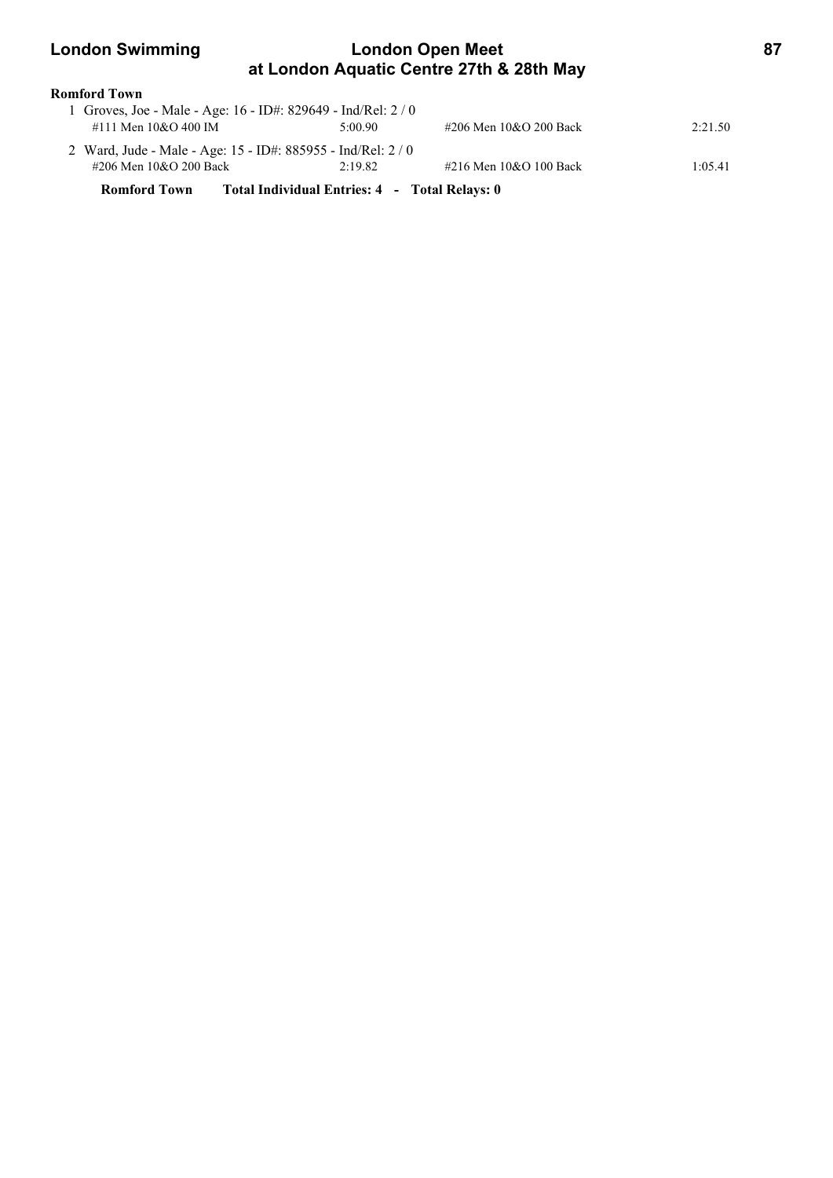**Romford Town**

1 Groves, Joe - Male - Age: 16 - ID#: 829649 - Ind/Rel: 2 / 0

| | | | |
|---|---|---|---|
| #111 Men 10&O 400 IM | 5:00.90 | #206 Men 10&O 200 Back | 2:21.50 |

2 Ward, Jude - Male - Age: 15 - ID#: 885955 - Ind/Rel: 2 / 0

| | | | |
|---|---|---|---|
| #206 Men 10&O 200 Back | 2:19.82 | #216 Men 10&O 100 Back | 1:05.41 |

**Romford Town Total Individual Entries: 4 - Total Relays: 0**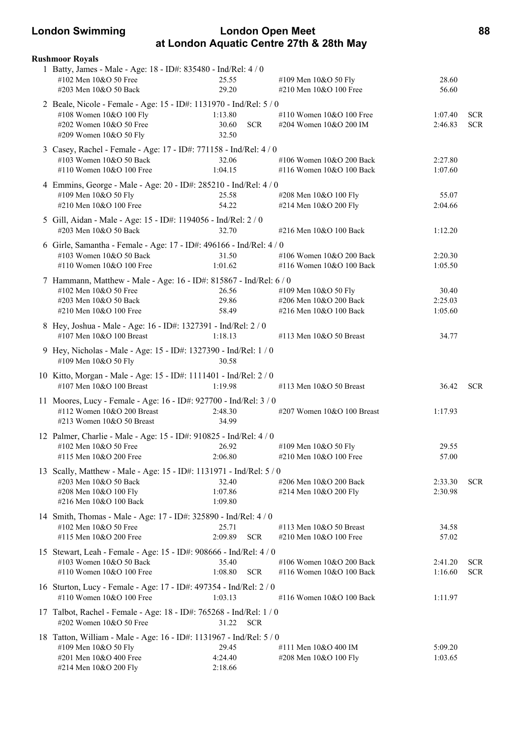## Rushmoor Royals

1 Batty, James - Male - Age: 18 - ID#: 835480 - Ind/Rel: 4 / 0

| Event | Time | | Event | Time | |
|---|---|---|---|---|---|
| #102 Men 10&O 50 Free | 25.55 | | #109 Men 10&O 50 Fly | 28.60 | |
| #203 Men 10&O 50 Back | 29.20 | | #210 Men 10&O 100 Free | 56.60 | |

2 Beale, Nicole - Female - Age: 15 - ID#: 1131970 - Ind/Rel: 5 / 0

| Event | Time | | Event | Time | |
|---|---|---|---|---|---|
| #108 Women 10&O 100 Fly | 1:13.80 | | #110 Women 10&O 100 Free | 1:07.40 | SCR |
| #202 Women 10&O 50 Free | 30.60 | SCR | #204 Women 10&O 200 IM | 2:46.83 | SCR |
| #209 Women 10&O 50 Fly | 32.50 | | | | |

3 Casey, Rachel - Female - Age: 17 - ID#: 771158 - Ind/Rel: 4 / 0

| Event | Time | | Event | Time | |
|---|---|---|---|---|---|
| #103 Women 10&O 50 Back | 32.06 | | #106 Women 10&O 200 Back | 2:27.80 | |
| #110 Women 10&O 100 Free | 1:04.15 | | #116 Women 10&O 100 Back | 1:07.60 | |

4 Emmins, George - Male - Age: 20 - ID#: 285210 - Ind/Rel: 4 / 0

| Event | Time | | Event | Time | |
|---|---|---|---|---|---|
| #109 Men 10&O 50 Fly | 25.58 | | #208 Men 10&O 100 Fly | 55.07 | |
| #210 Men 10&O 100 Free | 54.22 | | #214 Men 10&O 200 Fly | 2:04.66 | |

5 Gill, Aidan - Male - Age: 15 - ID#: 1194056 - Ind/Rel: 2 / 0

| Event | Time | | Event | Time | |
|---|---|---|---|---|---|
| #203 Men 10&O 50 Back | 32.70 | | #216 Men 10&O 100 Back | 1:12.20 | |

6 Girle, Samantha - Female - Age: 17 - ID#: 496166 - Ind/Rel: 4 / 0

| Event | Time | | Event | Time | |
|---|---|---|---|---|---|
| #103 Women 10&O 50 Back | 31.50 | | #106 Women 10&O 200 Back | 2:20.30 | |
| #110 Women 10&O 100 Free | 1:01.62 | | #116 Women 10&O 100 Back | 1:05.50 | |

7 Hammann, Matthew - Male - Age: 16 - ID#: 815867 - Ind/Rel: 6 / 0

| Event | Time | | Event | Time | |
|---|---|---|---|---|---|
| #102 Men 10&O 50 Free | 26.56 | | #109 Men 10&O 50 Fly | 30.40 | |
| #203 Men 10&O 50 Back | 29.86 | | #206 Men 10&O 200 Back | 2:25.03 | |
| #210 Men 10&O 100 Free | 58.49 | | #216 Men 10&O 100 Back | 1:05.60 | |

8 Hey, Joshua - Male - Age: 16 - ID#: 1327391 - Ind/Rel: 2 / 0

| Event | Time | | Event | Time | |
|---|---|---|---|---|---|
| #107 Men 10&O 100 Breast | 1:18.13 | | #113 Men 10&O 50 Breast | 34.77 | |

9 Hey, Nicholas - Male - Age: 15 - ID#: 1327390 - Ind/Rel: 1 / 0

| Event | Time | |
|---|---|---|
| #109 Men 10&O 50 Fly | 30.58 | |

10 Kitto, Morgan - Male - Age: 15 - ID#: 1111401 - Ind/Rel: 2 / 0

| Event | Time | | Event | Time | |
|---|---|---|---|---|---|
| #107 Men 10&O 100 Breast | 1:19.98 | | #113 Men 10&O 50 Breast | 36.42 | SCR |

11 Moores, Lucy - Female - Age: 16 - ID#: 927700 - Ind/Rel: 3 / 0

| Event | Time | | Event | Time | |
|---|---|---|---|---|---|
| #112 Women 10&O 200 Breast | 2:48.30 | | #207 Women 10&O 100 Breast | 1:17.93 | |
| #213 Women 10&O 50 Breast | 34.99 | | | | |

12 Palmer, Charlie - Male - Age: 15 - ID#: 910825 - Ind/Rel: 4 / 0

| Event | Time | | Event | Time | |
|---|---|---|---|---|---|
| #102 Men 10&O 50 Free | 26.92 | | #109 Men 10&O 50 Fly | 29.55 | |
| #115 Men 10&O 200 Free | 2:06.80 | | #210 Men 10&O 100 Free | 57.00 | |

13 Scally, Matthew - Male - Age: 15 - ID#: 1131971 - Ind/Rel: 5 / 0

| Event | Time | | Event | Time | |
|---|---|---|---|---|---|
| #203 Men 10&O 50 Back | 32.40 | | #206 Men 10&O 200 Back | 2:33.30 | SCR |
| #208 Men 10&O 100 Fly | 1:07.86 | | #214 Men 10&O 200 Fly | 2:30.98 | |
| #216 Men 10&O 100 Back | 1:09.80 | | | | |

14 Smith, Thomas - Male - Age: 17 - ID#: 325890 - Ind/Rel: 4 / 0

| Event | Time | | Event | Time | |
|---|---|---|---|---|---|
| #102 Men 10&O 50 Free | 25.71 | | #113 Men 10&O 50 Breast | 34.58 | |
| #115 Men 10&O 200 Free | 2:09.89 | SCR | #210 Men 10&O 100 Free | 57.02 | |

15 Stewart, Leah - Female - Age: 15 - ID#: 908666 - Ind/Rel: 4 / 0

| Event | Time | | Event | Time | |
|---|---|---|---|---|---|
| #103 Women 10&O 50 Back | 35.40 | | #106 Women 10&O 200 Back | 2:41.20 | SCR |
| #110 Women 10&O 100 Free | 1:08.80 | SCR | #116 Women 10&O 100 Back | 1:16.60 | SCR |

16 Sturton, Lucy - Female - Age: 17 - ID#: 497354 - Ind/Rel: 2 / 0

| Event | Time | | Event | Time | |
|---|---|---|---|---|---|
| #110 Women 10&O 100 Free | 1:03.13 | | #116 Women 10&O 100 Back | 1:11.97 | |

17 Talbot, Rachel - Female - Age: 18 - ID#: 765268 - Ind/Rel: 1 / 0

| Event | Time | |
|---|---|---|
| #202 Women 10&O 50 Free | 31.22 | SCR |

18 Tatton, William - Male - Age: 16 - ID#: 1131967 - Ind/Rel: 5 / 0

| Event | Time | | Event | Time | |
|---|---|---|---|---|---|
| #109 Men 10&O 50 Fly | 29.45 | | #111 Men 10&O 400 IM | 5:09.20 | |
| #201 Men 10&O 400 Free | 4:24.40 | | #208 Men 10&O 100 Fly | 1:03.65 | |
| #214 Men 10&O 200 Fly | 2:18.66 | | | | |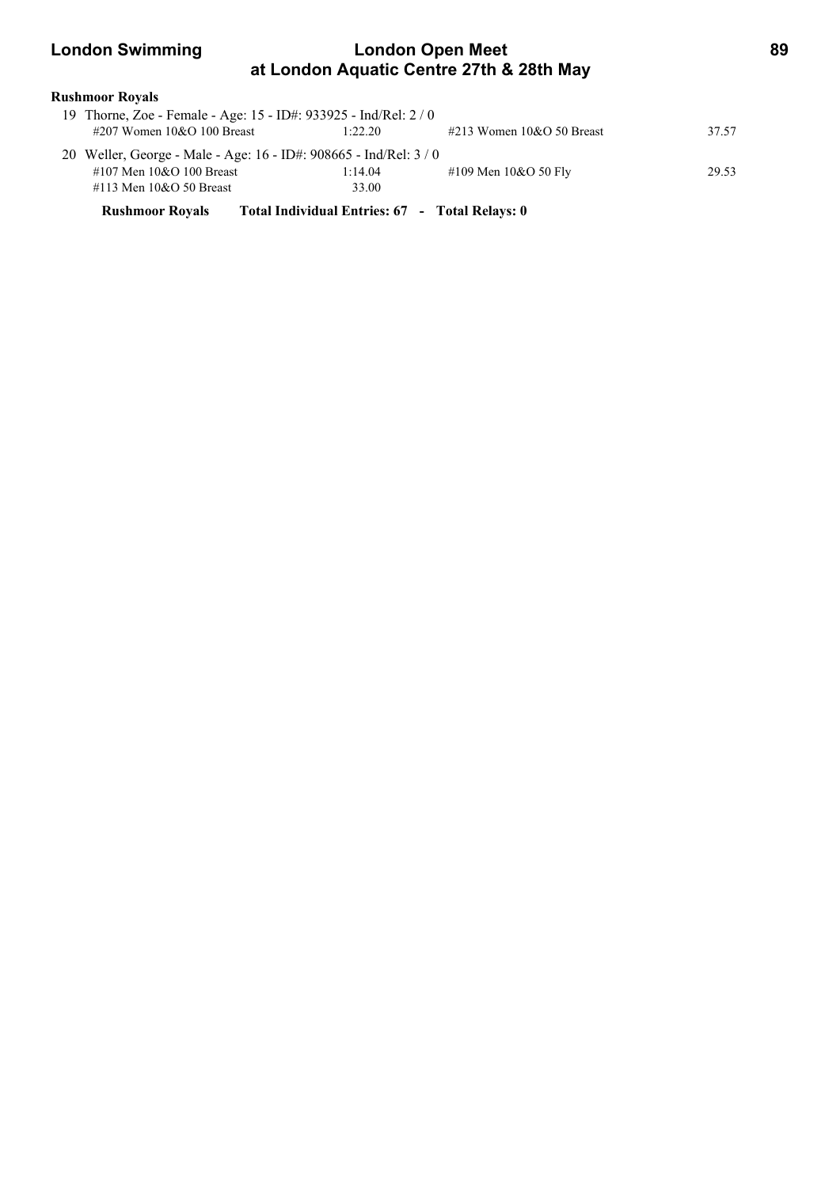**Rushmoor Royals**

19 Thorne, Zoe - Female - Age: 15 - ID#: 933925 - Ind/Rel: 2 / 0

| | | | |
|---|---|---|---|
| #207 Women 10&O 100 Breast | 1:22.20 | #213 Women 10&O 50 Breast | 37.57 |

20 Weller, George - Male - Age: 16 - ID#: 908665 - Ind/Rel: 3 / 0

| | | | |
|---|---|---|---|
| #107 Men 10&O 100 Breast | 1:14.04 | #109 Men 10&O 50 Fly | 29.53 |
| #113 Men 10&O 50 Breast | 33.00 | | |

**Rushmoor Royals     Total Individual Entries: 67  -  Total Relays: 0**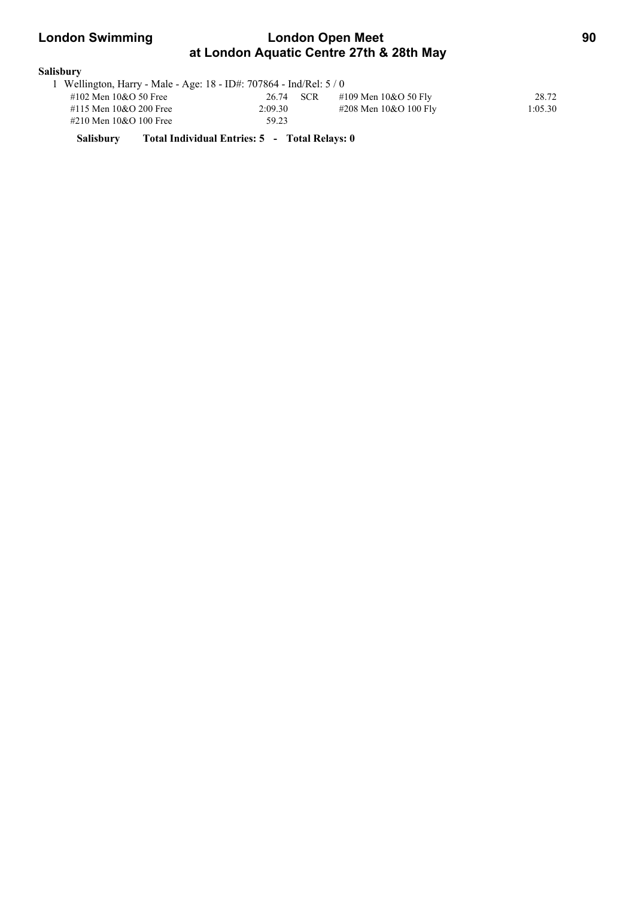**Salisbury**

1 Wellington, Harry - Male - Age: 18 - ID#: 707864 - Ind/Rel: 5 / 0

| Event | Time | | Event | Time |
|---|---|---|---|---|
| #102 Men 10&O 50 Free | 26.74 | SCR | #109 Men 10&O 50 Fly | 28.72 |
| #115 Men 10&O 200 Free | 2:09.30 | | #208 Men 10&O 100 Fly | 1:05.30 |
| #210 Men 10&O 100 Free | 59.23 | | | |

**Salisbury Total Individual Entries: 5 - Total Relays: 0**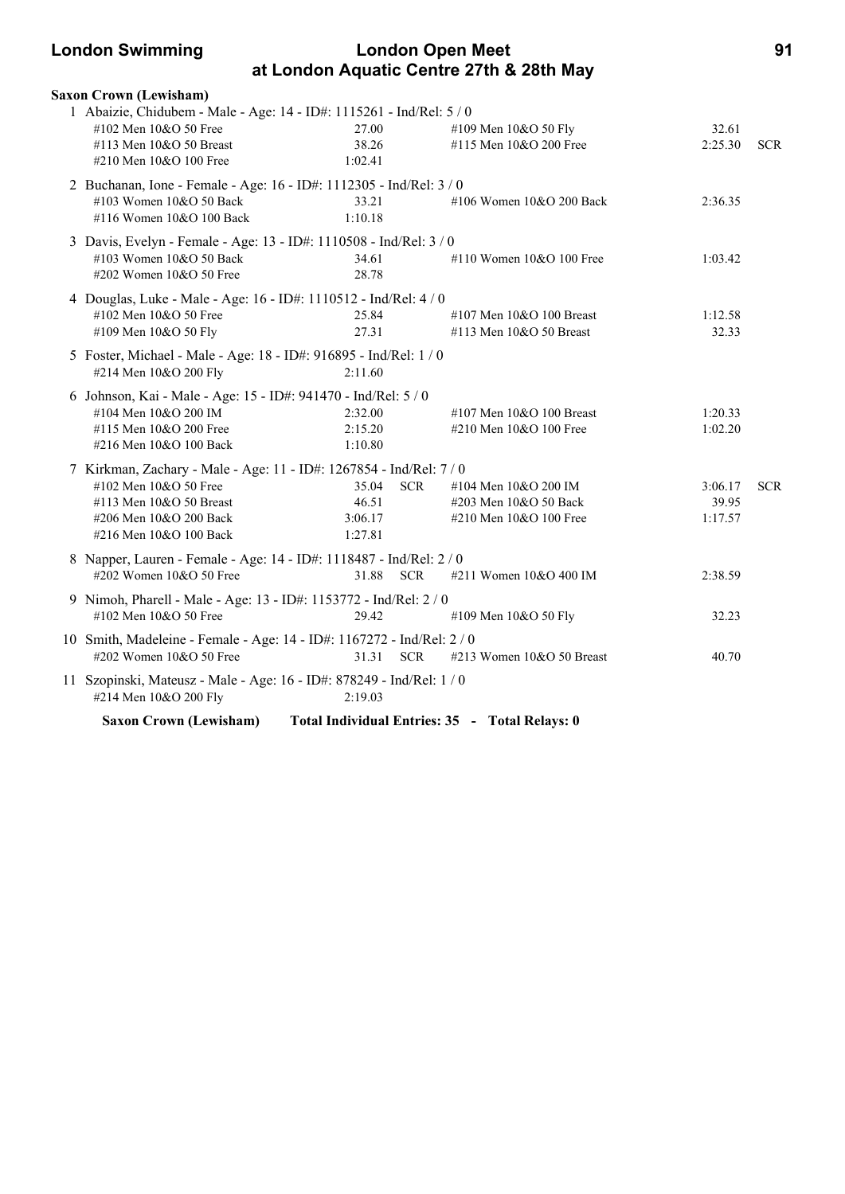**Saxon Crown (Lewisham)**

1 Abaizie, Chidubem - Male - Age: 14 - ID#: 1115261 - Ind/Rel: 5 / 0

| Event | Time | | Event | Time | |
|---|---|---|---|---|---|
| #102 Men 10&O 50 Free | 27.00 | | #109 Men 10&O 50 Fly | 32.61 | |
| #113 Men 10&O 50 Breast | 38.26 | | #115 Men 10&O 200 Free | 2:25.30 | SCR |
| #210 Men 10&O 100 Free | 1:02.41 | | | | |

2 Buchanan, Ione - Female - Age: 16 - ID#: 1112305 - Ind/Rel: 3 / 0

| Event | Time | | Event | Time | |
|---|---|---|---|---|---|
| #103 Women 10&O 50 Back | 33.21 | | #106 Women 10&O 200 Back | 2:36.35 | |
| #116 Women 10&O 100 Back | 1:10.18 | | | | |

3 Davis, Evelyn - Female - Age: 13 - ID#: 1110508 - Ind/Rel: 3 / 0

| Event | Time | | Event | Time | |
|---|---|---|---|---|---|
| #103 Women 10&O 50 Back | 34.61 | | #110 Women 10&O 100 Free | 1:03.42 | |
| #202 Women 10&O 50 Free | 28.78 | | | | |

4 Douglas, Luke - Male - Age: 16 - ID#: 1110512 - Ind/Rel: 4 / 0

| Event | Time | | Event | Time | |
|---|---|---|---|---|---|
| #102 Men 10&O 50 Free | 25.84 | | #107 Men 10&O 100 Breast | 1:12.58 | |
| #109 Men 10&O 50 Fly | 27.31 | | #113 Men 10&O 50 Breast | 32.33 | |

5 Foster, Michael - Male - Age: 18 - ID#: 916895 - Ind/Rel: 1 / 0

| Event | Time | | Event | Time | |
|---|---|---|---|---|---|
| #214 Men 10&O 200 Fly | 2:11.60 | | | | |

6 Johnson, Kai - Male - Age: 15 - ID#: 941470 - Ind/Rel: 5 / 0

| Event | Time | | Event | Time | |
|---|---|---|---|---|---|
| #104 Men 10&O 200 IM | 2:32.00 | | #107 Men 10&O 100 Breast | 1:20.33 | |
| #115 Men 10&O 200 Free | 2:15.20 | | #210 Men 10&O 100 Free | 1:02.20 | |
| #216 Men 10&O 100 Back | 1:10.80 | | | | |

7 Kirkman, Zachary - Male - Age: 11 - ID#: 1267854 - Ind/Rel: 7 / 0

| Event | Time | | Event | Time | |
|---|---|---|---|---|---|
| #102 Men 10&O 50 Free | 35.04 | SCR | #104 Men 10&O 200 IM | 3:06.17 | SCR |
| #113 Men 10&O 50 Breast | 46.51 | | #203 Men 10&O 50 Back | 39.95 | |
| #206 Men 10&O 200 Back | 3:06.17 | | #210 Men 10&O 100 Free | 1:17.57 | |
| #216 Men 10&O 100 Back | 1:27.81 | | | | |

8 Napper, Lauren - Female - Age: 14 - ID#: 1118487 - Ind/Rel: 2 / 0

| Event | Time | | Event | Time | |
|---|---|---|---|---|---|
| #202 Women 10&O 50 Free | 31.88 | SCR | #211 Women 10&O 400 IM | 2:38.59 | |

9 Nimoh, Pharell - Male - Age: 13 - ID#: 1153772 - Ind/Rel: 2 / 0

| Event | Time | | Event | Time | |
|---|---|---|---|---|---|
| #102 Men 10&O 50 Free | 29.42 | | #109 Men 10&O 50 Fly | 32.23 | |

10 Smith, Madeleine - Female - Age: 14 - ID#: 1167272 - Ind/Rel: 2 / 0

| Event | Time | | Event | Time | |
|---|---|---|---|---|---|
| #202 Women 10&O 50 Free | 31.31 | SCR | #213 Women 10&O 50 Breast | 40.70 | |

11 Szopinski, Mateusz - Male - Age: 16 - ID#: 878249 - Ind/Rel: 1 / 0

| Event | Time | | Event | Time | |
|---|---|---|---|---|---|
| #214 Men 10&O 200 Fly | 2:19.03 | | | | |

**Saxon Crown (Lewisham) Total Individual Entries: 35 - Total Relays: 0**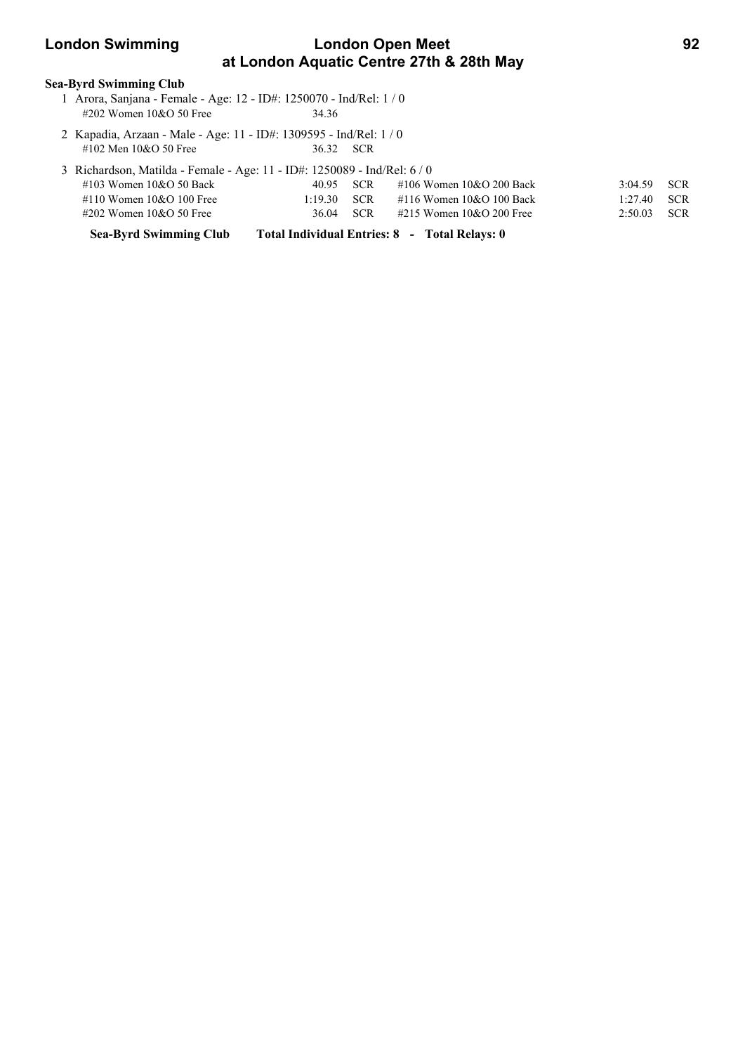**Sea-Byrd Swimming Club**

1 Arora, Sanjana - Female - Age: 12 - ID#: 1250070 - Ind/Rel: 1 / 0

| Event | Time | | Event | Time | |
|---|---|---|---|---|---|
| #202 Women 10&O 50 Free | 34.36 | | | | |

2 Kapadia, Arzaan - Male - Age: 11 - ID#: 1309595 - Ind/Rel: 1 / 0

| Event | Time | | Event | Time | |
|---|---|---|---|---|---|
| #102 Men 10&O 50 Free | 36.32 | SCR | | | |

3 Richardson, Matilda - Female - Age: 11 - ID#: 1250089 - Ind/Rel: 6 / 0

| Event | Time | | Event | Time | |
|---|---|---|---|---|---|
| #103 Women 10&O 50 Back | 40.95 | SCR | #106 Women 10&O 200 Back | 3:04.59 | SCR |
| #110 Women 10&O 100 Free | 1:19.30 | SCR | #116 Women 10&O 100 Back | 1:27.40 | SCR |
| #202 Women 10&O 50 Free | 36.04 | SCR | #215 Women 10&O 200 Free | 2:50.03 | SCR |

**Sea-Byrd Swimming Club Total Individual Entries: 8 - Total Relays: 0**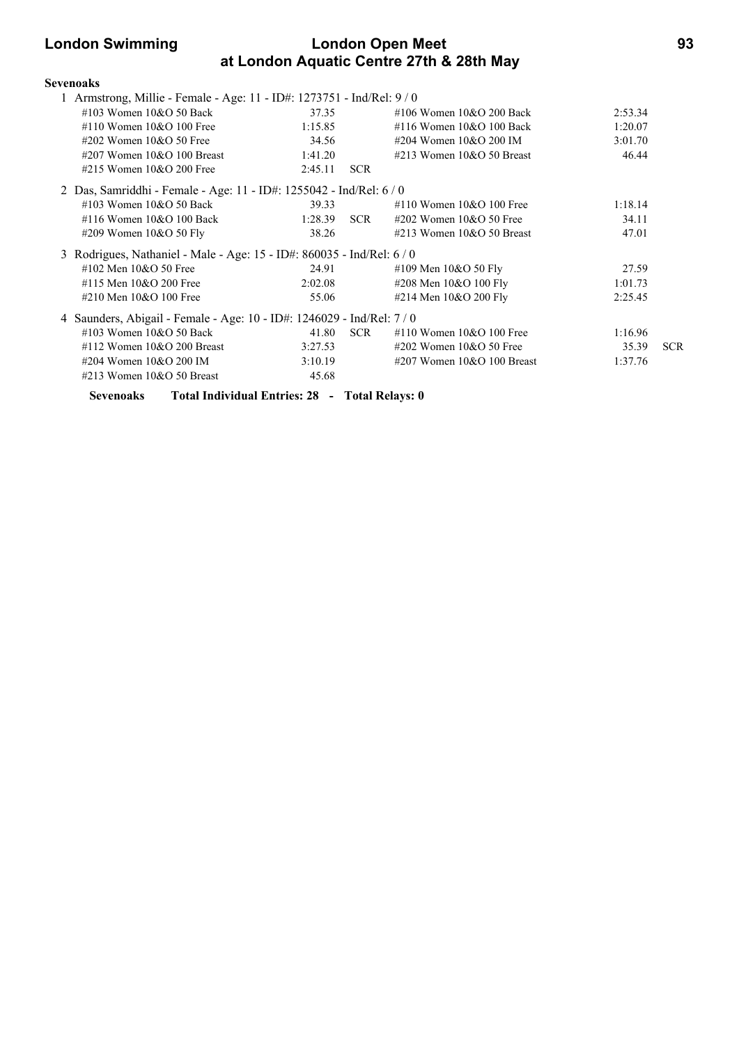**Sevenoaks**

1 Armstrong, Millie - Female - Age: 11 - ID#: 1273751 - Ind/Rel: 9 / 0

| Event | Time | | Event | Time | |
|---|---|---|---|---|---|
| #103 Women 10&O 50 Back | 37.35 | | #106 Women 10&O 200 Back | 2:53.34 | |
| #110 Women 10&O 100 Free | 1:15.85 | | #116 Women 10&O 100 Back | 1:20.07 | |
| #202 Women 10&O 50 Free | 34.56 | | #204 Women 10&O 200 IM | 3:01.70 | |
| #207 Women 10&O 100 Breast | 1:41.20 | | #213 Women 10&O 50 Breast | 46.44 | |
| #215 Women 10&O 200 Free | 2:45.11 | SCR | | | |

2 Das, Samriddhi - Female - Age: 11 - ID#: 1255042 - Ind/Rel: 6 / 0

| Event | Time | | Event | Time | |
|---|---|---|---|---|---|
| #103 Women 10&O 50 Back | 39.33 | | #110 Women 10&O 100 Free | 1:18.14 | |
| #116 Women 10&O 100 Back | 1:28.39 | SCR | #202 Women 10&O 50 Free | 34.11 | |
| #209 Women 10&O 50 Fly | 38.26 | | #213 Women 10&O 50 Breast | 47.01 | |

3 Rodrigues, Nathaniel - Male - Age: 15 - ID#: 860035 - Ind/Rel: 6 / 0

| Event | Time | | Event | Time | |
|---|---|---|---|---|---|
| #102 Men 10&O 50 Free | 24.91 | | #109 Men 10&O 50 Fly | 27.59 | |
| #115 Men 10&O 200 Free | 2:02.08 | | #208 Men 10&O 100 Fly | 1:01.73 | |
| #210 Men 10&O 100 Free | 55.06 | | #214 Men 10&O 200 Fly | 2:25.45 | |

4 Saunders, Abigail - Female - Age: 10 - ID#: 1246029 - Ind/Rel: 7 / 0

| Event | Time | | Event | Time | |
|---|---|---|---|---|---|
| #103 Women 10&O 50 Back | 41.80 | SCR | #110 Women 10&O 100 Free | 1:16.96 | |
| #112 Women 10&O 200 Breast | 3:27.53 | | #202 Women 10&O 50 Free | 35.39 | SCR |
| #204 Women 10&O 200 IM | 3:10.19 | | #207 Women 10&O 100 Breast | 1:37.76 | |
| #213 Women 10&O 50 Breast | 45.68 | | | | |

**Sevenoaks Total Individual Entries: 28 - Total Relays: 0**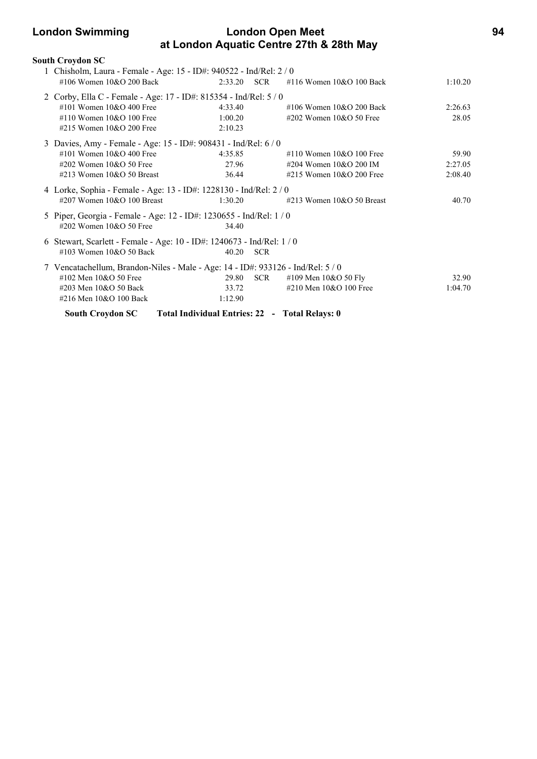**South Croydon SC**

1 Chisholm, Laura - Female - Age: 15 - ID#: 940522 - Ind/Rel: 2 / 0

| Event | Time | | Event | Time |
|---|---|---|---|---|
| #106 Women 10&O 200 Back | 2:33.20 | SCR | #116 Women 10&O 100 Back | 1:10.20 |

2 Corby, Ella C - Female - Age: 17 - ID#: 815354 - Ind/Rel: 5 / 0

| Event | Time | | Event | Time |
|---|---|---|---|---|
| #101 Women 10&O 400 Free | 4:33.40 | | #106 Women 10&O 200 Back | 2:26.63 |
| #110 Women 10&O 100 Free | 1:00.20 | | #202 Women 10&O 50 Free | 28.05 |
| #215 Women 10&O 200 Free | 2:10.23 | | | |

3 Davies, Amy - Female - Age: 15 - ID#: 908431 - Ind/Rel: 6 / 0

| Event | Time | | Event | Time |
|---|---|---|---|---|
| #101 Women 10&O 400 Free | 4:35.85 | | #110 Women 10&O 100 Free | 59.90 |
| #202 Women 10&O 50 Free | 27.96 | | #204 Women 10&O 200 IM | 2:27.05 |
| #213 Women 10&O 50 Breast | 36.44 | | #215 Women 10&O 200 Free | 2:08.40 |

4 Lorke, Sophia - Female - Age: 13 - ID#: 1228130 - Ind/Rel: 2 / 0

| Event | Time | | Event | Time |
|---|---|---|---|---|
| #207 Women 10&O 100 Breast | 1:30.20 | | #213 Women 10&O 50 Breast | 40.70 |

5 Piper, Georgia - Female - Age: 12 - ID#: 1230655 - Ind/Rel: 1 / 0

| Event | Time | | Event | Time |
|---|---|---|---|---|
| #202 Women 10&O 50 Free | 34.40 | | | |

6 Stewart, Scarlett - Female - Age: 10 - ID#: 1240673 - Ind/Rel: 1 / 0

| Event | Time | | Event | Time |
|---|---|---|---|---|
| #103 Women 10&O 50 Back | 40.20 | SCR | | |

7 Vencatachellum, Brandon-Niles - Male - Age: 14 - ID#: 933126 - Ind/Rel: 5 / 0

| Event | Time | | Event | Time |
|---|---|---|---|---|
| #102 Men 10&O 50 Free | 29.80 | SCR | #109 Men 10&O 50 Fly | 32.90 |
| #203 Men 10&O 50 Back | 33.72 | | #210 Men 10&O 100 Free | 1:04.70 |
| #216 Men 10&O 100 Back | 1:12.90 | | | |

**South Croydon SC Total Individual Entries: 22 - Total Relays: 0**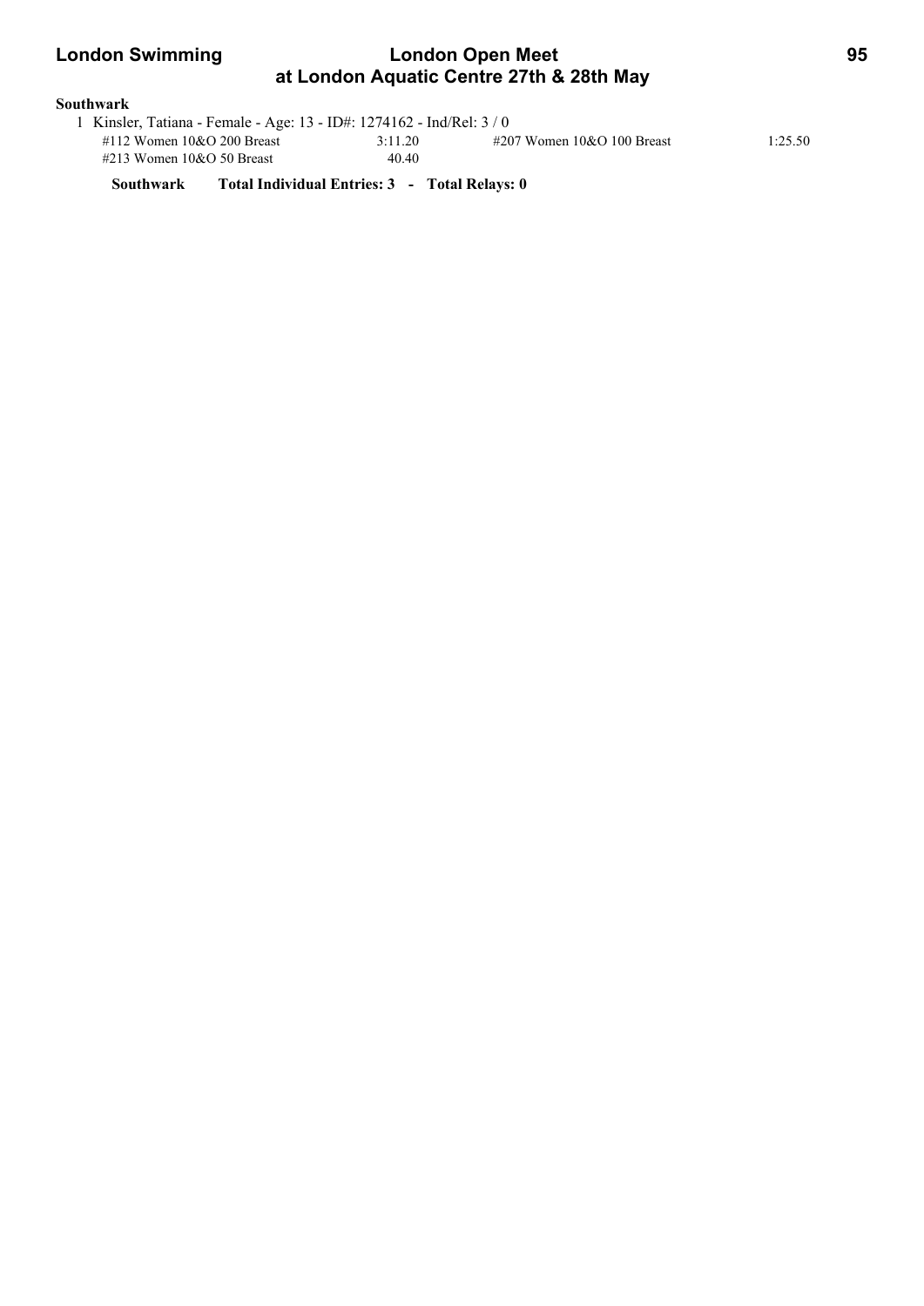**Southwark**

1 Kinsler, Tatiana - Female - Age: 13 - ID#: 1274162 - Ind/Rel: 3 / 0

| Event | Time | Event | Time |
|---|---|---|---|
| #112 Women 10&O 200 Breast | 3:11.20 | #207 Women 10&O 100 Breast | 1:25.50 |
| #213 Women 10&O 50 Breast | 40.40 | | |

**Southwark Total Individual Entries: 3 - Total Relays: 0**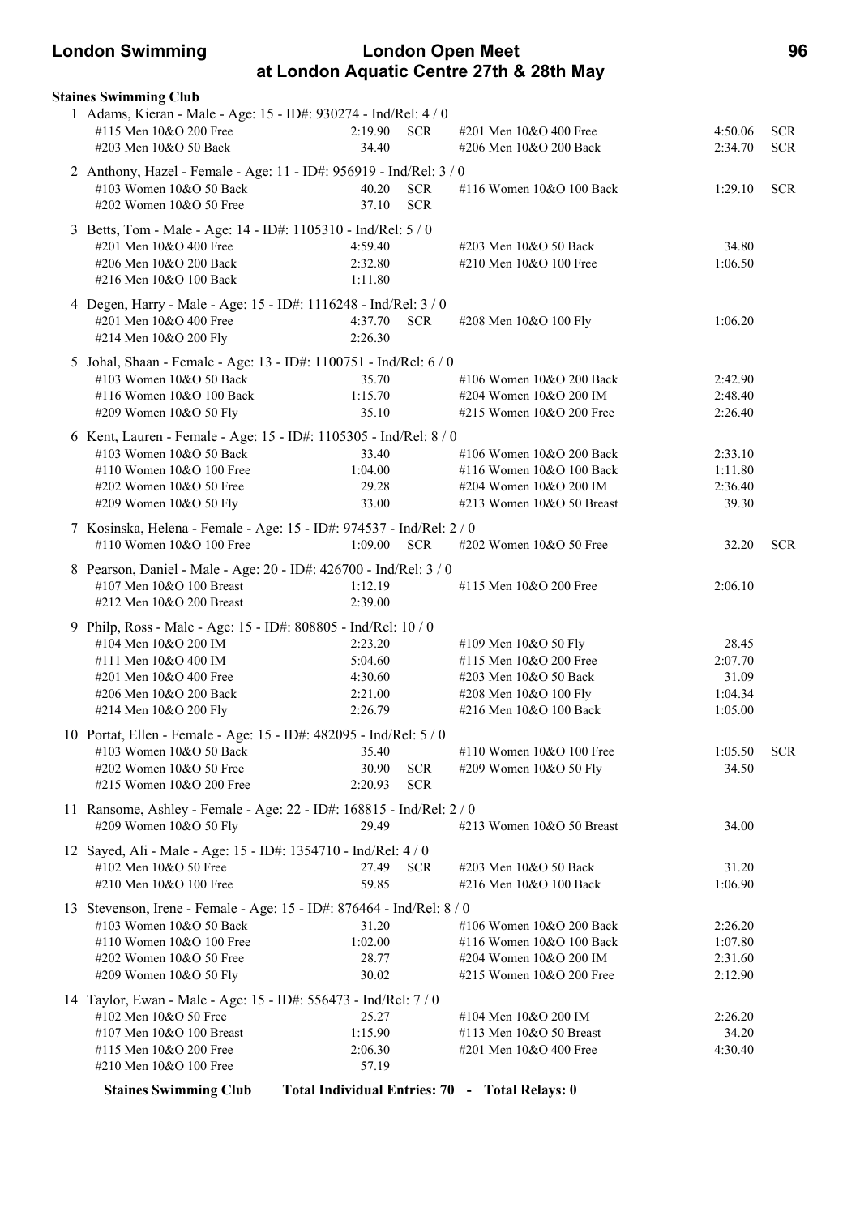**Staines Swimming Club**

1 Adams, Kieran - Male - Age: 15 - ID#: 930274 - Ind/Rel: 4 / 0

| Event | Time | | Event | Time | |
|---|---|---|---|---|---|
| #115 Men 10&O 200 Free | 2:19.90 | SCR | #201 Men 10&O 400 Free | 4:50.06 | SCR |
| #203 Men 10&O 50 Back | 34.40 | | #206 Men 10&O 200 Back | 2:34.70 | SCR |

2 Anthony, Hazel - Female - Age: 11 - ID#: 956919 - Ind/Rel: 3 / 0

| Event | Time | | Event | Time | |
|---|---|---|---|---|---|
| #103 Women 10&O 50 Back | 40.20 | SCR | #116 Women 10&O 100 Back | 1:29.10 | SCR |
| #202 Women 10&O 50 Free | 37.10 | SCR | | | |

3 Betts, Tom - Male - Age: 14 - ID#: 1105310 - Ind/Rel: 5 / 0

| Event | Time | | Event | Time | |
|---|---|---|---|---|---|
| #201 Men 10&O 400 Free | 4:59.40 | | #203 Men 10&O 50 Back | 34.80 | |
| #206 Men 10&O 200 Back | 2:32.80 | | #210 Men 10&O 100 Free | 1:06.50 | |
| #216 Men 10&O 100 Back | 1:11.80 | | | | |

4 Degen, Harry - Male - Age: 15 - ID#: 1116248 - Ind/Rel: 3 / 0

| Event | Time | | Event | Time | |
|---|---|---|---|---|---|
| #201 Men 10&O 400 Free | 4:37.70 | SCR | #208 Men 10&O 100 Fly | 1:06.20 | |
| #214 Men 10&O 200 Fly | 2:26.30 | | | | |

5 Johal, Shaan - Female - Age: 13 - ID#: 1100751 - Ind/Rel: 6 / 0

| Event | Time | | Event | Time | |
|---|---|---|---|---|---|
| #103 Women 10&O 50 Back | 35.70 | | #106 Women 10&O 200 Back | 2:42.90 | |
| #116 Women 10&O 100 Back | 1:15.70 | | #204 Women 10&O 200 IM | 2:48.40 | |
| #209 Women 10&O 50 Fly | 35.10 | | #215 Women 10&O 200 Free | 2:26.40 | |

6 Kent, Lauren - Female - Age: 15 - ID#: 1105305 - Ind/Rel: 8 / 0

| Event | Time | | Event | Time | |
|---|---|---|---|---|---|
| #103 Women 10&O 50 Back | 33.40 | | #106 Women 10&O 200 Back | 2:33.10 | |
| #110 Women 10&O 100 Free | 1:04.00 | | #116 Women 10&O 100 Back | 1:11.80 | |
| #202 Women 10&O 50 Free | 29.28 | | #204 Women 10&O 200 IM | 2:36.40 | |
| #209 Women 10&O 50 Fly | 33.00 | | #213 Women 10&O 50 Breast | 39.30 | |

7 Kosinska, Helena - Female - Age: 15 - ID#: 974537 - Ind/Rel: 2 / 0

| Event | Time | | Event | Time | |
|---|---|---|---|---|---|
| #110 Women 10&O 100 Free | 1:09.00 | SCR | #202 Women 10&O 50 Free | 32.20 | SCR |

8 Pearson, Daniel - Male - Age: 20 - ID#: 426700 - Ind/Rel: 3 / 0

| Event | Time | | Event | Time | |
|---|---|---|---|---|---|
| #107 Men 10&O 100 Breast | 1:12.19 | | #115 Men 10&O 200 Free | 2:06.10 | |
| #212 Men 10&O 200 Breast | 2:39.00 | | | | |

9 Philp, Ross - Male - Age: 15 - ID#: 808805 - Ind/Rel: 10 / 0

| Event | Time | | Event | Time | |
|---|---|---|---|---|---|
| #104 Men 10&O 200 IM | 2:23.20 | | #109 Men 10&O 50 Fly | 28.45 | |
| #111 Men 10&O 400 IM | 5:04.60 | | #115 Men 10&O 200 Free | 2:07.70 | |
| #201 Men 10&O 400 Free | 4:30.60 | | #203 Men 10&O 50 Back | 31.09 | |
| #206 Men 10&O 200 Back | 2:21.00 | | #208 Men 10&O 100 Fly | 1:04.34 | |
| #214 Men 10&O 200 Fly | 2:26.79 | | #216 Men 10&O 100 Back | 1:05.00 | |

10 Portat, Ellen - Female - Age: 15 - ID#: 482095 - Ind/Rel: 5 / 0

| Event | Time | | Event | Time | |
|---|---|---|---|---|---|
| #103 Women 10&O 50 Back | 35.40 | | #110 Women 10&O 100 Free | 1:05.50 | SCR |
| #202 Women 10&O 50 Free | 30.90 | SCR | #209 Women 10&O 50 Fly | 34.50 | |
| #215 Women 10&O 200 Free | 2:20.93 | SCR | | | |

11 Ransome, Ashley - Female - Age: 22 - ID#: 168815 - Ind/Rel: 2 / 0

| Event | Time | | Event | Time | |
|---|---|---|---|---|---|
| #209 Women 10&O 50 Fly | 29.49 | | #213 Women 10&O 50 Breast | 34.00 | |

12 Sayed, Ali - Male - Age: 15 - ID#: 1354710 - Ind/Rel: 4 / 0

| Event | Time | | Event | Time | |
|---|---|---|---|---|---|
| #102 Men 10&O 50 Free | 27.49 | SCR | #203 Men 10&O 50 Back | 31.20 | |
| #210 Men 10&O 100 Free | 59.85 | | #216 Men 10&O 100 Back | 1:06.90 | |

13 Stevenson, Irene - Female - Age: 15 - ID#: 876464 - Ind/Rel: 8 / 0

| Event | Time | | Event | Time | |
|---|---|---|---|---|---|
| #103 Women 10&O 50 Back | 31.20 | | #106 Women 10&O 200 Back | 2:26.20 | |
| #110 Women 10&O 100 Free | 1:02.00 | | #116 Women 10&O 100 Back | 1:07.80 | |
| #202 Women 10&O 50 Free | 28.77 | | #204 Women 10&O 200 IM | 2:31.60 | |
| #209 Women 10&O 50 Fly | 30.02 | | #215 Women 10&O 200 Free | 2:12.90 | |

14 Taylor, Ewan - Male - Age: 15 - ID#: 556473 - Ind/Rel: 7 / 0

| Event | Time | | Event | Time | |
|---|---|---|---|---|---|
| #102 Men 10&O 50 Free | 25.27 | | #104 Men 10&O 200 IM | 2:26.20 | |
| #107 Men 10&O 100 Breast | 1:15.90 | | #113 Men 10&O 50 Breast | 34.20 | |
| #115 Men 10&O 200 Free | 2:06.30 | | #201 Men 10&O 400 Free | 4:30.40 | |
| #210 Men 10&O 100 Free | 57.19 | | | | |

**Staines Swimming Club Total Individual Entries: 70 - Total Relays: 0**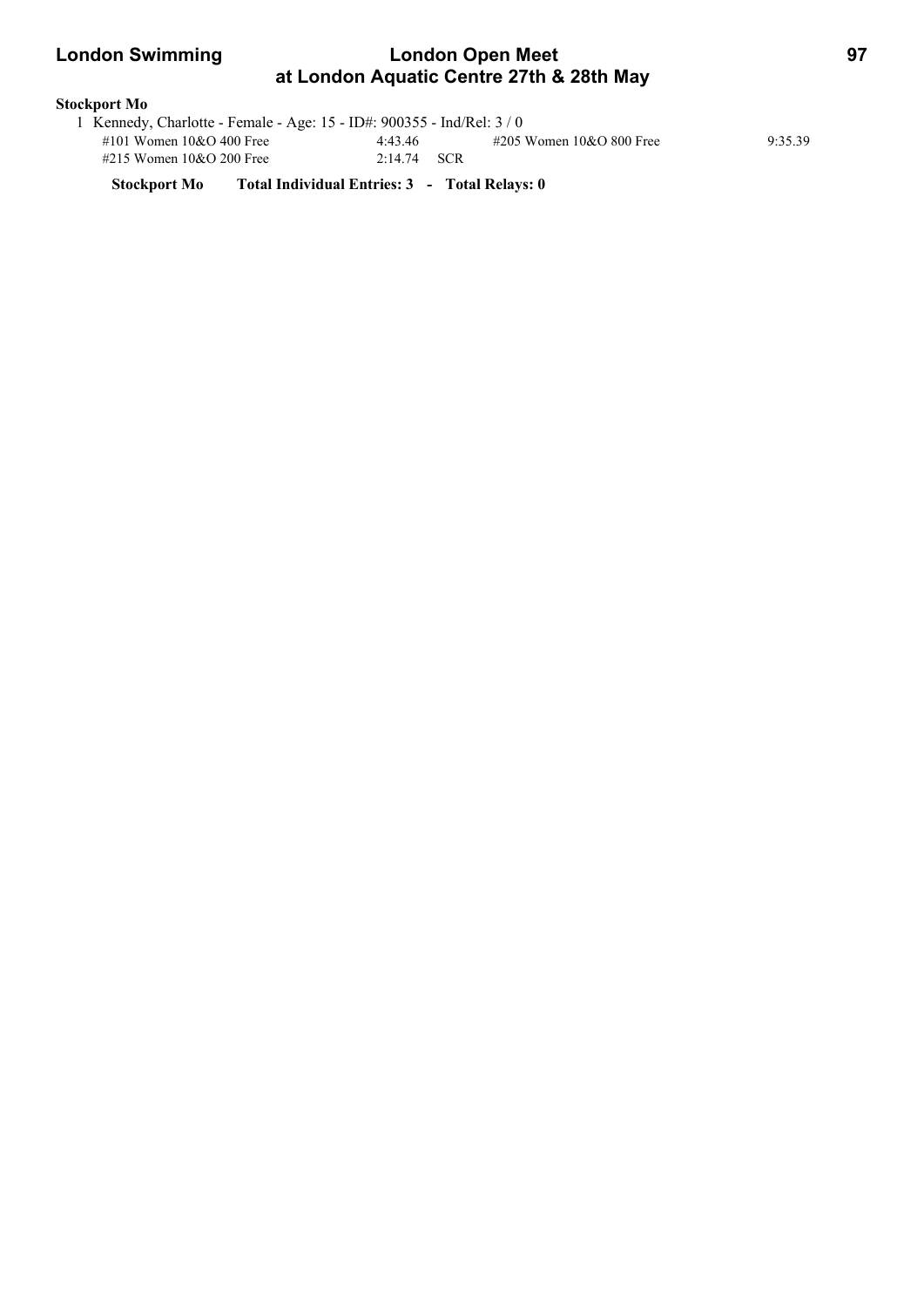**Stockport Mo**

1 Kennedy, Charlotte - Female - Age: 15 - ID#: 900355 - Ind/Rel: 3 / 0

| Event | Time | Event | Time |
| --- | --- | --- | --- |
| #101 Women 10&O 400 Free | 4:43.46 | #205 Women 10&O 800 Free | 9:35.39 |
| #215 Women 10&O 200 Free | 2:14.74 SCR | | |

**Stockport Mo Total Individual Entries: 3 - Total Relays: 0**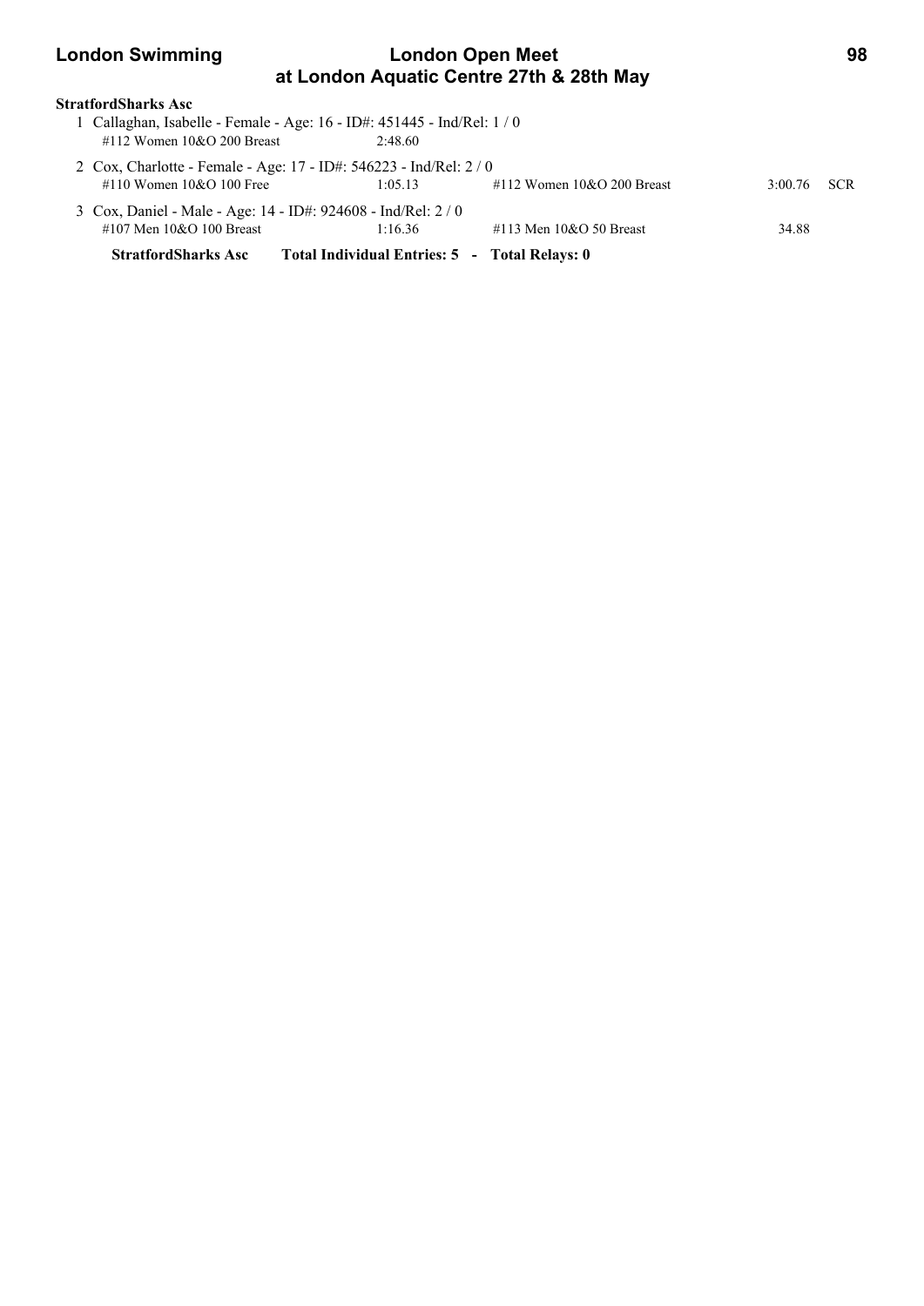**StratfordSharks Asc**

1 Callaghan, Isabelle - Female - Age: 16 - ID#: 451445 - Ind/Rel: 1 / 0

| | | | | |
|---|---|---|---|---|
| #112 Women 10&O 200 Breast | 2:48.60 | | | |

2 Cox, Charlotte - Female - Age: 17 - ID#: 546223 - Ind/Rel: 2 / 0

| | | | | |
|---|---|---|---|---|
| #110 Women 10&O 100 Free | 1:05.13 | #112 Women 10&O 200 Breast | 3:00.76 | SCR |

3 Cox, Daniel - Male - Age: 14 - ID#: 924608 - Ind/Rel: 2 / 0

| | | | | |
|---|---|---|---|---|
| #107 Men 10&O 100 Breast | 1:16.36 | #113 Men 10&O 50 Breast | 34.88 | |

**StratfordSharks Asc** **Total Individual Entries: 5 - Total Relays: 0**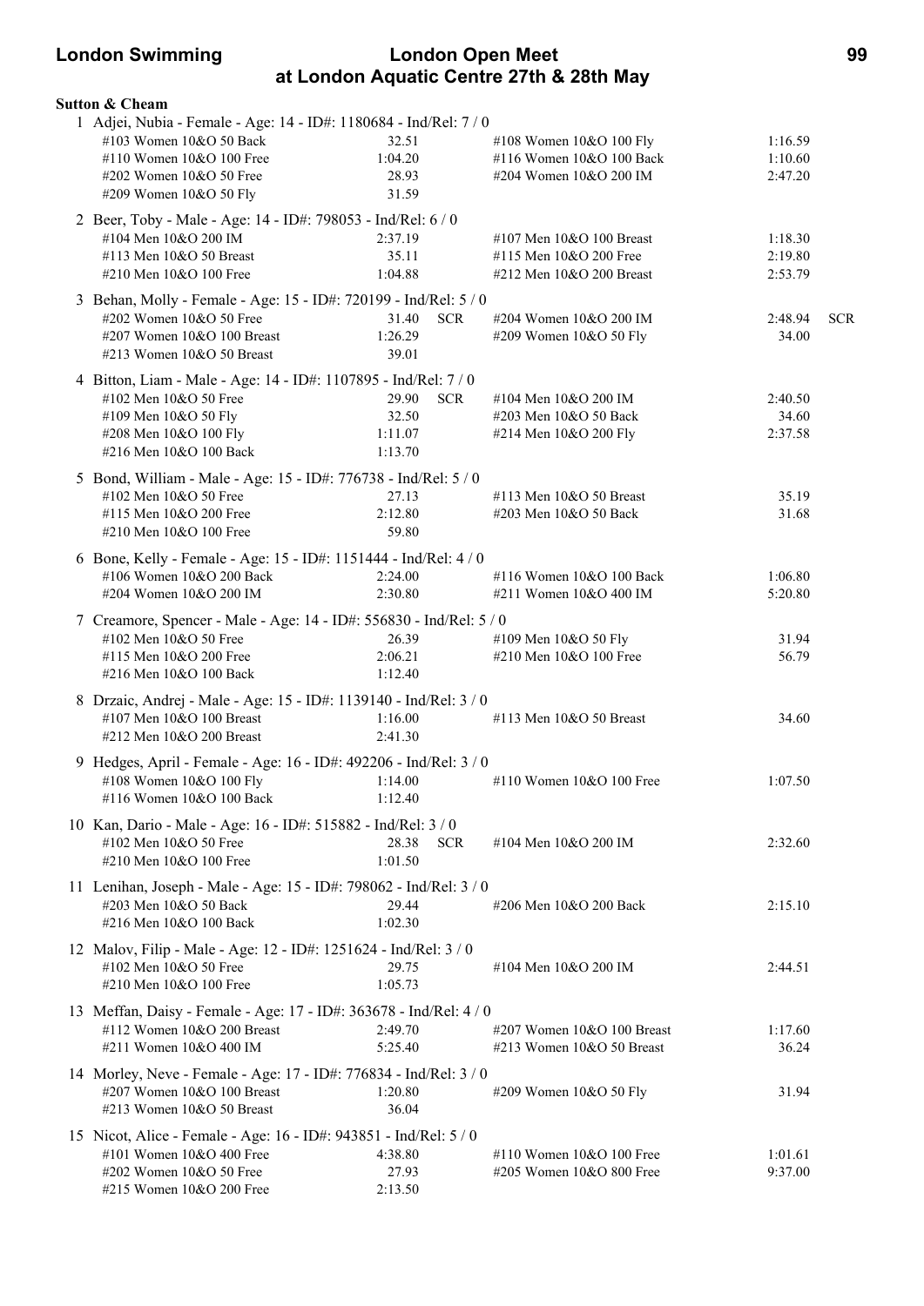**Sutton & Cheam**

1 Adjei, Nubia - Female - Age: 14 - ID#: 1180684 - Ind/Rel: 7 / 0

| Event | Time | | Event | Time | |
|---|---|---|---|---|---|
| #103 Women 10&O 50 Back | 32.51 | | #108 Women 10&O 100 Fly | 1:16.59 | |
| #110 Women 10&O 100 Free | 1:04.20 | | #116 Women 10&O 100 Back | 1:10.60 | |
| #202 Women 10&O 50 Free | 28.93 | | #204 Women 10&O 200 IM | 2:47.20 | |
| #209 Women 10&O 50 Fly | 31.59 | | | | |

2 Beer, Toby - Male - Age: 14 - ID#: 798053 - Ind/Rel: 6 / 0

| Event | Time | | Event | Time | |
|---|---|---|---|---|---|
| #104 Men 10&O 200 IM | 2:37.19 | | #107 Men 10&O 100 Breast | 1:18.30 | |
| #113 Men 10&O 50 Breast | 35.11 | | #115 Men 10&O 200 Free | 2:19.80 | |
| #210 Men 10&O 100 Free | 1:04.88 | | #212 Men 10&O 200 Breast | 2:53.79 | |

3 Behan, Molly - Female - Age: 15 - ID#: 720199 - Ind/Rel: 5 / 0

| Event | Time | | Event | Time | |
|---|---|---|---|---|---|
| #202 Women 10&O 50 Free | 31.40 | SCR | #204 Women 10&O 200 IM | 2:48.94 | SCR |
| #207 Women 10&O 100 Breast | 1:26.29 | | #209 Women 10&O 50 Fly | 34.00 | |
| #213 Women 10&O 50 Breast | 39.01 | | | | |

4 Bitton, Liam - Male - Age: 14 - ID#: 1107895 - Ind/Rel: 7 / 0

| Event | Time | | Event | Time | |
|---|---|---|---|---|---|
| #102 Men 10&O 50 Free | 29.90 | SCR | #104 Men 10&O 200 IM | 2:40.50 | |
| #109 Men 10&O 50 Fly | 32.50 | | #203 Men 10&O 50 Back | 34.60 | |
| #208 Men 10&O 100 Fly | 1:11.07 | | #214 Men 10&O 200 Fly | 2:37.58 | |
| #216 Men 10&O 100 Back | 1:13.70 | | | | |

5 Bond, William - Male - Age: 15 - ID#: 776738 - Ind/Rel: 5 / 0

| Event | Time | | Event | Time | |
|---|---|---|---|---|---|
| #102 Men 10&O 50 Free | 27.13 | | #113 Men 10&O 50 Breast | 35.19 | |
| #115 Men 10&O 200 Free | 2:12.80 | | #203 Men 10&O 50 Back | 31.68 | |
| #210 Men 10&O 100 Free | 59.80 | | | | |

6 Bone, Kelly - Female - Age: 15 - ID#: 1151444 - Ind/Rel: 4 / 0

| Event | Time | | Event | Time | |
|---|---|---|---|---|---|
| #106 Women 10&O 200 Back | 2:24.00 | | #116 Women 10&O 100 Back | 1:06.80 | |
| #204 Women 10&O 200 IM | 2:30.80 | | #211 Women 10&O 400 IM | 5:20.80 | |

7 Creamore, Spencer - Male - Age: 14 - ID#: 556830 - Ind/Rel: 5 / 0

| Event | Time | | Event | Time | |
|---|---|---|---|---|---|
| #102 Men 10&O 50 Free | 26.39 | | #109 Men 10&O 50 Fly | 31.94 | |
| #115 Men 10&O 200 Free | 2:06.21 | | #210 Men 10&O 100 Free | 56.79 | |
| #216 Men 10&O 100 Back | 1:12.40 | | | | |

8 Drzaic, Andrej - Male - Age: 15 - ID#: 1139140 - Ind/Rel: 3 / 0

| Event | Time | | Event | Time | |
|---|---|---|---|---|---|
| #107 Men 10&O 100 Breast | 1:16.00 | | #113 Men 10&O 50 Breast | 34.60 | |
| #212 Men 10&O 200 Breast | 2:41.30 | | | | |

9 Hedges, April - Female - Age: 16 - ID#: 492206 - Ind/Rel: 3 / 0

| Event | Time | | Event | Time | |
|---|---|---|---|---|---|
| #108 Women 10&O 100 Fly | 1:14.00 | | #110 Women 10&O 100 Free | 1:07.50 | |
| #116 Women 10&O 100 Back | 1:12.40 | | | | |

10 Kan, Dario - Male - Age: 16 - ID#: 515882 - Ind/Rel: 3 / 0

| Event | Time | | Event | Time | |
|---|---|---|---|---|---|
| #102 Men 10&O 50 Free | 28.38 | SCR | #104 Men 10&O 200 IM | 2:32.60 | |
| #210 Men 10&O 100 Free | 1:01.50 | | | | |

11 Lenihan, Joseph - Male - Age: 15 - ID#: 798062 - Ind/Rel: 3 / 0

| Event | Time | | Event | Time | |
|---|---|---|---|---|---|
| #203 Men 10&O 50 Back | 29.44 | | #206 Men 10&O 200 Back | 2:15.10 | |
| #216 Men 10&O 100 Back | 1:02.30 | | | | |

12 Malov, Filip - Male - Age: 12 - ID#: 1251624 - Ind/Rel: 3 / 0

| Event | Time | | Event | Time | |
|---|---|---|---|---|---|
| #102 Men 10&O 50 Free | 29.75 | | #104 Men 10&O 200 IM | 2:44.51 | |
| #210 Men 10&O 100 Free | 1:05.73 | | | | |

13 Meffan, Daisy - Female - Age: 17 - ID#: 363678 - Ind/Rel: 4 / 0

| Event | Time | | Event | Time | |
|---|---|---|---|---|---|
| #112 Women 10&O 200 Breast | 2:49.70 | | #207 Women 10&O 100 Breast | 1:17.60 | |
| #211 Women 10&O 400 IM | 5:25.40 | | #213 Women 10&O 50 Breast | 36.24 | |

14 Morley, Neve - Female - Age: 17 - ID#: 776834 - Ind/Rel: 3 / 0

| Event | Time | | Event | Time | |
|---|---|---|---|---|---|
| #207 Women 10&O 100 Breast | 1:20.80 | | #209 Women 10&O 50 Fly | 31.94 | |
| #213 Women 10&O 50 Breast | 36.04 | | | | |

15 Nicot, Alice - Female - Age: 16 - ID#: 943851 - Ind/Rel: 5 / 0

| Event | Time | | Event | Time | |
|---|---|---|---|---|---|
| #101 Women 10&O 400 Free | 4:38.80 | | #110 Women 10&O 100 Free | 1:01.61 | |
| #202 Women 10&O 50 Free | 27.93 | | #205 Women 10&O 800 Free | 9:37.00 | |
| #215 Women 10&O 200 Free | 2:13.50 | | | | |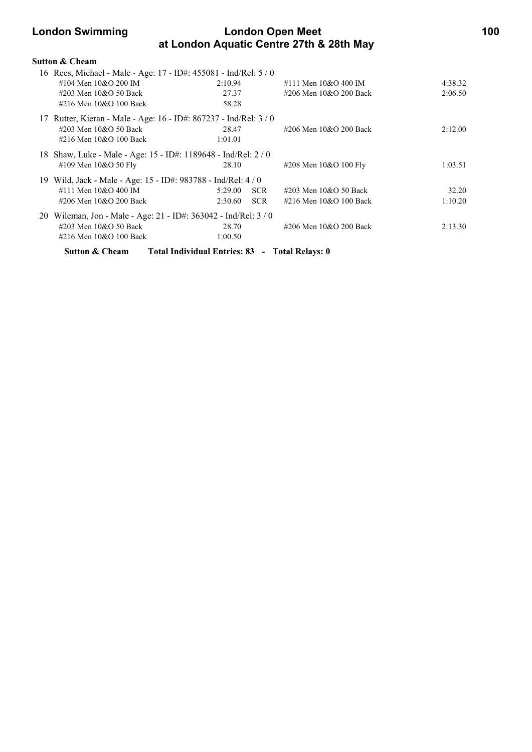**Sutton & Cheam**

16 Rees, Michael - Male - Age: 17 - ID#: 455081 - Ind/Rel: 5 / 0

| Event | Time | | Event | Time |
|---|---|---|---|---|
| #104 Men 10&O 200 IM | 2:10.94 | | #111 Men 10&O 400 IM | 4:38.32 |
| #203 Men 10&O 50 Back | 27.37 | | #206 Men 10&O 200 Back | 2:06.50 |
| #216 Men 10&O 100 Back | 58.28 | | | |

17 Rutter, Kieran - Male - Age: 16 - ID#: 867237 - Ind/Rel: 3 / 0

| Event | Time | | Event | Time |
|---|---|---|---|---|
| #203 Men 10&O 50 Back | 28.47 | | #206 Men 10&O 200 Back | 2:12.00 |
| #216 Men 10&O 100 Back | 1:01.01 | | | |

18 Shaw, Luke - Male - Age: 15 - ID#: 1189648 - Ind/Rel: 2 / 0

| Event | Time | | Event | Time |
|---|---|---|---|---|
| #109 Men 10&O 50 Fly | 28.10 | | #208 Men 10&O 100 Fly | 1:03.51 |

19 Wild, Jack - Male - Age: 15 - ID#: 983788 - Ind/Rel: 4 / 0

| Event | Time | | Event | Time |
|---|---|---|---|---|
| #111 Men 10&O 400 IM | 5:29.00 | SCR | #203 Men 10&O 50 Back | 32.20 |
| #206 Men 10&O 200 Back | 2:30.60 | SCR | #216 Men 10&O 100 Back | 1:10.20 |

20 Wileman, Jon - Male - Age: 21 - ID#: 363042 - Ind/Rel: 3 / 0

| Event | Time | | Event | Time |
|---|---|---|---|---|
| #203 Men 10&O 50 Back | 28.70 | | #206 Men 10&O 200 Back | 2:13.30 |
| #216 Men 10&O 100 Back | 1:00.50 | | | |

**Sutton & Cheam Total Individual Entries: 83 - Total Relays: 0**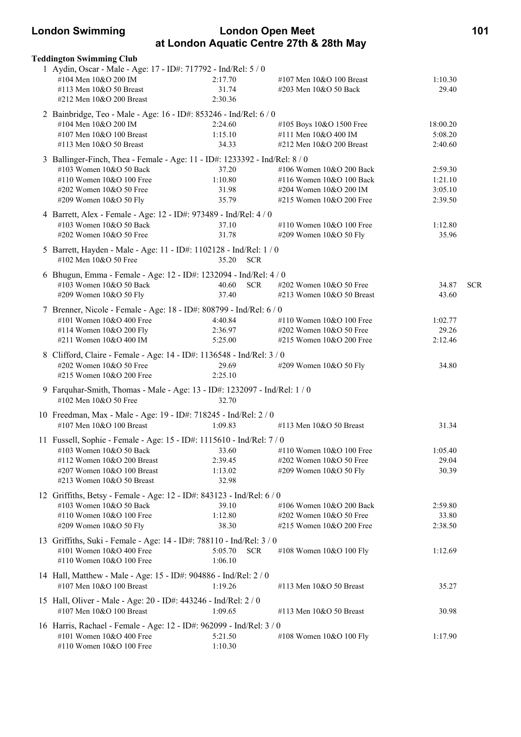## Teddington Swimming Club

1 Aydin, Oscar - Male - Age: 17 - ID#: 717792 - Ind/Rel: 5 / 0

| Event | Time | Event | Time |
|---|---|---|---|
| #104 Men 10&O 200 IM | 2:17.70 | #107 Men 10&O 100 Breast | 1:10.30 |
| #113 Men 10&O 50 Breast | 31.74 | #203 Men 10&O 50 Back | 29.40 |
| #212 Men 10&O 200 Breast | 2:30.36 | | |

2 Bainbridge, Teo - Male - Age: 16 - ID#: 853246 - Ind/Rel: 6 / 0

| Event | Time | Event | Time |
|---|---|---|---|
| #104 Men 10&O 200 IM | 2:24.60 | #105 Boys 10&O 1500 Free | 18:00.20 |
| #107 Men 10&O 100 Breast | 1:15.10 | #111 Men 10&O 400 IM | 5:08.20 |
| #113 Men 10&O 50 Breast | 34.33 | #212 Men 10&O 200 Breast | 2:40.60 |

3 Ballinger-Finch, Thea - Female - Age: 11 - ID#: 1233392 - Ind/Rel: 8 / 0

| Event | Time | Event | Time |
|---|---|---|---|
| #103 Women 10&O 50 Back | 37.20 | #106 Women 10&O 200 Back | 2:59.30 |
| #110 Women 10&O 100 Free | 1:10.80 | #116 Women 10&O 100 Back | 1:21.10 |
| #202 Women 10&O 50 Free | 31.98 | #204 Women 10&O 200 IM | 3:05.10 |
| #209 Women 10&O 50 Fly | 35.79 | #215 Women 10&O 200 Free | 2:39.50 |

4 Barrett, Alex - Female - Age: 12 - ID#: 973489 - Ind/Rel: 4 / 0

| Event | Time | Event | Time |
|---|---|---|---|
| #103 Women 10&O 50 Back | 37.10 | #110 Women 10&O 100 Free | 1:12.80 |
| #202 Women 10&O 50 Free | 31.78 | #209 Women 10&O 50 Fly | 35.96 |

5 Barrett, Hayden - Male - Age: 11 - ID#: 1102128 - Ind/Rel: 1 / 0

| Event | Time | Event | Time |
|---|---|---|---|
| #102 Men 10&O 50 Free | 35.20 SCR | | |

6 Bhugun, Emma - Female - Age: 12 - ID#: 1232094 - Ind/Rel: 4 / 0

| Event | Time | Event | Time |
|---|---|---|---|
| #103 Women 10&O 50 Back | 40.60 SCR | #202 Women 10&O 50 Free | 34.87 SCR |
| #209 Women 10&O 50 Fly | 37.40 | #213 Women 10&O 50 Breast | 43.60 |

7 Brenner, Nicole - Female - Age: 18 - ID#: 808799 - Ind/Rel: 6 / 0

| Event | Time | Event | Time |
|---|---|---|---|
| #101 Women 10&O 400 Free | 4:40.84 | #110 Women 10&O 100 Free | 1:02.77 |
| #114 Women 10&O 200 Fly | 2:36.97 | #202 Women 10&O 50 Free | 29.26 |
| #211 Women 10&O 400 IM | 5:25.00 | #215 Women 10&O 200 Free | 2:12.46 |

8 Clifford, Claire - Female - Age: 14 - ID#: 1136548 - Ind/Rel: 3 / 0

| Event | Time | Event | Time |
|---|---|---|---|
| #202 Women 10&O 50 Free | 29.69 | #209 Women 10&O 50 Fly | 34.80 |
| #215 Women 10&O 200 Free | 2:25.10 | | |

9 Farquhar-Smith, Thomas - Male - Age: 13 - ID#: 1232097 - Ind/Rel: 1 / 0

| Event | Time | Event | Time |
|---|---|---|---|
| #102 Men 10&O 50 Free | 32.70 | | |

10 Freedman, Max - Male - Age: 19 - ID#: 718245 - Ind/Rel: 2 / 0

| Event | Time | Event | Time |
|---|---|---|---|
| #107 Men 10&O 100 Breast | 1:09.83 | #113 Men 10&O 50 Breast | 31.34 |

11 Fussell, Sophie - Female - Age: 15 - ID#: 1115610 - Ind/Rel: 7 / 0

| Event | Time | Event | Time |
|---|---|---|---|
| #103 Women 10&O 50 Back | 33.60 | #110 Women 10&O 100 Free | 1:05.40 |
| #112 Women 10&O 200 Breast | 2:39.45 | #202 Women 10&O 50 Free | 29.04 |
| #207 Women 10&O 100 Breast | 1:13.02 | #209 Women 10&O 50 Fly | 30.39 |
| #213 Women 10&O 50 Breast | 32.98 | | |

12 Griffiths, Betsy - Female - Age: 12 - ID#: 843123 - Ind/Rel: 6 / 0

| Event | Time | Event | Time |
|---|---|---|---|
| #103 Women 10&O 50 Back | 39.10 | #106 Women 10&O 200 Back | 2:59.80 |
| #110 Women 10&O 100 Free | 1:12.80 | #202 Women 10&O 50 Free | 33.80 |
| #209 Women 10&O 50 Fly | 38.30 | #215 Women 10&O 200 Free | 2:38.50 |

13 Griffiths, Suki - Female - Age: 14 - ID#: 788110 - Ind/Rel: 3 / 0

| Event | Time | Event | Time |
|---|---|---|---|
| #101 Women 10&O 400 Free | 5:05.70 SCR | #108 Women 10&O 100 Fly | 1:12.69 |
| #110 Women 10&O 100 Free | 1:06.10 | | |

14 Hall, Matthew - Male - Age: 15 - ID#: 904886 - Ind/Rel: 2 / 0

| Event | Time | Event | Time |
|---|---|---|---|
| #107 Men 10&O 100 Breast | 1:19.26 | #113 Men 10&O 50 Breast | 35.27 |

15 Hall, Oliver - Male - Age: 20 - ID#: 443246 - Ind/Rel: 2 / 0

| Event | Time | Event | Time |
|---|---|---|---|
| #107 Men 10&O 100 Breast | 1:09.65 | #113 Men 10&O 50 Breast | 30.98 |

16 Harris, Rachael - Female - Age: 12 - ID#: 962099 - Ind/Rel: 3 / 0

| Event | Time | Event | Time |
|---|---|---|---|
| #101 Women 10&O 400 Free | 5:21.50 | #108 Women 10&O 100 Fly | 1:17.90 |
| #110 Women 10&O 100 Free | 1:10.30 | | |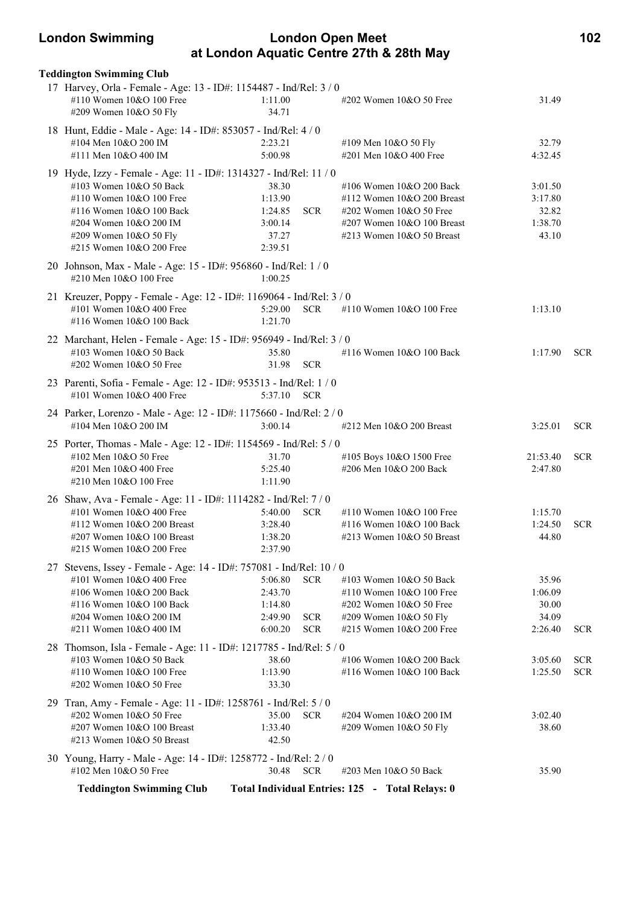**Teddington Swimming Club**

17 Harvey, Orla - Female - Age: 13 - ID#: 1154487 - Ind/Rel: 3 / 0

| Event | Time | | Event | Time | |
|---|---|---|---|---|---|
| #110 Women 10&O 100 Free | 1:11.00 | | #202 Women 10&O 50 Free | 31.49 | |
| #209 Women 10&O 50 Fly | 34.71 | | | | |

18 Hunt, Eddie - Male - Age: 14 - ID#: 853057 - Ind/Rel: 4 / 0

| Event | Time | | Event | Time | |
|---|---|---|---|---|---|
| #104 Men 10&O 200 IM | 2:23.21 | | #109 Men 10&O 50 Fly | 32.79 | |
| #111 Men 10&O 400 IM | 5:00.98 | | #201 Men 10&O 400 Free | 4:32.45 | |

19 Hyde, Izzy - Female - Age: 11 - ID#: 1314327 - Ind/Rel: 11 / 0

| Event | Time | | Event | Time | |
|---|---|---|---|---|---|
| #103 Women 10&O 50 Back | 38.30 | | #106 Women 10&O 200 Back | 3:01.50 | |
| #110 Women 10&O 100 Free | 1:13.90 | | #112 Women 10&O 200 Breast | 3:17.80 | |
| #116 Women 10&O 100 Back | 1:24.85 | SCR | #202 Women 10&O 50 Free | 32.82 | |
| #204 Women 10&O 200 IM | 3:00.14 | | #207 Women 10&O 100 Breast | 1:38.70 | |
| #209 Women 10&O 50 Fly | 37.27 | | #213 Women 10&O 50 Breast | 43.10 | |
| #215 Women 10&O 200 Free | 2:39.51 | | | | |

20 Johnson, Max - Male - Age: 15 - ID#: 956860 - Ind/Rel: 1 / 0

| Event | Time | |
|---|---|---|
| #210 Men 10&O 100 Free | 1:00.25 | |

21 Kreuzer, Poppy - Female - Age: 12 - ID#: 1169064 - Ind/Rel: 3 / 0

| Event | Time | | Event | Time | |
|---|---|---|---|---|---|
| #101 Women 10&O 400 Free | 5:29.00 | SCR | #110 Women 10&O 100 Free | 1:13.10 | |
| #116 Women 10&O 100 Back | 1:21.70 | | | | |

22 Marchant, Helen - Female - Age: 15 - ID#: 956949 - Ind/Rel: 3 / 0

| Event | Time | | Event | Time | |
|---|---|---|---|---|---|
| #103 Women 10&O 50 Back | 35.80 | | #116 Women 10&O 100 Back | 1:17.90 | SCR |
| #202 Women 10&O 50 Free | 31.98 | SCR | | | |

23 Parenti, Sofia - Female - Age: 12 - ID#: 953513 - Ind/Rel: 1 / 0

| Event | Time | |
|---|---|---|
| #101 Women 10&O 400 Free | 5:37.10 | SCR |

24 Parker, Lorenzo - Male - Age: 12 - ID#: 1175660 - Ind/Rel: 2 / 0

| Event | Time | | Event | Time | |
|---|---|---|---|---|---|
| #104 Men 10&O 200 IM | 3:00.14 | | #212 Men 10&O 200 Breast | 3:25.01 | SCR |

25 Porter, Thomas - Male - Age: 12 - ID#: 1154569 - Ind/Rel: 5 / 0

| Event | Time | | Event | Time | |
|---|---|---|---|---|---|
| #102 Men 10&O 50 Free | 31.70 | | #105 Boys 10&O 1500 Free | 21:53.40 | SCR |
| #201 Men 10&O 400 Free | 5:25.40 | | #206 Men 10&O 200 Back | 2:47.80 | |
| #210 Men 10&O 100 Free | 1:11.90 | | | | |

26 Shaw, Ava - Female - Age: 11 - ID#: 1114282 - Ind/Rel: 7 / 0

| Event | Time | | Event | Time | |
|---|---|---|---|---|---|
| #101 Women 10&O 400 Free | 5:40.00 | SCR | #110 Women 10&O 100 Free | 1:15.70 | |
| #112 Women 10&O 200 Breast | 3:28.40 | | #116 Women 10&O 100 Back | 1:24.50 | SCR |
| #207 Women 10&O 100 Breast | 1:38.20 | | #213 Women 10&O 50 Breast | 44.80 | |
| #215 Women 10&O 200 Free | 2:37.90 | | | | |

27 Stevens, Issey - Female - Age: 14 - ID#: 757081 - Ind/Rel: 10 / 0

| Event | Time | | Event | Time | |
|---|---|---|---|---|---|
| #101 Women 10&O 400 Free | 5:06.80 | SCR | #103 Women 10&O 50 Back | 35.96 | |
| #106 Women 10&O 200 Back | 2:43.70 | | #110 Women 10&O 100 Free | 1:06.09 | |
| #116 Women 10&O 100 Back | 1:14.80 | | #202 Women 10&O 50 Free | 30.00 | |
| #204 Women 10&O 200 IM | 2:49.90 | SCR | #209 Women 10&O 50 Fly | 34.09 | |
| #211 Women 10&O 400 IM | 6:00.20 | SCR | #215 Women 10&O 200 Free | 2:26.40 | SCR |

28 Thomson, Isla - Female - Age: 11 - ID#: 1217785 - Ind/Rel: 5 / 0

| Event | Time | | Event | Time | |
|---|---|---|---|---|---|
| #103 Women 10&O 50 Back | 38.60 | | #106 Women 10&O 200 Back | 3:05.60 | SCR |
| #110 Women 10&O 100 Free | 1:13.90 | | #116 Women 10&O 100 Back | 1:25.50 | SCR |
| #202 Women 10&O 50 Free | 33.30 | | | | |

29 Tran, Amy - Female - Age: 11 - ID#: 1258761 - Ind/Rel: 5 / 0

| Event | Time | | Event | Time | |
|---|---|---|---|---|---|
| #202 Women 10&O 50 Free | 35.00 | SCR | #204 Women 10&O 200 IM | 3:02.40 | |
| #207 Women 10&O 100 Breast | 1:33.40 | | #209 Women 10&O 50 Fly | 38.60 | |
| #213 Women 10&O 50 Breast | 42.50 | | | | |

30 Young, Harry - Male - Age: 14 - ID#: 1258772 - Ind/Rel: 2 / 0

| Event | Time | | Event | Time | |
|---|---|---|---|---|---|
| #102 Men 10&O 50 Free | 30.48 | SCR | #203 Men 10&O 50 Back | 35.90 | |

**Teddington Swimming Club** **Total Individual Entries: 125 - Total Relays: 0**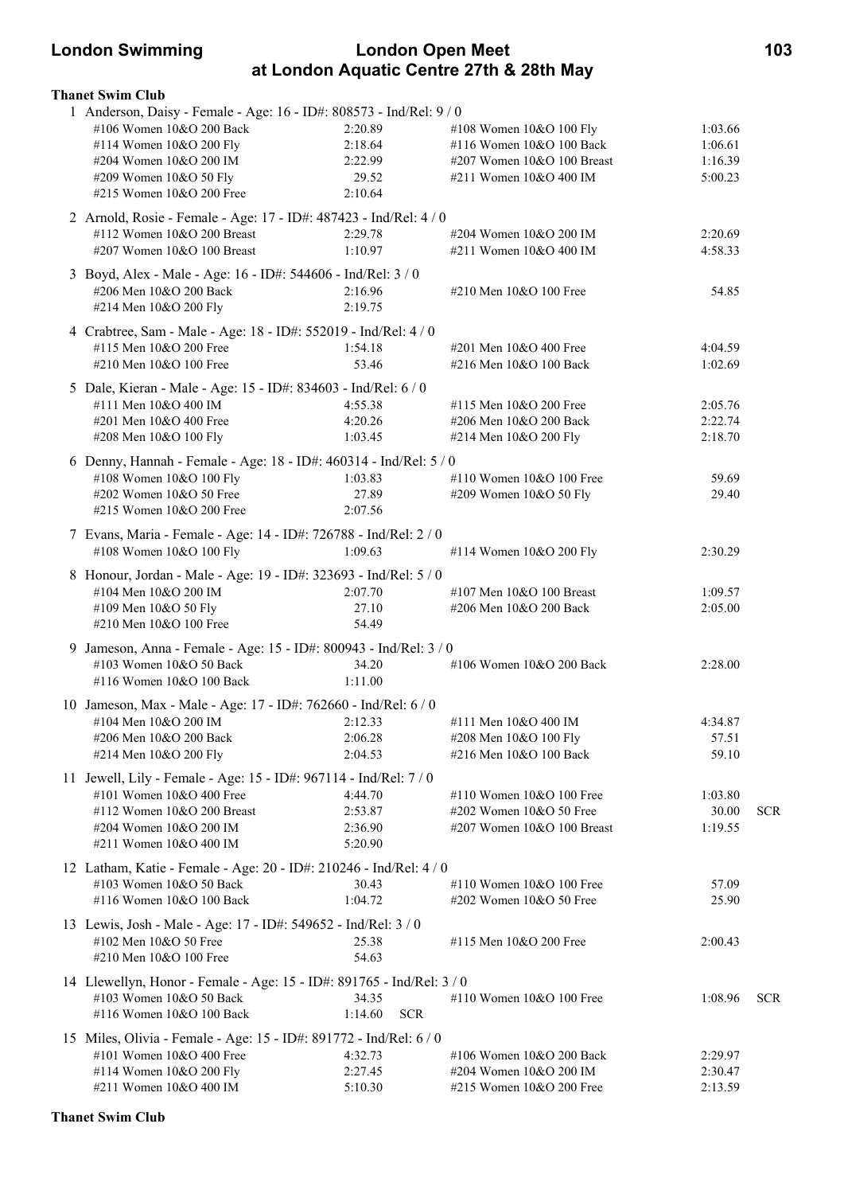**Thanet Swim Club**

1 Anderson, Daisy - Female - Age: 16 - ID#: 808573 - Ind/Rel: 9 / 0

| Event | Time | Event | Time |
|---|---|---|---|
| #106 Women 10&O 200 Back | 2:20.89 | #108 Women 10&O 100 Fly | 1:03.66 |
| #114 Women 10&O 200 Fly | 2:18.64 | #116 Women 10&O 100 Back | 1:06.61 |
| #204 Women 10&O 200 IM | 2:22.99 | #207 Women 10&O 100 Breast | 1:16.39 |
| #209 Women 10&O 50 Fly | 29.52 | #211 Women 10&O 400 IM | 5:00.23 |
| #215 Women 10&O 200 Free | 2:10.64 | | |

2 Arnold, Rosie - Female - Age: 17 - ID#: 487423 - Ind/Rel: 4 / 0

| Event | Time | Event | Time |
|---|---|---|---|
| #112 Women 10&O 200 Breast | 2:29.78 | #204 Women 10&O 200 IM | 2:20.69 |
| #207 Women 10&O 100 Breast | 1:10.97 | #211 Women 10&O 400 IM | 4:58.33 |

3 Boyd, Alex - Male - Age: 16 - ID#: 544606 - Ind/Rel: 3 / 0

| Event | Time | Event | Time |
|---|---|---|---|
| #206 Men 10&O 200 Back | 2:16.96 | #210 Men 10&O 100 Free | 54.85 |
| #214 Men 10&O 200 Fly | 2:19.75 | | |

4 Crabtree, Sam - Male - Age: 18 - ID#: 552019 - Ind/Rel: 4 / 0

| Event | Time | Event | Time |
|---|---|---|---|
| #115 Men 10&O 200 Free | 1:54.18 | #201 Men 10&O 400 Free | 4:04.59 |
| #210 Men 10&O 100 Free | 53.46 | #216 Men 10&O 100 Back | 1:02.69 |

5 Dale, Kieran - Male - Age: 15 - ID#: 834603 - Ind/Rel: 6 / 0

| Event | Time | Event | Time |
|---|---|---|---|
| #111 Men 10&O 400 IM | 4:55.38 | #115 Men 10&O 200 Free | 2:05.76 |
| #201 Men 10&O 400 Free | 4:20.26 | #206 Men 10&O 200 Back | 2:22.74 |
| #208 Men 10&O 100 Fly | 1:03.45 | #214 Men 10&O 200 Fly | 2:18.70 |

6 Denny, Hannah - Female - Age: 18 - ID#: 460314 - Ind/Rel: 5 / 0

| Event | Time | Event | Time |
|---|---|---|---|
| #108 Women 10&O 100 Fly | 1:03.83 | #110 Women 10&O 100 Free | 59.69 |
| #202 Women 10&O 50 Free | 27.89 | #209 Women 10&O 50 Fly | 29.40 |
| #215 Women 10&O 200 Free | 2:07.56 | | |

7 Evans, Maria - Female - Age: 14 - ID#: 726788 - Ind/Rel: 2 / 0

| Event | Time | Event | Time |
|---|---|---|---|
| #108 Women 10&O 100 Fly | 1:09.63 | #114 Women 10&O 200 Fly | 2:30.29 |

8 Honour, Jordan - Male - Age: 19 - ID#: 323693 - Ind/Rel: 5 / 0

| Event | Time | Event | Time |
|---|---|---|---|
| #104 Men 10&O 200 IM | 2:07.70 | #107 Men 10&O 100 Breast | 1:09.57 |
| #109 Men 10&O 50 Fly | 27.10 | #206 Men 10&O 200 Back | 2:05.00 |
| #210 Men 10&O 100 Free | 54.49 | | |

9 Jameson, Anna - Female - Age: 15 - ID#: 800943 - Ind/Rel: 3 / 0

| Event | Time | Event | Time |
|---|---|---|---|
| #103 Women 10&O 50 Back | 34.20 | #106 Women 10&O 200 Back | 2:28.00 |
| #116 Women 10&O 100 Back | 1:11.00 | | |

10 Jameson, Max - Male - Age: 17 - ID#: 762660 - Ind/Rel: 6 / 0

| Event | Time | Event | Time |
|---|---|---|---|
| #104 Men 10&O 200 IM | 2:12.33 | #111 Men 10&O 400 IM | 4:34.87 |
| #206 Men 10&O 200 Back | 2:06.28 | #208 Men 10&O 100 Fly | 57.51 |
| #214 Men 10&O 200 Fly | 2:04.53 | #216 Men 10&O 100 Back | 59.10 |

11 Jewell, Lily - Female - Age: 15 - ID#: 967114 - Ind/Rel: 7 / 0

| Event | Time | Event | Time |
|---|---|---|---|
| #101 Women 10&O 400 Free | 4:44.70 | #110 Women 10&O 100 Free | 1:03.80 |
| #112 Women 10&O 200 Breast | 2:53.87 | #202 Women 10&O 50 Free | 30.00 SCR |
| #204 Women 10&O 200 IM | 2:36.90 | #207 Women 10&O 100 Breast | 1:19.55 |
| #211 Women 10&O 400 IM | 5:20.90 | | |

12 Latham, Katie - Female - Age: 20 - ID#: 210246 - Ind/Rel: 4 / 0

| Event | Time | Event | Time |
|---|---|---|---|
| #103 Women 10&O 50 Back | 30.43 | #110 Women 10&O 100 Free | 57.09 |
| #116 Women 10&O 100 Back | 1:04.72 | #202 Women 10&O 50 Free | 25.90 |

13 Lewis, Josh - Male - Age: 17 - ID#: 549652 - Ind/Rel: 3 / 0

| Event | Time | Event | Time |
|---|---|---|---|
| #102 Men 10&O 50 Free | 25.38 | #115 Men 10&O 200 Free | 2:00.43 |
| #210 Men 10&O 100 Free | 54.63 | | |

14 Llewellyn, Honor - Female - Age: 15 - ID#: 891765 - Ind/Rel: 3 / 0

| Event | Time | Event | Time |
|---|---|---|---|
| #103 Women 10&O 50 Back | 34.35 | #110 Women 10&O 100 Free | 1:08.96 SCR |
| #116 Women 10&O 100 Back | 1:14.60 SCR | | |

15 Miles, Olivia - Female - Age: 15 - ID#: 891772 - Ind/Rel: 6 / 0

| Event | Time | Event | Time |
|---|---|---|---|
| #101 Women 10&O 400 Free | 4:32.73 | #106 Women 10&O 200 Back | 2:29.97 |
| #114 Women 10&O 200 Fly | 2:27.45 | #204 Women 10&O 200 IM | 2:30.47 |
| #211 Women 10&O 400 IM | 5:10.30 | #215 Women 10&O 200 Free | 2:13.59 |

**Thanet Swim Club**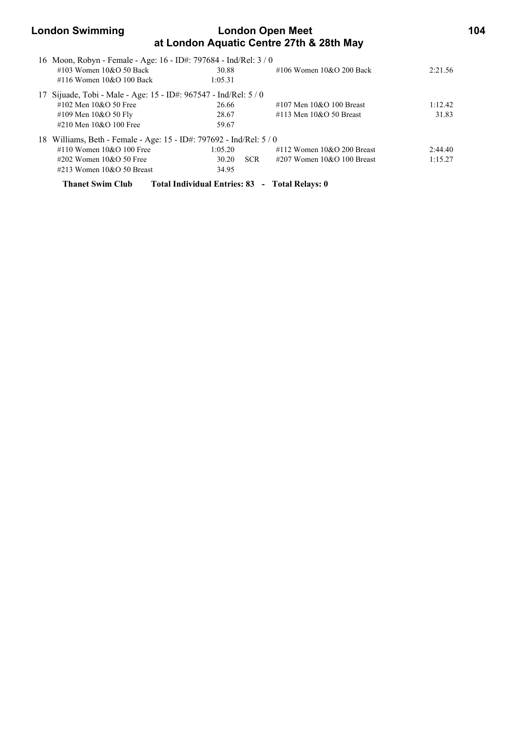16 Moon, Robyn - Female - Age: 16 - ID#: 797684 - Ind/Rel: 3 / 0

| Event | Time | | Event | Time |
|---|---|---|---|---|
| #103 Women 10&O 50 Back | 30.88 | | #106 Women 10&O 200 Back | 2:21.56 |
| #116 Women 10&O 100 Back | 1:05.31 | | | |

17 Sijuade, Tobi - Male - Age: 15 - ID#: 967547 - Ind/Rel: 5 / 0

| Event | Time | | Event | Time |
|---|---|---|---|---|
| #102 Men 10&O 50 Free | 26.66 | | #107 Men 10&O 100 Breast | 1:12.42 |
| #109 Men 10&O 50 Fly | 28.67 | | #113 Men 10&O 50 Breast | 31.83 |
| #210 Men 10&O 100 Free | 59.67 | | | |

18 Williams, Beth - Female - Age: 15 - ID#: 797692 - Ind/Rel: 5 / 0

| Event | Time | | Event | Time |
|---|---|---|---|---|
| #110 Women 10&O 100 Free | 1:05.20 | | #112 Women 10&O 200 Breast | 2:44.40 |
| #202 Women 10&O 50 Free | 30.20 | SCR | #207 Women 10&O 100 Breast | 1:15.27 |
| #213 Women 10&O 50 Breast | 34.95 | | | |

**Thanet Swim Club    Total Individual Entries: 83 - Total Relays: 0**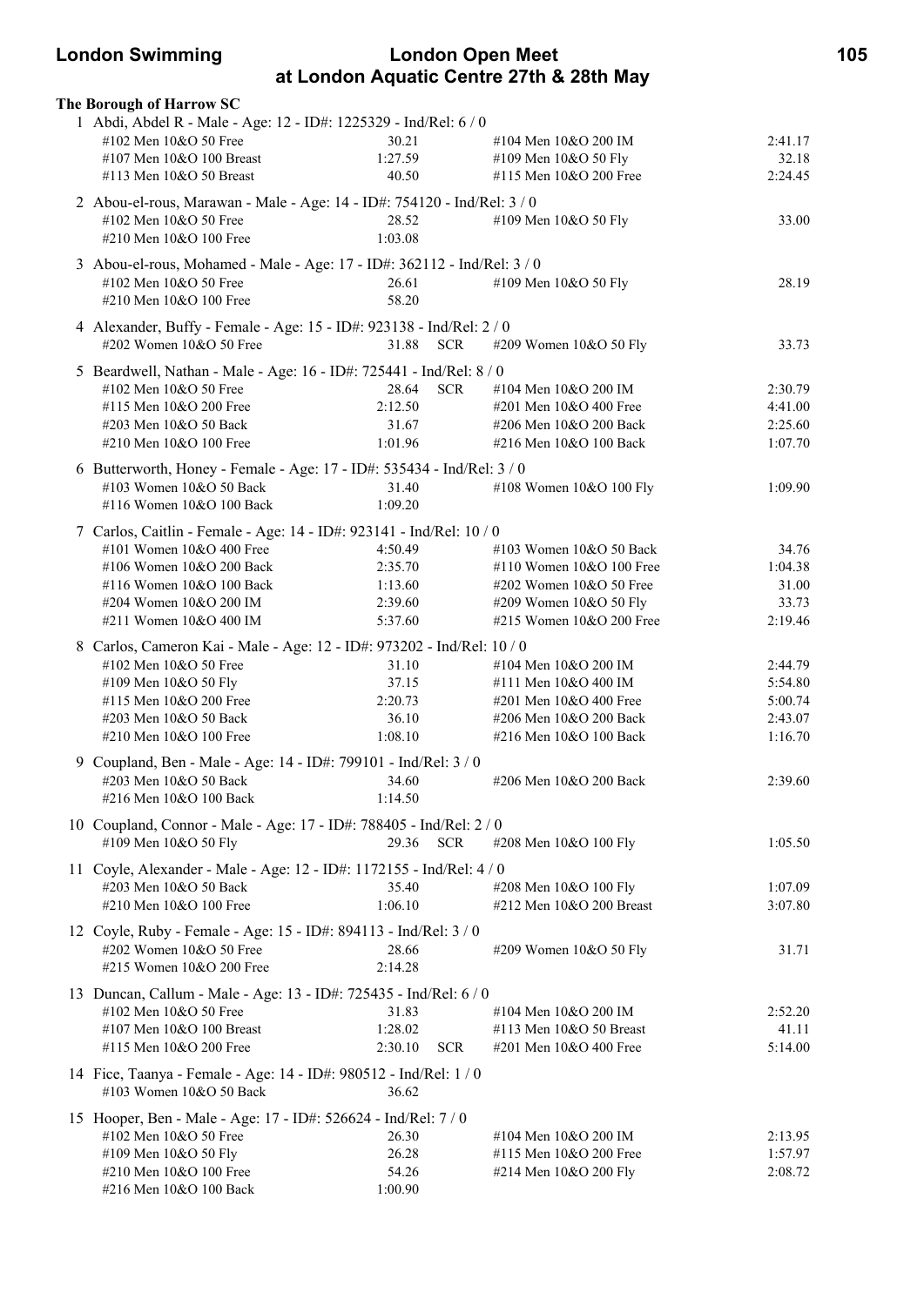## The Borough of Harrow SC

1 Abdi, Abdel R - Male - Age: 12 - ID#: 1225329 - Ind/Rel: 6 / 0

| Event | Time | Event | Time |
|---|---|---|---|
| #102 Men 10&O 50 Free | 30.21 | #104 Men 10&O 200 IM | 2:41.17 |
| #107 Men 10&O 100 Breast | 1:27.59 | #109 Men 10&O 50 Fly | 32.18 |
| #113 Men 10&O 50 Breast | 40.50 | #115 Men 10&O 200 Free | 2:24.45 |

2 Abou-el-rous, Marawan - Male - Age: 14 - ID#: 754120 - Ind/Rel: 3 / 0

| Event | Time | Event | Time |
|---|---|---|---|
| #102 Men 10&O 50 Free | 28.52 | #109 Men 10&O 50 Fly | 33.00 |
| #210 Men 10&O 100 Free | 1:03.08 | | |

3 Abou-el-rous, Mohamed - Male - Age: 17 - ID#: 362112 - Ind/Rel: 3 / 0

| Event | Time | Event | Time |
|---|---|---|---|
| #102 Men 10&O 50 Free | 26.61 | #109 Men 10&O 50 Fly | 28.19 |
| #210 Men 10&O 100 Free | 58.20 | | |

4 Alexander, Buffy - Female - Age: 15 - ID#: 923138 - Ind/Rel: 2 / 0

| Event | Time | Event | Time |
|---|---|---|---|
| #202 Women 10&O 50 Free | 31.88 SCR | #209 Women 10&O 50 Fly | 33.73 |

5 Beardwell, Nathan - Male - Age: 16 - ID#: 725441 - Ind/Rel: 8 / 0

| Event | Time | Event | Time |
|---|---|---|---|
| #102 Men 10&O 50 Free | 28.64 SCR | #104 Men 10&O 200 IM | 2:30.79 |
| #115 Men 10&O 200 Free | 2:12.50 | #201 Men 10&O 400 Free | 4:41.00 |
| #203 Men 10&O 50 Back | 31.67 | #206 Men 10&O 200 Back | 2:25.60 |
| #210 Men 10&O 100 Free | 1:01.96 | #216 Men 10&O 100 Back | 1:07.70 |

6 Butterworth, Honey - Female - Age: 17 - ID#: 535434 - Ind/Rel: 3 / 0

| Event | Time | Event | Time |
|---|---|---|---|
| #103 Women 10&O 50 Back | 31.40 | #108 Women 10&O 100 Fly | 1:09.90 |
| #116 Women 10&O 100 Back | 1:09.20 | | |

7 Carlos, Caitlin - Female - Age: 14 - ID#: 923141 - Ind/Rel: 10 / 0

| Event | Time | Event | Time |
|---|---|---|---|
| #101 Women 10&O 400 Free | 4:50.49 | #103 Women 10&O 50 Back | 34.76 |
| #106 Women 10&O 200 Back | 2:35.70 | #110 Women 10&O 100 Free | 1:04.38 |
| #116 Women 10&O 100 Back | 1:13.60 | #202 Women 10&O 50 Free | 31.00 |
| #204 Women 10&O 200 IM | 2:39.60 | #209 Women 10&O 50 Fly | 33.73 |
| #211 Women 10&O 400 IM | 5:37.60 | #215 Women 10&O 200 Free | 2:19.46 |

8 Carlos, Cameron Kai - Male - Age: 12 - ID#: 973202 - Ind/Rel: 10 / 0

| Event | Time | Event | Time |
|---|---|---|---|
| #102 Men 10&O 50 Free | 31.10 | #104 Men 10&O 200 IM | 2:44.79 |
| #109 Men 10&O 50 Fly | 37.15 | #111 Men 10&O 400 IM | 5:54.80 |
| #115 Men 10&O 200 Free | 2:20.73 | #201 Men 10&O 400 Free | 5:00.74 |
| #203 Men 10&O 50 Back | 36.10 | #206 Men 10&O 200 Back | 2:43.07 |
| #210 Men 10&O 100 Free | 1:08.10 | #216 Men 10&O 100 Back | 1:16.70 |

9 Coupland, Ben - Male - Age: 14 - ID#: 799101 - Ind/Rel: 3 / 0

| Event | Time | Event | Time |
|---|---|---|---|
| #203 Men 10&O 50 Back | 34.60 | #206 Men 10&O 200 Back | 2:39.60 |
| #216 Men 10&O 100 Back | 1:14.50 | | |

10 Coupland, Connor - Male - Age: 17 - ID#: 788405 - Ind/Rel: 2 / 0

| Event | Time | Event | Time |
|---|---|---|---|
| #109 Men 10&O 50 Fly | 29.36 SCR | #208 Men 10&O 100 Fly | 1:05.50 |

11 Coyle, Alexander - Male - Age: 12 - ID#: 1172155 - Ind/Rel: 4 / 0

| Event | Time | Event | Time |
|---|---|---|---|
| #203 Men 10&O 50 Back | 35.40 | #208 Men 10&O 100 Fly | 1:07.09 |
| #210 Men 10&O 100 Free | 1:06.10 | #212 Men 10&O 200 Breast | 3:07.80 |

12 Coyle, Ruby - Female - Age: 15 - ID#: 894113 - Ind/Rel: 3 / 0

| Event | Time | Event | Time |
|---|---|---|---|
| #202 Women 10&O 50 Free | 28.66 | #209 Women 10&O 50 Fly | 31.71 |
| #215 Women 10&O 200 Free | 2:14.28 | | |

13 Duncan, Callum - Male - Age: 13 - ID#: 725435 - Ind/Rel: 6 / 0

| Event | Time | Event | Time |
|---|---|---|---|
| #102 Men 10&O 50 Free | 31.83 | #104 Men 10&O 200 IM | 2:52.20 |
| #107 Men 10&O 100 Breast | 1:28.02 | #113 Men 10&O 50 Breast | 41.11 |
| #115 Men 10&O 200 Free | 2:30.10 SCR | #201 Men 10&O 400 Free | 5:14.00 |

14 Fice, Taanya - Female - Age: 14 - ID#: 980512 - Ind/Rel: 1 / 0

| Event | Time | Event | Time |
|---|---|---|---|
| #103 Women 10&O 50 Back | 36.62 | | |

15 Hooper, Ben - Male - Age: 17 - ID#: 526624 - Ind/Rel: 7 / 0

| Event | Time | Event | Time |
|---|---|---|---|
| #102 Men 10&O 50 Free | 26.30 | #104 Men 10&O 200 IM | 2:13.95 |
| #109 Men 10&O 50 Fly | 26.28 | #115 Men 10&O 200 Free | 1:57.97 |
| #210 Men 10&O 100 Free | 54.26 | #214 Men 10&O 200 Fly | 2:08.72 |
| #216 Men 10&O 100 Back | 1:00.90 | | |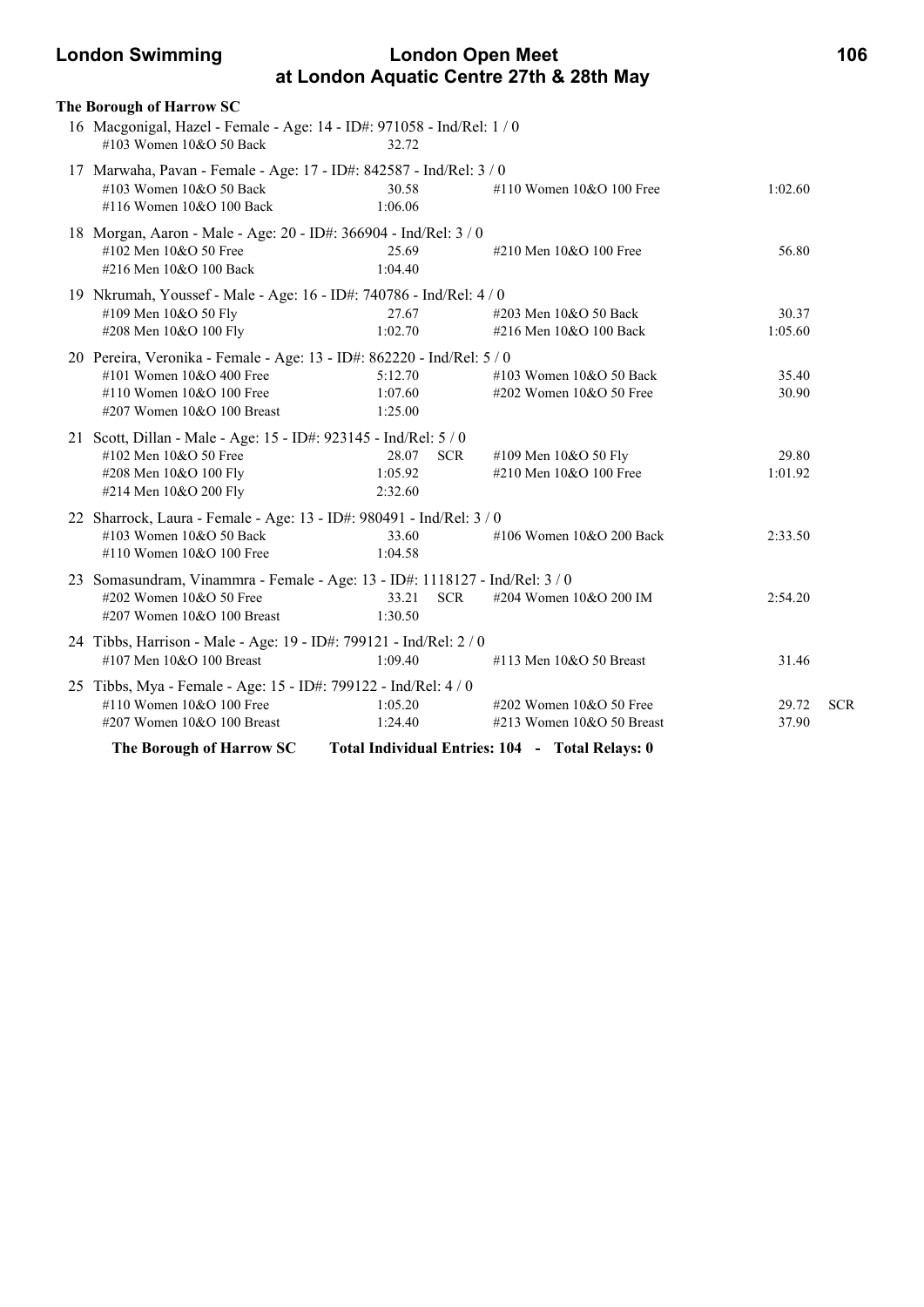**The Borough of Harrow SC**

16 Macgonigal, Hazel - Female - Age: 14 - ID#: 971058 - Ind/Rel: 1 / 0

| Event | Time | | Event | Time | |
|---|---|---|---|---|---|
| #103 Women 10&O 50 Back | 32.72 | | | | |

17 Marwaha, Pavan - Female - Age: 17 - ID#: 842587 - Ind/Rel: 3 / 0

| Event | Time | | Event | Time | |
|---|---|---|---|---|---|
| #103 Women 10&O 50 Back | 30.58 | | #110 Women 10&O 100 Free | 1:02.60 | |
| #116 Women 10&O 100 Back | 1:06.06 | | | | |

18 Morgan, Aaron - Male - Age: 20 - ID#: 366904 - Ind/Rel: 3 / 0

| Event | Time | | Event | Time | |
|---|---|---|---|---|---|
| #102 Men 10&O 50 Free | 25.69 | | #210 Men 10&O 100 Free | 56.80 | |
| #216 Men 10&O 100 Back | 1:04.40 | | | | |

19 Nkrumah, Youssef - Male - Age: 16 - ID#: 740786 - Ind/Rel: 4 / 0

| Event | Time | | Event | Time | |
|---|---|---|---|---|---|
| #109 Men 10&O 50 Fly | 27.67 | | #203 Men 10&O 50 Back | 30.37 | |
| #208 Men 10&O 100 Fly | 1:02.70 | | #216 Men 10&O 100 Back | 1:05.60 | |

20 Pereira, Veronika - Female - Age: 13 - ID#: 862220 - Ind/Rel: 5 / 0

| Event | Time | | Event | Time | |
|---|---|---|---|---|---|
| #101 Women 10&O 400 Free | 5:12.70 | | #103 Women 10&O 50 Back | 35.40 | |
| #110 Women 10&O 100 Free | 1:07.60 | | #202 Women 10&O 50 Free | 30.90 | |
| #207 Women 10&O 100 Breast | 1:25.00 | | | | |

21 Scott, Dillan - Male - Age: 15 - ID#: 923145 - Ind/Rel: 5 / 0

| Event | Time | | Event | Time | |
|---|---|---|---|---|---|
| #102 Men 10&O 50 Free | 28.07 | SCR | #109 Men 10&O 50 Fly | 29.80 | |
| #208 Men 10&O 100 Fly | 1:05.92 | | #210 Men 10&O 100 Free | 1:01.92 | |
| #214 Men 10&O 200 Fly | 2:32.60 | | | | |

22 Sharrock, Laura - Female - Age: 13 - ID#: 980491 - Ind/Rel: 3 / 0

| Event | Time | | Event | Time | |
|---|---|---|---|---|---|
| #103 Women 10&O 50 Back | 33.60 | | #106 Women 10&O 200 Back | 2:33.50 | |
| #110 Women 10&O 100 Free | 1:04.58 | | | | |

23 Somasundram, Vinammra - Female - Age: 13 - ID#: 1118127 - Ind/Rel: 3 / 0

| Event | Time | | Event | Time | |
|---|---|---|---|---|---|
| #202 Women 10&O 50 Free | 33.21 | SCR | #204 Women 10&O 200 IM | 2:54.20 | |
| #207 Women 10&O 100 Breast | 1:30.50 | | | | |

24 Tibbs, Harrison - Male - Age: 19 - ID#: 799121 - Ind/Rel: 2 / 0

| Event | Time | | Event | Time | |
|---|---|---|---|---|---|
| #107 Men 10&O 100 Breast | 1:09.40 | | #113 Men 10&O 50 Breast | 31.46 | |

25 Tibbs, Mya - Female - Age: 15 - ID#: 799122 - Ind/Rel: 4 / 0

| Event | Time | | Event | Time | |
|---|---|---|---|---|---|
| #110 Women 10&O 100 Free | 1:05.20 | | #202 Women 10&O 50 Free | 29.72 | SCR |
| #207 Women 10&O 100 Breast | 1:24.40 | | #213 Women 10&O 50 Breast | 37.90 | |

**The Borough of Harrow SC Total Individual Entries: 104 - Total Relays: 0**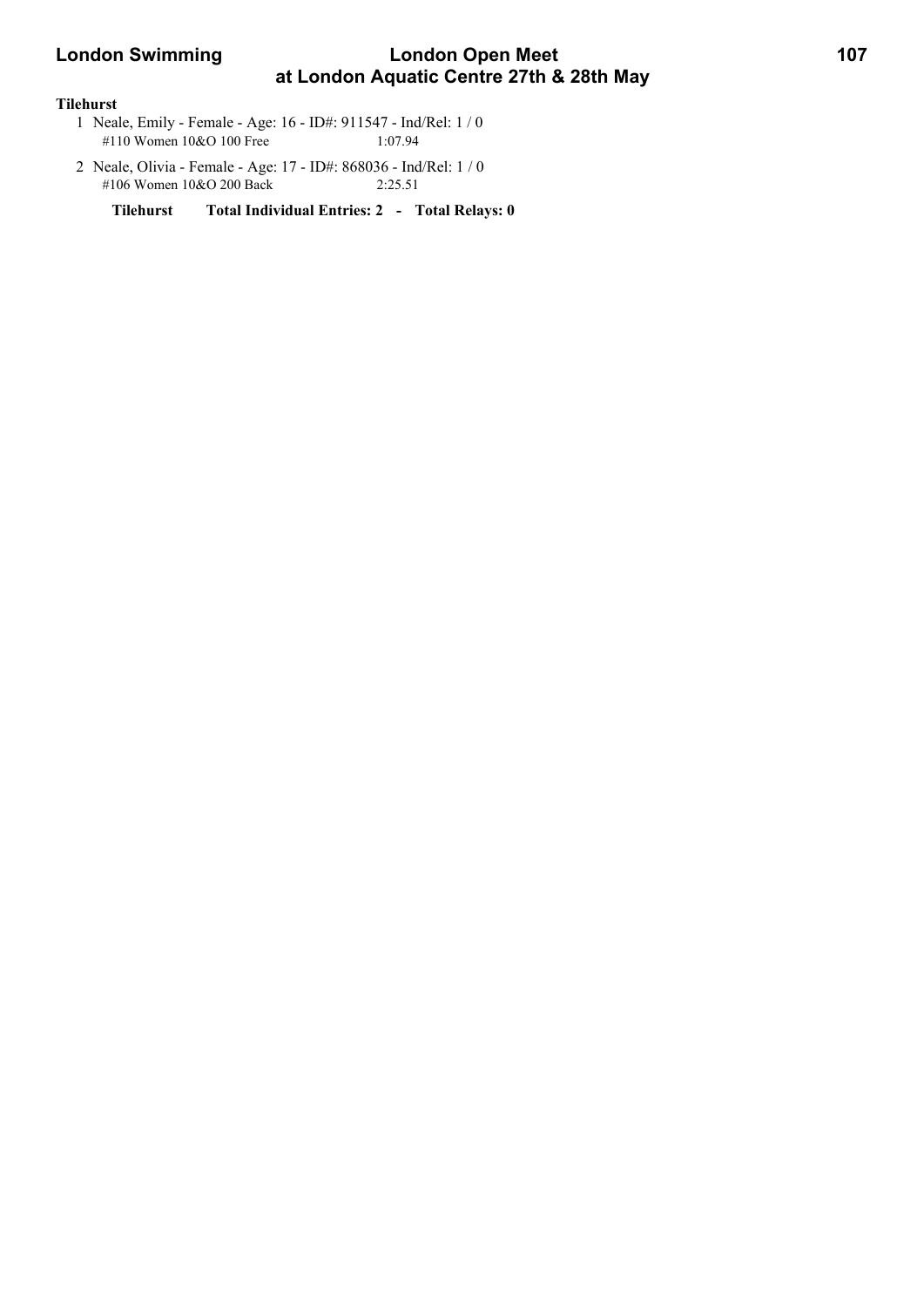**Tilehurst**

1 Neale, Emily - Female - Age: 16 - ID#: 911547 - Ind/Rel: 1 / 0
   #110 Women 10&O 100 Free 1:07.94

2 Neale, Olivia - Female - Age: 17 - ID#: 868036 - Ind/Rel: 1 / 0
   #106 Women 10&O 200 Back 2:25.51

**Tilehurst Total Individual Entries: 2 - Total Relays: 0**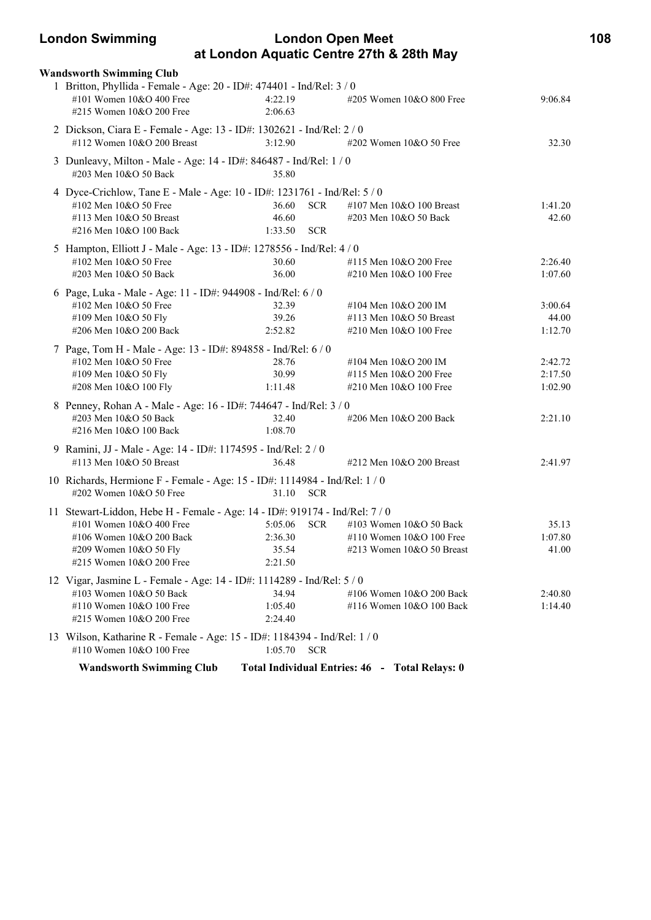### Wandsworth Swimming Club

1 Britton, Phyllida - Female - Age: 20 - ID#: 474401 - Ind/Rel: 3 / 0

| Event | Time | Event | Time |
|---|---|---|---|
| #101 Women 10&O 400 Free | 4:22.19 | #205 Women 10&O 800 Free | 9:06.84 |
| #215 Women 10&O 200 Free | 2:06.63 | | |

2 Dickson, Ciara E - Female - Age: 13 - ID#: 1302621 - Ind/Rel: 2 / 0

| Event | Time | Event | Time |
|---|---|---|---|
| #112 Women 10&O 200 Breast | 3:12.90 | #202 Women 10&O 50 Free | 32.30 |

3 Dunleavy, Milton - Male - Age: 14 - ID#: 846487 - Ind/Rel: 1 / 0

| Event | Time | Event | Time |
|---|---|---|---|
| #203 Men 10&O 50 Back | 35.80 | | |

4 Dyce-Crichlow, Tane E - Male - Age: 10 - ID#: 1231761 - Ind/Rel: 5 / 0

| Event | Time | Event | Time |
|---|---|---|---|
| #102 Men 10&O 50 Free | 36.60 SCR | #107 Men 10&O 100 Breast | 1:41.20 |
| #113 Men 10&O 50 Breast | 46.60 | #203 Men 10&O 50 Back | 42.60 |
| #216 Men 10&O 100 Back | 1:33.50 SCR | | |

5 Hampton, Elliott J - Male - Age: 13 - ID#: 1278556 - Ind/Rel: 4 / 0

| Event | Time | Event | Time |
|---|---|---|---|
| #102 Men 10&O 50 Free | 30.60 | #115 Men 10&O 200 Free | 2:26.40 |
| #203 Men 10&O 50 Back | 36.00 | #210 Men 10&O 100 Free | 1:07.60 |

6 Page, Luka - Male - Age: 11 - ID#: 944908 - Ind/Rel: 6 / 0

| Event | Time | Event | Time |
|---|---|---|---|
| #102 Men 10&O 50 Free | 32.39 | #104 Men 10&O 200 IM | 3:00.64 |
| #109 Men 10&O 50 Fly | 39.26 | #113 Men 10&O 50 Breast | 44.00 |
| #206 Men 10&O 200 Back | 2:52.82 | #210 Men 10&O 100 Free | 1:12.70 |

7 Page, Tom H - Male - Age: 13 - ID#: 894858 - Ind/Rel: 6 / 0

| Event | Time | Event | Time |
|---|---|---|---|
| #102 Men 10&O 50 Free | 28.76 | #104 Men 10&O 200 IM | 2:42.72 |
| #109 Men 10&O 50 Fly | 30.99 | #115 Men 10&O 200 Free | 2:17.50 |
| #208 Men 10&O 100 Fly | 1:11.48 | #210 Men 10&O 100 Free | 1:02.90 |

8 Penney, Rohan A - Male - Age: 16 - ID#: 744647 - Ind/Rel: 3 / 0

| Event | Time | Event | Time |
|---|---|---|---|
| #203 Men 10&O 50 Back | 32.40 | #206 Men 10&O 200 Back | 2:21.10 |
| #216 Men 10&O 100 Back | 1:08.70 | | |

9 Ramini, JJ - Male - Age: 14 - ID#: 1174595 - Ind/Rel: 2 / 0

| Event | Time | Event | Time |
|---|---|---|---|
| #113 Men 10&O 50 Breast | 36.48 | #212 Men 10&O 200 Breast | 2:41.97 |

10 Richards, Hermione F - Female - Age: 15 - ID#: 1114984 - Ind/Rel: 1 / 0

| Event | Time | Event | Time |
|---|---|---|---|
| #202 Women 10&O 50 Free | 31.10 SCR | | |

11 Stewart-Liddon, Hebe H - Female - Age: 14 - ID#: 919174 - Ind/Rel: 7 / 0

| Event | Time | Event | Time |
|---|---|---|---|
| #101 Women 10&O 400 Free | 5:05.06 SCR | #103 Women 10&O 50 Back | 35.13 |
| #106 Women 10&O 200 Back | 2:36.30 | #110 Women 10&O 100 Free | 1:07.80 |
| #209 Women 10&O 50 Fly | 35.54 | #213 Women 10&O 50 Breast | 41.00 |
| #215 Women 10&O 200 Free | 2:21.50 | | |

12 Vigar, Jasmine L - Female - Age: 14 - ID#: 1114289 - Ind/Rel: 5 / 0

| Event | Time | Event | Time |
|---|---|---|---|
| #103 Women 10&O 50 Back | 34.94 | #106 Women 10&O 200 Back | 2:40.80 |
| #110 Women 10&O 100 Free | 1:05.40 | #116 Women 10&O 100 Back | 1:14.40 |
| #215 Women 10&O 200 Free | 2:24.40 | | |

13 Wilson, Katharine R - Female - Age: 15 - ID#: 1184394 - Ind/Rel: 1 / 0

| Event | Time | Event | Time |
|---|---|---|---|
| #110 Women 10&O 100 Free | 1:05.70 SCR | | |

**Wandsworth Swimming Club Total Individual Entries: 46 - Total Relays: 0**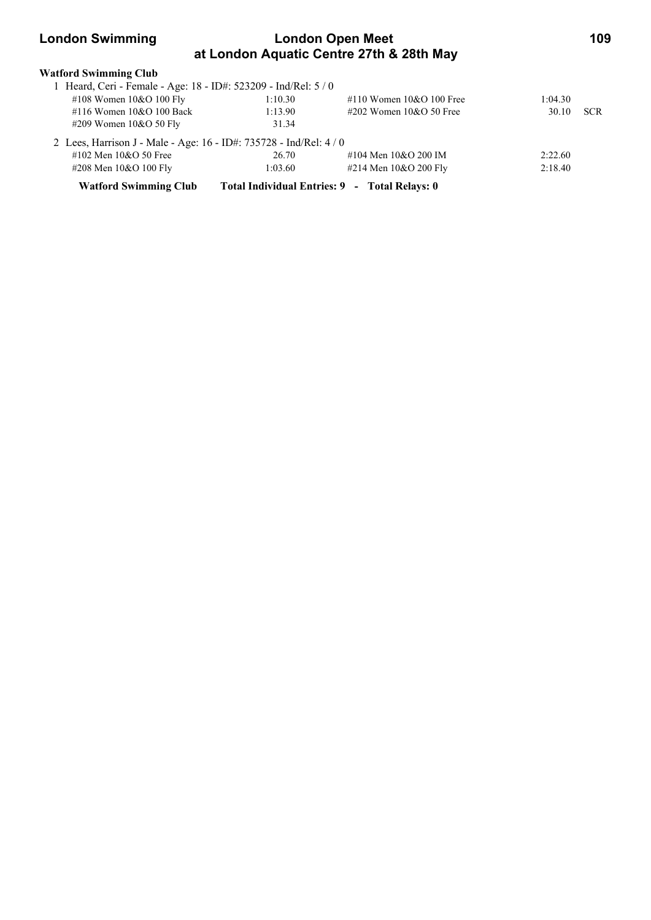**Watford Swimming Club**

1 Heard, Ceri - Female - Age: 18 - ID#: 523209 - Ind/Rel: 5 / 0

| | | | | |
|---|---|---|---|---|
| #108 Women 10&O 100 Fly | 1:10.30 | #110 Women 10&O 100 Free | 1:04.30 | |
| #116 Women 10&O 100 Back | 1:13.90 | #202 Women 10&O 50 Free | 30.10 | SCR |
| #209 Women 10&O 50 Fly | 31.34 | | | |

2 Lees, Harrison J - Male - Age: 16 - ID#: 735728 - Ind/Rel: 4 / 0

| | | | |
|---|---|---|---|
| #102 Men 10&O 50 Free | 26.70 | #104 Men 10&O 200 IM | 2:22.60 |
| #208 Men 10&O 100 Fly | 1:03.60 | #214 Men 10&O 200 Fly | 2:18.40 |

**Watford Swimming Club Total Individual Entries: 9 - Total Relays: 0**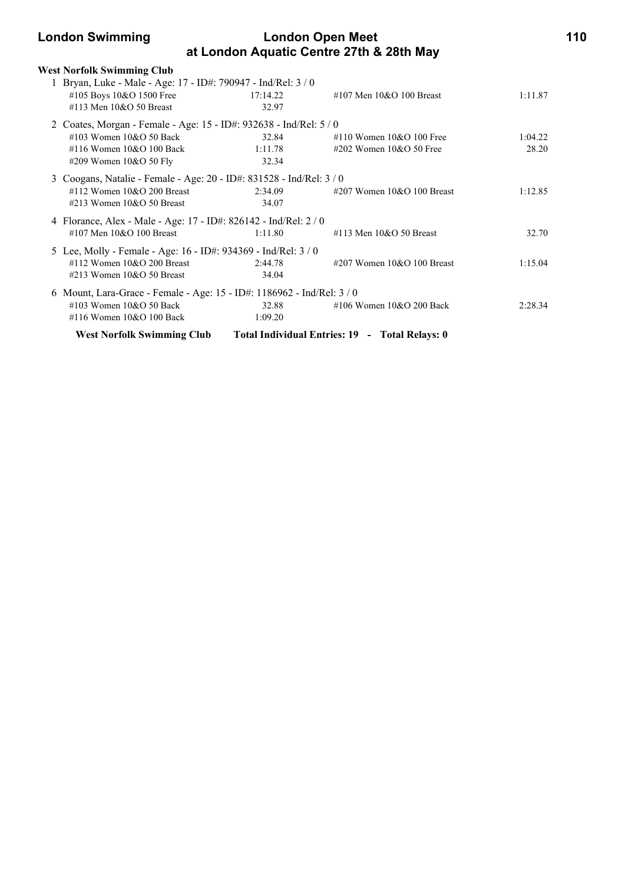**West Norfolk Swimming Club**

1 Bryan, Luke - Male - Age: 17 - ID#: 790947 - Ind/Rel: 3 / 0

| | | | |
|---|---|---|---|
| #105 Boys 10&O 1500 Free | 17:14.22 | #107 Men 10&O 100 Breast | 1:11.87 |
| #113 Men 10&O 50 Breast | 32.97 | | |

2 Coates, Morgan - Female - Age: 15 - ID#: 932638 - Ind/Rel: 5 / 0

| | | | |
|---|---|---|---|
| #103 Women 10&O 50 Back | 32.84 | #110 Women 10&O 100 Free | 1:04.22 |
| #116 Women 10&O 100 Back | 1:11.78 | #202 Women 10&O 50 Free | 28.20 |
| #209 Women 10&O 50 Fly | 32.34 | | |

3 Coogans, Natalie - Female - Age: 20 - ID#: 831528 - Ind/Rel: 3 / 0

| | | | |
|---|---|---|---|
| #112 Women 10&O 200 Breast | 2:34.09 | #207 Women 10&O 100 Breast | 1:12.85 |
| #213 Women 10&O 50 Breast | 34.07 | | |

4 Florance, Alex - Male - Age: 17 - ID#: 826142 - Ind/Rel: 2 / 0

| | | | |
|---|---|---|---|
| #107 Men 10&O 100 Breast | 1:11.80 | #113 Men 10&O 50 Breast | 32.70 |

5 Lee, Molly - Female - Age: 16 - ID#: 934369 - Ind/Rel: 3 / 0

| | | | |
|---|---|---|---|
| #112 Women 10&O 200 Breast | 2:44.78 | #207 Women 10&O 100 Breast | 1:15.04 |
| #213 Women 10&O 50 Breast | 34.04 | | |

6 Mount, Lara-Grace - Female - Age: 15 - ID#: 1186962 - Ind/Rel: 3 / 0

| | | | |
|---|---|---|---|
| #103 Women 10&O 50 Back | 32.88 | #106 Women 10&O 200 Back | 2:28.34 |
| #116 Women 10&O 100 Back | 1:09.20 | | |

**West Norfolk Swimming Club** **Total Individual Entries: 19 - Total Relays: 0**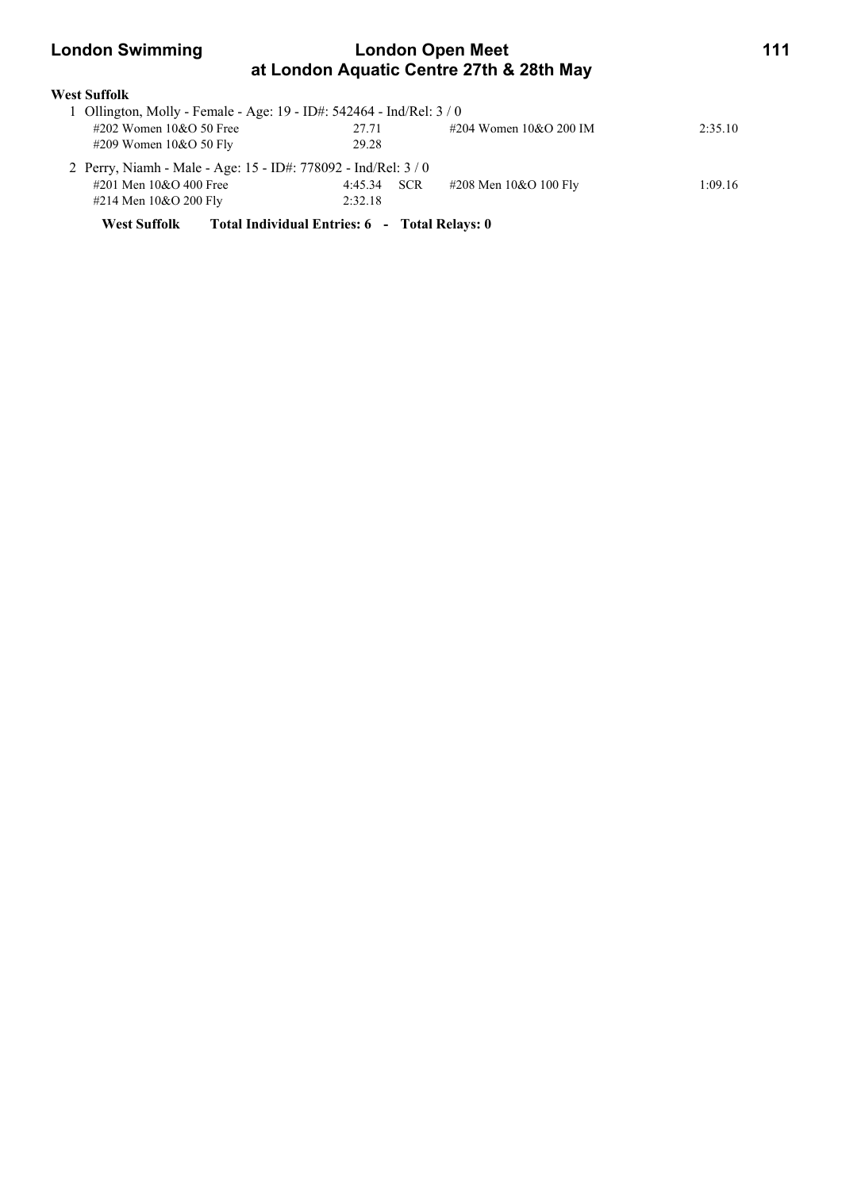**West Suffolk**

1 Ollington, Molly - Female - Age: 19 - ID#: 542464 - Ind/Rel: 3 / 0

| | | | | |
|---|---|---|---|---|
| #202 Women 10&O 50 Free | 27.71 | | #204 Women 10&O 200 IM | 2:35.10 |
| #209 Women 10&O 50 Fly | 29.28 | | | |

2 Perry, Niamh - Male - Age: 15 - ID#: 778092 - Ind/Rel: 3 / 0

| | | | | |
|---|---|---|---|---|
| #201 Men 10&O 400 Free | 4:45.34 | SCR | #208 Men 10&O 100 Fly | 1:09.16 |
| #214 Men 10&O 200 Fly | 2:32.18 | | | |

**West Suffolk Total Individual Entries: 6 - Total Relays: 0**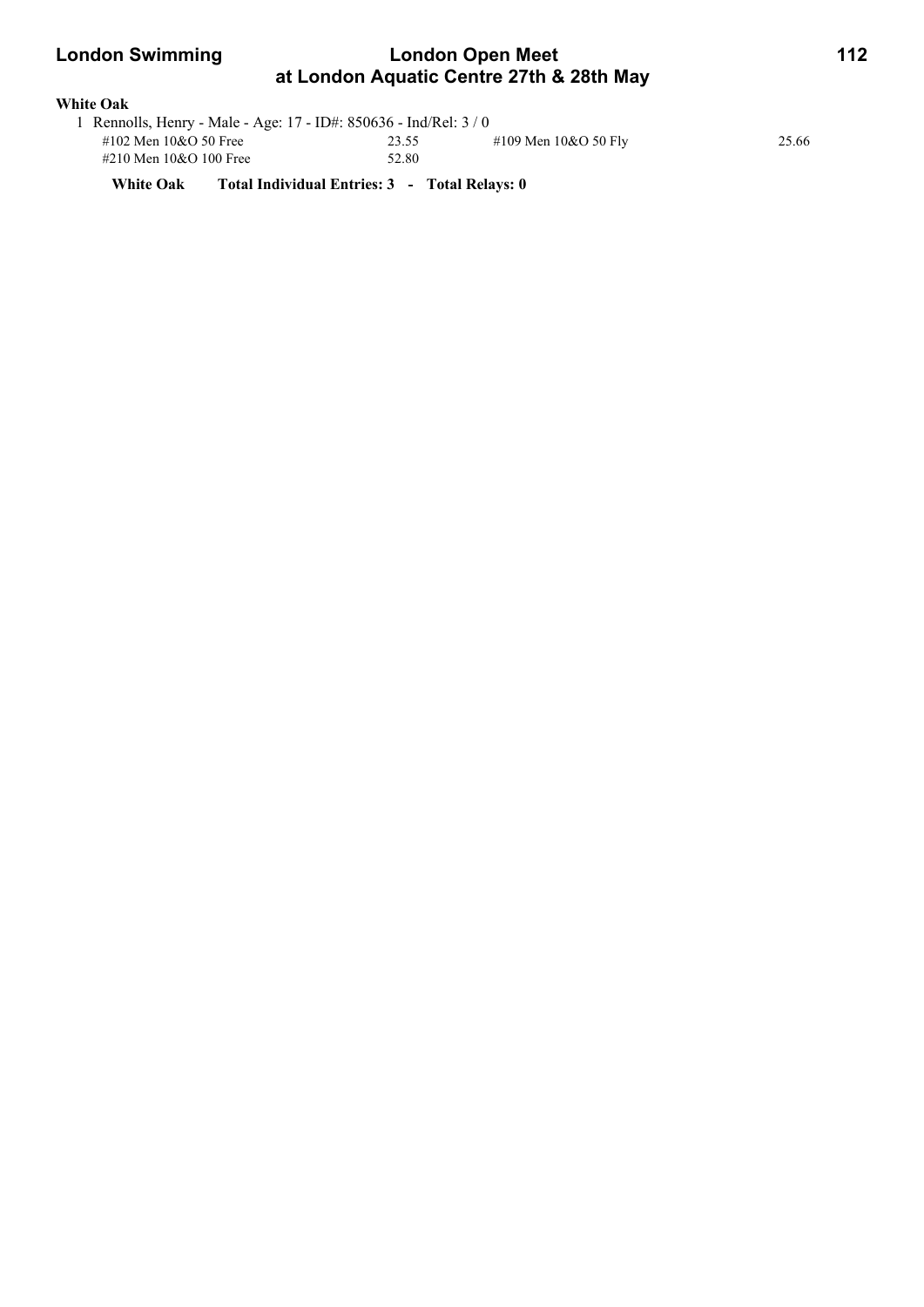**White Oak**

1 Rennolls, Henry - Male - Age: 17 - ID#: 850636 - Ind/Rel: 3 / 0

| Event | Time | Event | Time |
|---|---|---|---|
| #102 Men 10&O 50 Free | 23.55 | #109 Men 10&O 50 Fly | 25.66 |
| #210 Men 10&O 100 Free | 52.80 | | |

**White Oak Total Individual Entries: 3 - Total Relays: 0**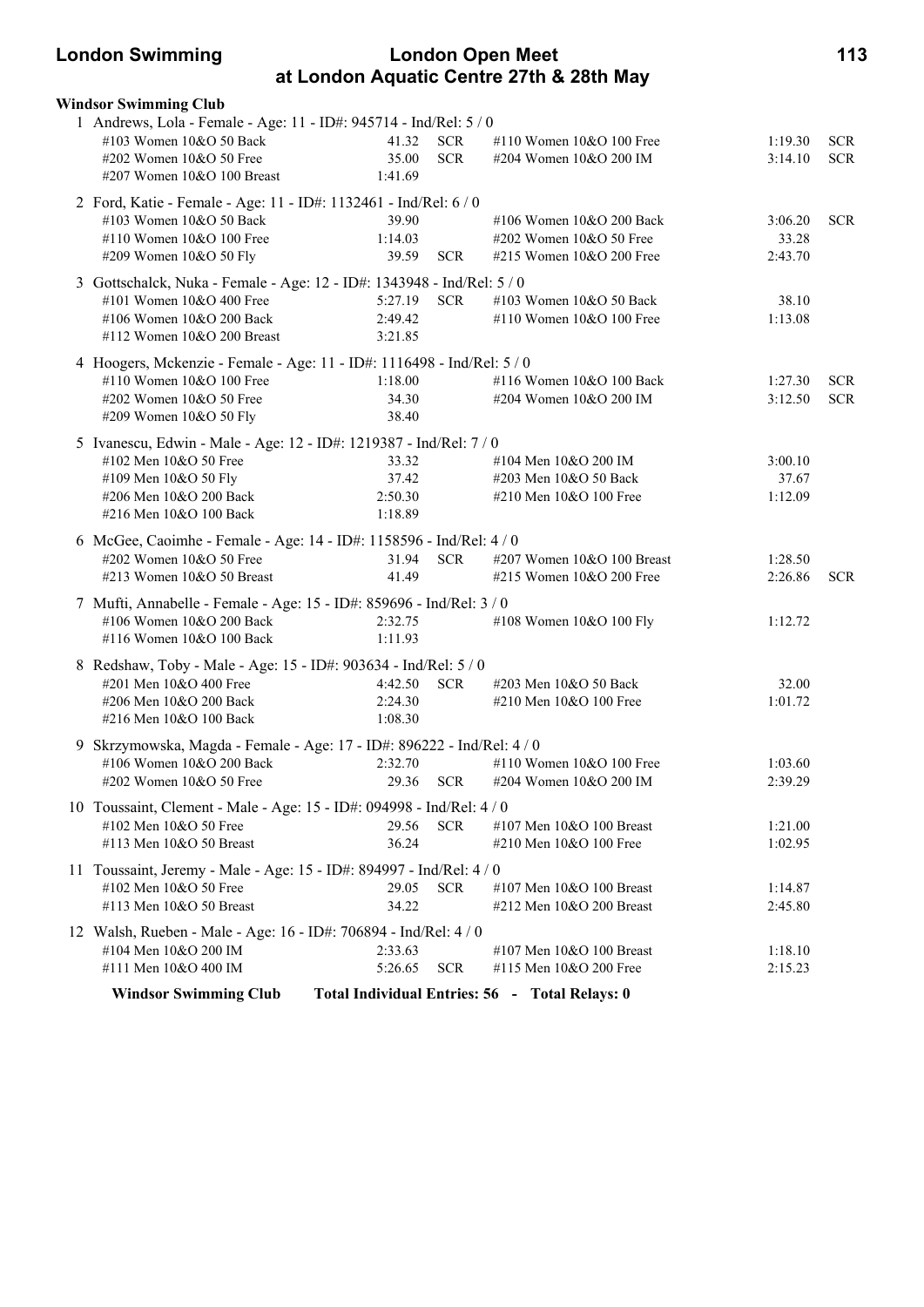## London Swimming — London Open Meet at London Aquatic Centre 27th & 28th May

### Windsor Swimming Club

1 Andrews, Lola - Female - Age: 11 - ID#: 945714 - Ind/Rel: 5 / 0

| Event | Time | | Event | Time | |
|---|---|---|---|---|---|
| #103 Women 10&O 50 Back | 41.32 | SCR | #110 Women 10&O 100 Free | 1:19.30 | SCR |
| #202 Women 10&O 50 Free | 35.00 | SCR | #204 Women 10&O 200 IM | 3:14.10 | SCR |
| #207 Women 10&O 100 Breast | 1:41.69 | | | | |

2 Ford, Katie - Female - Age: 11 - ID#: 1132461 - Ind/Rel: 6 / 0

| Event | Time | | Event | Time | |
|---|---|---|---|---|---|
| #103 Women 10&O 50 Back | 39.90 | | #106 Women 10&O 200 Back | 3:06.20 | SCR |
| #110 Women 10&O 100 Free | 1:14.03 | | #202 Women 10&O 50 Free | 33.28 | |
| #209 Women 10&O 50 Fly | 39.59 | SCR | #215 Women 10&O 200 Free | 2:43.70 | |

3 Gottschalck, Nuka - Female - Age: 12 - ID#: 1343948 - Ind/Rel: 5 / 0

| Event | Time | | Event | Time | |
|---|---|---|---|---|---|
| #101 Women 10&O 400 Free | 5:27.19 | SCR | #103 Women 10&O 50 Back | 38.10 | |
| #106 Women 10&O 200 Back | 2:49.42 | | #110 Women 10&O 100 Free | 1:13.08 | |
| #112 Women 10&O 200 Breast | 3:21.85 | | | | |

4 Hoogers, Mckenzie - Female - Age: 11 - ID#: 1116498 - Ind/Rel: 5 / 0

| Event | Time | | Event | Time | |
|---|---|---|---|---|---|
| #110 Women 10&O 100 Free | 1:18.00 | | #116 Women 10&O 100 Back | 1:27.30 | SCR |
| #202 Women 10&O 50 Free | 34.30 | | #204 Women 10&O 200 IM | 3:12.50 | SCR |
| #209 Women 10&O 50 Fly | 38.40 | | | | |

5 Ivanescu, Edwin - Male - Age: 12 - ID#: 1219387 - Ind/Rel: 7 / 0

| Event | Time | | Event | Time | |
|---|---|---|---|---|---|
| #102 Men 10&O 50 Free | 33.32 | | #104 Men 10&O 200 IM | 3:00.10 | |
| #109 Men 10&O 50 Fly | 37.42 | | #203 Men 10&O 50 Back | 37.67 | |
| #206 Men 10&O 200 Back | 2:50.30 | | #210 Men 10&O 100 Free | 1:12.09 | |
| #216 Men 10&O 100 Back | 1:18.89 | | | | |

6 McGee, Caoimhe - Female - Age: 14 - ID#: 1158596 - Ind/Rel: 4 / 0

| Event | Time | | Event | Time | |
|---|---|---|---|---|---|
| #202 Women 10&O 50 Free | 31.94 | SCR | #207 Women 10&O 100 Breast | 1:28.50 | |
| #213 Women 10&O 50 Breast | 41.49 | | #215 Women 10&O 200 Free | 2:26.86 | SCR |

7 Mufti, Annabelle - Female - Age: 15 - ID#: 859696 - Ind/Rel: 3 / 0

| Event | Time | | Event | Time | |
|---|---|---|---|---|---|
| #106 Women 10&O 200 Back | 2:32.75 | | #108 Women 10&O 100 Fly | 1:12.72 | |
| #116 Women 10&O 100 Back | 1:11.93 | | | | |

8 Redshaw, Toby - Male - Age: 15 - ID#: 903634 - Ind/Rel: 5 / 0

| Event | Time | | Event | Time | |
|---|---|---|---|---|---|
| #201 Men 10&O 400 Free | 4:42.50 | SCR | #203 Men 10&O 50 Back | 32.00 | |
| #206 Men 10&O 200 Back | 2:24.30 | | #210 Men 10&O 100 Free | 1:01.72 | |
| #216 Men 10&O 100 Back | 1:08.30 | | | | |

9 Skrzymowska, Magda - Female - Age: 17 - ID#: 896222 - Ind/Rel: 4 / 0

| Event | Time | | Event | Time | |
|---|---|---|---|---|---|
| #106 Women 10&O 200 Back | 2:32.70 | | #110 Women 10&O 100 Free | 1:03.60 | |
| #202 Women 10&O 50 Free | 29.36 | SCR | #204 Women 10&O 200 IM | 2:39.29 | |

10 Toussaint, Clement - Male - Age: 15 - ID#: 094998 - Ind/Rel: 4 / 0

| Event | Time | | Event | Time | |
|---|---|---|---|---|---|
| #102 Men 10&O 50 Free | 29.56 | SCR | #107 Men 10&O 100 Breast | 1:21.00 | |
| #113 Men 10&O 50 Breast | 36.24 | | #210 Men 10&O 100 Free | 1:02.95 | |

11 Toussaint, Jeremy - Male - Age: 15 - ID#: 894997 - Ind/Rel: 4 / 0

| Event | Time | | Event | Time | |
|---|---|---|---|---|---|
| #102 Men 10&O 50 Free | 29.05 | SCR | #107 Men 10&O 100 Breast | 1:14.87 | |
| #113 Men 10&O 50 Breast | 34.22 | | #212 Men 10&O 200 Breast | 2:45.80 | |

12 Walsh, Rueben - Male - Age: 16 - ID#: 706894 - Ind/Rel: 4 / 0

| Event | Time | | Event | Time | |
|---|---|---|---|---|---|
| #104 Men 10&O 200 IM | 2:33.63 | | #107 Men 10&O 100 Breast | 1:18.10 | |
| #111 Men 10&O 400 IM | 5:26.65 | SCR | #115 Men 10&O 200 Free | 2:15.23 | |

**Windsor Swimming Club — Total Individual Entries: 56 - Total Relays: 0**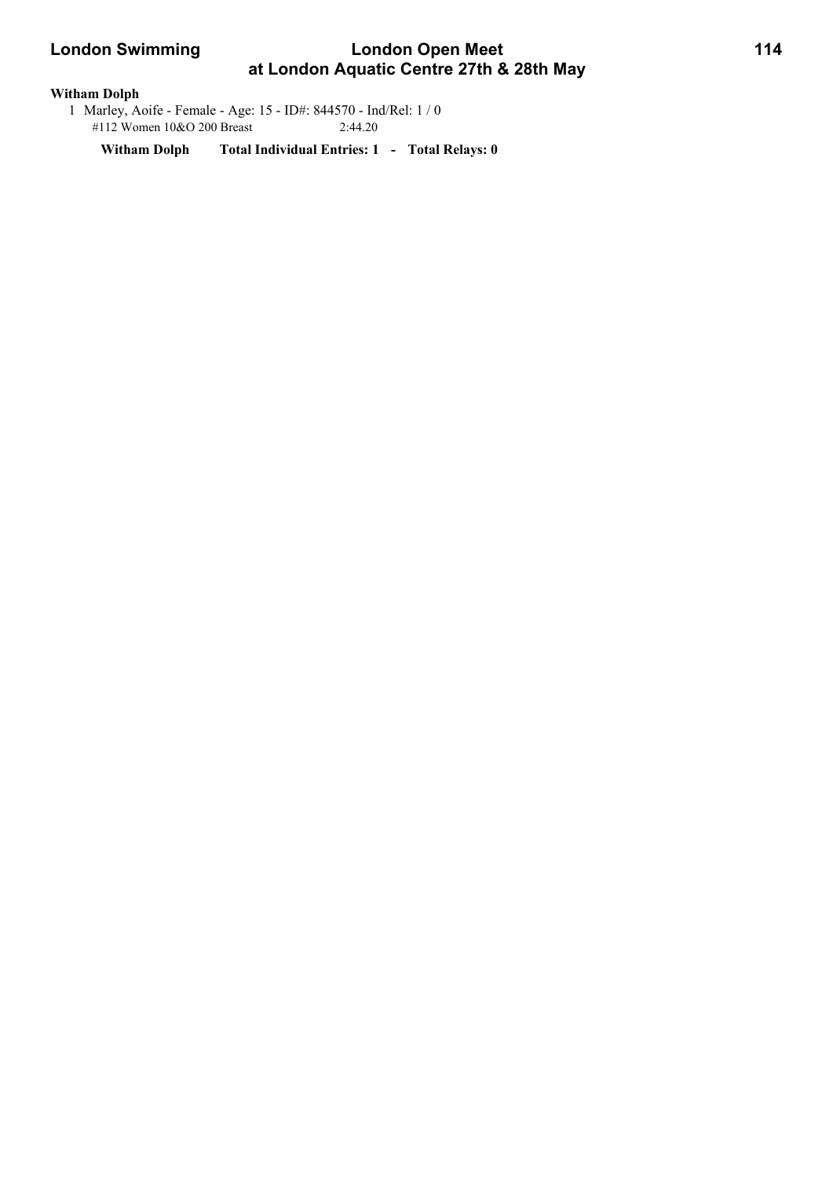**Witham Dolph**

1 Marley, Aoife - Female - Age: 15 - ID#: 844570 - Ind/Rel: 1 / 0

#112 Women 10&O 200 Breast 2:44.20

**Witham Dolph Total Individual Entries: 1 - Total Relays: 0**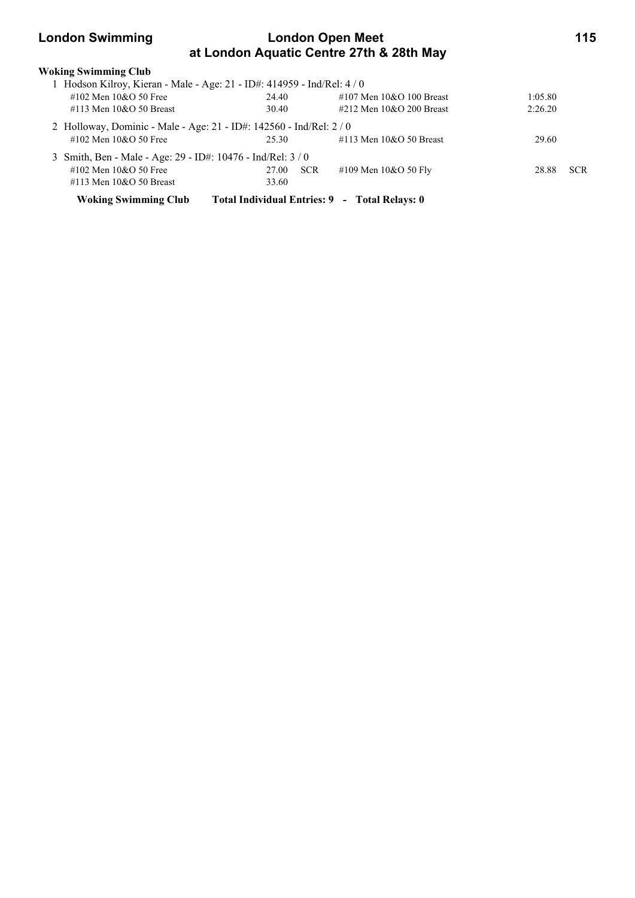**Woking Swimming Club**

1 Hodson Kilroy, Kieran - Male - Age: 21 - ID#: 414959 - Ind/Rel: 4 / 0

| | | | | | |
|---|---|---|---|---|---|
| #102 Men 10&O 50 Free | 24.40 | | #107 Men 10&O 100 Breast | 1:05.80 | |
| #113 Men 10&O 50 Breast | 30.40 | | #212 Men 10&O 200 Breast | 2:26.20 | |

2 Holloway, Dominic - Male - Age: 21 - ID#: 142560 - Ind/Rel: 2 / 0

| | | | | | |
|---|---|---|---|---|---|
| #102 Men 10&O 50 Free | 25.30 | | #113 Men 10&O 50 Breast | 29.60 | |

3 Smith, Ben - Male - Age: 29 - ID#: 10476 - Ind/Rel: 3 / 0

| | | | | | |
|---|---|---|---|---|---|
| #102 Men 10&O 50 Free | 27.00 | SCR | #109 Men 10&O 50 Fly | 28.88 | SCR |
| #113 Men 10&O 50 Breast | 33.60 | | | | |

**Woking Swimming Club Total Individual Entries: 9 - Total Relays: 0**